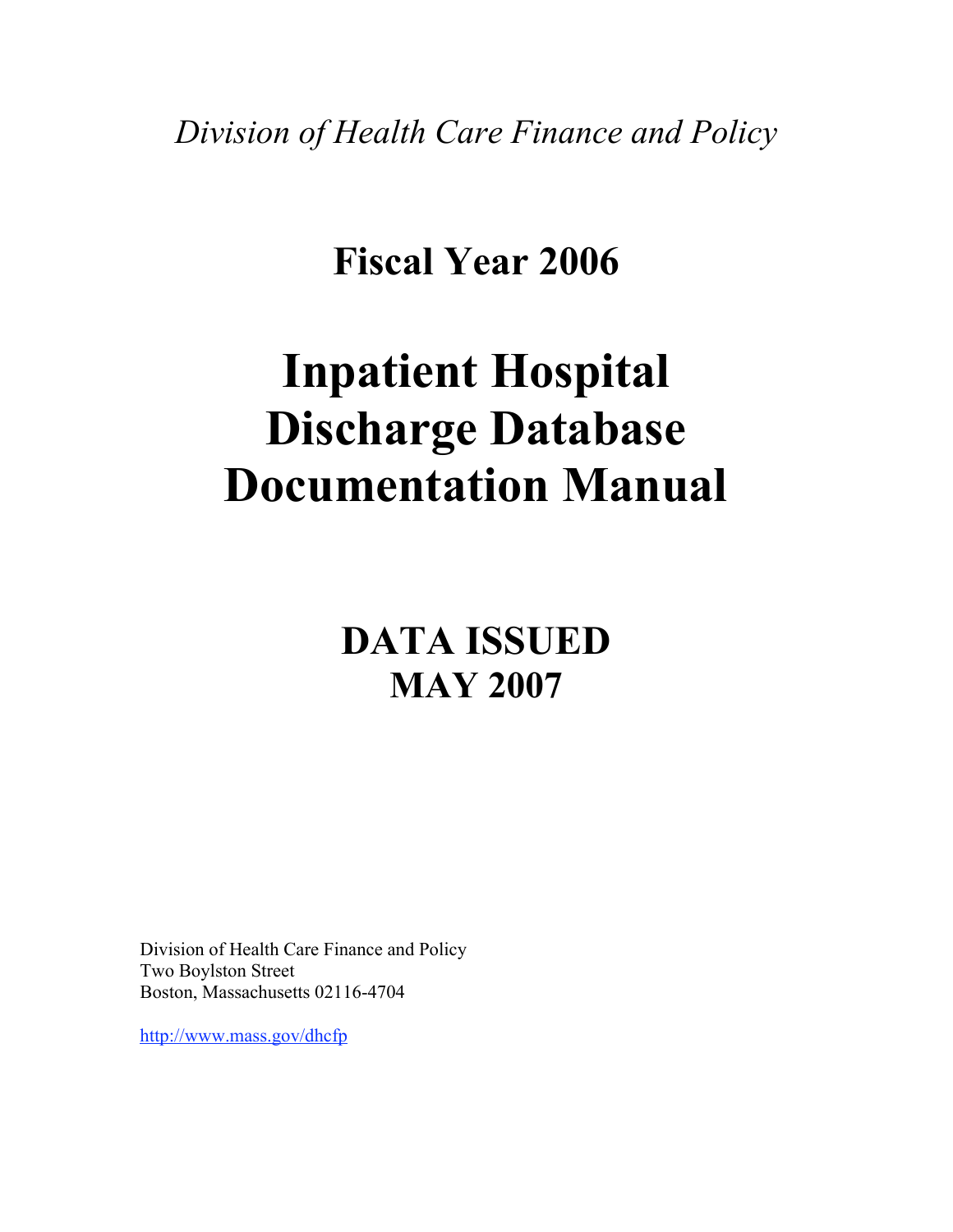*Division of Health Care Finance and Policy*

# Fiscal Year 2006

# Inpatient Hospital Discharge Database Documentation Manual

## DATA ISSUED MAY 2007

Division of Health Care Finance and Policy
Two Boylston Street
Boston, Massachusetts 02116-4704

http://www.mass.gov/dhcfp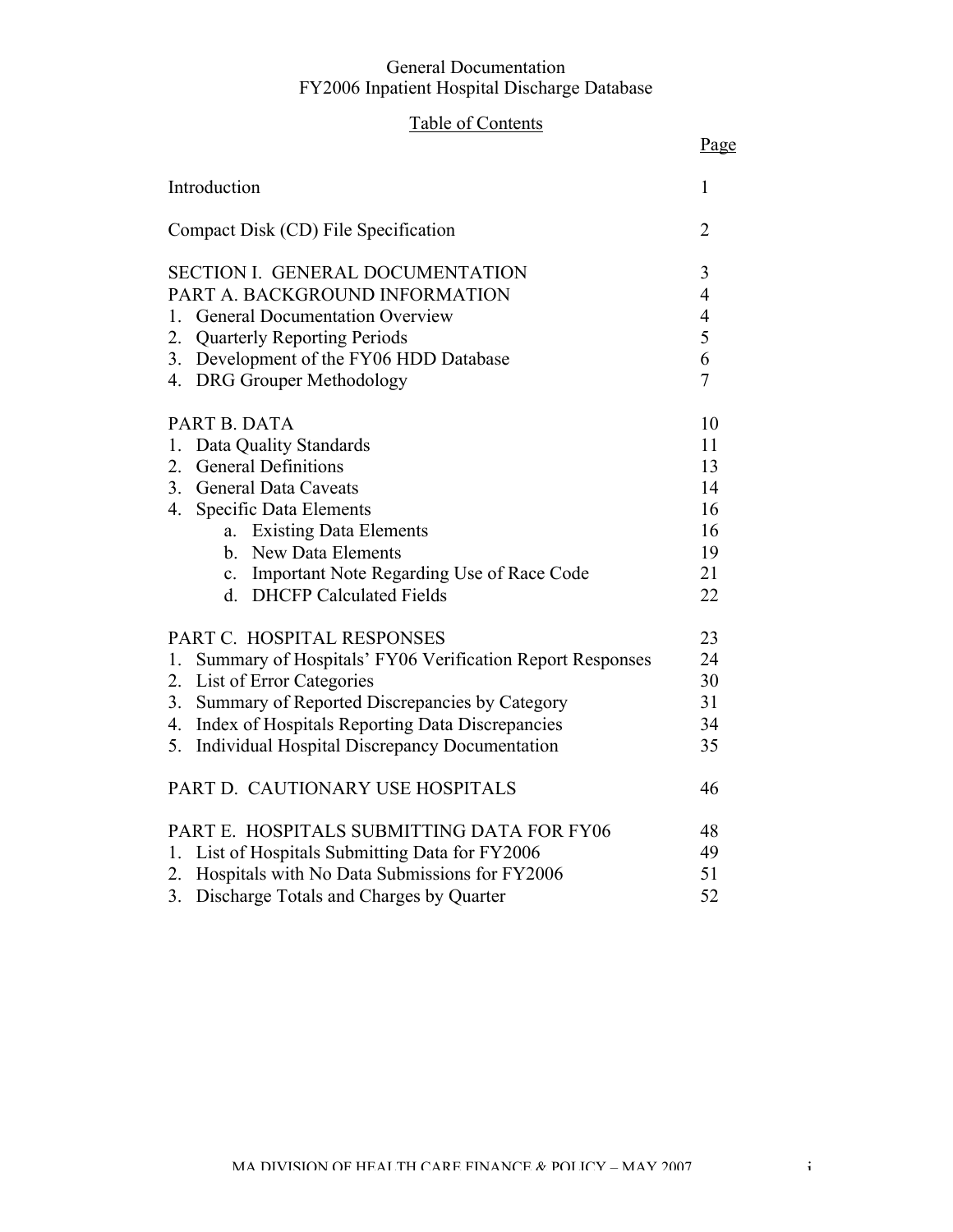General Documentation
FY2006 Inpatient Hospital Discharge Database

## Table of Contents

| | Page |
|---|---|
| Introduction | 1 |
| Compact Disk (CD) File Specification | 2 |
| SECTION I. GENERAL DOCUMENTATION | 3 |
| PART A. BACKGROUND INFORMATION | 4 |
| 1. General Documentation Overview | 4 |
| 2. Quarterly Reporting Periods | 5 |
| 3. Development of the FY06 HDD Database | 6 |
| 4. DRG Grouper Methodology | 7 |
| PART B. DATA | 10 |
| 1. Data Quality Standards | 11 |
| 2. General Definitions | 13 |
| 3. General Data Caveats | 14 |
| 4. Specific Data Elements | 16 |
| a. Existing Data Elements | 16 |
| b. New Data Elements | 19 |
| c. Important Note Regarding Use of Race Code | 21 |
| d. DHCFP Calculated Fields | 22 |
| PART C. HOSPITAL RESPONSES | 23 |
| 1. Summary of Hospitals' FY06 Verification Report Responses | 24 |
| 2. List of Error Categories | 30 |
| 3. Summary of Reported Discrepancies by Category | 31 |
| 4. Index of Hospitals Reporting Data Discrepancies | 34 |
| 5. Individual Hospital Discrepancy Documentation | 35 |
| PART D. CAUTIONARY USE HOSPITALS | 46 |
| PART E. HOSPITALS SUBMITTING DATA FOR FY06 | 48 |
| 1. List of Hospitals Submitting Data for FY2006 | 49 |
| 2. Hospitals with No Data Submissions for FY2006 | 51 |
| 3. Discharge Totals and Charges by Quarter | 52 |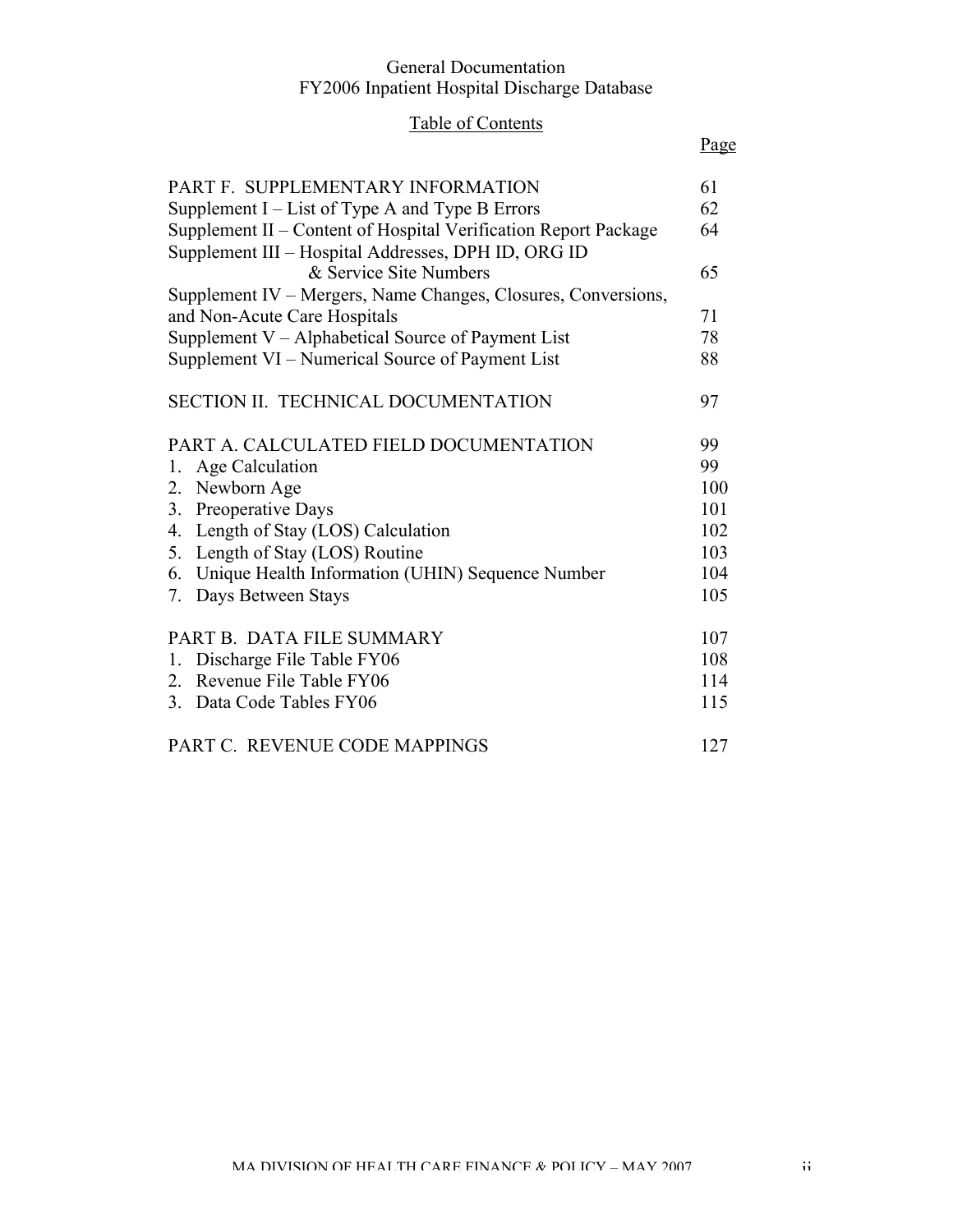General Documentation
FY2006 Inpatient Hospital Discharge Database

Table of Contents

| | Page |
|---|---|
| PART F. SUPPLEMENTARY INFORMATION | 61 |
| Supplement I – List of Type A and Type B Errors | 62 |
| Supplement II – Content of Hospital Verification Report Package | 64 |
| Supplement III – Hospital Addresses, DPH ID, ORG ID & Service Site Numbers | 65 |
| Supplement IV – Mergers, Name Changes, Closures, Conversions, and Non-Acute Care Hospitals | 71 |
| Supplement V – Alphabetical Source of Payment List | 78 |
| Supplement VI – Numerical Source of Payment List | 88 |
| | |
| SECTION II. TECHNICAL DOCUMENTATION | 97 |
| | |
| PART A. CALCULATED FIELD DOCUMENTATION | 99 |
| 1. Age Calculation | 99 |
| 2. Newborn Age | 100 |
| 3. Preoperative Days | 101 |
| 4. Length of Stay (LOS) Calculation | 102 |
| 5. Length of Stay (LOS) Routine | 103 |
| 6. Unique Health Information (UHIN) Sequence Number | 104 |
| 7. Days Between Stays | 105 |
| | |
| PART B. DATA FILE SUMMARY | 107 |
| 1. Discharge File Table FY06 | 108 |
| 2. Revenue File Table FY06 | 114 |
| 3. Data Code Tables FY06 | 115 |
| | |
| PART C. REVENUE CODE MAPPINGS | 127 |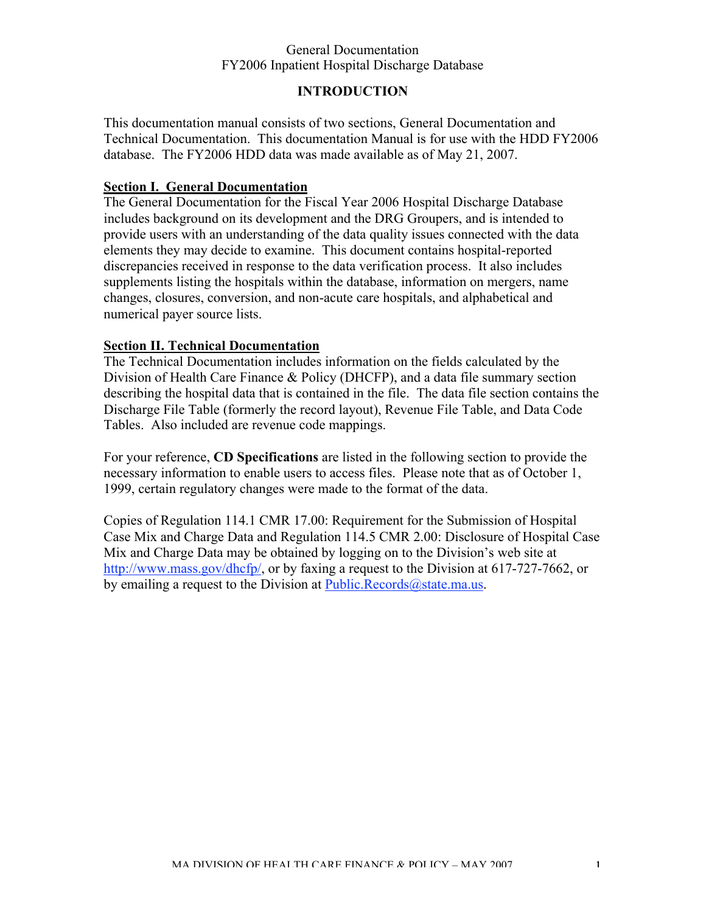General Documentation
FY2006 Inpatient Hospital Discharge Database

# INTRODUCTION

This documentation manual consists of two sections, General Documentation and Technical Documentation. This documentation Manual is for use with the HDD FY2006 database. The FY2006 HDD data was made available as of May 21, 2007.

## Section I. General Documentation

The General Documentation for the Fiscal Year 2006 Hospital Discharge Database includes background on its development and the DRG Groupers, and is intended to provide users with an understanding of the data quality issues connected with the data elements they may decide to examine. This document contains hospital-reported discrepancies received in response to the data verification process. It also includes supplements listing the hospitals within the database, information on mergers, name changes, closures, conversion, and non-acute care hospitals, and alphabetical and numerical payer source lists.

## Section II. Technical Documentation

The Technical Documentation includes information on the fields calculated by the Division of Health Care Finance & Policy (DHCFP), and a data file summary section describing the hospital data that is contained in the file. The data file section contains the Discharge File Table (formerly the record layout), Revenue File Table, and Data Code Tables. Also included are revenue code mappings.

For your reference, **CD Specifications** are listed in the following section to provide the necessary information to enable users to access files. Please note that as of October 1, 1999, certain regulatory changes were made to the format of the data.

Copies of Regulation 114.1 CMR 17.00: Requirement for the Submission of Hospital Case Mix and Charge Data and Regulation 114.5 CMR 2.00: Disclosure of Hospital Case Mix and Charge Data may be obtained by logging on to the Division's web site at http://www.mass.gov/dhcfp/, or by faxing a request to the Division at 617-727-7662, or by emailing a request to the Division at Public.Records@state.ma.us.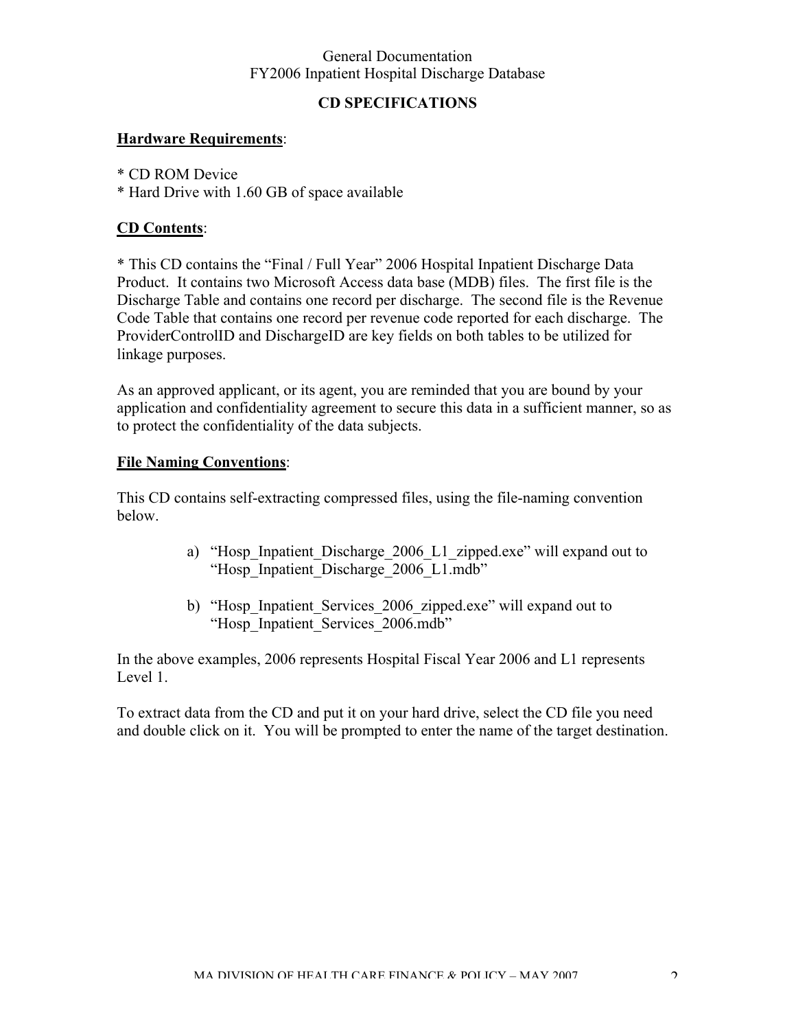General Documentation
FY2006 Inpatient Hospital Discharge Database

## CD SPECIFICATIONS

**Hardware Requirements**:

* CD ROM Device
* Hard Drive with 1.60 GB of space available

**CD Contents**:

* This CD contains the "Final / Full Year" 2006 Hospital Inpatient Discharge Data Product. It contains two Microsoft Access data base (MDB) files. The first file is the Discharge Table and contains one record per discharge. The second file is the Revenue Code Table that contains one record per revenue code reported for each discharge. The ProviderControlID and DischargeID are key fields on both tables to be utilized for linkage purposes.

As an approved applicant, or its agent, you are reminded that you are bound by your application and confidentiality agreement to secure this data in a sufficient manner, so as to protect the confidentiality of the data subjects.

**File Naming Conventions**:

This CD contains self-extracting compressed files, using the file-naming convention below.

a) "Hosp_Inpatient_Discharge_2006_L1_zipped.exe" will expand out to "Hosp_Inpatient_Discharge_2006_L1.mdb"

b) "Hosp_Inpatient_Services_2006_zipped.exe" will expand out to "Hosp_Inpatient_Services_2006.mdb"

In the above examples, 2006 represents Hospital Fiscal Year 2006 and L1 represents Level 1.

To extract data from the CD and put it on your hard drive, select the CD file you need and double click on it. You will be prompted to enter the name of the target destination.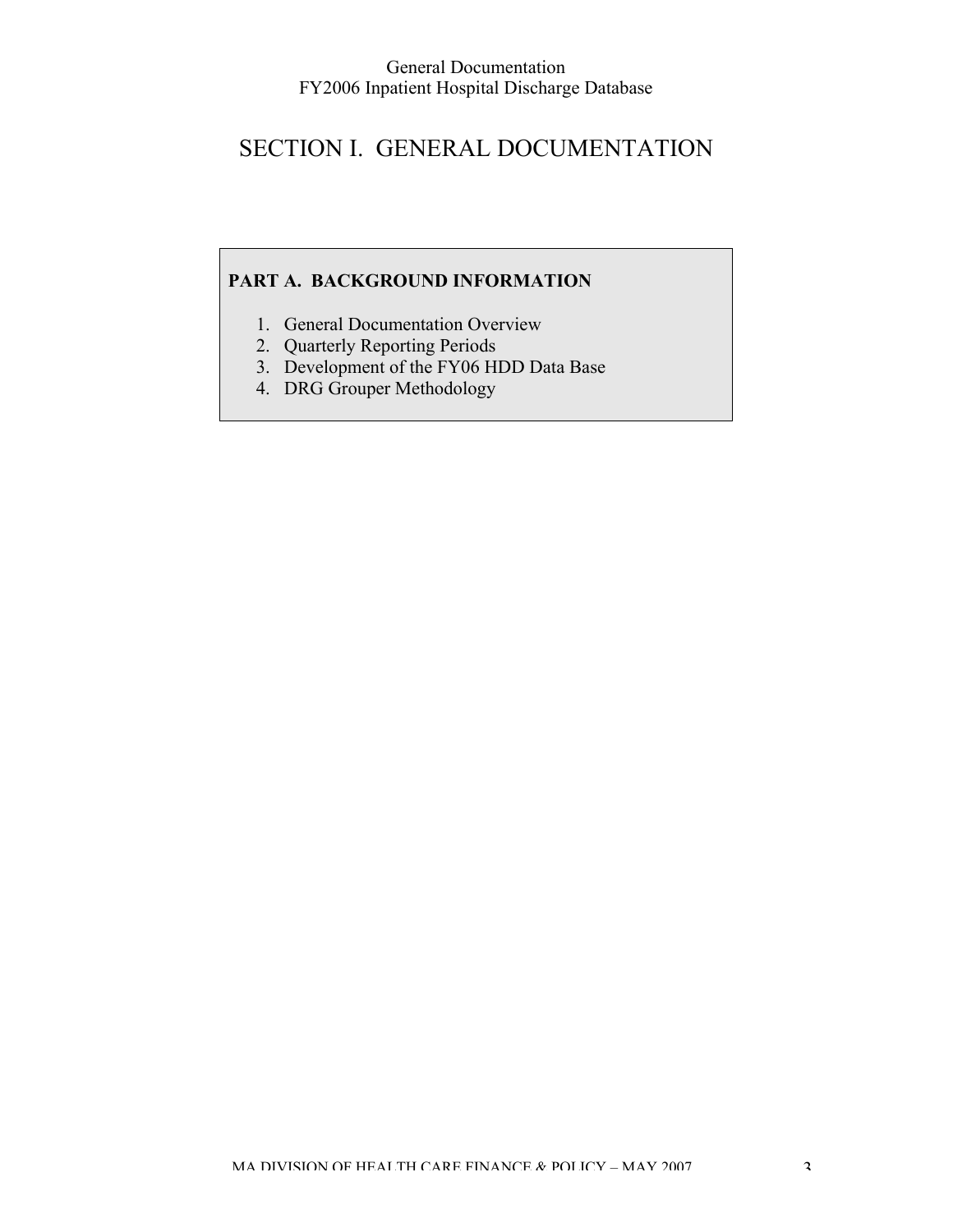# SECTION I. GENERAL DOCUMENTATION

**PART A. BACKGROUND INFORMATION**

1. General Documentation Overview
2. Quarterly Reporting Periods
3. Development of the FY06 HDD Data Base
4. DRG Grouper Methodology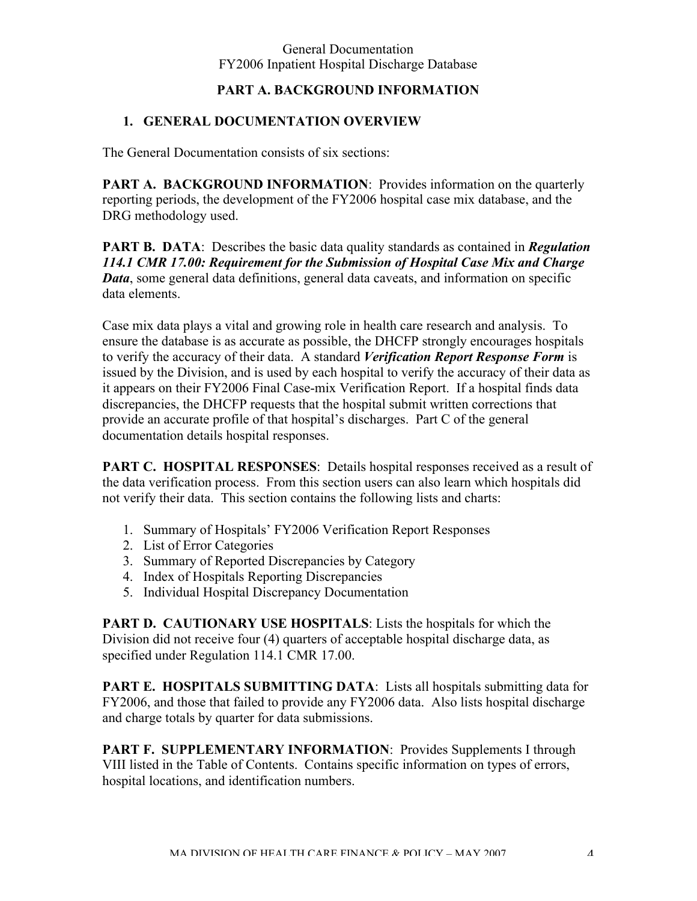## PART A. BACKGROUND INFORMATION

### 1. GENERAL DOCUMENTATION OVERVIEW

The General Documentation consists of six sections:

**PART A. BACKGROUND INFORMATION**: Provides information on the quarterly reporting periods, the development of the FY2006 hospital case mix database, and the DRG methodology used.

**PART B. DATA**: Describes the basic data quality standards as contained in ***Regulation 114.1 CMR 17.00: Requirement for the Submission of Hospital Case Mix and Charge Data***, some general data definitions, general data caveats, and information on specific data elements.

Case mix data plays a vital and growing role in health care research and analysis. To ensure the database is as accurate as possible, the DHCFP strongly encourages hospitals to verify the accuracy of their data. A standard ***Verification Report Response Form*** is issued by the Division, and is used by each hospital to verify the accuracy of their data as it appears on their FY2006 Final Case-mix Verification Report. If a hospital finds data discrepancies, the DHCFP requests that the hospital submit written corrections that provide an accurate profile of that hospital's discharges. Part C of the general documentation details hospital responses.

**PART C. HOSPITAL RESPONSES**: Details hospital responses received as a result of the data verification process. From this section users can also learn which hospitals did not verify their data. This section contains the following lists and charts:

1. Summary of Hospitals' FY2006 Verification Report Responses
2. List of Error Categories
3. Summary of Reported Discrepancies by Category
4. Index of Hospitals Reporting Discrepancies
5. Individual Hospital Discrepancy Documentation

**PART D. CAUTIONARY USE HOSPITALS**: Lists the hospitals for which the Division did not receive four (4) quarters of acceptable hospital discharge data, as specified under Regulation 114.1 CMR 17.00.

**PART E. HOSPITALS SUBMITTING DATA**: Lists all hospitals submitting data for FY2006, and those that failed to provide any FY2006 data. Also lists hospital discharge and charge totals by quarter for data submissions.

**PART F. SUPPLEMENTARY INFORMATION**: Provides Supplements I through VIII listed in the Table of Contents. Contains specific information on types of errors, hospital locations, and identification numbers.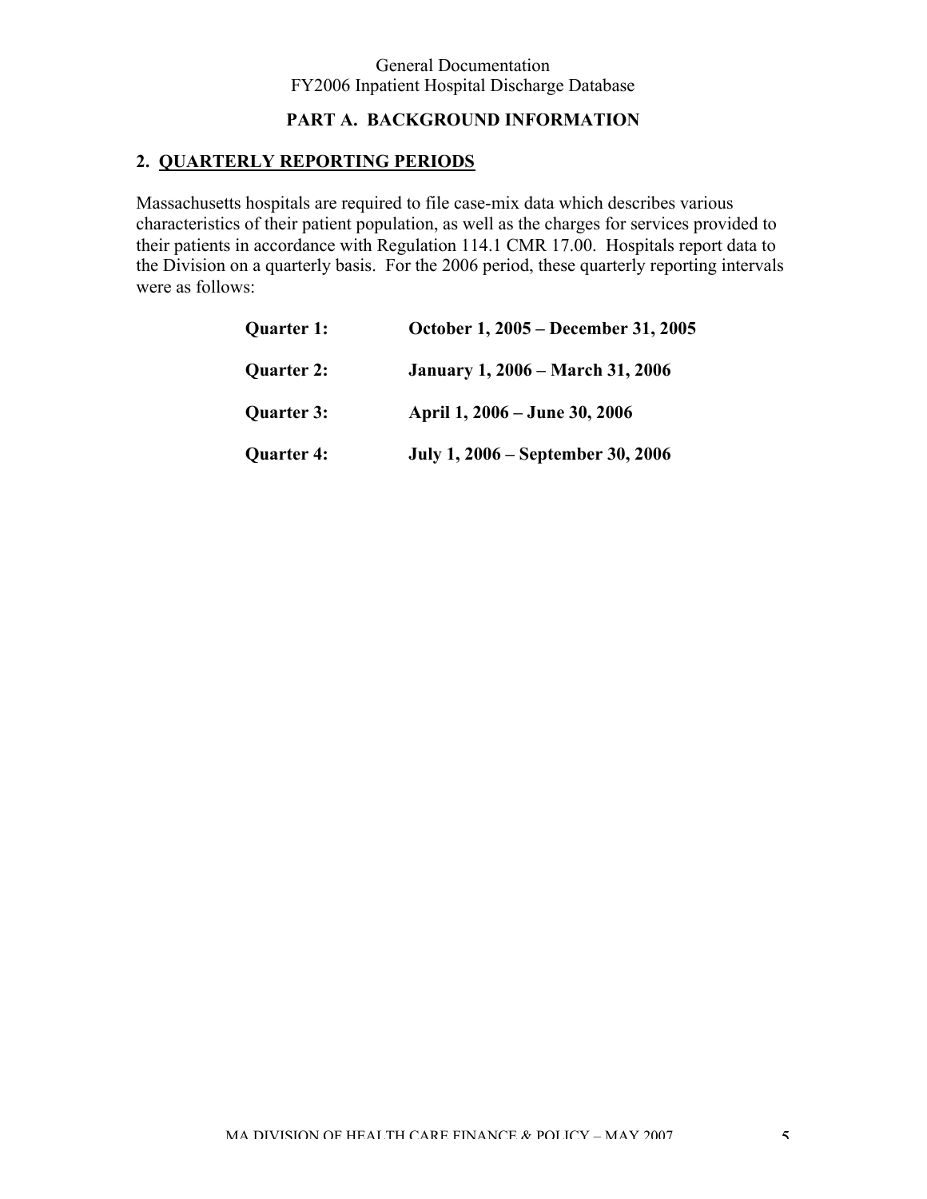## PART A. BACKGROUND INFORMATION

### 2. QUARTERLY REPORTING PERIODS

Massachusetts hospitals are required to file case-mix data which describes various characteristics of their patient population, as well as the charges for services provided to their patients in accordance with Regulation 114.1 CMR 17.00. Hospitals report data to the Division on a quarterly basis. For the 2006 period, these quarterly reporting intervals were as follows:

**Quarter 1:** **October 1, 2005 – December 31, 2005**

**Quarter 2:** **January 1, 2006 – March 31, 2006**

**Quarter 3:** **April 1, 2006 – June 30, 2006**

**Quarter 4:** **July 1, 2006 – September 30, 2006**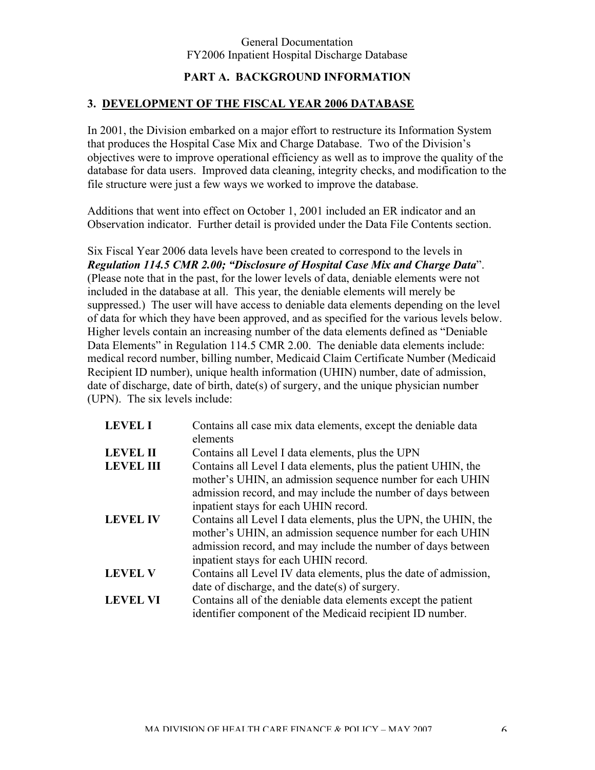## PART A. BACKGROUND INFORMATION

### 3. DEVELOPMENT OF THE FISCAL YEAR 2006 DATABASE

In 2001, the Division embarked on a major effort to restructure its Information System that produces the Hospital Case Mix and Charge Database. Two of the Division's objectives were to improve operational efficiency as well as to improve the quality of the database for data users. Improved data cleaning, integrity checks, and modification to the file structure were just a few ways we worked to improve the database.

Additions that went into effect on October 1, 2001 included an ER indicator and an Observation indicator. Further detail is provided under the Data File Contents section.

Six Fiscal Year 2006 data levels have been created to correspond to the levels in ***Regulation 114.5 CMR 2.00; "Disclosure of Hospital Case Mix and Charge Data***". (Please note that in the past, for the lower levels of data, deniable elements were not included in the database at all. This year, the deniable elements will merely be suppressed.) The user will have access to deniable data elements depending on the level of data for which they have been approved, and as specified for the various levels below. Higher levels contain an increasing number of the data elements defined as "Deniable Data Elements" in Regulation 114.5 CMR 2.00. The deniable data elements include: medical record number, billing number, Medicaid Claim Certificate Number (Medicaid Recipient ID number), unique health information (UHIN) number, date of admission, date of discharge, date of birth, date(s) of surgery, and the unique physician number (UPN). The six levels include:

| | |
|---|---|
| **LEVEL I** | Contains all case mix data elements, except the deniable data elements |
| **LEVEL II** | Contains all Level I data elements, plus the UPN |
| **LEVEL III** | Contains all Level I data elements, plus the patient UHIN, the mother's UHIN, an admission sequence number for each UHIN admission record, and may include the number of days between inpatient stays for each UHIN record. |
| **LEVEL IV** | Contains all Level I data elements, plus the UPN, the UHIN, the mother's UHIN, an admission sequence number for each UHIN admission record, and may include the number of days between inpatient stays for each UHIN record. |
| **LEVEL V** | Contains all Level IV data elements, plus the date of admission, date of discharge, and the date(s) of surgery. |
| **LEVEL VI** | Contains all of the deniable data elements except the patient identifier component of the Medicaid recipient ID number. |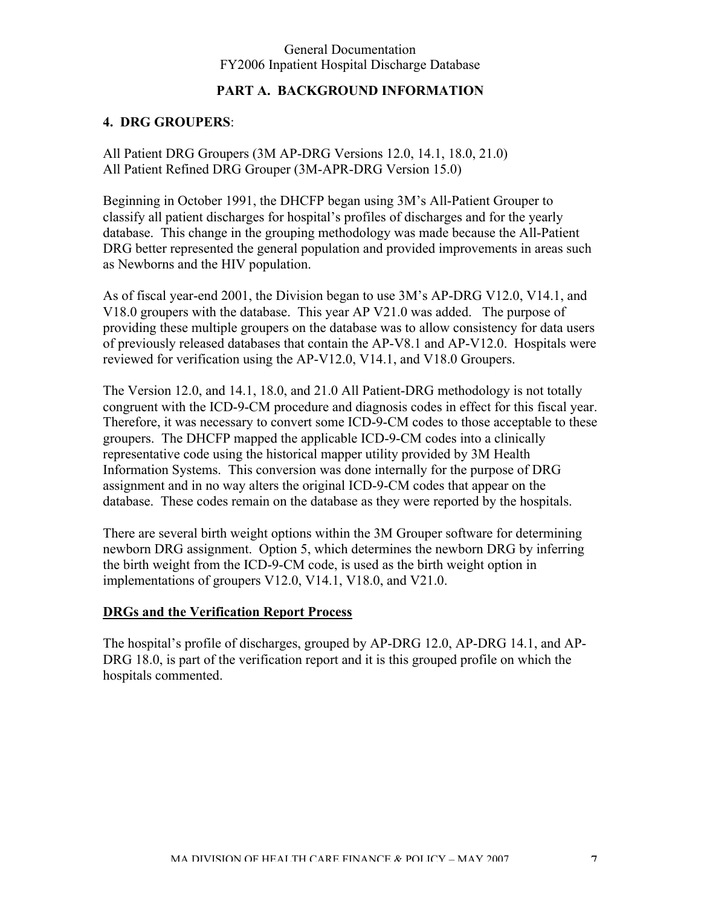## PART A. BACKGROUND INFORMATION

### 4. DRG GROUPERS:

All Patient DRG Groupers (3M AP-DRG Versions 12.0, 14.1, 18.0, 21.0)
All Patient Refined DRG Grouper (3M-APR-DRG Version 15.0)

Beginning in October 1991, the DHCFP began using 3M's All-Patient Grouper to classify all patient discharges for hospital's profiles of discharges and for the yearly database. This change in the grouping methodology was made because the All-Patient DRG better represented the general population and provided improvements in areas such as Newborns and the HIV population.

As of fiscal year-end 2001, the Division began to use 3M's AP-DRG V12.0, V14.1, and V18.0 groupers with the database. This year AP V21.0 was added. The purpose of providing these multiple groupers on the database was to allow consistency for data users of previously released databases that contain the AP-V8.1 and AP-V12.0. Hospitals were reviewed for verification using the AP-V12.0, V14.1, and V18.0 Groupers.

The Version 12.0, and 14.1, 18.0, and 21.0 All Patient-DRG methodology is not totally congruent with the ICD-9-CM procedure and diagnosis codes in effect for this fiscal year. Therefore, it was necessary to convert some ICD-9-CM codes to those acceptable to these groupers. The DHCFP mapped the applicable ICD-9-CM codes into a clinically representative code using the historical mapper utility provided by 3M Health Information Systems. This conversion was done internally for the purpose of DRG assignment and in no way alters the original ICD-9-CM codes that appear on the database. These codes remain on the database as they were reported by the hospitals.

There are several birth weight options within the 3M Grouper software for determining newborn DRG assignment. Option 5, which determines the newborn DRG by inferring the birth weight from the ICD-9-CM code, is used as the birth weight option in implementations of groupers V12.0, V14.1, V18.0, and V21.0.

**DRGs and the Verification Report Process**

The hospital's profile of discharges, grouped by AP-DRG 12.0, AP-DRG 14.1, and AP-DRG 18.0, is part of the verification report and it is this grouped profile on which the hospitals commented.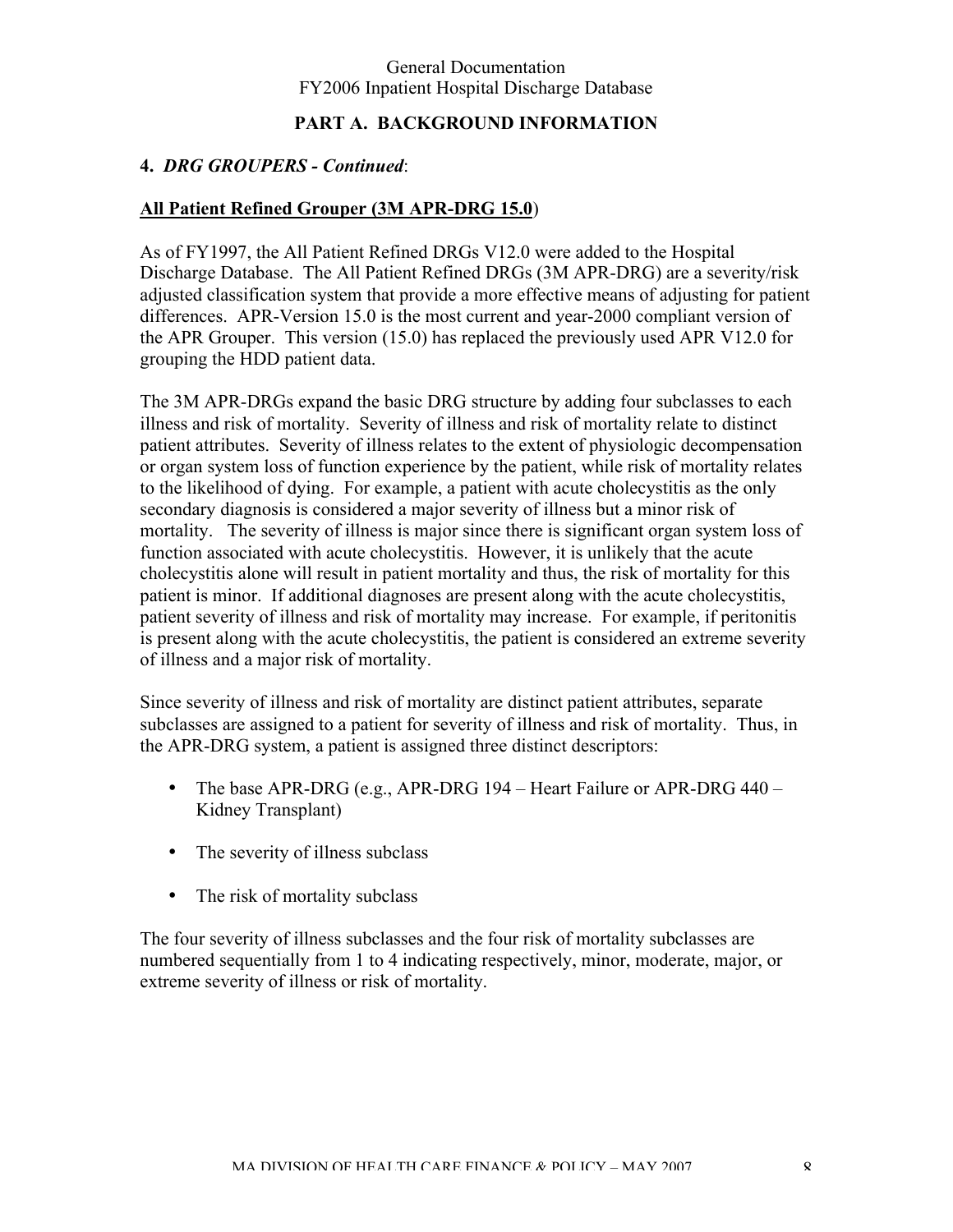## PART A. BACKGROUND INFORMATION

### 4. *DRG GROUPERS - Continued*:

**All Patient Refined Grouper (3M APR-DRG 15.0**)

As of FY1997, the All Patient Refined DRGs V12.0 were added to the Hospital Discharge Database. The All Patient Refined DRGs (3M APR-DRG) are a severity/risk adjusted classification system that provide a more effective means of adjusting for patient differences. APR-Version 15.0 is the most current and year-2000 compliant version of the APR Grouper. This version (15.0) has replaced the previously used APR V12.0 for grouping the HDD patient data.

The 3M APR-DRGs expand the basic DRG structure by adding four subclasses to each illness and risk of mortality. Severity of illness and risk of mortality relate to distinct patient attributes. Severity of illness relates to the extent of physiologic decompensation or organ system loss of function experience by the patient, while risk of mortality relates to the likelihood of dying. For example, a patient with acute cholecystitis as the only secondary diagnosis is considered a major severity of illness but a minor risk of mortality. The severity of illness is major since there is significant organ system loss of function associated with acute cholecystitis. However, it is unlikely that the acute cholecystitis alone will result in patient mortality and thus, the risk of mortality for this patient is minor. If additional diagnoses are present along with the acute cholecystitis, patient severity of illness and risk of mortality may increase. For example, if peritonitis is present along with the acute cholecystitis, the patient is considered an extreme severity of illness and a major risk of mortality.

Since severity of illness and risk of mortality are distinct patient attributes, separate subclasses are assigned to a patient for severity of illness and risk of mortality. Thus, in the APR-DRG system, a patient is assigned three distinct descriptors:

- The base APR-DRG (e.g., APR-DRG 194 – Heart Failure or APR-DRG 440 – Kidney Transplant)
- The severity of illness subclass
- The risk of mortality subclass

The four severity of illness subclasses and the four risk of mortality subclasses are numbered sequentially from 1 to 4 indicating respectively, minor, moderate, major, or extreme severity of illness or risk of mortality.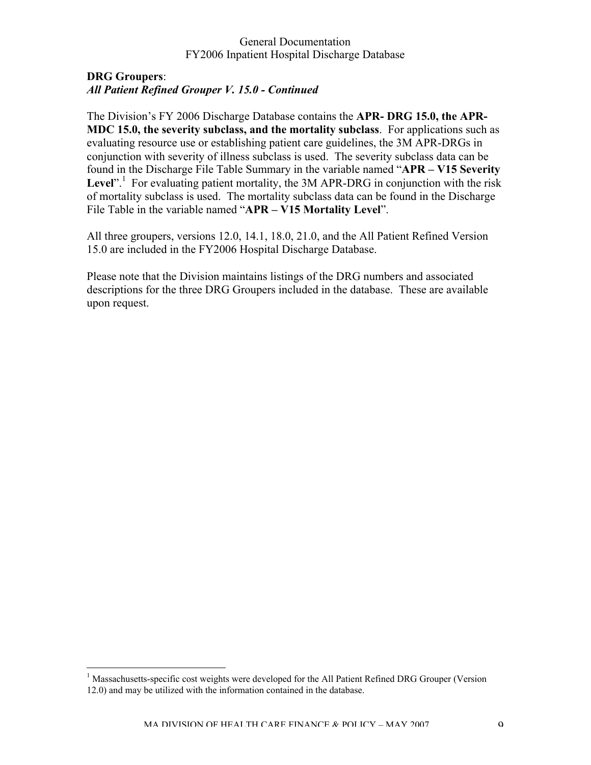**DRG Groupers**:
***All Patient Refined Grouper V. 15.0 - Continued***

The Division's FY 2006 Discharge Database contains the **APR- DRG 15.0, the APR-MDC 15.0, the severity subclass, and the mortality subclass**. For applications such as evaluating resource use or establishing patient care guidelines, the 3M APR-DRGs in conjunction with severity of illness subclass is used. The severity subclass data can be found in the Discharge File Table Summary in the variable named "**APR – V15 Severity Level**".[1] For evaluating patient mortality, the 3M APR-DRG in conjunction with the risk of mortality subclass is used. The mortality subclass data can be found in the Discharge File Table in the variable named "**APR – V15 Mortality Level**".

All three groupers, versions 12.0, 14.1, 18.0, 21.0, and the All Patient Refined Version 15.0 are included in the FY2006 Hospital Discharge Database.

Please note that the Division maintains listings of the DRG numbers and associated descriptions for the three DRG Groupers included in the database. These are available upon request.

---

[1] Massachusetts-specific cost weights were developed for the All Patient Refined DRG Grouper (Version 12.0) and may be utilized with the information contained in the database.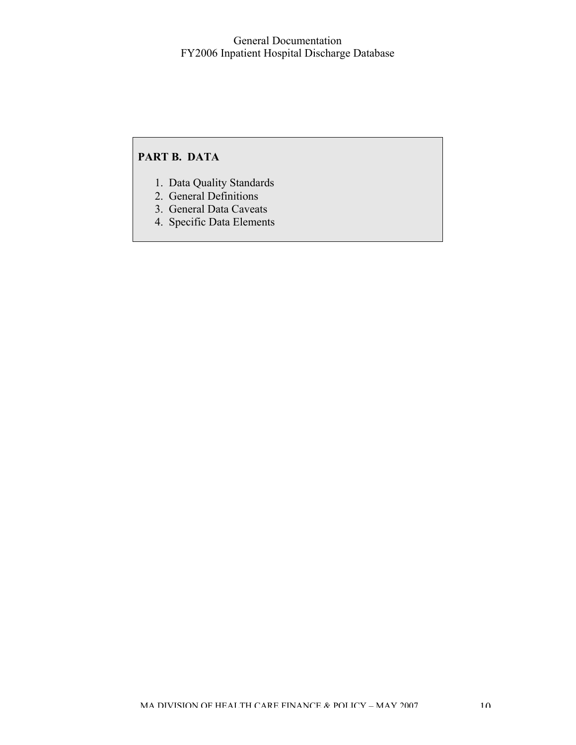## PART B. DATA

1. Data Quality Standards
2. General Definitions
3. General Data Caveats
4. Specific Data Elements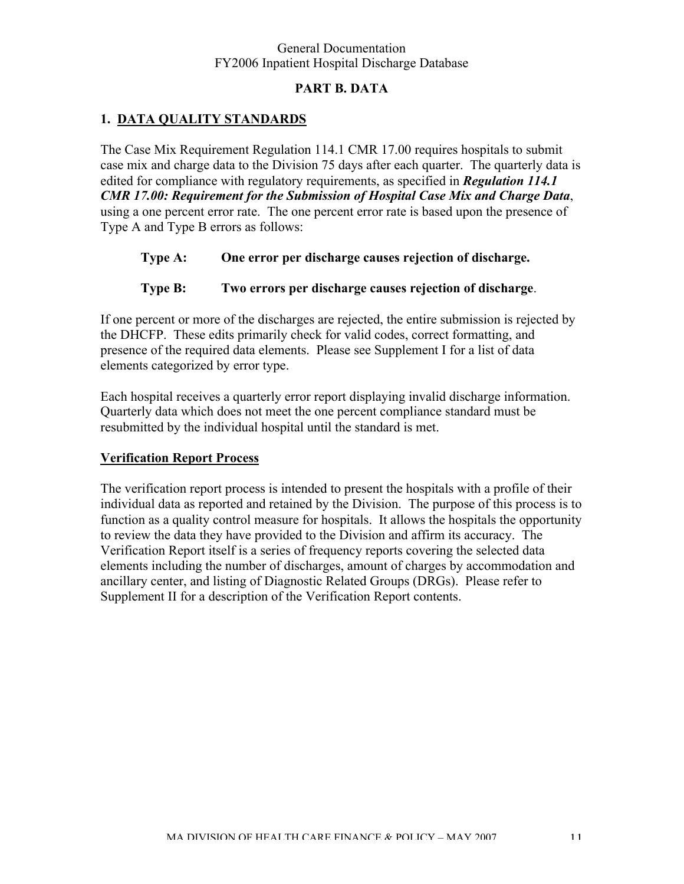## PART B. DATA

### 1. DATA QUALITY STANDARDS

The Case Mix Requirement Regulation 114.1 CMR 17.00 requires hospitals to submit case mix and charge data to the Division 75 days after each quarter. The quarterly data is edited for compliance with regulatory requirements, as specified in ***Regulation 114.1 CMR 17.00: Requirement for the Submission of Hospital Case Mix and Charge Data***, using a one percent error rate. The one percent error rate is based upon the presence of Type A and Type B errors as follows:

**Type A: One error per discharge causes rejection of discharge.**

**Type B: Two errors per discharge causes rejection of discharge**.

If one percent or more of the discharges are rejected, the entire submission is rejected by the DHCFP. These edits primarily check for valid codes, correct formatting, and presence of the required data elements. Please see Supplement I for a list of data elements categorized by error type.

Each hospital receives a quarterly error report displaying invalid discharge information. Quarterly data which does not meet the one percent compliance standard must be resubmitted by the individual hospital until the standard is met.

**Verification Report Process**

The verification report process is intended to present the hospitals with a profile of their individual data as reported and retained by the Division. The purpose of this process is to function as a quality control measure for hospitals. It allows the hospitals the opportunity to review the data they have provided to the Division and affirm its accuracy. The Verification Report itself is a series of frequency reports covering the selected data elements including the number of discharges, amount of charges by accommodation and ancillary center, and listing of Diagnostic Related Groups (DRGs). Please refer to Supplement II for a description of the Verification Report contents.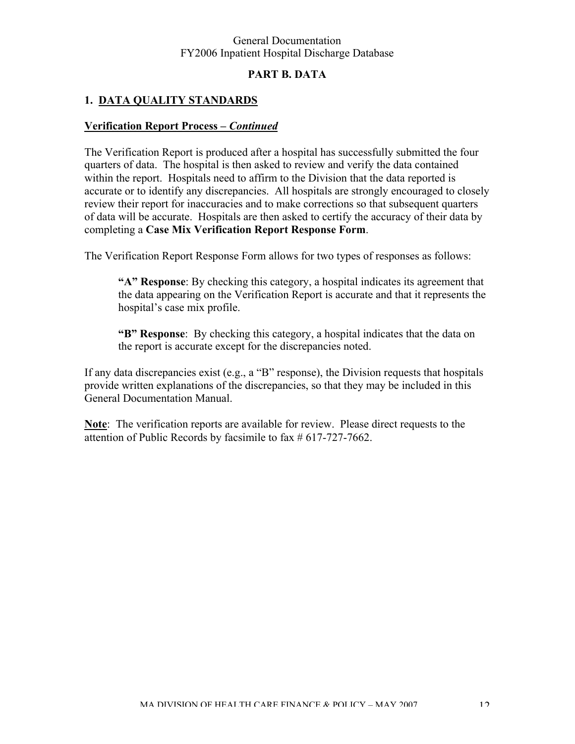## PART B. DATA

### 1. DATA QUALITY STANDARDS

**Verification Report Process – *Continued***

The Verification Report is produced after a hospital has successfully submitted the four quarters of data. The hospital is then asked to review and verify the data contained within the report. Hospitals need to affirm to the Division that the data reported is accurate or to identify any discrepancies. All hospitals are strongly encouraged to closely review their report for inaccuracies and to make corrections so that subsequent quarters of data will be accurate. Hospitals are then asked to certify the accuracy of their data by completing a **Case Mix Verification Report Response Form**.

The Verification Report Response Form allows for two types of responses as follows:

> **"A" Response**: By checking this category, a hospital indicates its agreement that the data appearing on the Verification Report is accurate and that it represents the hospital's case mix profile.
>
> **"B" Response**: By checking this category, a hospital indicates that the data on the report is accurate except for the discrepancies noted.

If any data discrepancies exist (e.g., a "B" response), the Division requests that hospitals provide written explanations of the discrepancies, so that they may be included in this General Documentation Manual.

**Note**: The verification reports are available for review. Please direct requests to the attention of Public Records by facsimile to fax # 617-727-7662.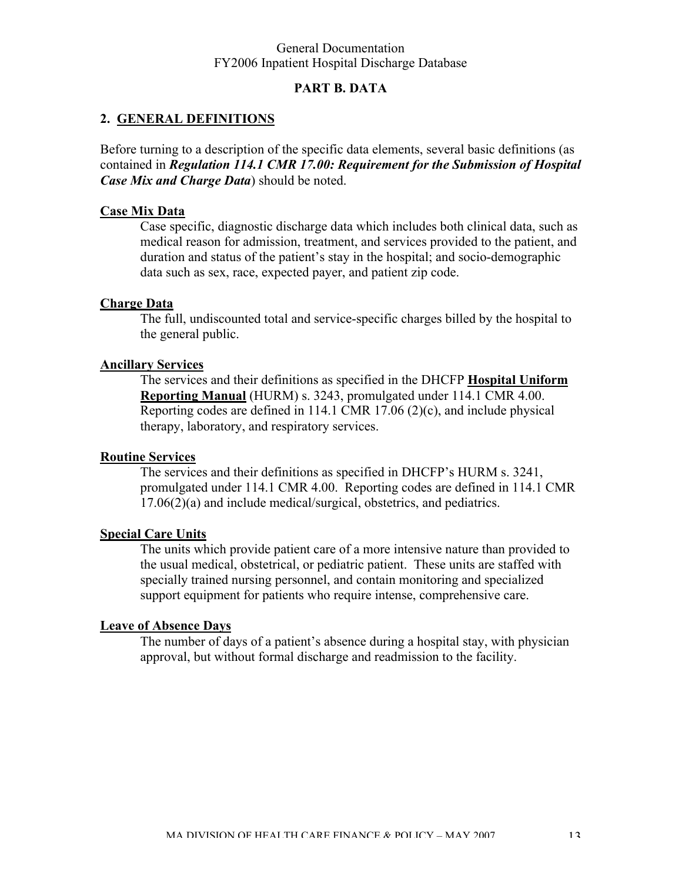# PART B. DATA

## 2. GENERAL DEFINITIONS

Before turning to a description of the specific data elements, several basic definitions (as contained in ***Regulation 114.1 CMR 17.00: Requirement for the Submission of Hospital Case Mix and Charge Data***) should be noted.

**Case Mix Data**

Case specific, diagnostic discharge data which includes both clinical data, such as medical reason for admission, treatment, and services provided to the patient, and duration and status of the patient's stay in the hospital; and socio-demographic data such as sex, race, expected payer, and patient zip code.

**Charge Data**

The full, undiscounted total and service-specific charges billed by the hospital to the general public.

**Ancillary Services**

The services and their definitions as specified in the DHCFP **Hospital Uniform Reporting Manual** (HURM) s. 3243, promulgated under 114.1 CMR 4.00. Reporting codes are defined in 114.1 CMR 17.06 (2)(c), and include physical therapy, laboratory, and respiratory services.

**Routine Services**

The services and their definitions as specified in DHCFP's HURM s. 3241, promulgated under 114.1 CMR 4.00. Reporting codes are defined in 114.1 CMR 17.06(2)(a) and include medical/surgical, obstetrics, and pediatrics.

**Special Care Units**

The units which provide patient care of a more intensive nature than provided to the usual medical, obstetrical, or pediatric patient. These units are staffed with specially trained nursing personnel, and contain monitoring and specialized support equipment for patients who require intense, comprehensive care.

**Leave of Absence Days**

The number of days of a patient's absence during a hospital stay, with physician approval, but without formal discharge and readmission to the facility.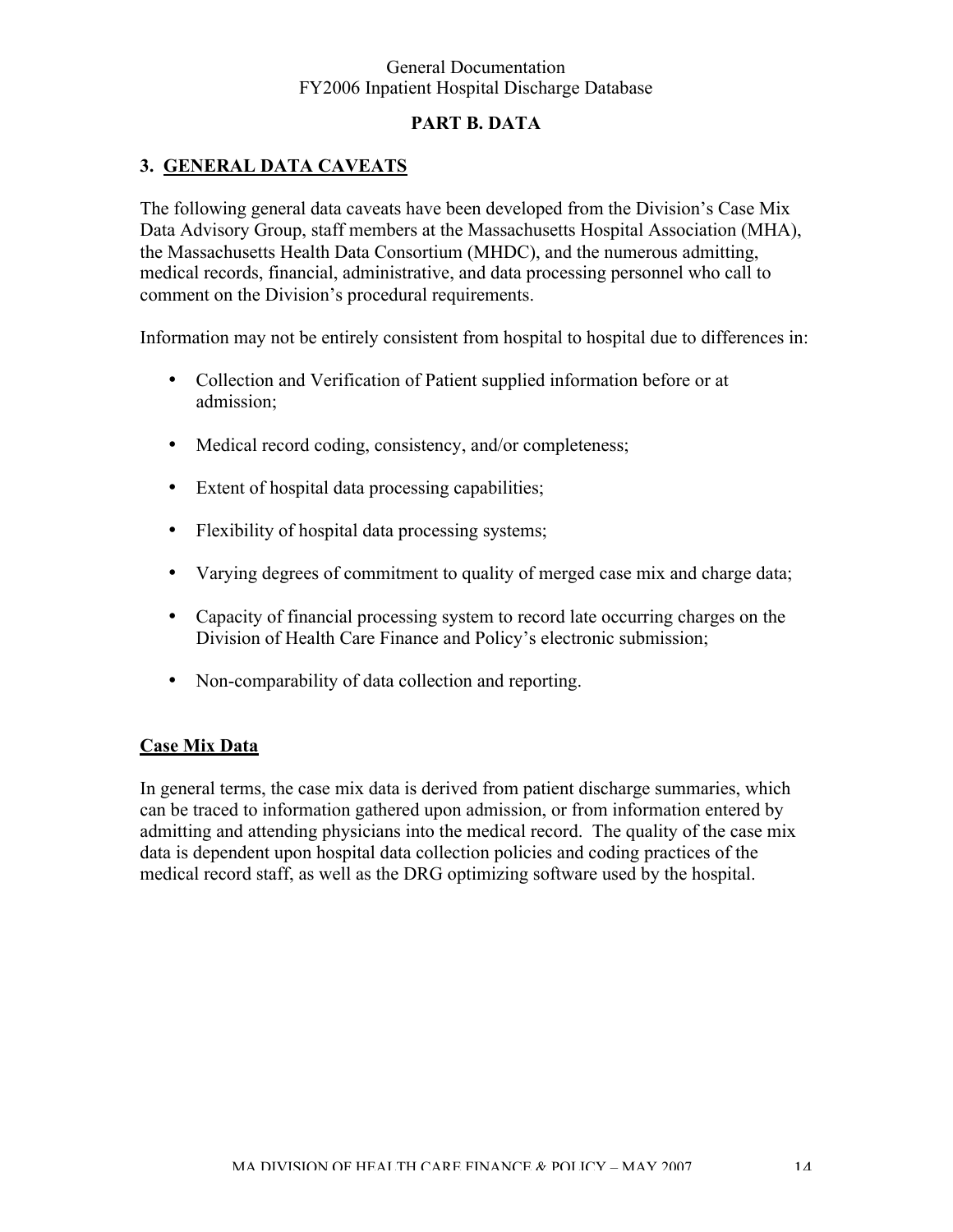## PART B. DATA

### 3. GENERAL DATA CAVEATS

The following general data caveats have been developed from the Division's Case Mix Data Advisory Group, staff members at the Massachusetts Hospital Association (MHA), the Massachusetts Health Data Consortium (MHDC), and the numerous admitting, medical records, financial, administrative, and data processing personnel who call to comment on the Division's procedural requirements.

Information may not be entirely consistent from hospital to hospital due to differences in:

- Collection and Verification of Patient supplied information before or at admission;
- Medical record coding, consistency, and/or completeness;
- Extent of hospital data processing capabilities;
- Flexibility of hospital data processing systems;
- Varying degrees of commitment to quality of merged case mix and charge data;
- Capacity of financial processing system to record late occurring charges on the Division of Health Care Finance and Policy's electronic submission;
- Non-comparability of data collection and reporting.

#### Case Mix Data

In general terms, the case mix data is derived from patient discharge summaries, which can be traced to information gathered upon admission, or from information entered by admitting and attending physicians into the medical record. The quality of the case mix data is dependent upon hospital data collection policies and coding practices of the medical record staff, as well as the DRG optimizing software used by the hospital.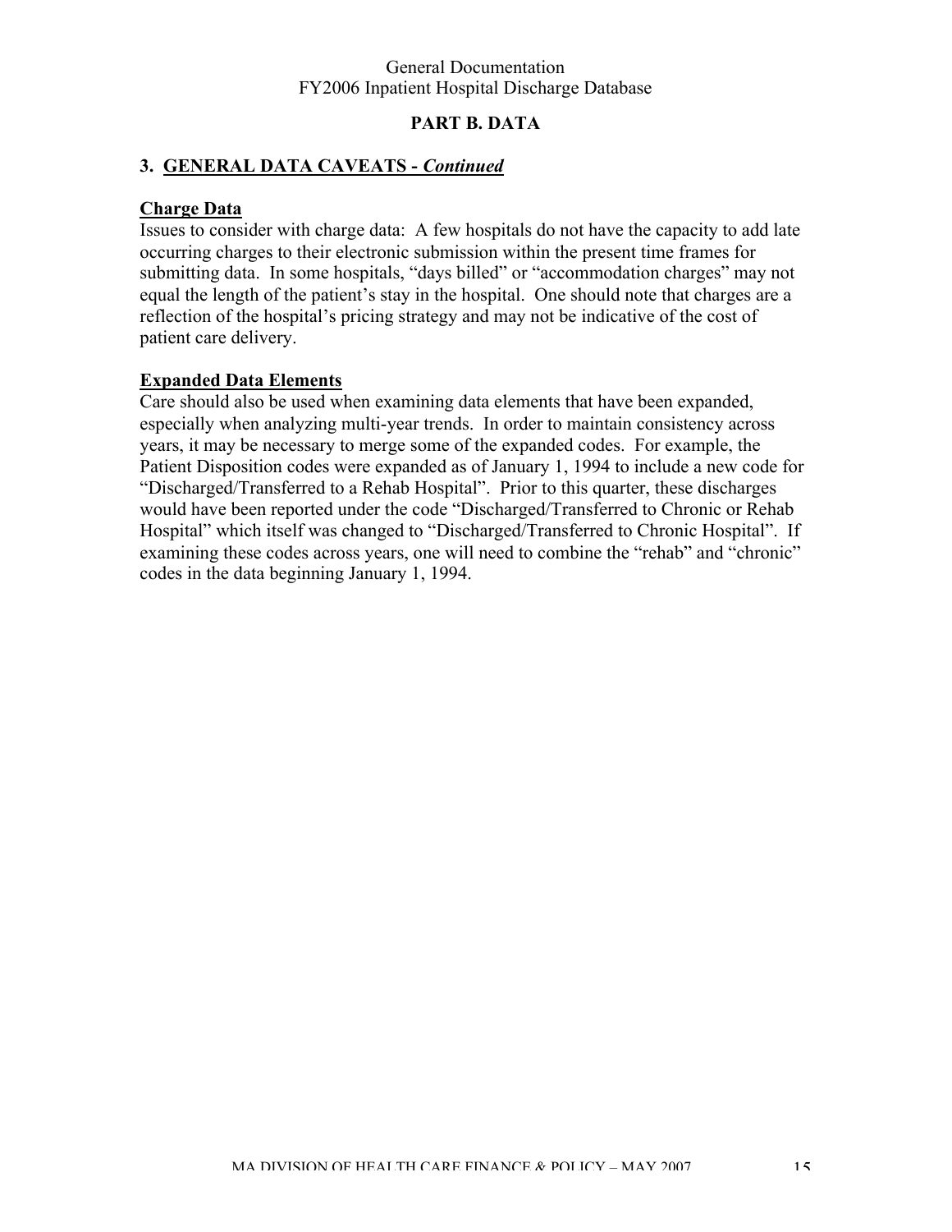## PART B. DATA

### 3. GENERAL DATA CAVEATS - *Continued*

**Charge Data**

Issues to consider with charge data: A few hospitals do not have the capacity to add late occurring charges to their electronic submission within the present time frames for submitting data. In some hospitals, "days billed" or "accommodation charges" may not equal the length of the patient's stay in the hospital. One should note that charges are a reflection of the hospital's pricing strategy and may not be indicative of the cost of patient care delivery.

**Expanded Data Elements**

Care should also be used when examining data elements that have been expanded, especially when analyzing multi-year trends. In order to maintain consistency across years, it may be necessary to merge some of the expanded codes. For example, the Patient Disposition codes were expanded as of January 1, 1994 to include a new code for "Discharged/Transferred to a Rehab Hospital". Prior to this quarter, these discharges would have been reported under the code "Discharged/Transferred to Chronic or Rehab Hospital" which itself was changed to "Discharged/Transferred to Chronic Hospital". If examining these codes across years, one will need to combine the "rehab" and "chronic" codes in the data beginning January 1, 1994.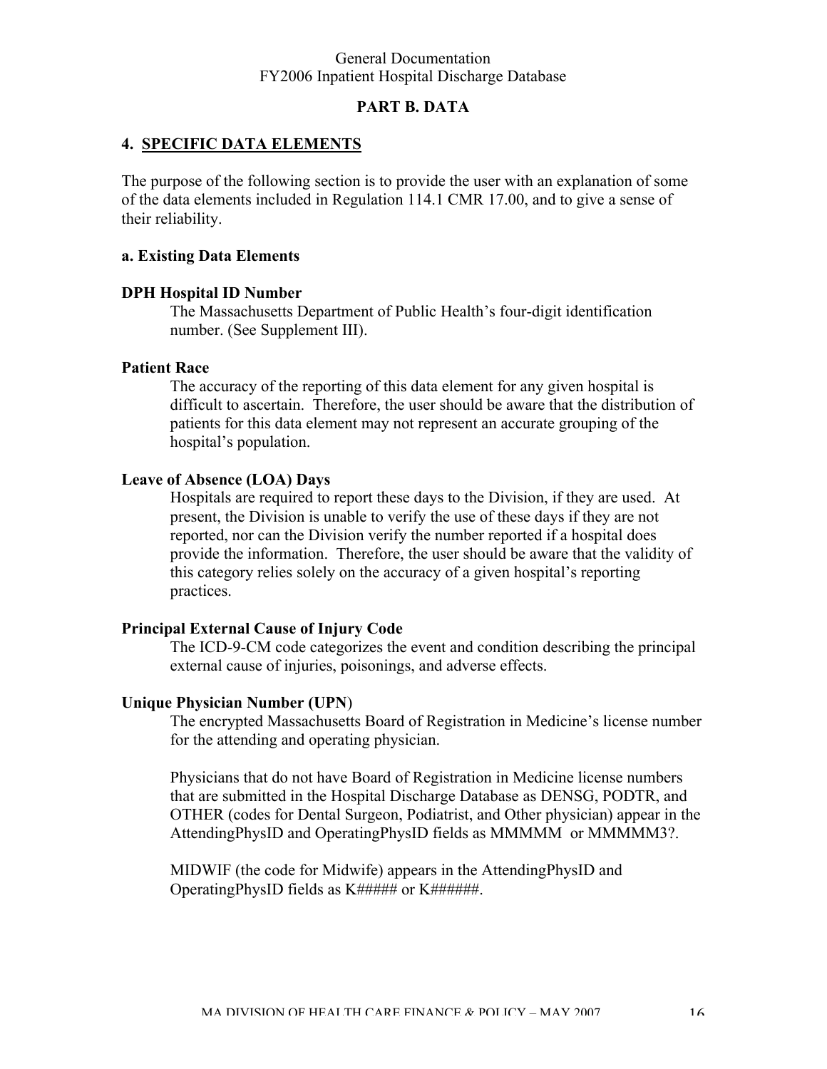## PART B. DATA

### 4. SPECIFIC DATA ELEMENTS

The purpose of the following section is to provide the user with an explanation of some of the data elements included in Regulation 114.1 CMR 17.00, and to give a sense of their reliability.

#### a. Existing Data Elements

**DPH Hospital ID Number**

The Massachusetts Department of Public Health's four-digit identification number. (See Supplement III).

**Patient Race**

The accuracy of the reporting of this data element for any given hospital is difficult to ascertain. Therefore, the user should be aware that the distribution of patients for this data element may not represent an accurate grouping of the hospital's population.

**Leave of Absence (LOA) Days**

Hospitals are required to report these days to the Division, if they are used. At present, the Division is unable to verify the use of these days if they are not reported, nor can the Division verify the number reported if a hospital does provide the information. Therefore, the user should be aware that the validity of this category relies solely on the accuracy of a given hospital's reporting practices.

**Principal External Cause of Injury Code**

The ICD-9-CM code categorizes the event and condition describing the principal external cause of injuries, poisonings, and adverse effects.

**Unique Physician Number (UPN)**

The encrypted Massachusetts Board of Registration in Medicine's license number for the attending and operating physician.

Physicians that do not have Board of Registration in Medicine license numbers that are submitted in the Hospital Discharge Database as DENSG, PODTR, and OTHER (codes for Dental Surgeon, Podiatrist, and Other physician) appear in the AttendingPhysID and OperatingPhysID fields as MMMMM or MMMMM3?.

MIDWIF (the code for Midwife) appears in the AttendingPhysID and OperatingPhysID fields as K##### or K######.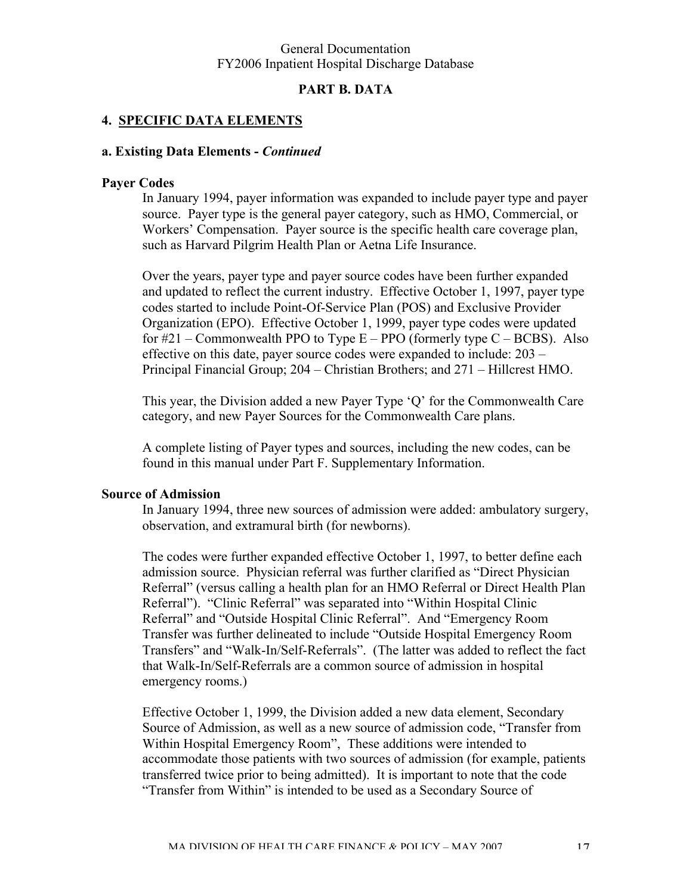## PART B. DATA

### 4. SPECIFIC DATA ELEMENTS

#### a. Existing Data Elements - *Continued*

**Payer Codes**

In January 1994, payer information was expanded to include payer type and payer source. Payer type is the general payer category, such as HMO, Commercial, or Workers' Compensation. Payer source is the specific health care coverage plan, such as Harvard Pilgrim Health Plan or Aetna Life Insurance.

Over the years, payer type and payer source codes have been further expanded and updated to reflect the current industry. Effective October 1, 1997, payer type codes started to include Point-Of-Service Plan (POS) and Exclusive Provider Organization (EPO). Effective October 1, 1999, payer type codes were updated for #21 – Commonwealth PPO to Type E – PPO (formerly type C – BCBS). Also effective on this date, payer source codes were expanded to include: 203 – Principal Financial Group; 204 – Christian Brothers; and 271 – Hillcrest HMO.

This year, the Division added a new Payer Type 'Q' for the Commonwealth Care category, and new Payer Sources for the Commonwealth Care plans.

A complete listing of Payer types and sources, including the new codes, can be found in this manual under Part F. Supplementary Information.

**Source of Admission**

In January 1994, three new sources of admission were added: ambulatory surgery, observation, and extramural birth (for newborns).

The codes were further expanded effective October 1, 1997, to better define each admission source. Physician referral was further clarified as "Direct Physician Referral" (versus calling a health plan for an HMO Referral or Direct Health Plan Referral"). "Clinic Referral" was separated into "Within Hospital Clinic Referral" and "Outside Hospital Clinic Referral". And "Emergency Room Transfer was further delineated to include "Outside Hospital Emergency Room Transfers" and "Walk-In/Self-Referrals". (The latter was added to reflect the fact that Walk-In/Self-Referrals are a common source of admission in hospital emergency rooms.)

Effective October 1, 1999, the Division added a new data element, Secondary Source of Admission, as well as a new source of admission code, "Transfer from Within Hospital Emergency Room", These additions were intended to accommodate those patients with two sources of admission (for example, patients transferred twice prior to being admitted). It is important to note that the code "Transfer from Within" is intended to be used as a Secondary Source of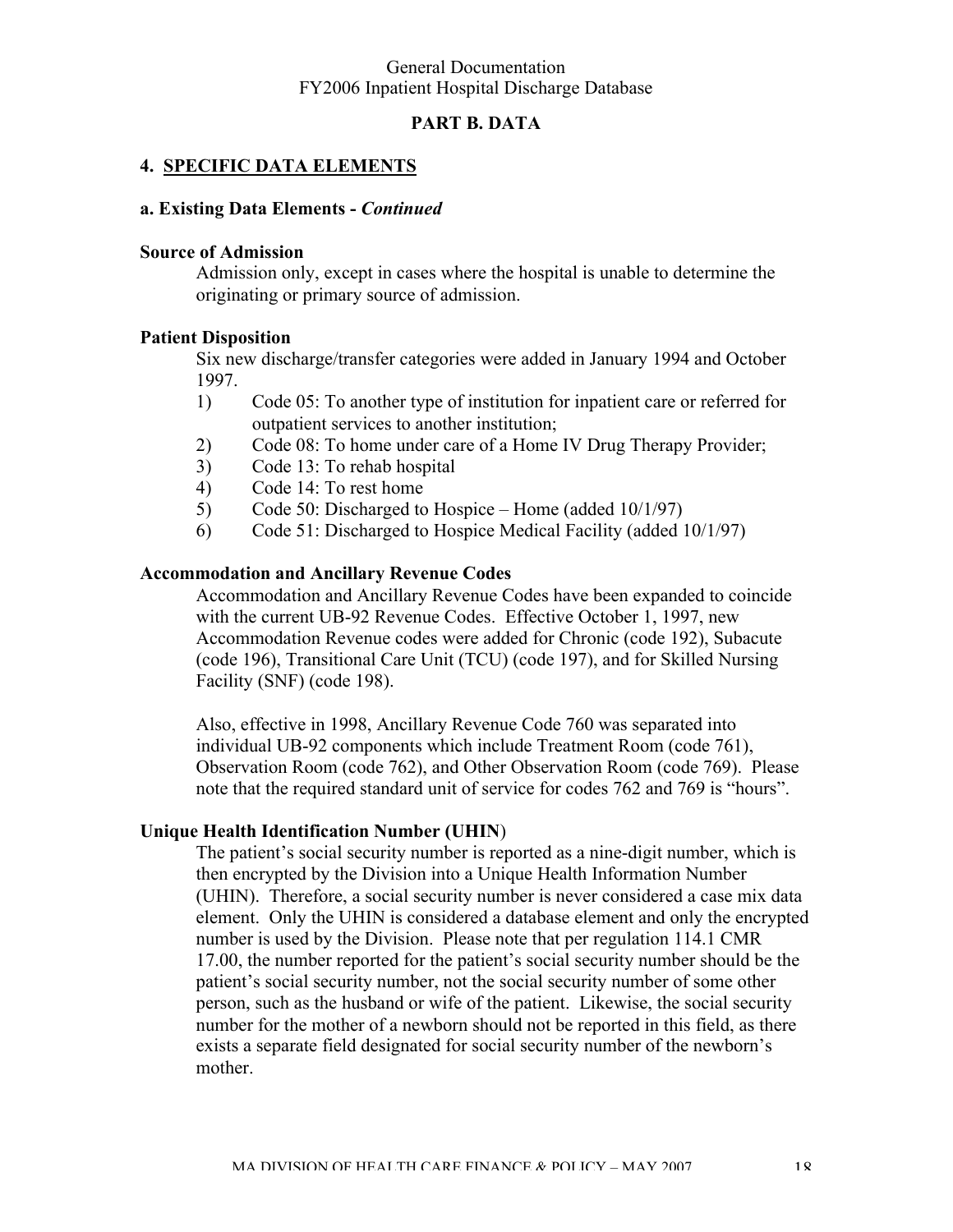## PART B. DATA

### 4. SPECIFIC DATA ELEMENTS

#### a. Existing Data Elements - *Continued*

**Source of Admission**

Admission only, except in cases where the hospital is unable to determine the originating or primary source of admission.

**Patient Disposition**

Six new discharge/transfer categories were added in January 1994 and October 1997.

1) Code 05: To another type of institution for inpatient care or referred for outpatient services to another institution;
2) Code 08: To home under care of a Home IV Drug Therapy Provider;
3) Code 13: To rehab hospital
4) Code 14: To rest home
5) Code 50: Discharged to Hospice – Home (added 10/1/97)
6) Code 51: Discharged to Hospice Medical Facility (added 10/1/97)

**Accommodation and Ancillary Revenue Codes**

Accommodation and Ancillary Revenue Codes have been expanded to coincide with the current UB-92 Revenue Codes. Effective October 1, 1997, new Accommodation Revenue codes were added for Chronic (code 192), Subacute (code 196), Transitional Care Unit (TCU) (code 197), and for Skilled Nursing Facility (SNF) (code 198).

Also, effective in 1998, Ancillary Revenue Code 760 was separated into individual UB-92 components which include Treatment Room (code 761), Observation Room (code 762), and Other Observation Room (code 769). Please note that the required standard unit of service for codes 762 and 769 is "hours".

**Unique Health Identification Number (UHIN)**

The patient's social security number is reported as a nine-digit number, which is then encrypted by the Division into a Unique Health Information Number (UHIN). Therefore, a social security number is never considered a case mix data element. Only the UHIN is considered a database element and only the encrypted number is used by the Division. Please note that per regulation 114.1 CMR 17.00, the number reported for the patient's social security number should be the patient's social security number, not the social security number of some other person, such as the husband or wife of the patient. Likewise, the social security number for the mother of a newborn should not be reported in this field, as there exists a separate field designated for social security number of the newborn's mother.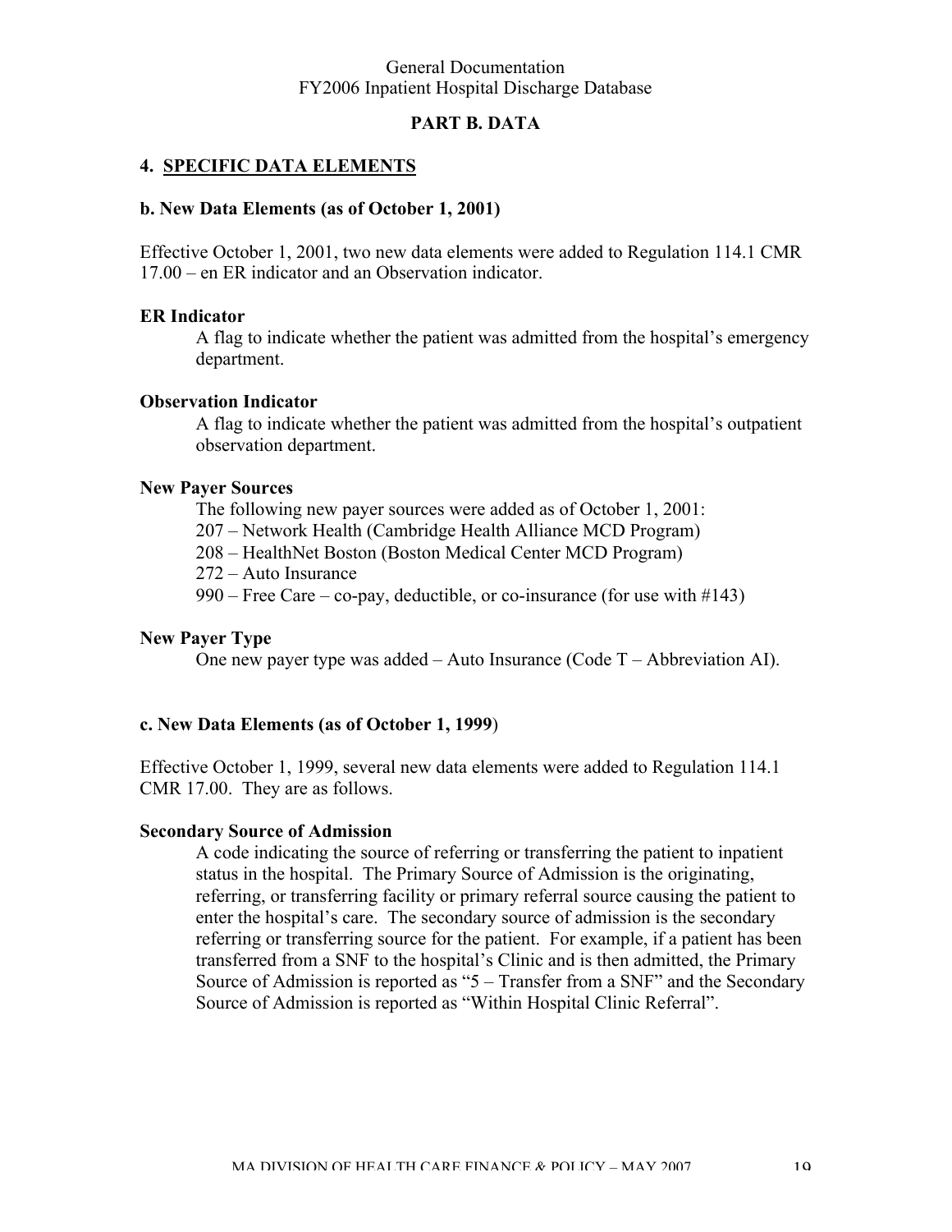# PART B. DATA

## 4. SPECIFIC DATA ELEMENTS

### b. New Data Elements (as of October 1, 2001)

Effective October 1, 2001, two new data elements were added to Regulation 114.1 CMR 17.00 – en ER indicator and an Observation indicator.

**ER Indicator**

A flag to indicate whether the patient was admitted from the hospital's emergency department.

**Observation Indicator**

A flag to indicate whether the patient was admitted from the hospital's outpatient observation department.

**New Payer Sources**

The following new payer sources were added as of October 1, 2001:
207 – Network Health (Cambridge Health Alliance MCD Program)
208 – HealthNet Boston (Boston Medical Center MCD Program)
272 – Auto Insurance
990 – Free Care – co-pay, deductible, or co-insurance (for use with #143)

**New Payer Type**

One new payer type was added – Auto Insurance (Code T – Abbreviation AI).

### c. New Data Elements (as of October 1, 1999)

Effective October 1, 1999, several new data elements were added to Regulation 114.1 CMR 17.00. They are as follows.

**Secondary Source of Admission**

A code indicating the source of referring or transferring the patient to inpatient status in the hospital. The Primary Source of Admission is the originating, referring, or transferring facility or primary referral source causing the patient to enter the hospital's care. The secondary source of admission is the secondary referring or transferring source for the patient. For example, if a patient has been transferred from a SNF to the hospital's Clinic and is then admitted, the Primary Source of Admission is reported as "5 – Transfer from a SNF" and the Secondary Source of Admission is reported as "Within Hospital Clinic Referral".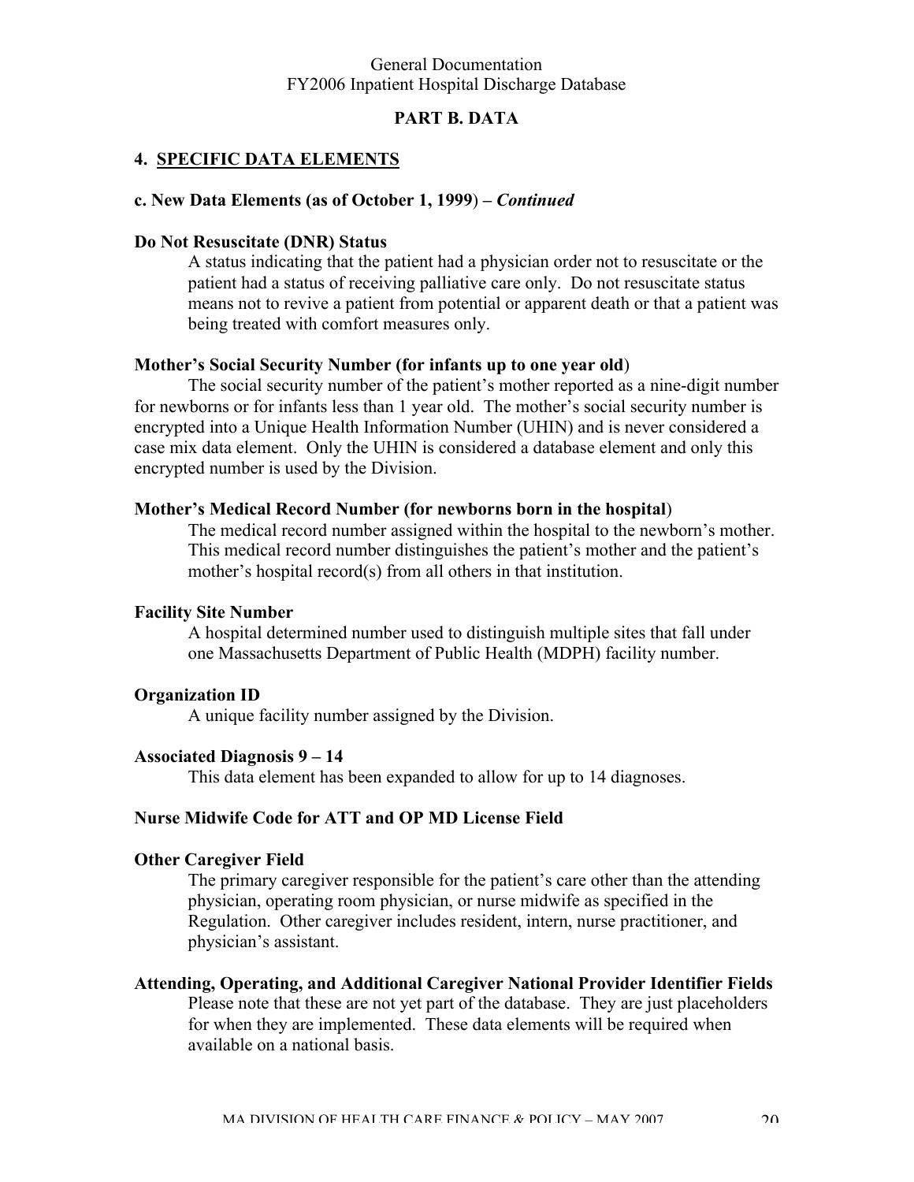## PART B. DATA

### 4. SPECIFIC DATA ELEMENTS

#### c. New Data Elements (as of October 1, 1999) – *Continued*

**Do Not Resuscitate (DNR) Status**

A status indicating that the patient had a physician order not to resuscitate or the patient had a status of receiving palliative care only. Do not resuscitate status means not to revive a patient from potential or apparent death or that a patient was being treated with comfort measures only.

**Mother's Social Security Number (for infants up to one year old)**

The social security number of the patient's mother reported as a nine-digit number for newborns or for infants less than 1 year old. The mother's social security number is encrypted into a Unique Health Information Number (UHIN) and is never considered a case mix data element. Only the UHIN is considered a database element and only this encrypted number is used by the Division.

**Mother's Medical Record Number (for newborns born in the hospital)**

The medical record number assigned within the hospital to the newborn's mother. This medical record number distinguishes the patient's mother and the patient's mother's hospital record(s) from all others in that institution.

**Facility Site Number**

A hospital determined number used to distinguish multiple sites that fall under one Massachusetts Department of Public Health (MDPH) facility number.

**Organization ID**

A unique facility number assigned by the Division.

**Associated Diagnosis 9 – 14**

This data element has been expanded to allow for up to 14 diagnoses.

**Nurse Midwife Code for ATT and OP MD License Field**

**Other Caregiver Field**

The primary caregiver responsible for the patient's care other than the attending physician, operating room physician, or nurse midwife as specified in the Regulation. Other caregiver includes resident, intern, nurse practitioner, and physician's assistant.

**Attending, Operating, and Additional Caregiver National Provider Identifier Fields**

Please note that these are not yet part of the database. They are just placeholders for when they are implemented. These data elements will be required when available on a national basis.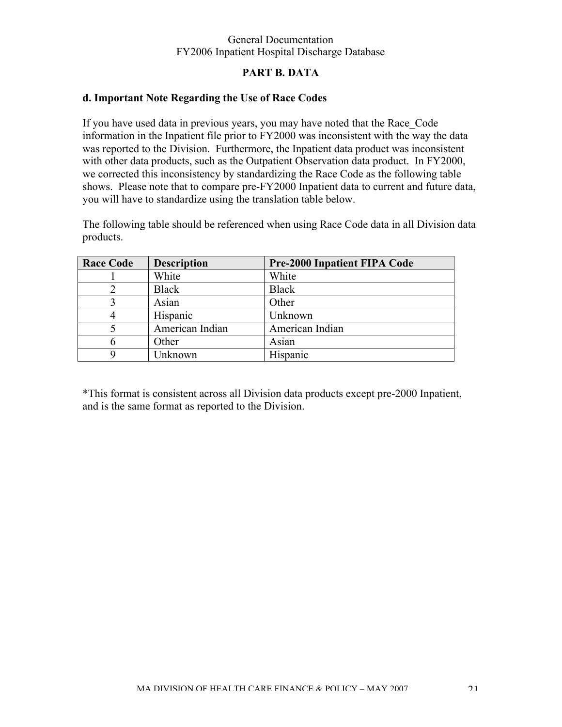## PART B. DATA

### d. Important Note Regarding the Use of Race Codes

If you have used data in previous years, you may have noted that the Race_Code information in the Inpatient file prior to FY2000 was inconsistent with the way the data was reported to the Division. Furthermore, the Inpatient data product was inconsistent with other data products, such as the Outpatient Observation data product. In FY2000, we corrected this inconsistency by standardizing the Race Code as the following table shows. Please note that to compare pre-FY2000 Inpatient data to current and future data, you will have to standardize using the translation table below.

The following table should be referenced when using Race Code data in all Division data products.

| Race Code | Description | Pre-2000 Inpatient FIPA Code |
|---|---|---|
| 1 | White | White |
| 2 | Black | Black |
| 3 | Asian | Other |
| 4 | Hispanic | Unknown |
| 5 | American Indian | American Indian |
| 6 | Other | Asian |
| 9 | Unknown | Hispanic |

*This format is consistent across all Division data products except pre-2000 Inpatient, and is the same format as reported to the Division.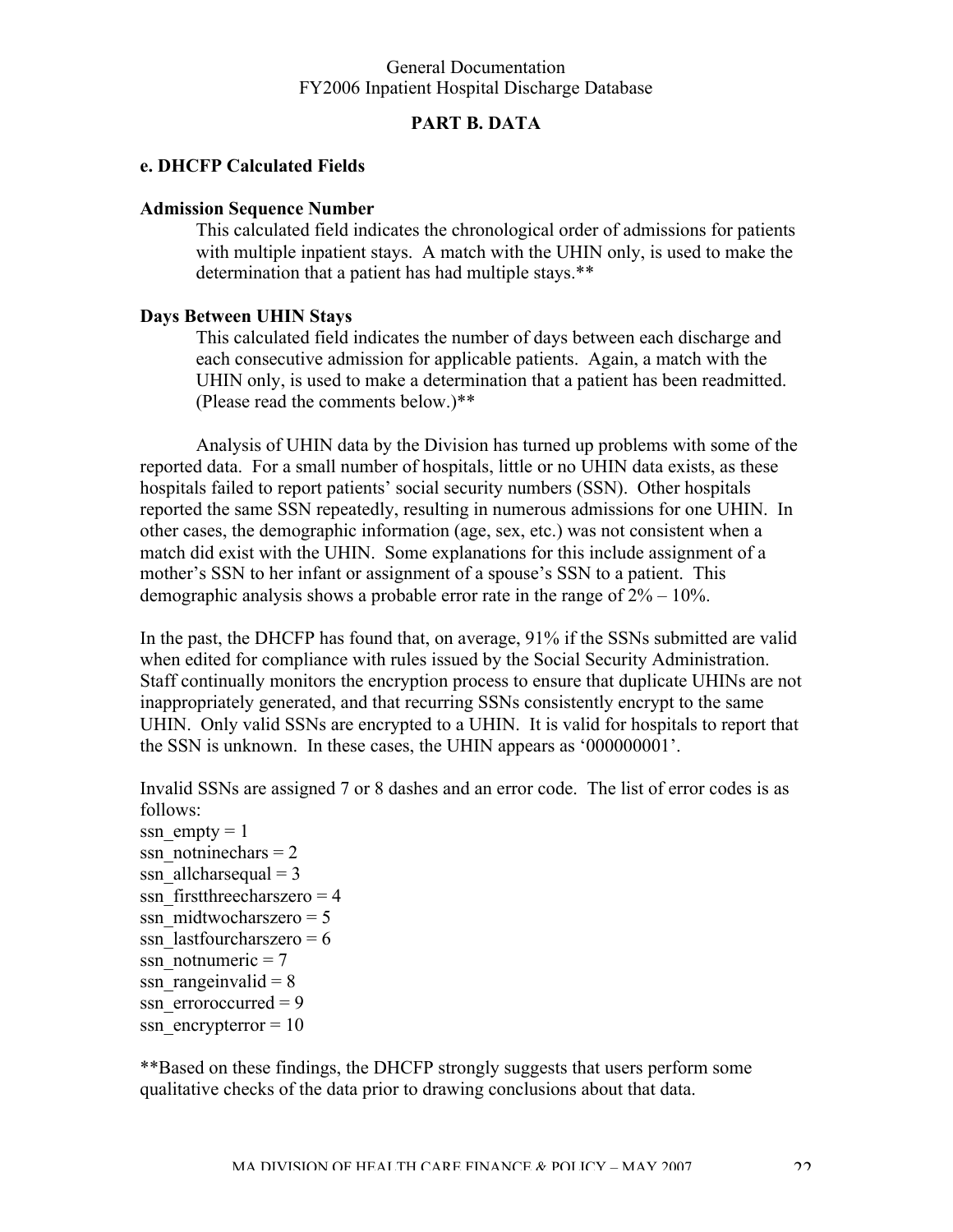## PART B. DATA

### e. DHCFP Calculated Fields

**Admission Sequence Number**

This calculated field indicates the chronological order of admissions for patients with multiple inpatient stays. A match with the UHIN only, is used to make the determination that a patient has had multiple stays.**

**Days Between UHIN Stays**

This calculated field indicates the number of days between each discharge and each consecutive admission for applicable patients. Again, a match with the UHIN only, is used to make a determination that a patient has been readmitted. (Please read the comments below.)**

Analysis of UHIN data by the Division has turned up problems with some of the reported data. For a small number of hospitals, little or no UHIN data exists, as these hospitals failed to report patients' social security numbers (SSN). Other hospitals reported the same SSN repeatedly, resulting in numerous admissions for one UHIN. In other cases, the demographic information (age, sex, etc.) was not consistent when a match did exist with the UHIN. Some explanations for this include assignment of a mother's SSN to her infant or assignment of a spouse's SSN to a patient. This demographic analysis shows a probable error rate in the range of 2% – 10%.

In the past, the DHCFP has found that, on average, 91% if the SSNs submitted are valid when edited for compliance with rules issued by the Social Security Administration. Staff continually monitors the encryption process to ensure that duplicate UHINs are not inappropriately generated, and that recurring SSNs consistently encrypt to the same UHIN. Only valid SSNs are encrypted to a UHIN. It is valid for hospitals to report that the SSN is unknown. In these cases, the UHIN appears as '000000001'.

Invalid SSNs are assigned 7 or 8 dashes and an error code. The list of error codes is as follows:

ssn_empty = 1
ssn_notninechars = 2
ssn_allcharsequal = 3
ssn_firstthreecharszero = 4
ssn_midtwocharszero = 5
ssn_lastfourcharszero = 6
ssn_notnumeric = 7
ssn_rangeinvalid = 8
ssn_erroroccurred = 9
ssn_encrypterror = 10

**Based on these findings, the DHCFP strongly suggests that users perform some qualitative checks of the data prior to drawing conclusions about that data.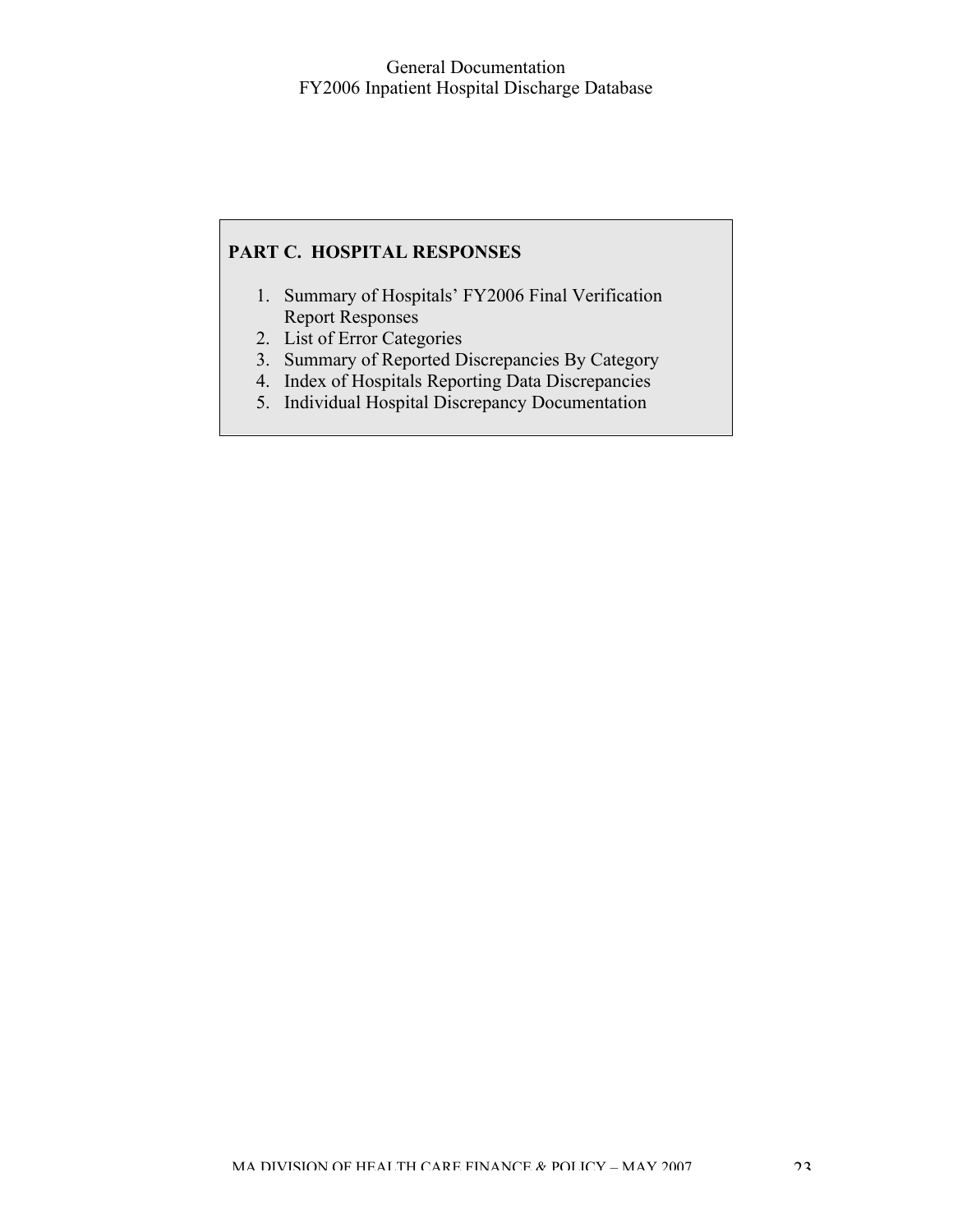## PART C. HOSPITAL RESPONSES

1. Summary of Hospitals' FY2006 Final Verification Report Responses
2. List of Error Categories
3. Summary of Reported Discrepancies By Category
4. Index of Hospitals Reporting Data Discrepancies
5. Individual Hospital Discrepancy Documentation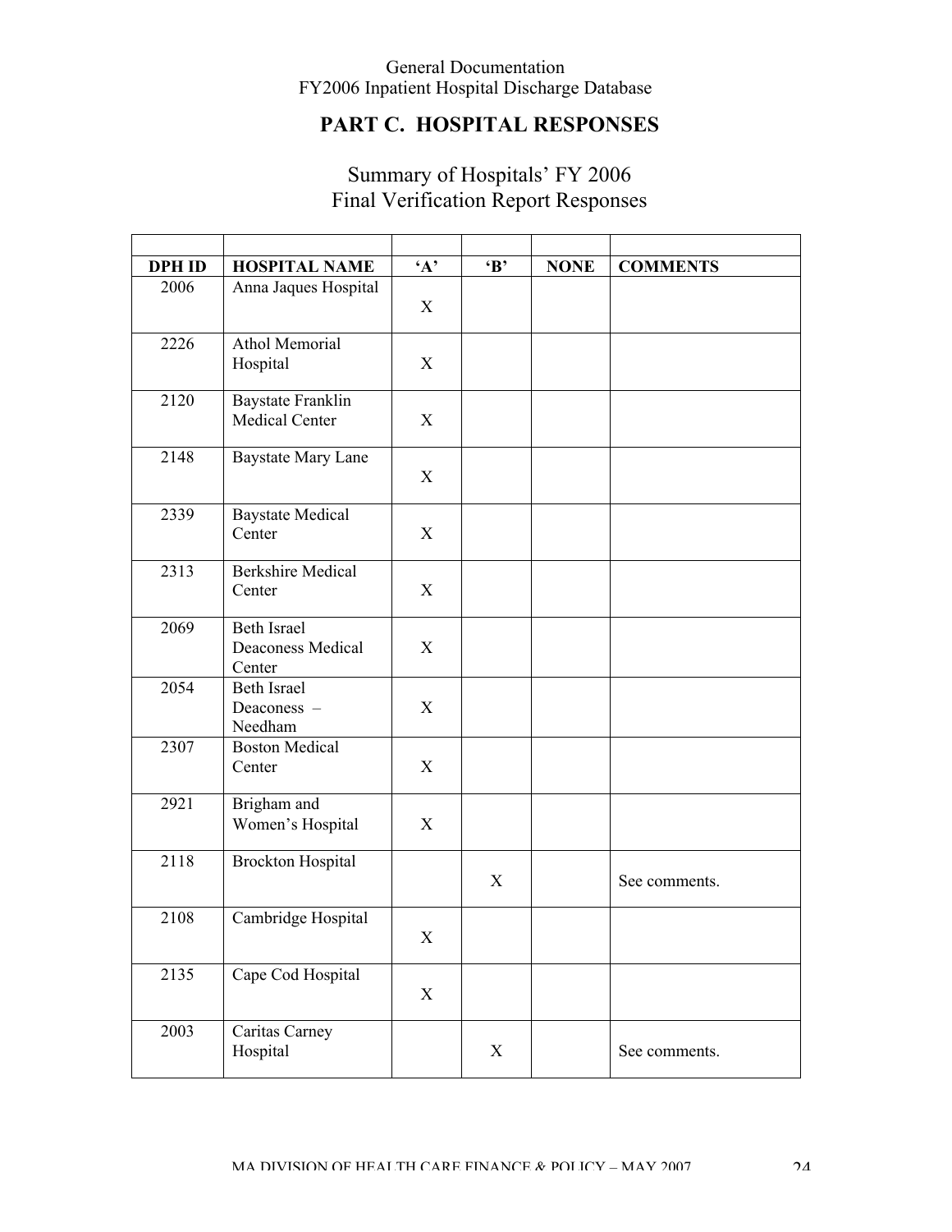General Documentation
FY2006 Inpatient Hospital Discharge Database

## PART C. HOSPITAL RESPONSES

### Summary of Hospitals' FY 2006 Final Verification Report Responses

| DPH ID | HOSPITAL NAME | 'A' | 'B' | NONE | COMMENTS |
|---|---|---|---|---|---|
| 2006 | Anna Jaques Hospital | X | | | |
| 2226 | Athol Memorial Hospital | X | | | |
| 2120 | Baystate Franklin Medical Center | X | | | |
| 2148 | Baystate Mary Lane | X | | | |
| 2339 | Baystate Medical Center | X | | | |
| 2313 | Berkshire Medical Center | X | | | |
| 2069 | Beth Israel Deaconess Medical Center | X | | | |
| 2054 | Beth Israel Deaconess – Needham | X | | | |
| 2307 | Boston Medical Center | X | | | |
| 2921 | Brigham and Women's Hospital | X | | | |
| 2118 | Brockton Hospital | | X | | See comments. |
| 2108 | Cambridge Hospital | X | | | |
| 2135 | Cape Cod Hospital | X | | | |
| 2003 | Caritas Carney Hospital | | X | | See comments. |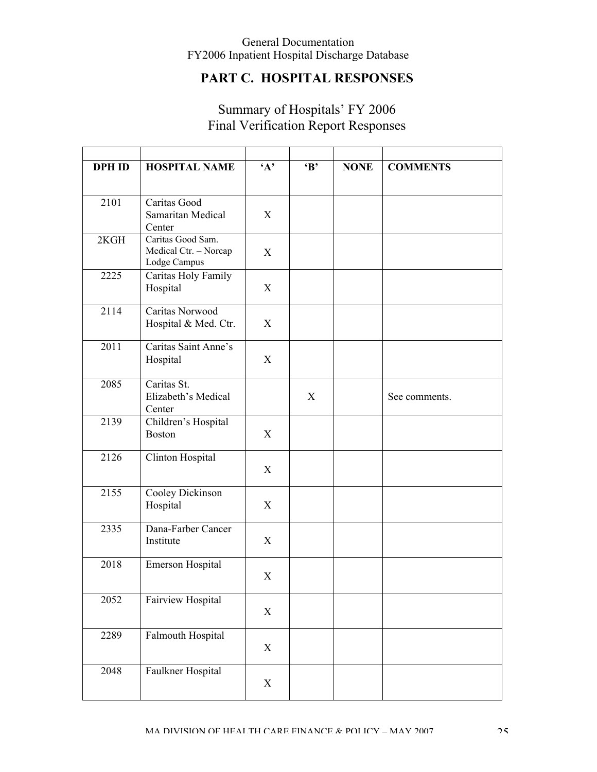## PART C. HOSPITAL RESPONSES

### Summary of Hospitals' FY 2006 Final Verification Report Responses

| DPH ID | HOSPITAL NAME | 'A' | 'B' | NONE | COMMENTS |
|---|---|---|---|---|---|
| 2101 | Caritas Good Samaritan Medical Center | X | | | |
| 2KGH | Caritas Good Sam. Medical Ctr. – Norcap Lodge Campus | X | | | |
| 2225 | Caritas Holy Family Hospital | X | | | |
| 2114 | Caritas Norwood Hospital & Med. Ctr. | X | | | |
| 2011 | Caritas Saint Anne's Hospital | X | | | |
| 2085 | Caritas St. Elizabeth's Medical Center | | X | | See comments. |
| 2139 | Children's Hospital Boston | X | | | |
| 2126 | Clinton Hospital | X | | | |
| 2155 | Cooley Dickinson Hospital | X | | | |
| 2335 | Dana-Farber Cancer Institute | X | | | |
| 2018 | Emerson Hospital | X | | | |
| 2052 | Fairview Hospital | X | | | |
| 2289 | Falmouth Hospital | X | | | |
| 2048 | Faulkner Hospital | X | | | |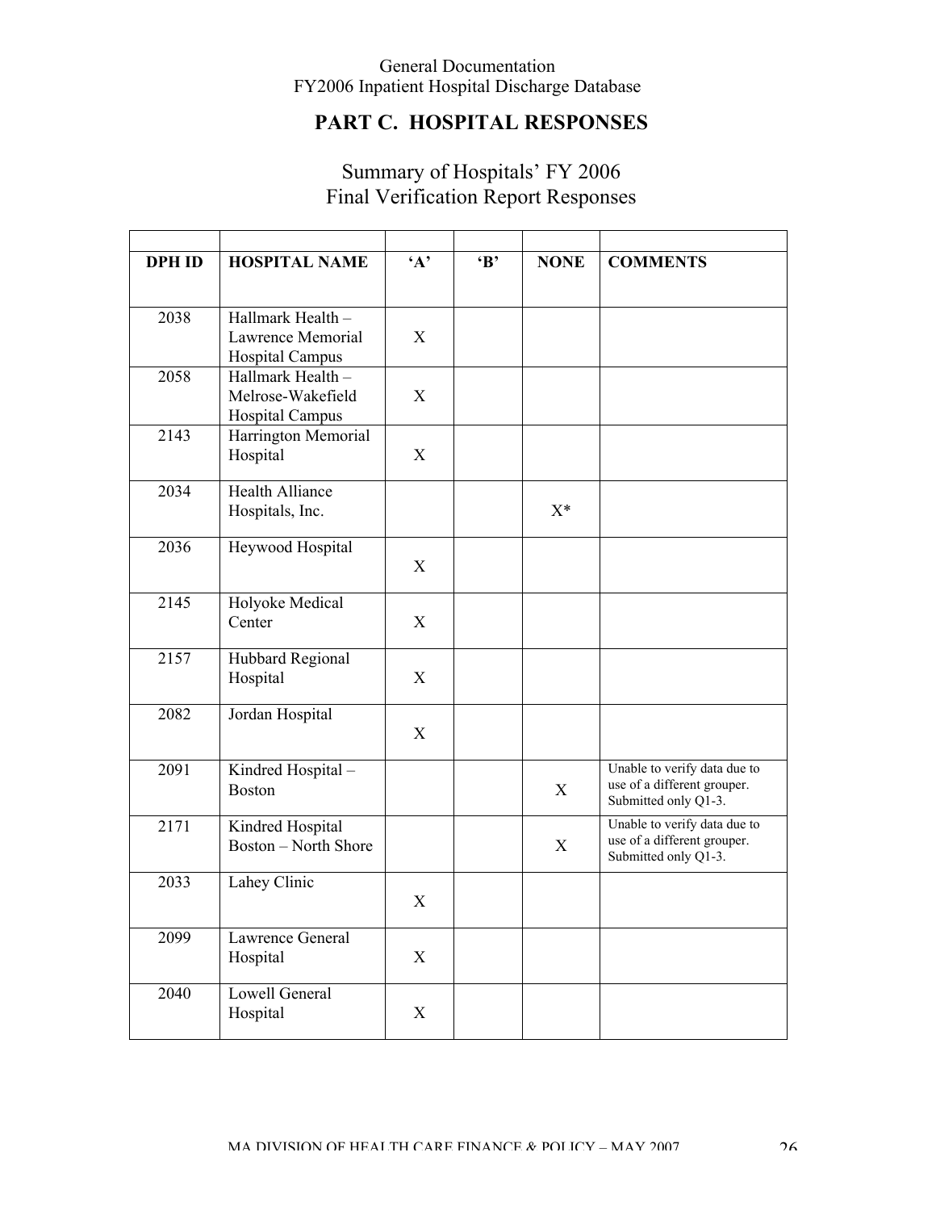## PART C. HOSPITAL RESPONSES

Summary of Hospitals' FY 2006
Final Verification Report Responses

| DPH ID | HOSPITAL NAME | 'A' | 'B' | NONE | COMMENTS |
|---|---|---|---|---|---|
| 2038 | Hallmark Health – Lawrence Memorial Hospital Campus | X | | | |
| 2058 | Hallmark Health – Melrose-Wakefield Hospital Campus | X | | | |
| 2143 | Harrington Memorial Hospital | X | | | |
| 2034 | Health Alliance Hospitals, Inc. | | | X* | |
| 2036 | Heywood Hospital | X | | | |
| 2145 | Holyoke Medical Center | X | | | |
| 2157 | Hubbard Regional Hospital | X | | | |
| 2082 | Jordan Hospital | X | | | |
| 2091 | Kindred Hospital – Boston | | | X | Unable to verify data due to use of a different grouper. Submitted only Q1-3. |
| 2171 | Kindred Hospital Boston – North Shore | | | X | Unable to verify data due to use of a different grouper. Submitted only Q1-3. |
| 2033 | Lahey Clinic | X | | | |
| 2099 | Lawrence General Hospital | X | | | |
| 2040 | Lowell General Hospital | X | | | |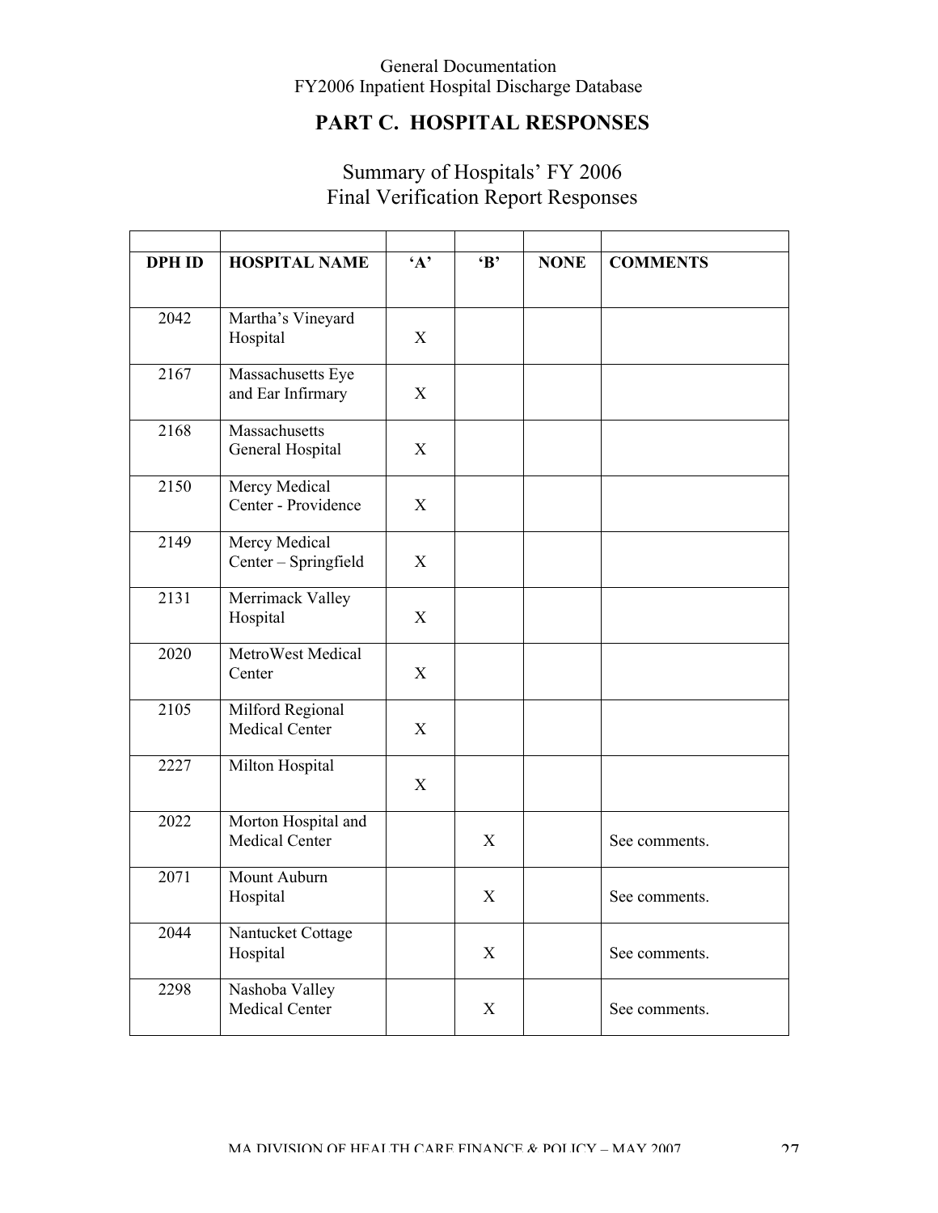## PART C. HOSPITAL RESPONSES

### Summary of Hospitals' FY 2006 Final Verification Report Responses

| DPH ID | HOSPITAL NAME | 'A' | 'B' | NONE | COMMENTS |
|---|---|---|---|---|---|
| 2042 | Martha's Vineyard Hospital | X | | | |
| 2167 | Massachusetts Eye and Ear Infirmary | X | | | |
| 2168 | Massachusetts General Hospital | X | | | |
| 2150 | Mercy Medical Center - Providence | X | | | |
| 2149 | Mercy Medical Center – Springfield | X | | | |
| 2131 | Merrimack Valley Hospital | X | | | |
| 2020 | MetroWest Medical Center | X | | | |
| 2105 | Milford Regional Medical Center | X | | | |
| 2227 | Milton Hospital | X | | | |
| 2022 | Morton Hospital and Medical Center | | X | | See comments. |
| 2071 | Mount Auburn Hospital | | X | | See comments. |
| 2044 | Nantucket Cottage Hospital | | X | | See comments. |
| 2298 | Nashoba Valley Medical Center | | X | | See comments. |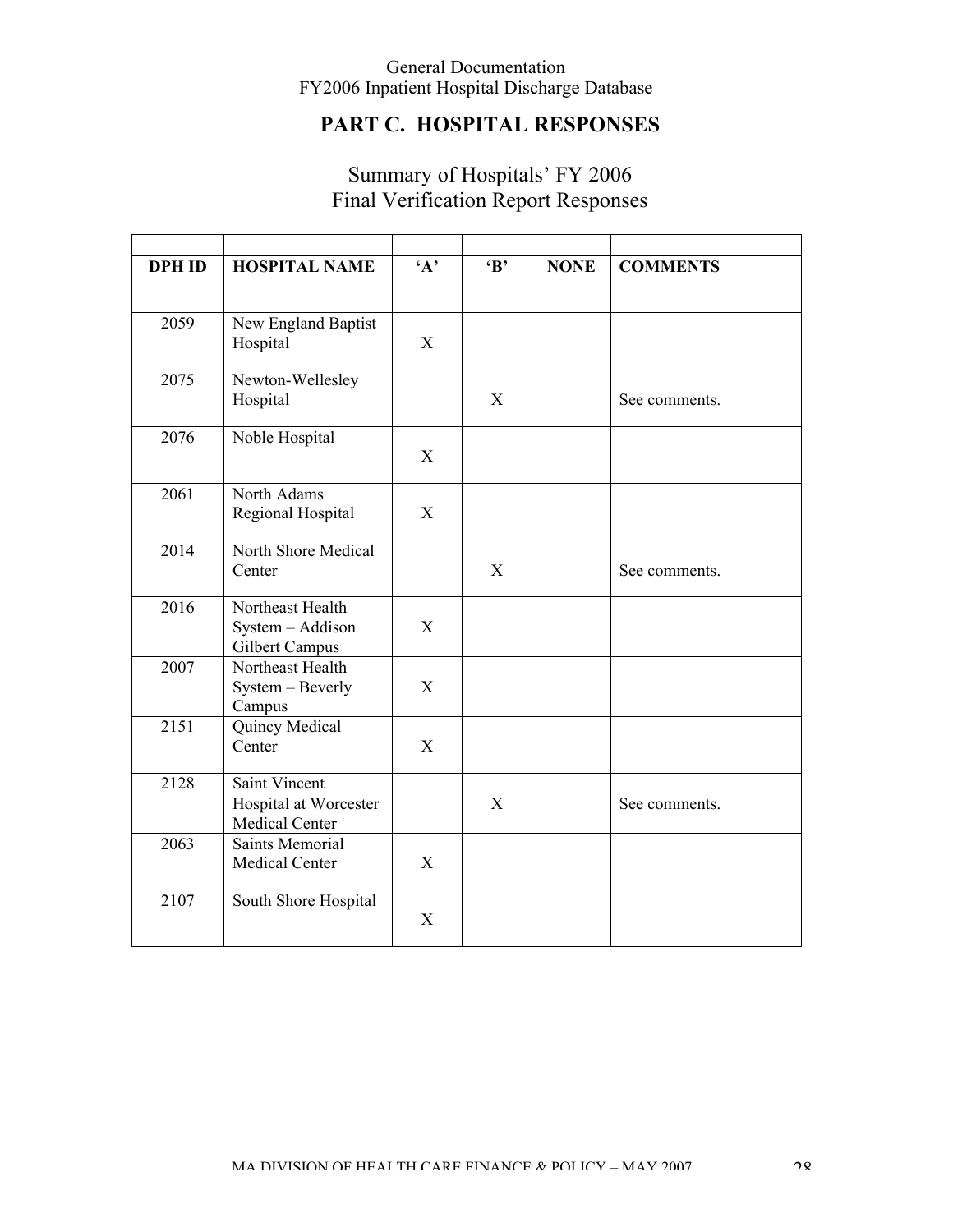## PART C. HOSPITAL RESPONSES

Summary of Hospitals' FY 2006
Final Verification Report Responses

| DPH ID | HOSPITAL NAME | 'A' | 'B' | NONE | COMMENTS |
|---|---|---|---|---|---|
| 2059 | New England Baptist Hospital | X | | | |
| 2075 | Newton-Wellesley Hospital | | X | | See comments. |
| 2076 | Noble Hospital | X | | | |
| 2061 | North Adams Regional Hospital | X | | | |
| 2014 | North Shore Medical Center | | X | | See comments. |
| 2016 | Northeast Health System – Addison Gilbert Campus | X | | | |
| 2007 | Northeast Health System – Beverly Campus | X | | | |
| 2151 | Quincy Medical Center | X | | | |
| 2128 | Saint Vincent Hospital at Worcester Medical Center | | X | | See comments. |
| 2063 | Saints Memorial Medical Center | X | | | |
| 2107 | South Shore Hospital | X | | | |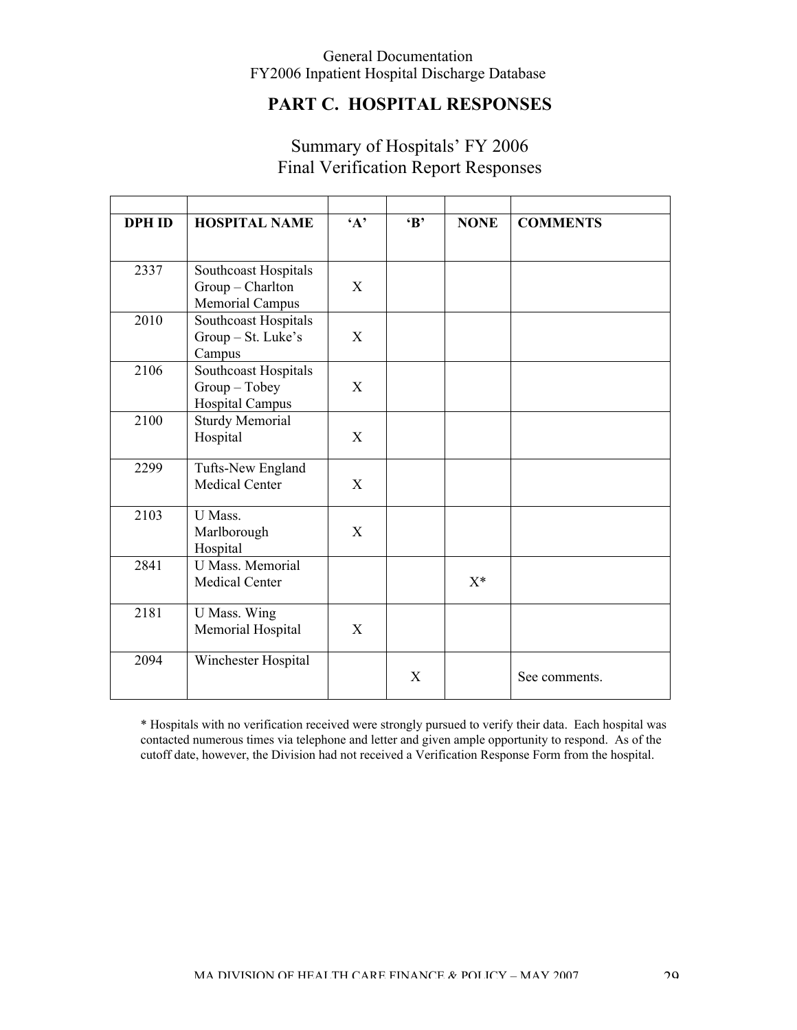General Documentation
FY2006 Inpatient Hospital Discharge Database

## PART C. HOSPITAL RESPONSES

### Summary of Hospitals' FY 2006 Final Verification Report Responses

| DPH ID | HOSPITAL NAME | 'A' | 'B' | NONE | COMMENTS |
|---|---|---|---|---|---|
| 2337 | Southcoast Hospitals Group – Charlton Memorial Campus | X | | | |
| 2010 | Southcoast Hospitals Group – St. Luke's Campus | X | | | |
| 2106 | Southcoast Hospitals Group – Tobey Hospital Campus | X | | | |
| 2100 | Sturdy Memorial Hospital | X | | | |
| 2299 | Tufts-New England Medical Center | X | | | |
| 2103 | U Mass. Marlborough Hospital | X | | | |
| 2841 | U Mass. Memorial Medical Center | | | X* | |
| 2181 | U Mass. Wing Memorial Hospital | X | | | |
| 2094 | Winchester Hospital | | X | | See comments. |

* Hospitals with no verification received were strongly pursued to verify their data. Each hospital was contacted numerous times via telephone and letter and given ample opportunity to respond. As of the cutoff date, however, the Division had not received a Verification Response Form from the hospital.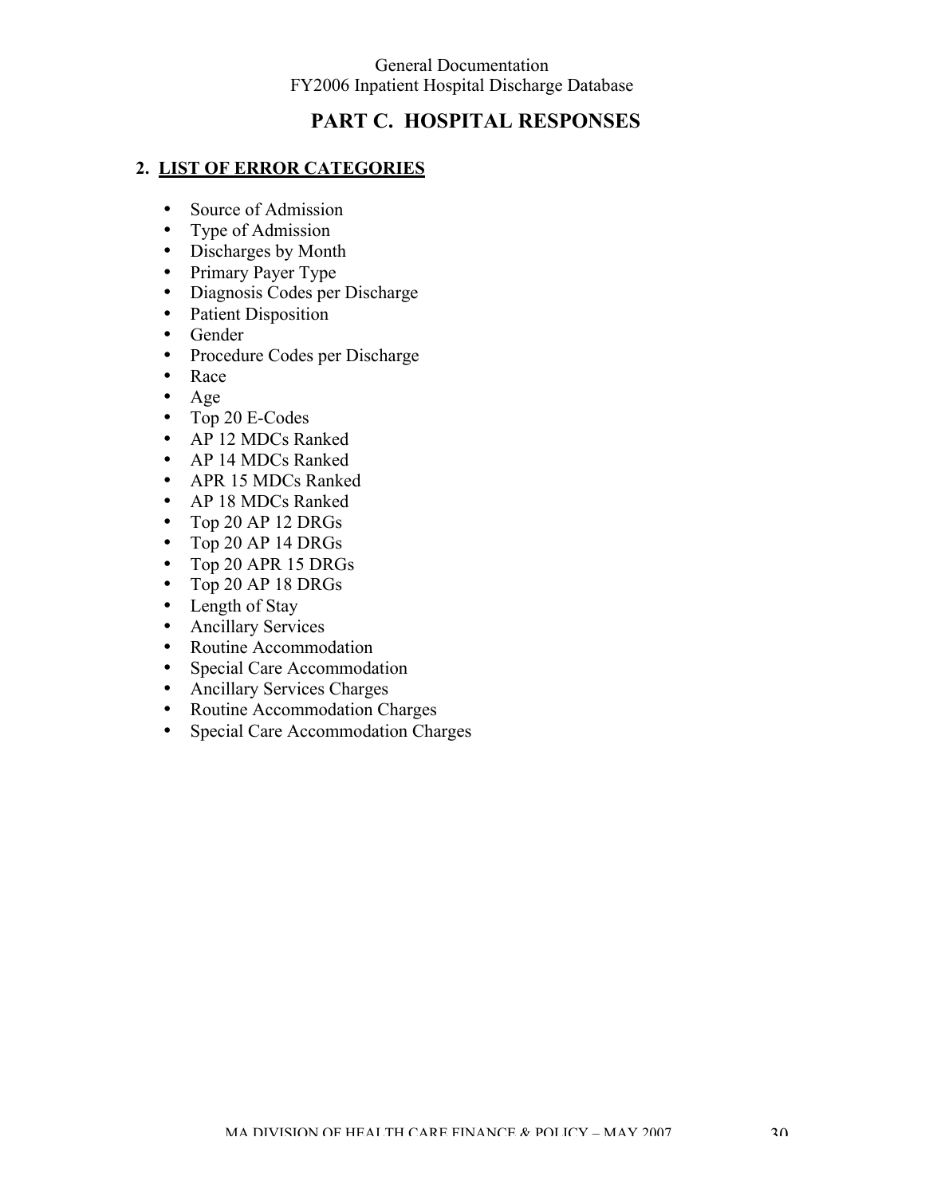# PART C. HOSPITAL RESPONSES

## 2. LIST OF ERROR CATEGORIES

- Source of Admission
- Type of Admission
- Discharges by Month
- Primary Payer Type
- Diagnosis Codes per Discharge
- Patient Disposition
- Gender
- Procedure Codes per Discharge
- Race
- Age
- Top 20 E-Codes
- AP 12 MDCs Ranked
- AP 14 MDCs Ranked
- APR 15 MDCs Ranked
- AP 18 MDCs Ranked
- Top 20 AP 12 DRGs
- Top 20 AP 14 DRGs
- Top 20 APR 15 DRGs
- Top 20 AP 18 DRGs
- Length of Stay
- Ancillary Services
- Routine Accommodation
- Special Care Accommodation
- Ancillary Services Charges
- Routine Accommodation Charges
- Special Care Accommodation Charges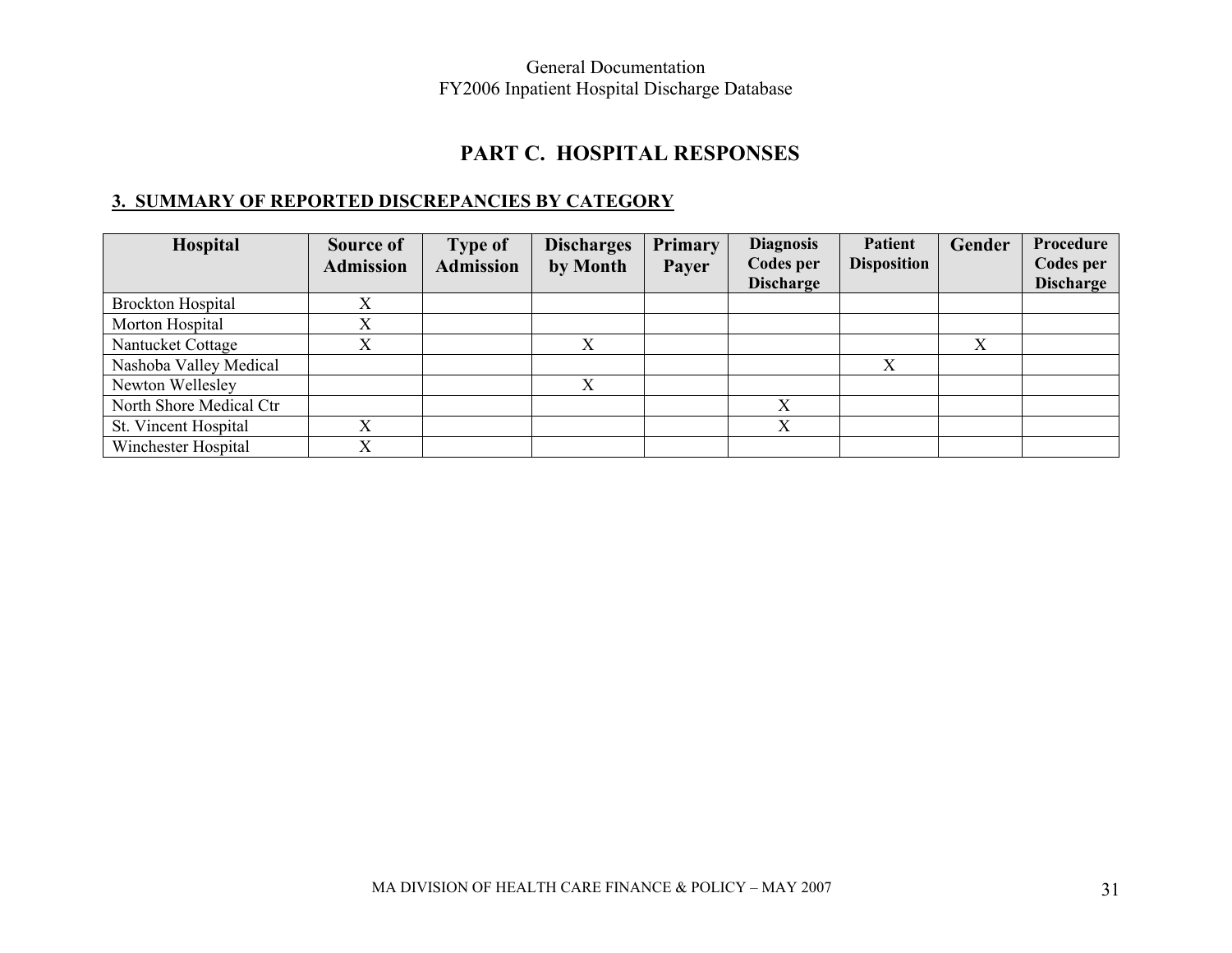# PART C. HOSPITAL RESPONSES

## 3. SUMMARY OF REPORTED DISCREPANCIES BY CATEGORY

| Hospital | Source of Admission | Type of Admission | Discharges by Month | Primary Payer | Diagnosis Codes per Discharge | Patient Disposition | Gender | Procedure Codes per Discharge |
|---|---|---|---|---|---|---|---|---|
| Brockton Hospital | X | | | | | | | |
| Morton Hospital | X | | | | | | | |
| Nantucket Cottage | X | | X | | | | X | |
| Nashoba Valley Medical | | | | | | X | | |
| Newton Wellesley | | | X | | | | | |
| North Shore Medical Ctr | | | | | X | | | |
| St. Vincent Hospital | X | | | | X | | | |
| Winchester Hospital | X | | | | | | | |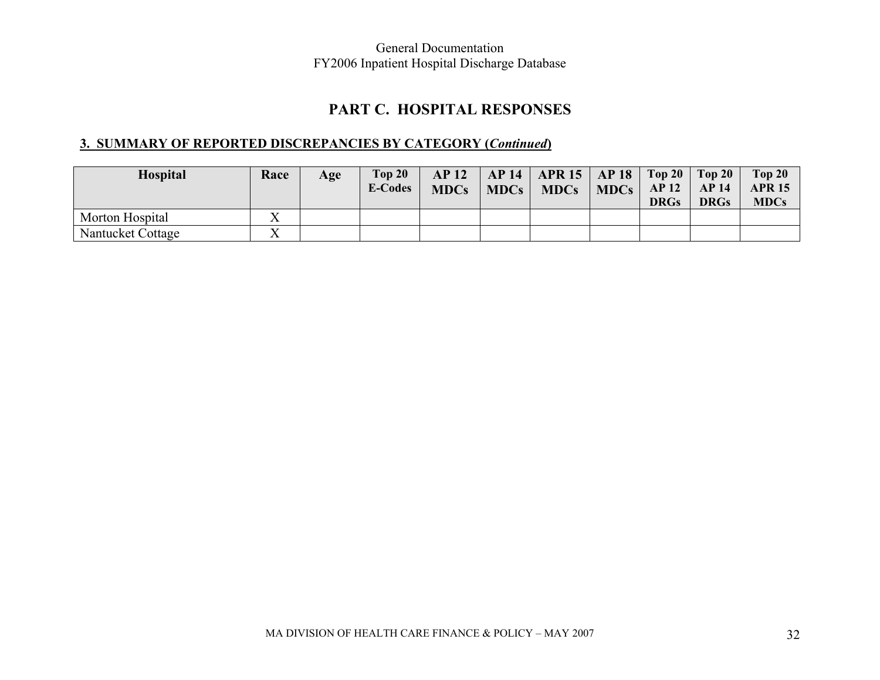## PART C. HOSPITAL RESPONSES

### 3. SUMMARY OF REPORTED DISCREPANCIES BY CATEGORY (*Continued*)

| Hospital | Race | Age | Top 20 E-Codes | AP 12 MDCs | AP 14 MDCs | APR 15 MDCs | AP 18 MDCs | Top 20 AP 12 DRGs | Top 20 AP 14 DRGs | Top 20 APR 15 MDCs |
|---|---|---|---|---|---|---|---|---|---|---|
| Morton Hospital | X | | | | | | | | | |
| Nantucket Cottage | X | | | | | | | | | |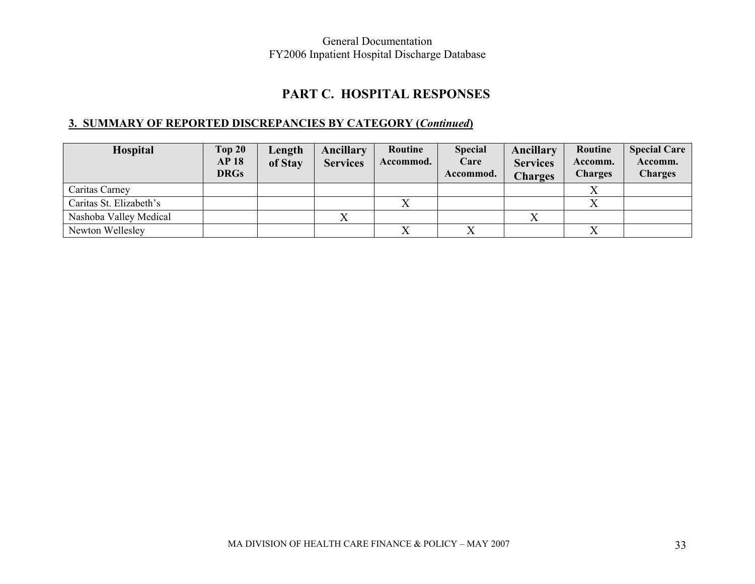## PART C. HOSPITAL RESPONSES

### 3. SUMMARY OF REPORTED DISCREPANCIES BY CATEGORY (*Continued*)

| Hospital | Top 20 AP 18 DRGs | Length of Stay | Ancillary Services | Routine Accommod. | Special Care Accommod. | Ancillary Services Charges | Routine Accomm. Charges | Special Care Accomm. Charges |
|---|---|---|---|---|---|---|---|---|
| Caritas Carney | | | | | | | X | |
| Caritas St. Elizabeth's | | | | X | | | X | |
| Nashoba Valley Medical | | | X | | | X | | |
| Newton Wellesley | | | | X | X | | X | |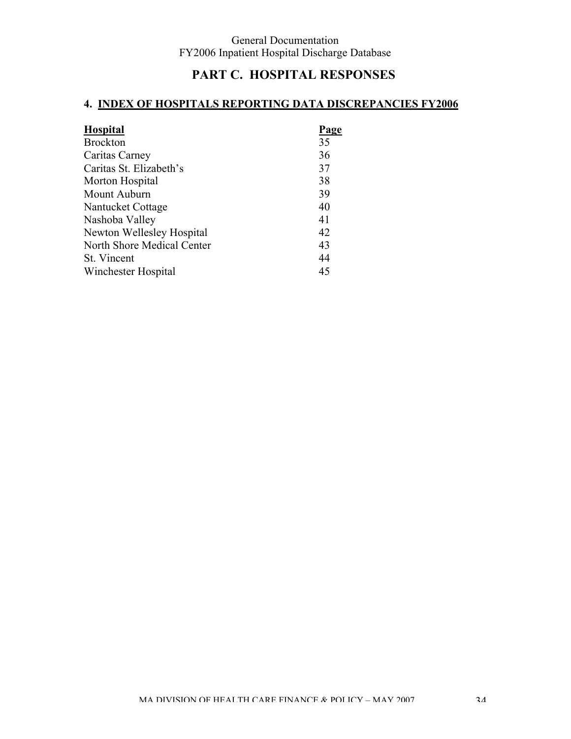## PART C. HOSPITAL RESPONSES

### 4. INDEX OF HOSPITALS REPORTING DATA DISCREPANCIES FY2006

| Hospital | Page |
|---|---|
| Brockton | 35 |
| Caritas Carney | 36 |
| Caritas St. Elizabeth's | 37 |
| Morton Hospital | 38 |
| Mount Auburn | 39 |
| Nantucket Cottage | 40 |
| Nashoba Valley | 41 |
| Newton Wellesley Hospital | 42 |
| North Shore Medical Center | 43 |
| St. Vincent | 44 |
| Winchester Hospital | 45 |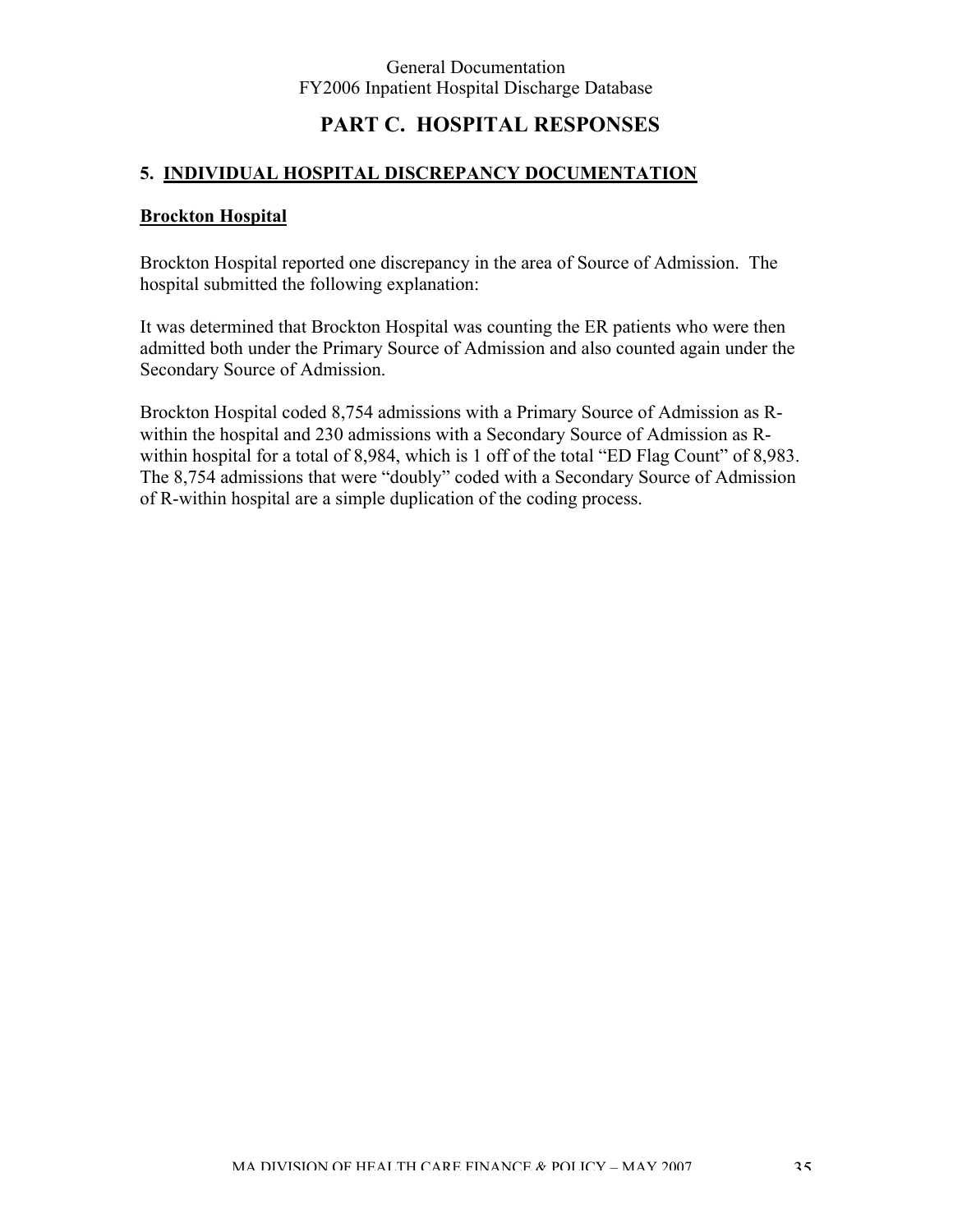# PART C. HOSPITAL RESPONSES

## 5. INDIVIDUAL HOSPITAL DISCREPANCY DOCUMENTATION

### Brockton Hospital

Brockton Hospital reported one discrepancy in the area of Source of Admission. The hospital submitted the following explanation:

It was determined that Brockton Hospital was counting the ER patients who were then admitted both under the Primary Source of Admission and also counted again under the Secondary Source of Admission.

Brockton Hospital coded 8,754 admissions with a Primary Source of Admission as R-within the hospital and 230 admissions with a Secondary Source of Admission as R-within hospital for a total of 8,984, which is 1 off of the total "ED Flag Count" of 8,983. The 8,754 admissions that were "doubly" coded with a Secondary Source of Admission of R-within hospital are a simple duplication of the coding process.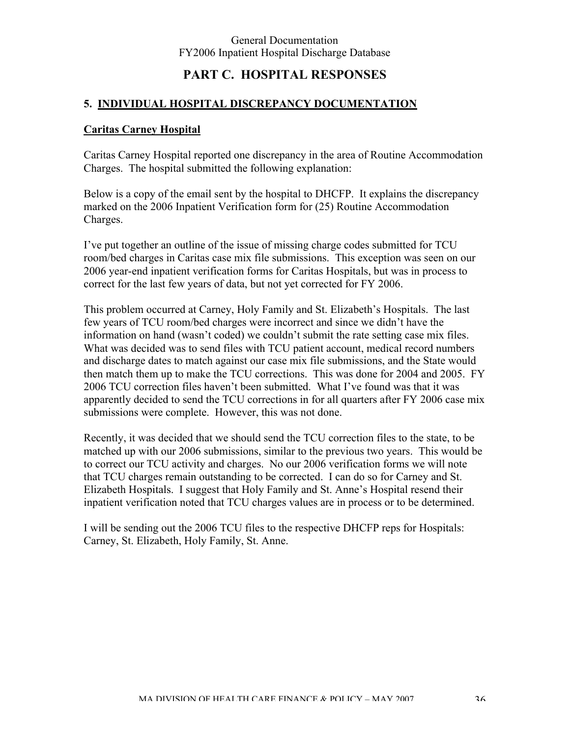# PART C. HOSPITAL RESPONSES

## 5. INDIVIDUAL HOSPITAL DISCREPANCY DOCUMENTATION

### Caritas Carney Hospital

Caritas Carney Hospital reported one discrepancy in the area of Routine Accommodation Charges. The hospital submitted the following explanation:

Below is a copy of the email sent by the hospital to DHCFP. It explains the discrepancy marked on the 2006 Inpatient Verification form for (25) Routine Accommodation Charges.

I've put together an outline of the issue of missing charge codes submitted for TCU room/bed charges in Caritas case mix file submissions. This exception was seen on our 2006 year-end inpatient verification forms for Caritas Hospitals, but was in process to correct for the last few years of data, but not yet corrected for FY 2006.

This problem occurred at Carney, Holy Family and St. Elizabeth's Hospitals. The last few years of TCU room/bed charges were incorrect and since we didn't have the information on hand (wasn't coded) we couldn't submit the rate setting case mix files. What was decided was to send files with TCU patient account, medical record numbers and discharge dates to match against our case mix file submissions, and the State would then match them up to make the TCU corrections. This was done for 2004 and 2005. FY 2006 TCU correction files haven't been submitted. What I've found was that it was apparently decided to send the TCU corrections in for all quarters after FY 2006 case mix submissions were complete. However, this was not done.

Recently, it was decided that we should send the TCU correction files to the state, to be matched up with our 2006 submissions, similar to the previous two years. This would be to correct our TCU activity and charges. No our 2006 verification forms we will note that TCU charges remain outstanding to be corrected. I can do so for Carney and St. Elizabeth Hospitals. I suggest that Holy Family and St. Anne's Hospital resend their inpatient verification noted that TCU charges values are in process or to be determined.

I will be sending out the 2006 TCU files to the respective DHCFP reps for Hospitals: Carney, St. Elizabeth, Holy Family, St. Anne.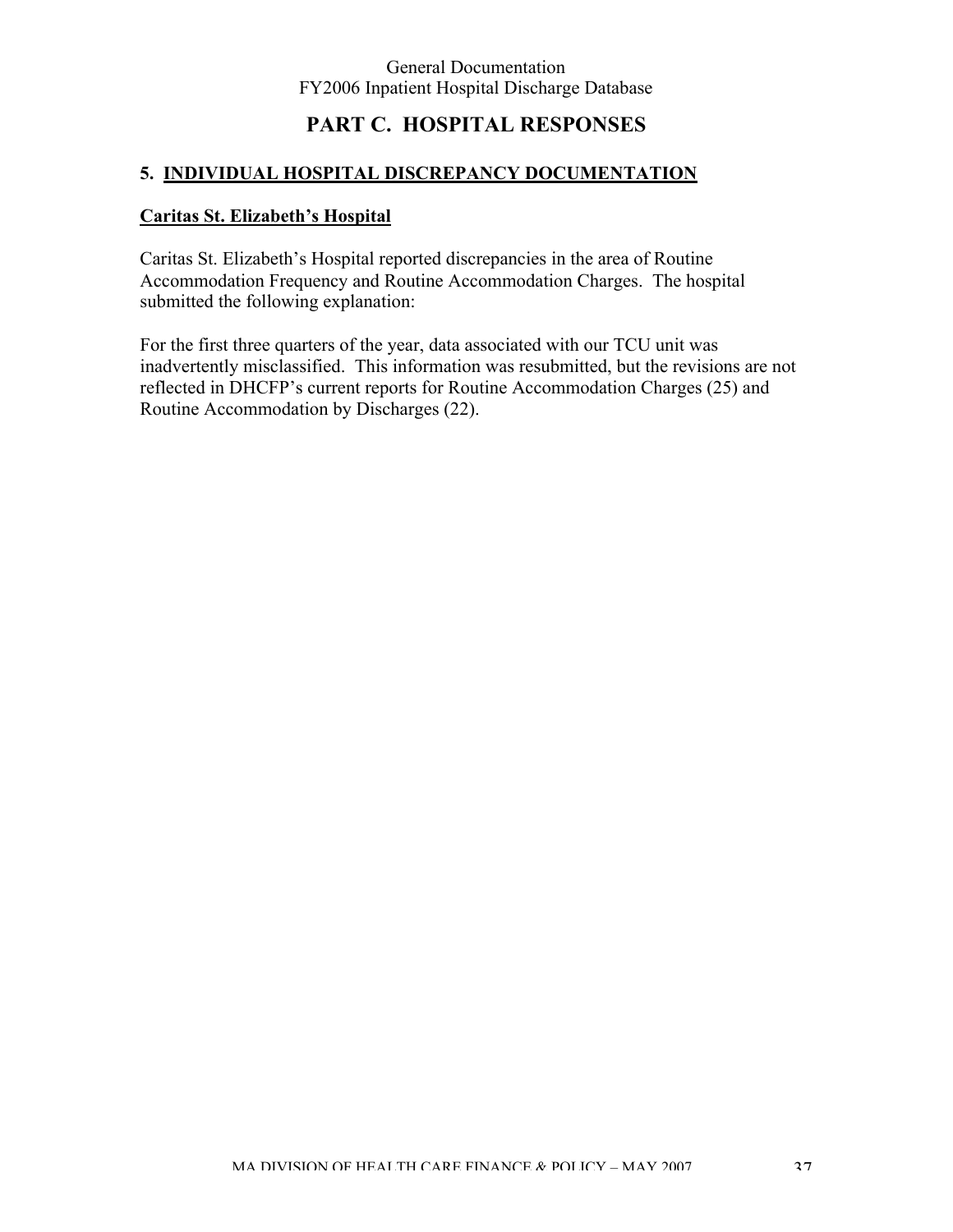# PART C. HOSPITAL RESPONSES

## 5. INDIVIDUAL HOSPITAL DISCREPANCY DOCUMENTATION

### Caritas St. Elizabeth's Hospital

Caritas St. Elizabeth's Hospital reported discrepancies in the area of Routine Accommodation Frequency and Routine Accommodation Charges. The hospital submitted the following explanation:

For the first three quarters of the year, data associated with our TCU unit was inadvertently misclassified. This information was resubmitted, but the revisions are not reflected in DHCFP's current reports for Routine Accommodation Charges (25) and Routine Accommodation by Discharges (22).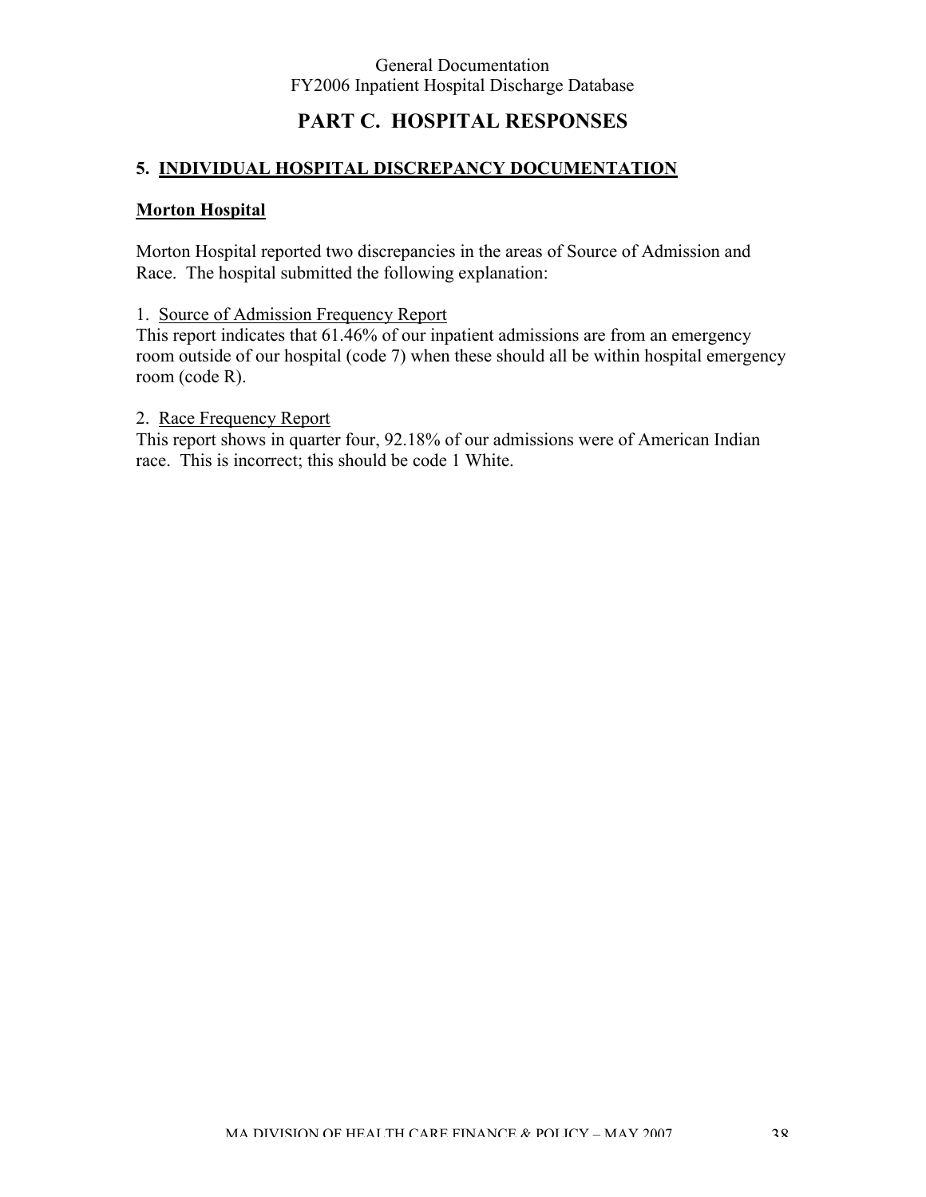# PART C. HOSPITAL RESPONSES

## 5. INDIVIDUAL HOSPITAL DISCREPANCY DOCUMENTATION

### Morton Hospital

Morton Hospital reported two discrepancies in the areas of Source of Admission and Race. The hospital submitted the following explanation:

1. Source of Admission Frequency Report
This report indicates that 61.46% of our inpatient admissions are from an emergency room outside of our hospital (code 7) when these should all be within hospital emergency room (code R).

2. Race Frequency Report
This report shows in quarter four, 92.18% of our admissions were of American Indian race. This is incorrect; this should be code 1 White.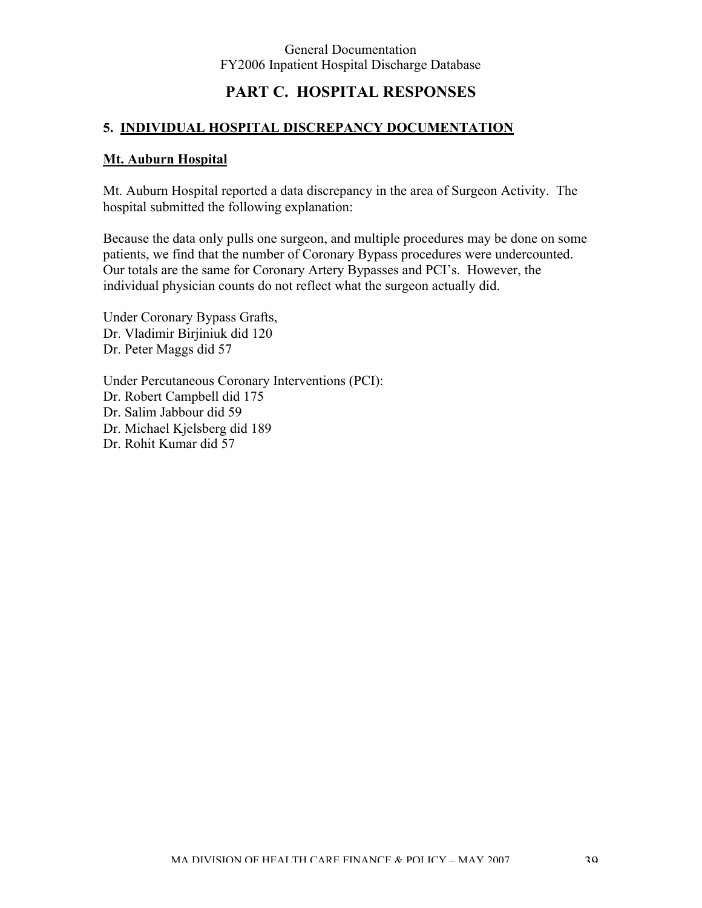# PART C. HOSPITAL RESPONSES

## 5. INDIVIDUAL HOSPITAL DISCREPANCY DOCUMENTATION

### Mt. Auburn Hospital

Mt. Auburn Hospital reported a data discrepancy in the area of Surgeon Activity. The hospital submitted the following explanation:

Because the data only pulls one surgeon, and multiple procedures may be done on some patients, we find that the number of Coronary Bypass procedures were undercounted. Our totals are the same for Coronary Artery Bypasses and PCI's. However, the individual physician counts do not reflect what the surgeon actually did.

Under Coronary Bypass Grafts,
Dr. Vladimir Birjiniuk did 120
Dr. Peter Maggs did 57

Under Percutaneous Coronary Interventions (PCI):
Dr. Robert Campbell did 175
Dr. Salim Jabbour did 59
Dr. Michael Kjelsberg did 189
Dr. Rohit Kumar did 57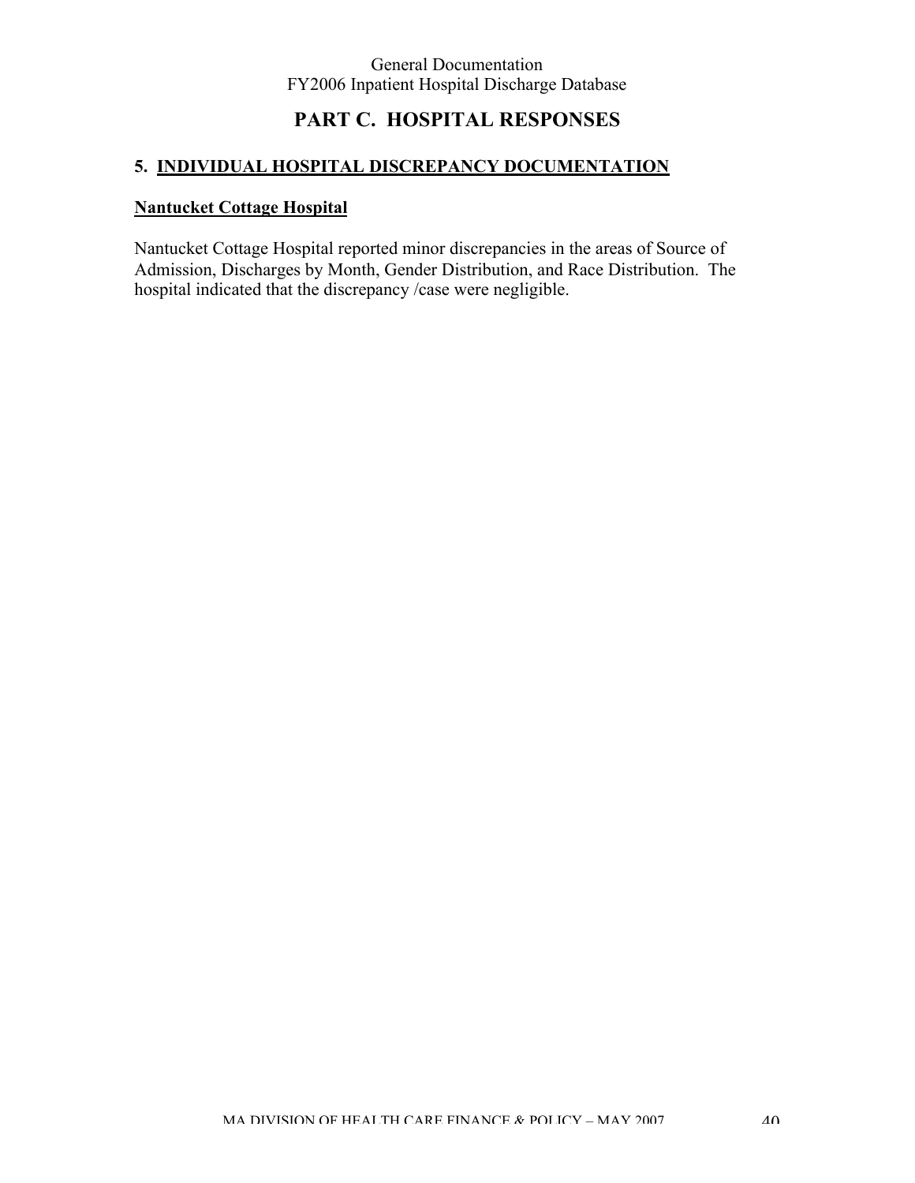# PART C. HOSPITAL RESPONSES

## 5. INDIVIDUAL HOSPITAL DISCREPANCY DOCUMENTATION

### Nantucket Cottage Hospital

Nantucket Cottage Hospital reported minor discrepancies in the areas of Source of Admission, Discharges by Month, Gender Distribution, and Race Distribution. The hospital indicated that the discrepancy /case were negligible.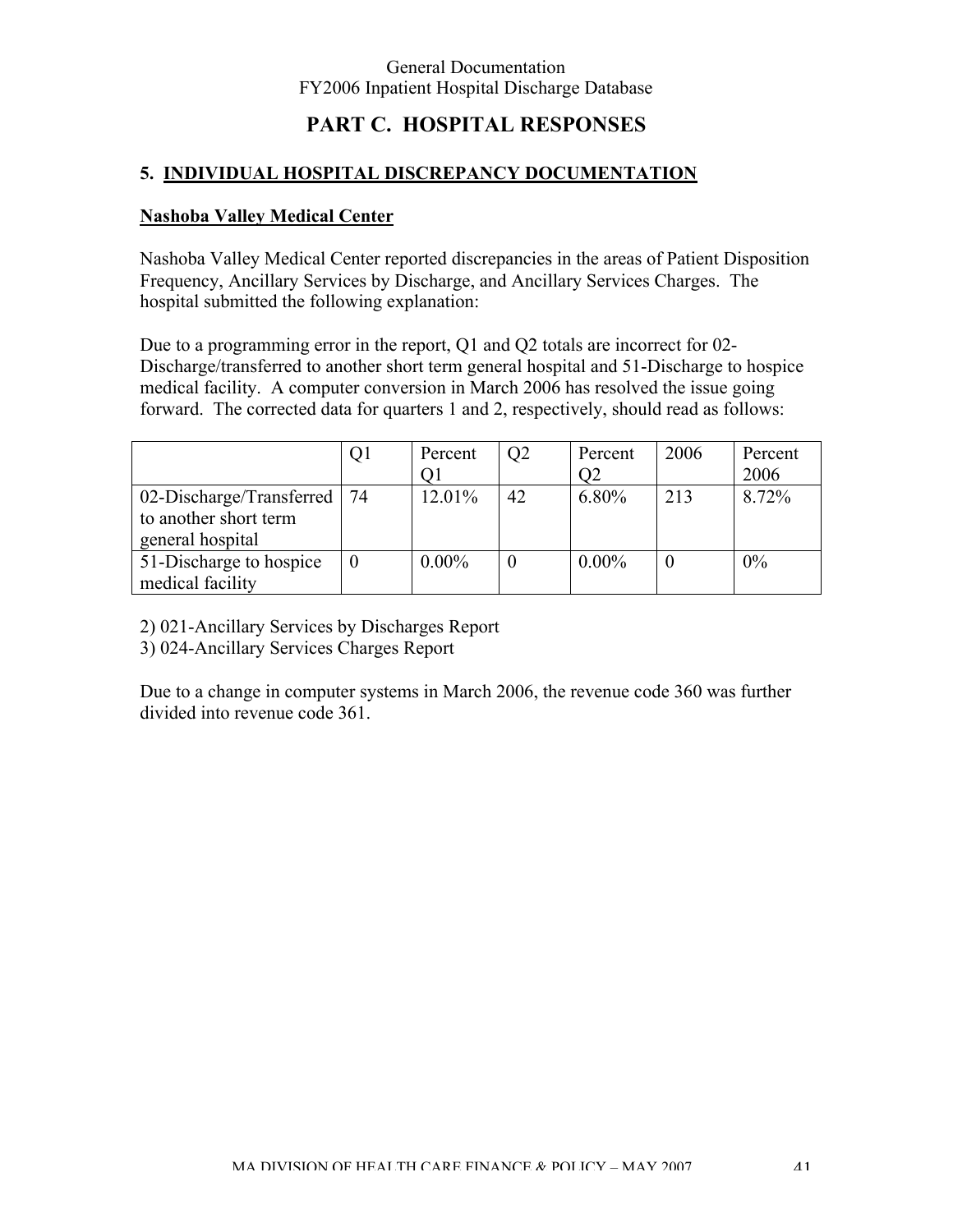# PART C. HOSPITAL RESPONSES

## 5. INDIVIDUAL HOSPITAL DISCREPANCY DOCUMENTATION

### Nashoba Valley Medical Center

Nashoba Valley Medical Center reported discrepancies in the areas of Patient Disposition Frequency, Ancillary Services by Discharge, and Ancillary Services Charges. The hospital submitted the following explanation:

Due to a programming error in the report, Q1 and Q2 totals are incorrect for 02-Discharge/transferred to another short term general hospital and 51-Discharge to hospice medical facility. A computer conversion in March 2006 has resolved the issue going forward. The corrected data for quarters 1 and 2, respectively, should read as follows:

| | Q1 | Percent Q1 | Q2 | Percent Q2 | 2006 | Percent 2006 |
|---|---|---|---|---|---|---|
| 02-Discharge/Transferred to another short term general hospital | 74 | 12.01% | 42 | 6.80% | 213 | 8.72% |
| 51-Discharge to hospice medical facility | 0 | 0.00% | 0 | 0.00% | 0 | 0% |

2) 021-Ancillary Services by Discharges Report

3) 024-Ancillary Services Charges Report

Due to a change in computer systems in March 2006, the revenue code 360 was further divided into revenue code 361.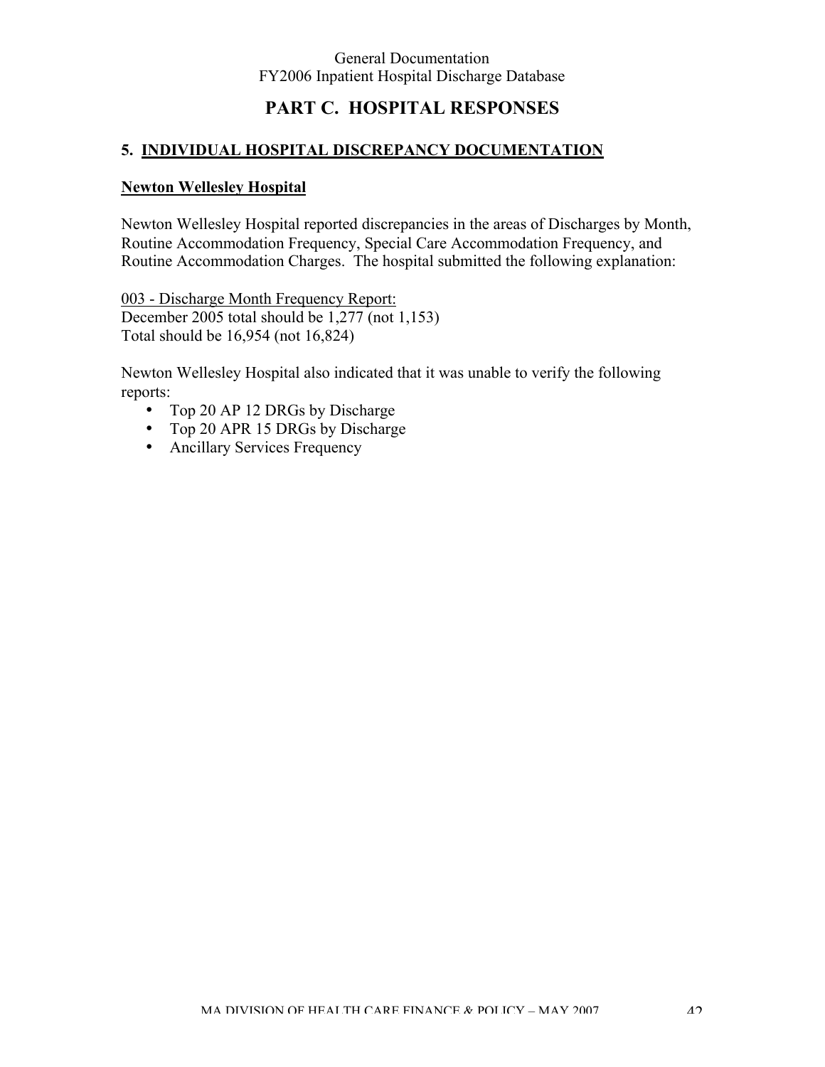# PART C. HOSPITAL RESPONSES

## 5. INDIVIDUAL HOSPITAL DISCREPANCY DOCUMENTATION

### Newton Wellesley Hospital

Newton Wellesley Hospital reported discrepancies in the areas of Discharges by Month, Routine Accommodation Frequency, Special Care Accommodation Frequency, and Routine Accommodation Charges. The hospital submitted the following explanation:

003 - Discharge Month Frequency Report:
December 2005 total should be 1,277 (not 1,153)
Total should be 16,954 (not 16,824)

Newton Wellesley Hospital also indicated that it was unable to verify the following reports:

- Top 20 AP 12 DRGs by Discharge
- Top 20 APR 15 DRGs by Discharge
- Ancillary Services Frequency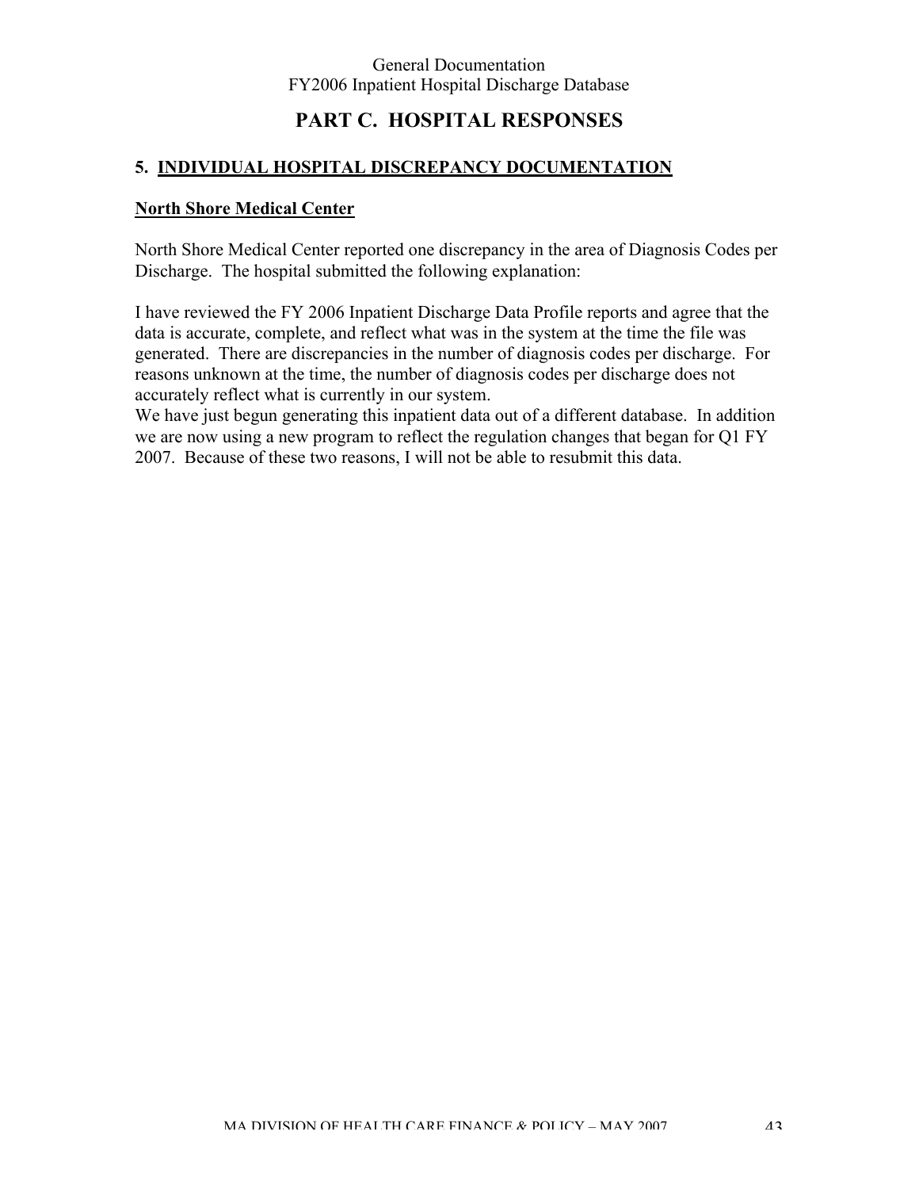# PART C. HOSPITAL RESPONSES

## 5. INDIVIDUAL HOSPITAL DISCREPANCY DOCUMENTATION

### North Shore Medical Center

North Shore Medical Center reported one discrepancy in the area of Diagnosis Codes per Discharge. The hospital submitted the following explanation:

I have reviewed the FY 2006 Inpatient Discharge Data Profile reports and agree that the data is accurate, complete, and reflect what was in the system at the time the file was generated. There are discrepancies in the number of diagnosis codes per discharge. For reasons unknown at the time, the number of diagnosis codes per discharge does not accurately reflect what is currently in our system.

We have just begun generating this inpatient data out of a different database. In addition we are now using a new program to reflect the regulation changes that began for Q1 FY 2007. Because of these two reasons, I will not be able to resubmit this data.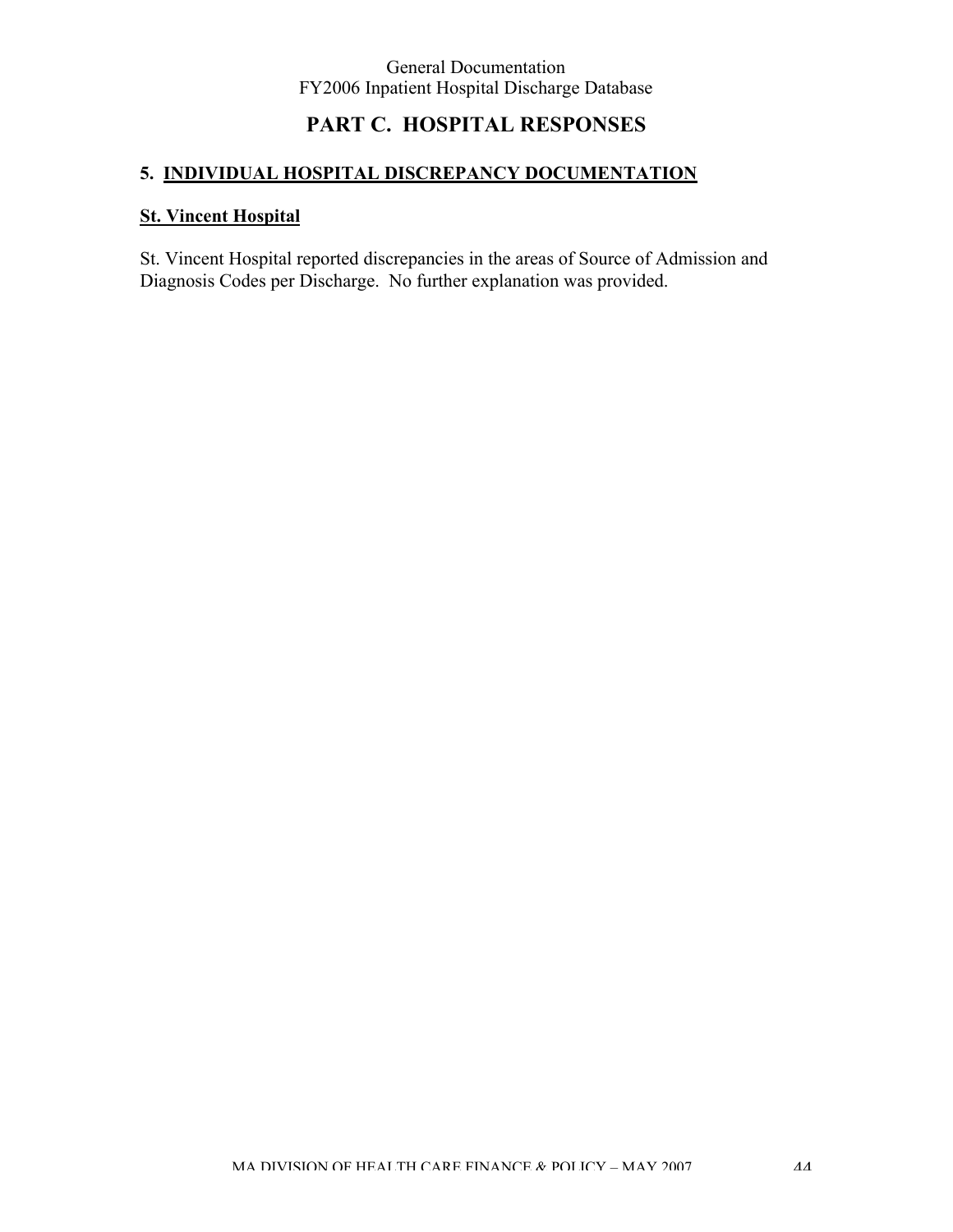# PART C. HOSPITAL RESPONSES

## 5. INDIVIDUAL HOSPITAL DISCREPANCY DOCUMENTATION

### St. Vincent Hospital

St. Vincent Hospital reported discrepancies in the areas of Source of Admission and Diagnosis Codes per Discharge. No further explanation was provided.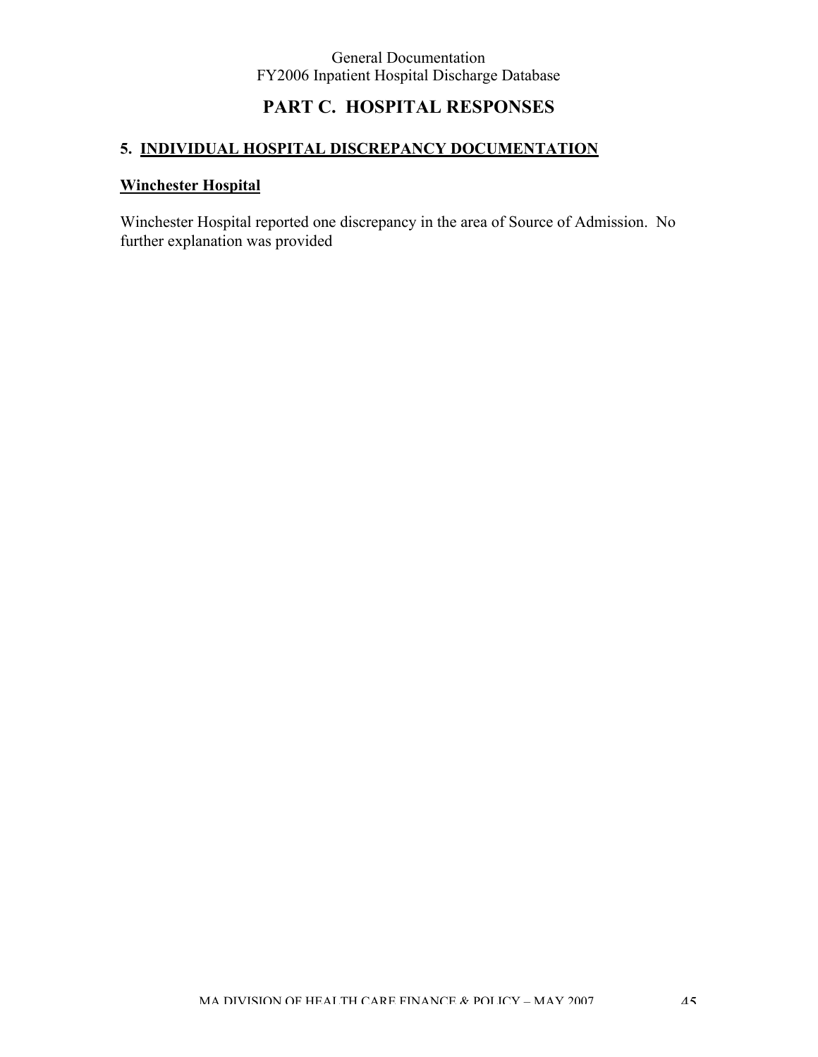# PART C. HOSPITAL RESPONSES

## 5. INDIVIDUAL HOSPITAL DISCREPANCY DOCUMENTATION

### Winchester Hospital

Winchester Hospital reported one discrepancy in the area of Source of Admission. No further explanation was provided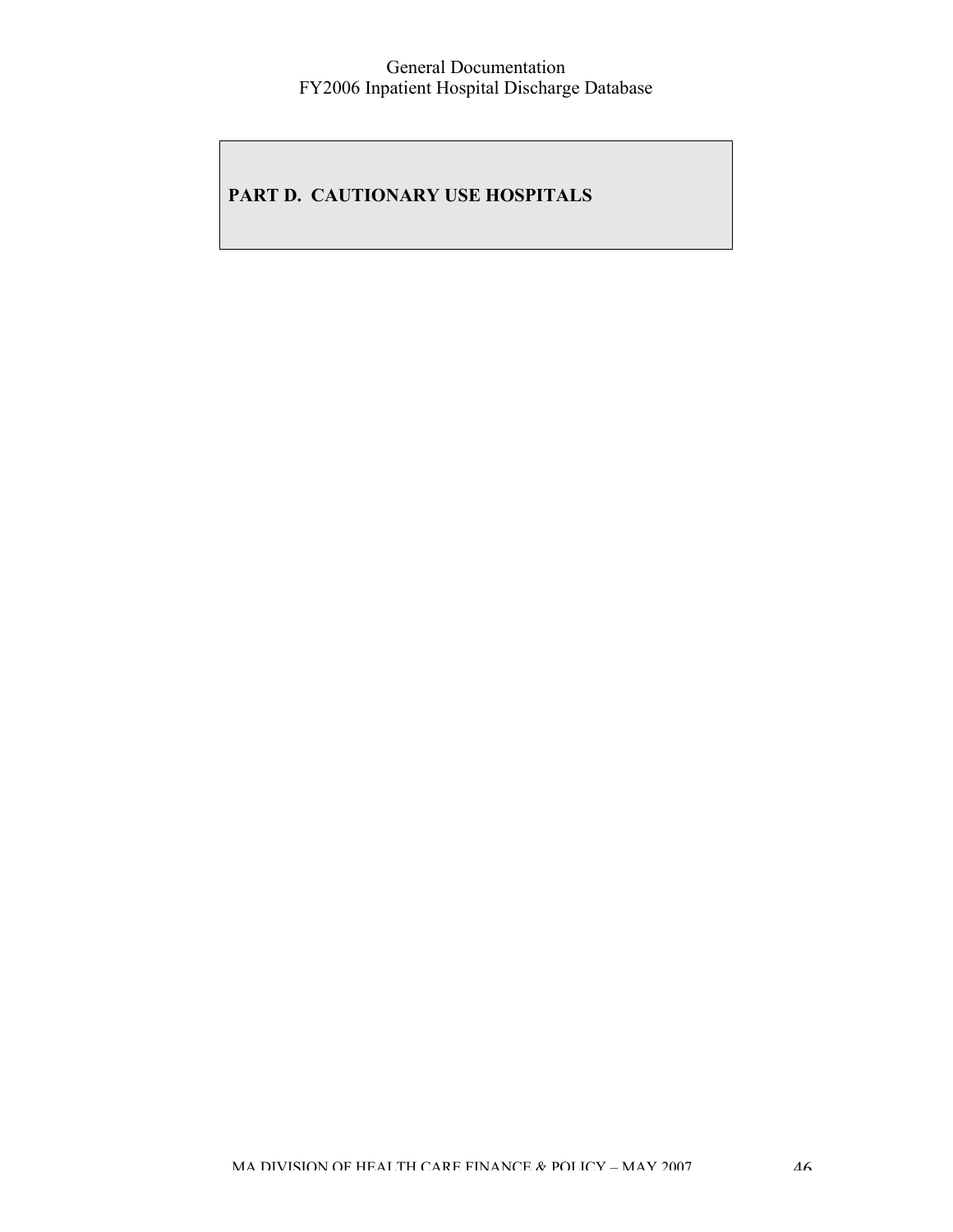# PART D. CAUTIONARY USE HOSPITALS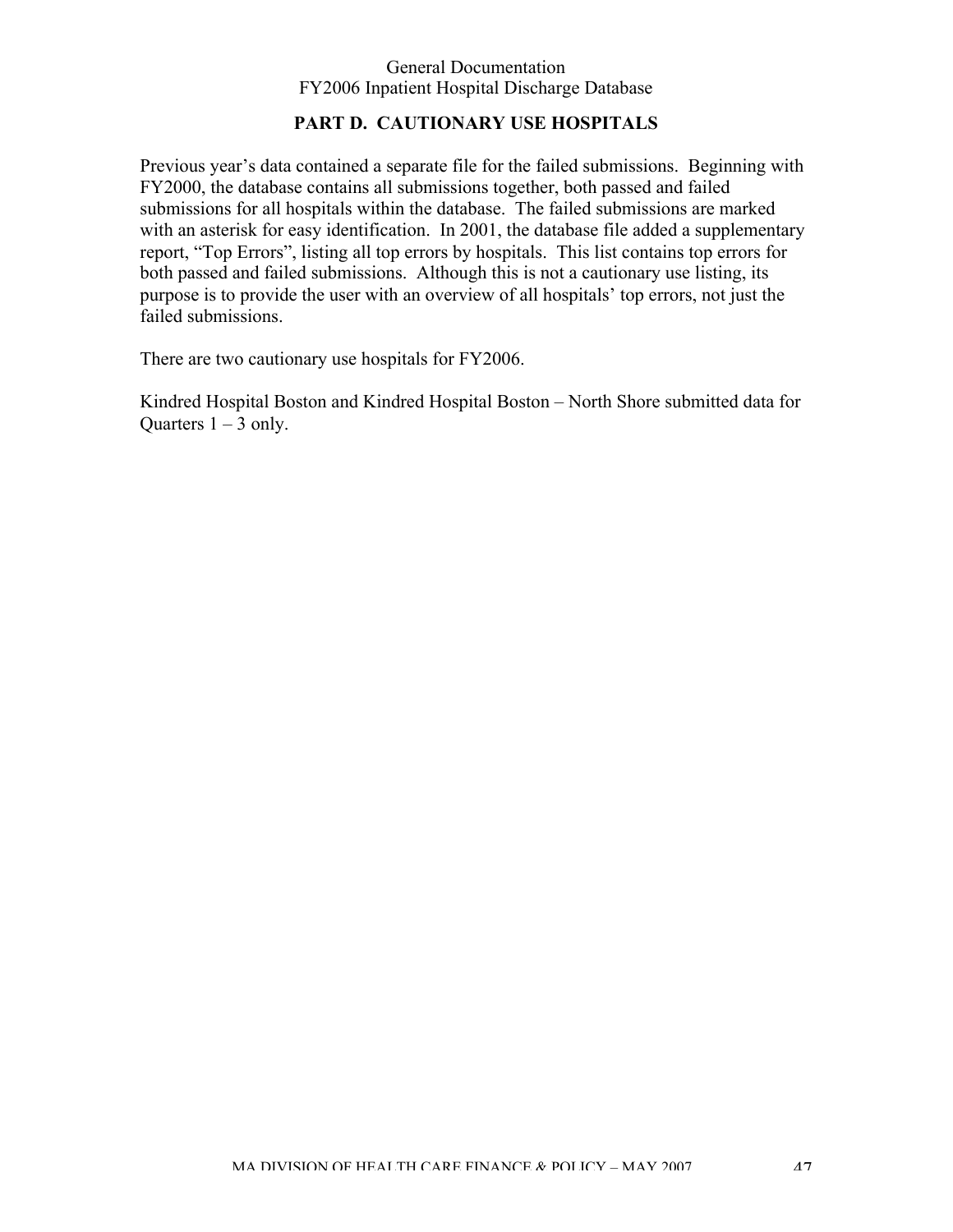## PART D. CAUTIONARY USE HOSPITALS

Previous year's data contained a separate file for the failed submissions. Beginning with FY2000, the database contains all submissions together, both passed and failed submissions for all hospitals within the database. The failed submissions are marked with an asterisk for easy identification. In 2001, the database file added a supplementary report, "Top Errors", listing all top errors by hospitals. This list contains top errors for both passed and failed submissions. Although this is not a cautionary use listing, its purpose is to provide the user with an overview of all hospitals' top errors, not just the failed submissions.

There are two cautionary use hospitals for FY2006.

Kindred Hospital Boston and Kindred Hospital Boston – North Shore submitted data for Quarters 1 – 3 only.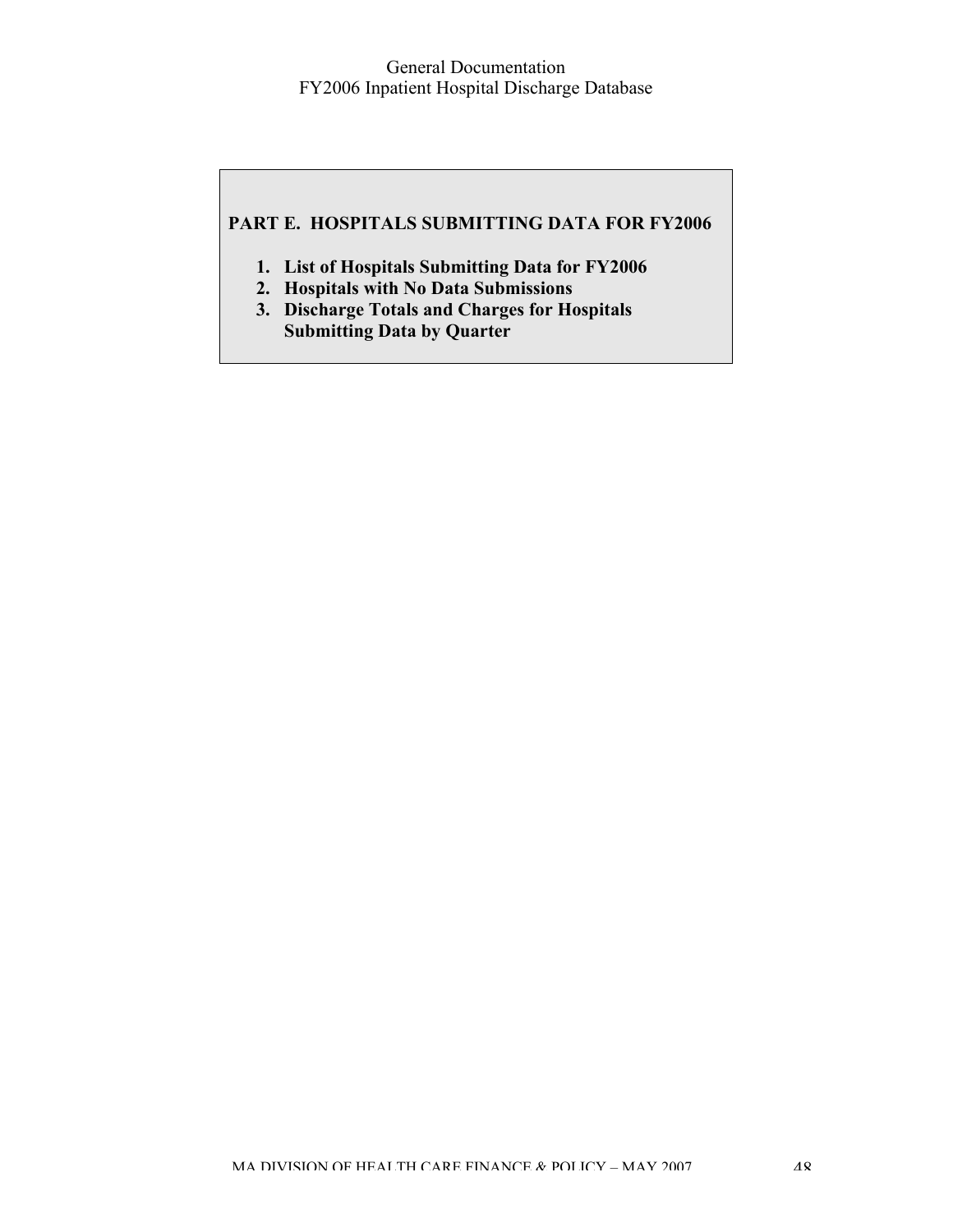## PART E. HOSPITALS SUBMITTING DATA FOR FY2006

1. **List of Hospitals Submitting Data for FY2006**
2. **Hospitals with No Data Submissions**
3. **Discharge Totals and Charges for Hospitals Submitting Data by Quarter**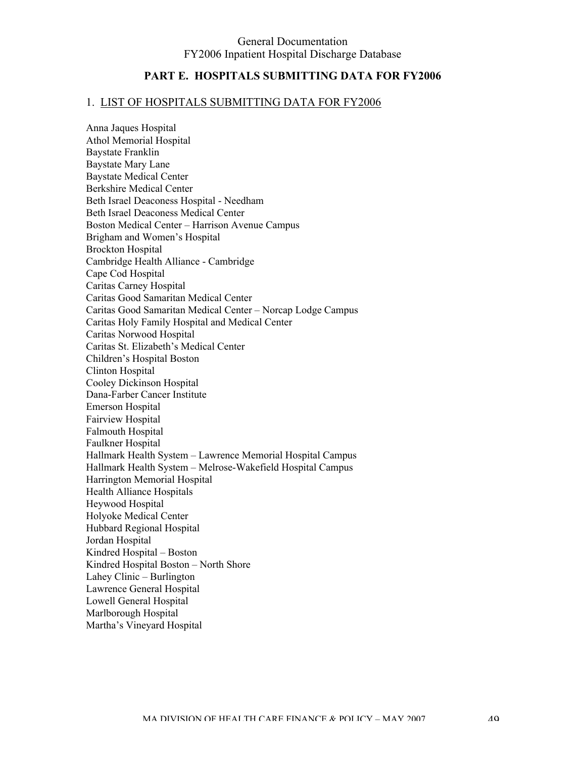General Documentation
FY2006 Inpatient Hospital Discharge Database

## PART E. HOSPITALS SUBMITTING DATA FOR FY2006

### 1. LIST OF HOSPITALS SUBMITTING DATA FOR FY2006

Anna Jaques Hospital
Athol Memorial Hospital
Baystate Franklin
Baystate Mary Lane
Baystate Medical Center
Berkshire Medical Center
Beth Israel Deaconess Hospital - Needham
Beth Israel Deaconess Medical Center
Boston Medical Center – Harrison Avenue Campus
Brigham and Women's Hospital
Brockton Hospital
Cambridge Health Alliance - Cambridge
Cape Cod Hospital
Caritas Carney Hospital
Caritas Good Samaritan Medical Center
Caritas Good Samaritan Medical Center – Norcap Lodge Campus
Caritas Holy Family Hospital and Medical Center
Caritas Norwood Hospital
Caritas St. Elizabeth's Medical Center
Children's Hospital Boston
Clinton Hospital
Cooley Dickinson Hospital
Dana-Farber Cancer Institute
Emerson Hospital
Fairview Hospital
Falmouth Hospital
Faulkner Hospital
Hallmark Health System – Lawrence Memorial Hospital Campus
Hallmark Health System – Melrose-Wakefield Hospital Campus
Harrington Memorial Hospital
Health Alliance Hospitals
Heywood Hospital
Holyoke Medical Center
Hubbard Regional Hospital
Jordan Hospital
Kindred Hospital – Boston
Kindred Hospital Boston – North Shore
Lahey Clinic – Burlington
Lawrence General Hospital
Lowell General Hospital
Marlborough Hospital
Martha's Vineyard Hospital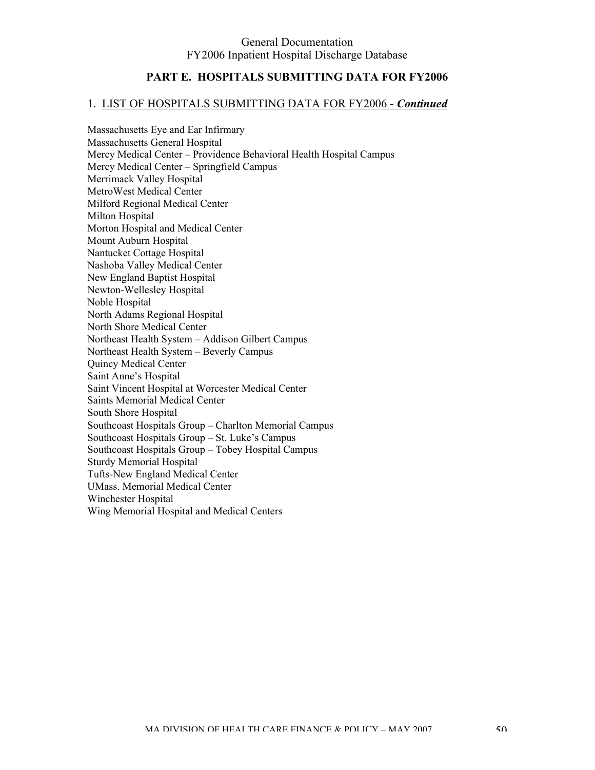## PART E. HOSPITALS SUBMITTING DATA FOR FY2006

### 1. LIST OF HOSPITALS SUBMITTING DATA FOR FY2006 - ***Continued***

Massachusetts Eye and Ear Infirmary
Massachusetts General Hospital
Mercy Medical Center – Providence Behavioral Health Hospital Campus
Mercy Medical Center – Springfield Campus
Merrimack Valley Hospital
MetroWest Medical Center
Milford Regional Medical Center
Milton Hospital
Morton Hospital and Medical Center
Mount Auburn Hospital
Nantucket Cottage Hospital
Nashoba Valley Medical Center
New England Baptist Hospital
Newton-Wellesley Hospital
Noble Hospital
North Adams Regional Hospital
North Shore Medical Center
Northeast Health System – Addison Gilbert Campus
Northeast Health System – Beverly Campus
Quincy Medical Center
Saint Anne's Hospital
Saint Vincent Hospital at Worcester Medical Center
Saints Memorial Medical Center
South Shore Hospital
Southcoast Hospitals Group – Charlton Memorial Campus
Southcoast Hospitals Group – St. Luke's Campus
Southcoast Hospitals Group – Tobey Hospital Campus
Sturdy Memorial Hospital
Tufts-New England Medical Center
UMass. Memorial Medical Center
Winchester Hospital
Wing Memorial Hospital and Medical Centers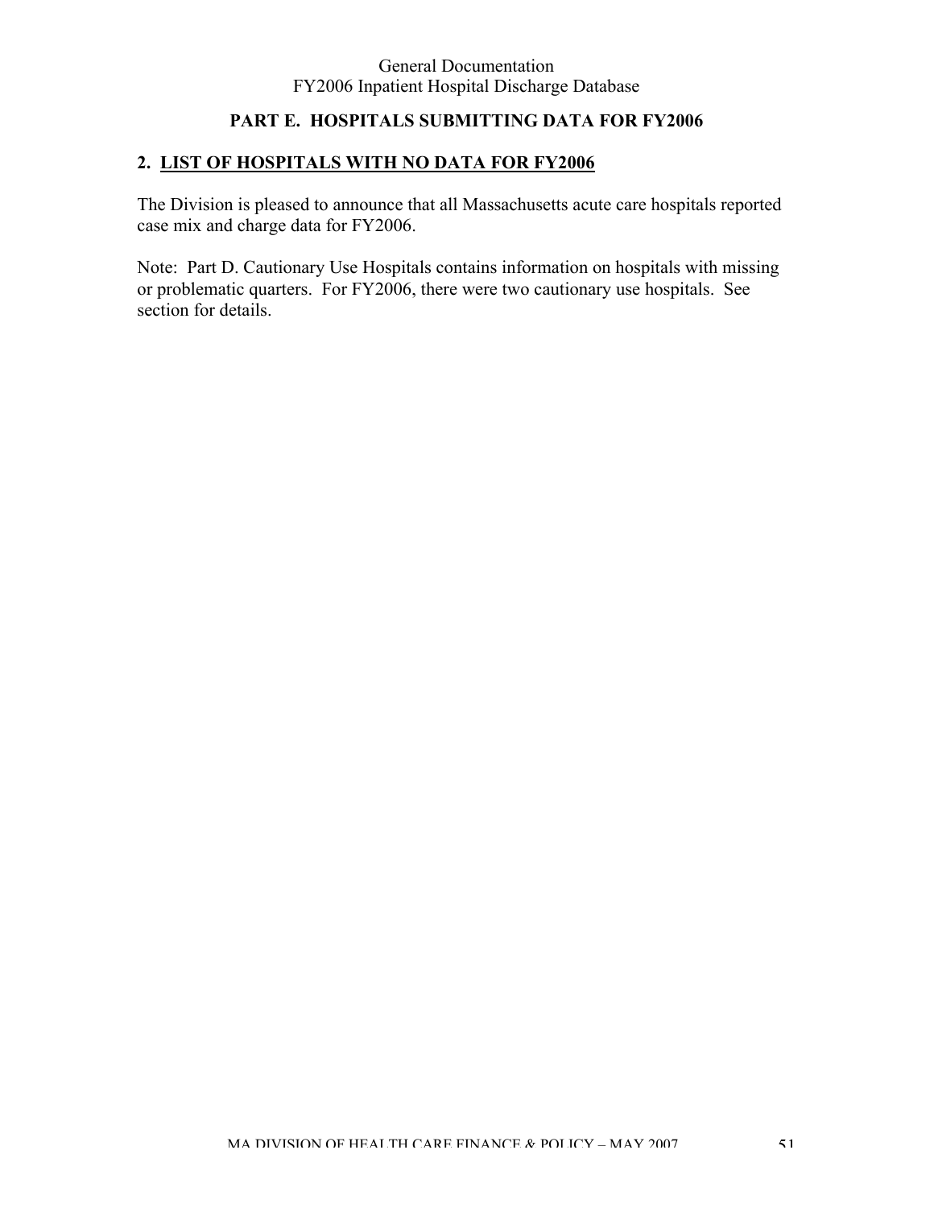## PART E. HOSPITALS SUBMITTING DATA FOR FY2006

### 2. LIST OF HOSPITALS WITH NO DATA FOR FY2006

The Division is pleased to announce that all Massachusetts acute care hospitals reported case mix and charge data for FY2006.

Note: Part D. Cautionary Use Hospitals contains information on hospitals with missing or problematic quarters. For FY2006, there were two cautionary use hospitals. See section for details.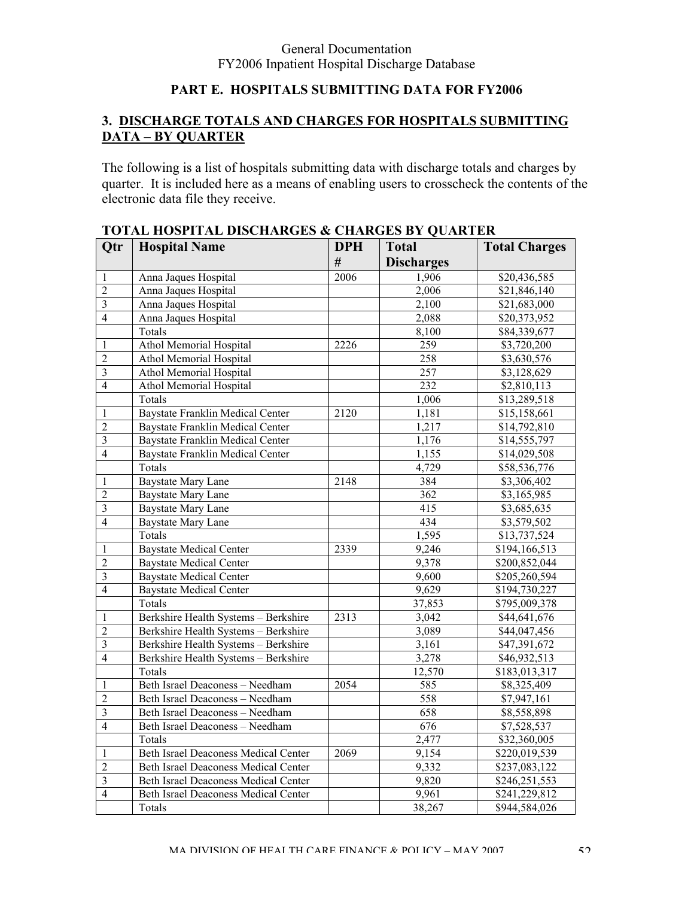## PART E. HOSPITALS SUBMITTING DATA FOR FY2006

### 3. DISCHARGE TOTALS AND CHARGES FOR HOSPITALS SUBMITTING DATA – BY QUARTER

The following is a list of hospitals submitting data with discharge totals and charges by quarter. It is included here as a means of enabling users to crosscheck the contents of the electronic data file they receive.

**TOTAL HOSPITAL DISCHARGES & CHARGES BY QUARTER**

| Qtr | Hospital Name | DPH # | Total Discharges | Total Charges |
|---|---|---|---|---|
| 1 | Anna Jaques Hospital | 2006 | 1,906 | $20,436,585 |
| 2 | Anna Jaques Hospital | | 2,006 | $21,846,140 |
| 3 | Anna Jaques Hospital | | 2,100 | $21,683,000 |
| 4 | Anna Jaques Hospital | | 2,088 | $20,373,952 |
| | Totals | | 8,100 | $84,339,677 |
| 1 | Athol Memorial Hospital | 2226 | 259 | $3,720,200 |
| 2 | Athol Memorial Hospital | | 258 | $3,630,576 |
| 3 | Athol Memorial Hospital | | 257 | $3,128,629 |
| 4 | Athol Memorial Hospital | | 232 | $2,810,113 |
| | Totals | | 1,006 | $13,289,518 |
| 1 | Baystate Franklin Medical Center | 2120 | 1,181 | $15,158,661 |
| 2 | Baystate Franklin Medical Center | | 1,217 | $14,792,810 |
| 3 | Baystate Franklin Medical Center | | 1,176 | $14,555,797 |
| 4 | Baystate Franklin Medical Center | | 1,155 | $14,029,508 |
| | Totals | | 4,729 | $58,536,776 |
| 1 | Baystate Mary Lane | 2148 | 384 | $3,306,402 |
| 2 | Baystate Mary Lane | | 362 | $3,165,985 |
| 3 | Baystate Mary Lane | | 415 | $3,685,635 |
| 4 | Baystate Mary Lane | | 434 | $3,579,502 |
| | Totals | | 1,595 | $13,737,524 |
| 1 | Baystate Medical Center | 2339 | 9,246 | $194,166,513 |
| 2 | Baystate Medical Center | | 9,378 | $200,852,044 |
| 3 | Baystate Medical Center | | 9,600 | $205,260,594 |
| 4 | Baystate Medical Center | | 9,629 | $194,730,227 |
| | Totals | | 37,853 | $795,009,378 |
| 1 | Berkshire Health Systems – Berkshire | 2313 | 3,042 | $44,641,676 |
| 2 | Berkshire Health Systems – Berkshire | | 3,089 | $44,047,456 |
| 3 | Berkshire Health Systems – Berkshire | | 3,161 | $47,391,672 |
| 4 | Berkshire Health Systems – Berkshire | | 3,278 | $46,932,513 |
| | Totals | | 12,570 | $183,013,317 |
| 1 | Beth Israel Deaconess – Needham | 2054 | 585 | $8,325,409 |
| 2 | Beth Israel Deaconess – Needham | | 558 | $7,947,161 |
| 3 | Beth Israel Deaconess – Needham | | 658 | $8,558,898 |
| 4 | Beth Israel Deaconess – Needham | | 676 | $7,528,537 |
| | Totals | | 2,477 | $32,360,005 |
| 1 | Beth Israel Deaconess Medical Center | 2069 | 9,154 | $220,019,539 |
| 2 | Beth Israel Deaconess Medical Center | | 9,332 | $237,083,122 |
| 3 | Beth Israel Deaconess Medical Center | | 9,820 | $246,251,553 |
| 4 | Beth Israel Deaconess Medical Center | | 9,961 | $241,229,812 |
| | Totals | | 38,267 | $944,584,026 |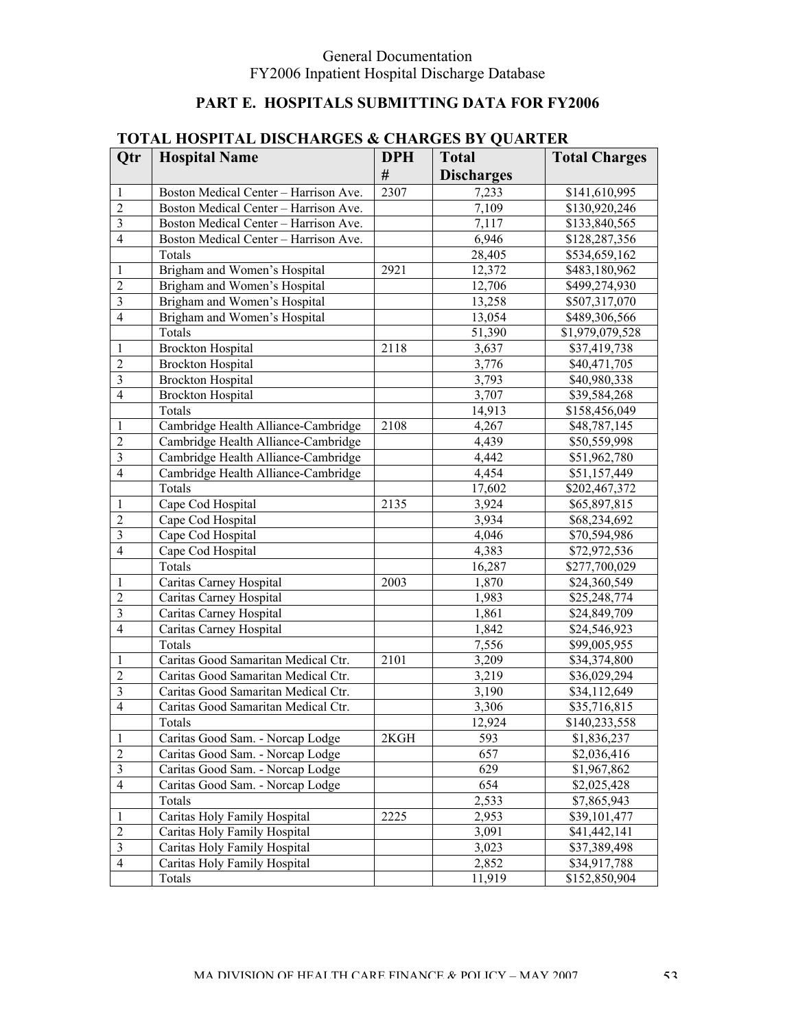General Documentation
FY2006 Inpatient Hospital Discharge Database

## PART E. HOSPITALS SUBMITTING DATA FOR FY2006

### TOTAL HOSPITAL DISCHARGES & CHARGES BY QUARTER

| Qtr | Hospital Name | DPH # | Total Discharges | Total Charges |
|---|---|---|---|---|
| 1 | Boston Medical Center – Harrison Ave. | 2307 | 7,233 | $141,610,995 |
| 2 | Boston Medical Center – Harrison Ave. | | 7,109 | $130,920,246 |
| 3 | Boston Medical Center – Harrison Ave. | | 7,117 | $133,840,565 |
| 4 | Boston Medical Center – Harrison Ave. | | 6,946 | $128,287,356 |
| | Totals | | 28,405 | $534,659,162 |
| 1 | Brigham and Women's Hospital | 2921 | 12,372 | $483,180,962 |
| 2 | Brigham and Women's Hospital | | 12,706 | $499,274,930 |
| 3 | Brigham and Women's Hospital | | 13,258 | $507,317,070 |
| 4 | Brigham and Women's Hospital | | 13,054 | $489,306,566 |
| | Totals | | 51,390 | $1,979,079,528 |
| 1 | Brockton Hospital | 2118 | 3,637 | $37,419,738 |
| 2 | Brockton Hospital | | 3,776 | $40,471,705 |
| 3 | Brockton Hospital | | 3,793 | $40,980,338 |
| 4 | Brockton Hospital | | 3,707 | $39,584,268 |
| | Totals | | 14,913 | $158,456,049 |
| 1 | Cambridge Health Alliance-Cambridge | 2108 | 4,267 | $48,787,145 |
| 2 | Cambridge Health Alliance-Cambridge | | 4,439 | $50,559,998 |
| 3 | Cambridge Health Alliance-Cambridge | | 4,442 | $51,962,780 |
| 4 | Cambridge Health Alliance-Cambridge | | 4,454 | $51,157,449 |
| | Totals | | 17,602 | $202,467,372 |
| 1 | Cape Cod Hospital | 2135 | 3,924 | $65,897,815 |
| 2 | Cape Cod Hospital | | 3,934 | $68,234,692 |
| 3 | Cape Cod Hospital | | 4,046 | $70,594,986 |
| 4 | Cape Cod Hospital | | 4,383 | $72,972,536 |
| | Totals | | 16,287 | $277,700,029 |
| 1 | Caritas Carney Hospital | 2003 | 1,870 | $24,360,549 |
| 2 | Caritas Carney Hospital | | 1,983 | $25,248,774 |
| 3 | Caritas Carney Hospital | | 1,861 | $24,849,709 |
| 4 | Caritas Carney Hospital | | 1,842 | $24,546,923 |
| | Totals | | 7,556 | $99,005,955 |
| 1 | Caritas Good Samaritan Medical Ctr. | 2101 | 3,209 | $34,374,800 |
| 2 | Caritas Good Samaritan Medical Ctr. | | 3,219 | $36,029,294 |
| 3 | Caritas Good Samaritan Medical Ctr. | | 3,190 | $34,112,649 |
| 4 | Caritas Good Samaritan Medical Ctr. | | 3,306 | $35,716,815 |
| | Totals | | 12,924 | $140,233,558 |
| 1 | Caritas Good Sam. - Norcap Lodge | 2KGH | 593 | $1,836,237 |
| 2 | Caritas Good Sam. - Norcap Lodge | | 657 | $2,036,416 |
| 3 | Caritas Good Sam. - Norcap Lodge | | 629 | $1,967,862 |
| 4 | Caritas Good Sam. - Norcap Lodge | | 654 | $2,025,428 |
| | Totals | | 2,533 | $7,865,943 |
| 1 | Caritas Holy Family Hospital | 2225 | 2,953 | $39,101,477 |
| 2 | Caritas Holy Family Hospital | | 3,091 | $41,442,141 |
| 3 | Caritas Holy Family Hospital | | 3,023 | $37,389,498 |
| 4 | Caritas Holy Family Hospital | | 2,852 | $34,917,788 |
| | Totals | | 11,919 | $152,850,904 |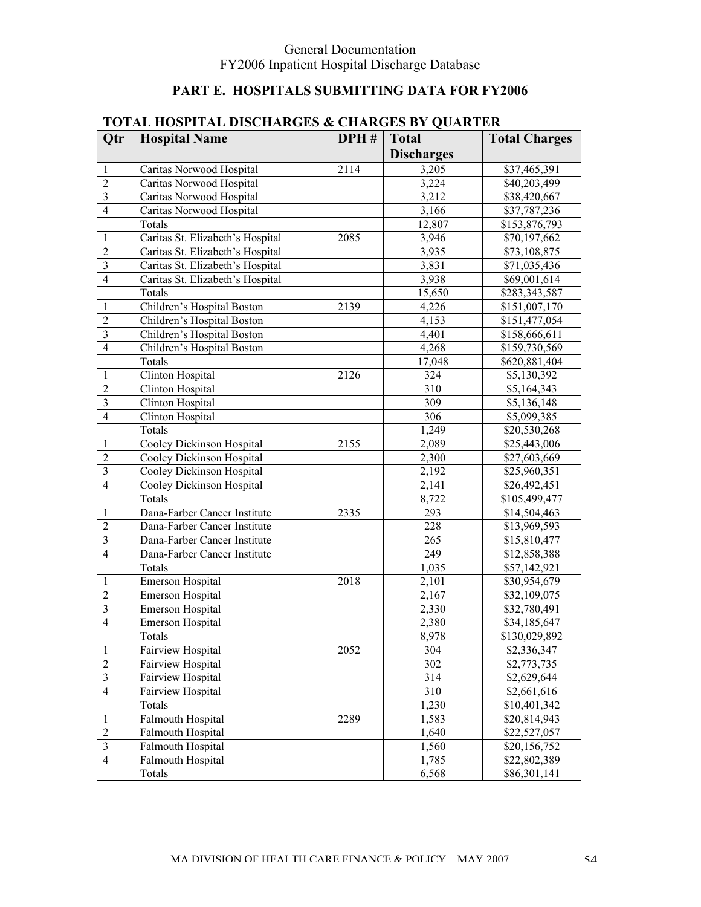## PART E. HOSPITALS SUBMITTING DATA FOR FY2006

### TOTAL HOSPITAL DISCHARGES & CHARGES BY QUARTER

| Qtr | Hospital Name | DPH # | Total Discharges | Total Charges |
|---|---|---|---|---|
| 1 | Caritas Norwood Hospital | 2114 | 3,205 | $37,465,391 |
| 2 | Caritas Norwood Hospital | | 3,224 | $40,203,499 |
| 3 | Caritas Norwood Hospital | | 3,212 | $38,420,667 |
| 4 | Caritas Norwood Hospital | | 3,166 | $37,787,236 |
| | Totals | | 12,807 | $153,876,793 |
| 1 | Caritas St. Elizabeth's Hospital | 2085 | 3,946 | $70,197,662 |
| 2 | Caritas St. Elizabeth's Hospital | | 3,935 | $73,108,875 |
| 3 | Caritas St. Elizabeth's Hospital | | 3,831 | $71,035,436 |
| 4 | Caritas St. Elizabeth's Hospital | | 3,938 | $69,001,614 |
| | Totals | | 15,650 | $283,343,587 |
| 1 | Children's Hospital Boston | 2139 | 4,226 | $151,007,170 |
| 2 | Children's Hospital Boston | | 4,153 | $151,477,054 |
| 3 | Children's Hospital Boston | | 4,401 | $158,666,611 |
| 4 | Children's Hospital Boston | | 4,268 | $159,730,569 |
| | Totals | | 17,048 | $620,881,404 |
| 1 | Clinton Hospital | 2126 | 324 | $5,130,392 |
| 2 | Clinton Hospital | | 310 | $5,164,343 |
| 3 | Clinton Hospital | | 309 | $5,136,148 |
| 4 | Clinton Hospital | | 306 | $5,099,385 |
| | Totals | | 1,249 | $20,530,268 |
| 1 | Cooley Dickinson Hospital | 2155 | 2,089 | $25,443,006 |
| 2 | Cooley Dickinson Hospital | | 2,300 | $27,603,669 |
| 3 | Cooley Dickinson Hospital | | 2,192 | $25,960,351 |
| 4 | Cooley Dickinson Hospital | | 2,141 | $26,492,451 |
| | Totals | | 8,722 | $105,499,477 |
| 1 | Dana-Farber Cancer Institute | 2335 | 293 | $14,504,463 |
| 2 | Dana-Farber Cancer Institute | | 228 | $13,969,593 |
| 3 | Dana-Farber Cancer Institute | | 265 | $15,810,477 |
| 4 | Dana-Farber Cancer Institute | | 249 | $12,858,388 |
| | Totals | | 1,035 | $57,142,921 |
| 1 | Emerson Hospital | 2018 | 2,101 | $30,954,679 |
| 2 | Emerson Hospital | | 2,167 | $32,109,075 |
| 3 | Emerson Hospital | | 2,330 | $32,780,491 |
| 4 | Emerson Hospital | | 2,380 | $34,185,647 |
| | Totals | | 8,978 | $130,029,892 |
| 1 | Fairview Hospital | 2052 | 304 | $2,336,347 |
| 2 | Fairview Hospital | | 302 | $2,773,735 |
| 3 | Fairview Hospital | | 314 | $2,629,644 |
| 4 | Fairview Hospital | | 310 | $2,661,616 |
| | Totals | | 1,230 | $10,401,342 |
| 1 | Falmouth Hospital | 2289 | 1,583 | $20,814,943 |
| 2 | Falmouth Hospital | | 1,640 | $22,527,057 |
| 3 | Falmouth Hospital | | 1,560 | $20,156,752 |
| 4 | Falmouth Hospital | | 1,785 | $22,802,389 |
| | Totals | | 6,568 | $86,301,141 |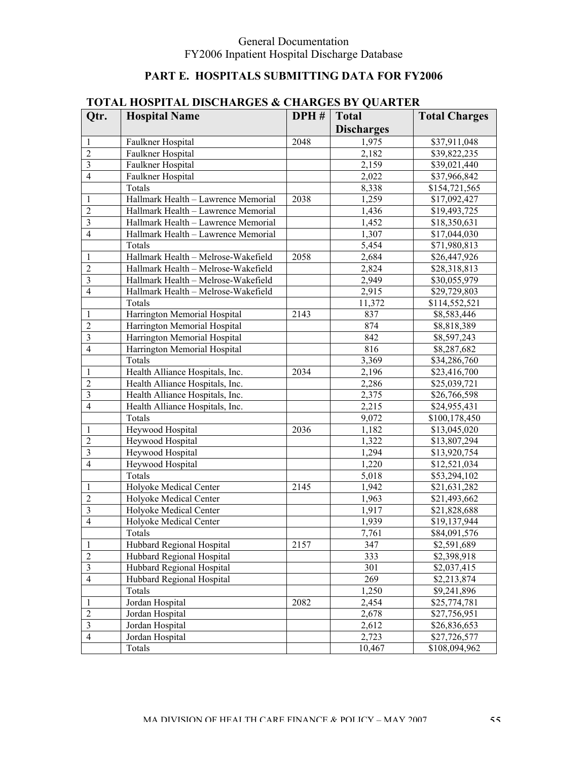## PART E. HOSPITALS SUBMITTING DATA FOR FY2006

### TOTAL HOSPITAL DISCHARGES & CHARGES BY QUARTER

| Qtr. | Hospital Name | DPH # | Total Discharges | Total Charges |
|---|---|---|---|---|
| 1 | Faulkner Hospital | 2048 | 1,975 | $37,911,048 |
| 2 | Faulkner Hospital | | 2,182 | $39,822,235 |
| 3 | Faulkner Hospital | | 2,159 | $39,021,440 |
| 4 | Faulkner Hospital | | 2,022 | $37,966,842 |
| | Totals | | 8,338 | $154,721,565 |
| 1 | Hallmark Health – Lawrence Memorial | 2038 | 1,259 | $17,092,427 |
| 2 | Hallmark Health – Lawrence Memorial | | 1,436 | $19,493,725 |
| 3 | Hallmark Health – Lawrence Memorial | | 1,452 | $18,350,631 |
| 4 | Hallmark Health – Lawrence Memorial | | 1,307 | $17,044,030 |
| | Totals | | 5,454 | $71,980,813 |
| 1 | Hallmark Health – Melrose-Wakefield | 2058 | 2,684 | $26,447,926 |
| 2 | Hallmark Health – Melrose-Wakefield | | 2,824 | $28,318,813 |
| 3 | Hallmark Health – Melrose-Wakefield | | 2,949 | $30,055,979 |
| 4 | Hallmark Health – Melrose-Wakefield | | 2,915 | $29,729,803 |
| | Totals | | 11,372 | $114,552,521 |
| 1 | Harrington Memorial Hospital | 2143 | 837 | $8,583,446 |
| 2 | Harrington Memorial Hospital | | 874 | $8,818,389 |
| 3 | Harrington Memorial Hospital | | 842 | $8,597,243 |
| 4 | Harrington Memorial Hospital | | 816 | $8,287,682 |
| | Totals | | 3,369 | $34,286,760 |
| 1 | Health Alliance Hospitals, Inc. | 2034 | 2,196 | $23,416,700 |
| 2 | Health Alliance Hospitals, Inc. | | 2,286 | $25,039,721 |
| 3 | Health Alliance Hospitals, Inc. | | 2,375 | $26,766,598 |
| 4 | Health Alliance Hospitals, Inc. | | 2,215 | $24,955,431 |
| | Totals | | 9,072 | $100,178,450 |
| 1 | Heywood Hospital | 2036 | 1,182 | $13,045,020 |
| 2 | Heywood Hospital | | 1,322 | $13,807,294 |
| 3 | Heywood Hospital | | 1,294 | $13,920,754 |
| 4 | Heywood Hospital | | 1,220 | $12,521,034 |
| | Totals | | 5,018 | $53,294,102 |
| 1 | Holyoke Medical Center | 2145 | 1,942 | $21,631,282 |
| 2 | Holyoke Medical Center | | 1,963 | $21,493,662 |
| 3 | Holyoke Medical Center | | 1,917 | $21,828,688 |
| 4 | Holyoke Medical Center | | 1,939 | $19,137,944 |
| | Totals | | 7,761 | $84,091,576 |
| 1 | Hubbard Regional Hospital | 2157 | 347 | $2,591,689 |
| 2 | Hubbard Regional Hospital | | 333 | $2,398,918 |
| 3 | Hubbard Regional Hospital | | 301 | $2,037,415 |
| 4 | Hubbard Regional Hospital | | 269 | $2,213,874 |
| | Totals | | 1,250 | $9,241,896 |
| 1 | Jordan Hospital | 2082 | 2,454 | $25,774,781 |
| 2 | Jordan Hospital | | 2,678 | $27,756,951 |
| 3 | Jordan Hospital | | 2,612 | $26,836,653 |
| 4 | Jordan Hospital | | 2,723 | $27,726,577 |
| | Totals | | 10,467 | $108,094,962 |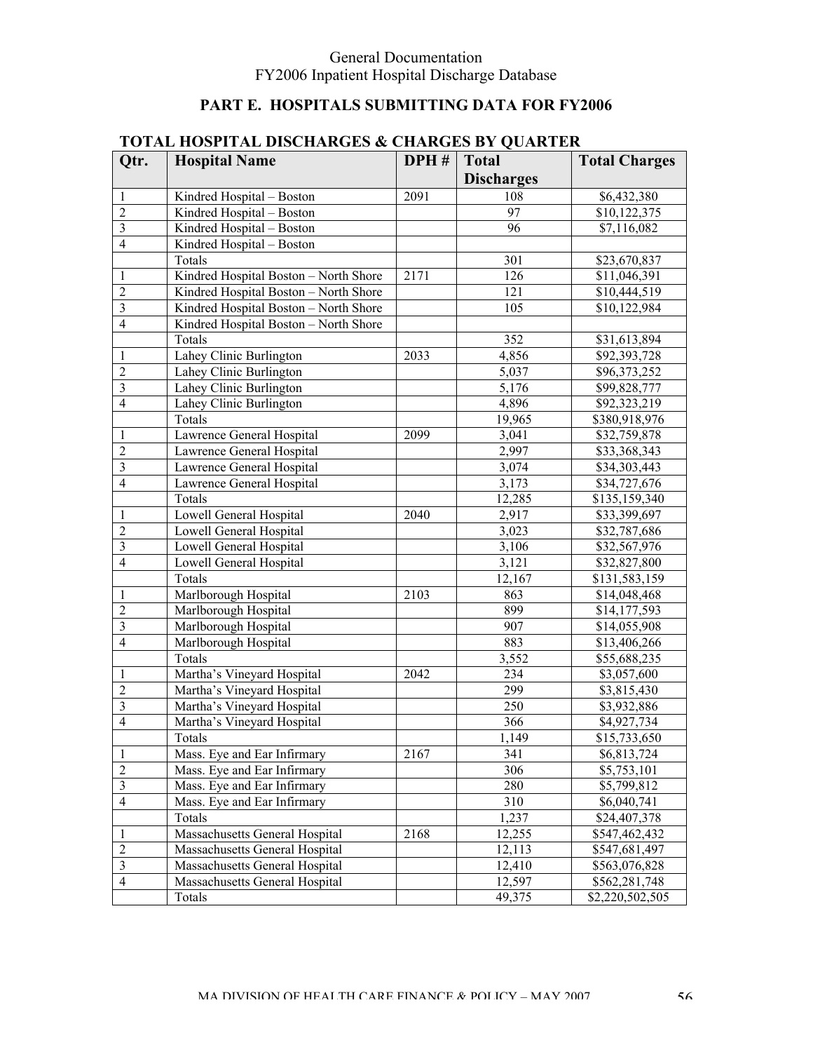## PART E. HOSPITALS SUBMITTING DATA FOR FY2006

### TOTAL HOSPITAL DISCHARGES & CHARGES BY QUARTER

| Qtr. | Hospital Name | DPH # | Total Discharges | Total Charges |
|---|---|---|---|---|
| 1 | Kindred Hospital – Boston | 2091 | 108 | $6,432,380 |
| 2 | Kindred Hospital – Boston | | 97 | $10,122,375 |
| 3 | Kindred Hospital – Boston | | 96 | $7,116,082 |
| 4 | Kindred Hospital – Boston | | | |
| | Totals | | 301 | $23,670,837 |
| 1 | Kindred Hospital Boston – North Shore | 2171 | 126 | $11,046,391 |
| 2 | Kindred Hospital Boston – North Shore | | 121 | $10,444,519 |
| 3 | Kindred Hospital Boston – North Shore | | 105 | $10,122,984 |
| 4 | Kindred Hospital Boston – North Shore | | | |
| | Totals | | 352 | $31,613,894 |
| 1 | Lahey Clinic Burlington | 2033 | 4,856 | $92,393,728 |
| 2 | Lahey Clinic Burlington | | 5,037 | $96,373,252 |
| 3 | Lahey Clinic Burlington | | 5,176 | $99,828,777 |
| 4 | Lahey Clinic Burlington | | 4,896 | $92,323,219 |
| | Totals | | 19,965 | $380,918,976 |
| 1 | Lawrence General Hospital | 2099 | 3,041 | $32,759,878 |
| 2 | Lawrence General Hospital | | 2,997 | $33,368,343 |
| 3 | Lawrence General Hospital | | 3,074 | $34,303,443 |
| 4 | Lawrence General Hospital | | 3,173 | $34,727,676 |
| | Totals | | 12,285 | $135,159,340 |
| 1 | Lowell General Hospital | 2040 | 2,917 | $33,399,697 |
| 2 | Lowell General Hospital | | 3,023 | $32,787,686 |
| 3 | Lowell General Hospital | | 3,106 | $32,567,976 |
| 4 | Lowell General Hospital | | 3,121 | $32,827,800 |
| | Totals | | 12,167 | $131,583,159 |
| 1 | Marlborough Hospital | 2103 | 863 | $14,048,468 |
| 2 | Marlborough Hospital | | 899 | $14,177,593 |
| 3 | Marlborough Hospital | | 907 | $14,055,908 |
| 4 | Marlborough Hospital | | 883 | $13,406,266 |
| | Totals | | 3,552 | $55,688,235 |
| 1 | Martha's Vineyard Hospital | 2042 | 234 | $3,057,600 |
| 2 | Martha's Vineyard Hospital | | 299 | $3,815,430 |
| 3 | Martha's Vineyard Hospital | | 250 | $3,932,886 |
| 4 | Martha's Vineyard Hospital | | 366 | $4,927,734 |
| | Totals | | 1,149 | $15,733,650 |
| 1 | Mass. Eye and Ear Infirmary | 2167 | 341 | $6,813,724 |
| 2 | Mass. Eye and Ear Infirmary | | 306 | $5,753,101 |
| 3 | Mass. Eye and Ear Infirmary | | 280 | $5,799,812 |
| 4 | Mass. Eye and Ear Infirmary | | 310 | $6,040,741 |
| | Totals | | 1,237 | $24,407,378 |
| 1 | Massachusetts General Hospital | 2168 | 12,255 | $547,462,432 |
| 2 | Massachusetts General Hospital | | 12,113 | $547,681,497 |
| 3 | Massachusetts General Hospital | | 12,410 | $563,076,828 |
| 4 | Massachusetts General Hospital | | 12,597 | $562,281,748 |
| | Totals | | 49,375 | $2,220,502,505 |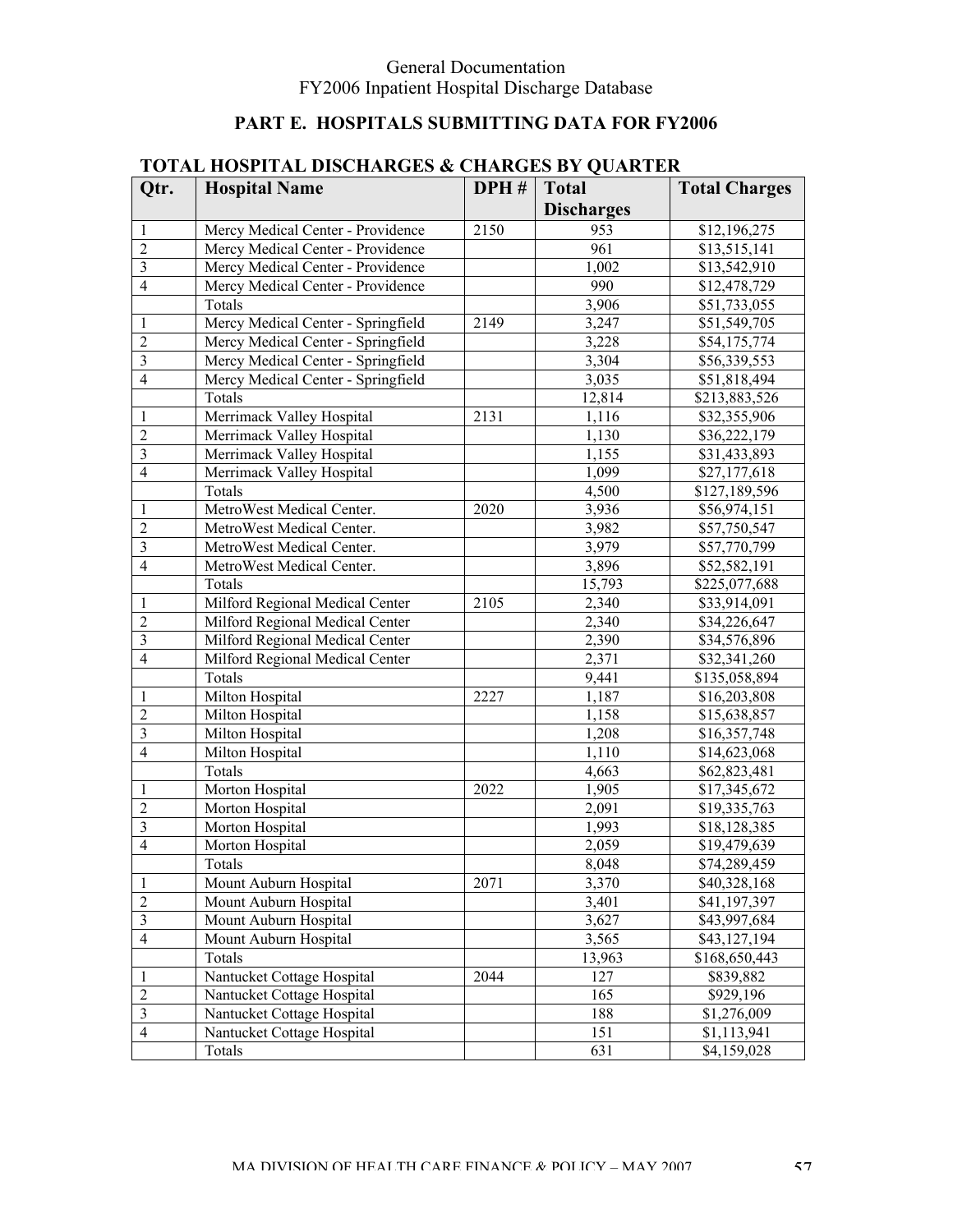## PART E. HOSPITALS SUBMITTING DATA FOR FY2006

### TOTAL HOSPITAL DISCHARGES & CHARGES BY QUARTER

| Qtr. | Hospital Name | DPH # | Total Discharges | Total Charges |
|---|---|---|---|---|
| 1 | Mercy Medical Center - Providence | 2150 | 953 | $12,196,275 |
| 2 | Mercy Medical Center - Providence | | 961 | $13,515,141 |
| 3 | Mercy Medical Center - Providence | | 1,002 | $13,542,910 |
| 4 | Mercy Medical Center - Providence | | 990 | $12,478,729 |
| | Totals | | 3,906 | $51,733,055 |
| 1 | Mercy Medical Center - Springfield | 2149 | 3,247 | $51,549,705 |
| 2 | Mercy Medical Center - Springfield | | 3,228 | $54,175,774 |
| 3 | Mercy Medical Center - Springfield | | 3,304 | $56,339,553 |
| 4 | Mercy Medical Center - Springfield | | 3,035 | $51,818,494 |
| | Totals | | 12,814 | $213,883,526 |
| 1 | Merrimack Valley Hospital | 2131 | 1,116 | $32,355,906 |
| 2 | Merrimack Valley Hospital | | 1,130 | $36,222,179 |
| 3 | Merrimack Valley Hospital | | 1,155 | $31,433,893 |
| 4 | Merrimack Valley Hospital | | 1,099 | $27,177,618 |
| | Totals | | 4,500 | $127,189,596 |
| 1 | MetroWest Medical Center. | 2020 | 3,936 | $56,974,151 |
| 2 | MetroWest Medical Center. | | 3,982 | $57,750,547 |
| 3 | MetroWest Medical Center. | | 3,979 | $57,770,799 |
| 4 | MetroWest Medical Center. | | 3,896 | $52,582,191 |
| | Totals | | 15,793 | $225,077,688 |
| 1 | Milford Regional Medical Center | 2105 | 2,340 | $33,914,091 |
| 2 | Milford Regional Medical Center | | 2,340 | $34,226,647 |
| 3 | Milford Regional Medical Center | | 2,390 | $34,576,896 |
| 4 | Milford Regional Medical Center | | 2,371 | $32,341,260 |
| | Totals | | 9,441 | $135,058,894 |
| 1 | Milton Hospital | 2227 | 1,187 | $16,203,808 |
| 2 | Milton Hospital | | 1,158 | $15,638,857 |
| 3 | Milton Hospital | | 1,208 | $16,357,748 |
| 4 | Milton Hospital | | 1,110 | $14,623,068 |
| | Totals | | 4,663 | $62,823,481 |
| 1 | Morton Hospital | 2022 | 1,905 | $17,345,672 |
| 2 | Morton Hospital | | 2,091 | $19,335,763 |
| 3 | Morton Hospital | | 1,993 | $18,128,385 |
| 4 | Morton Hospital | | 2,059 | $19,479,639 |
| | Totals | | 8,048 | $74,289,459 |
| 1 | Mount Auburn Hospital | 2071 | 3,370 | $40,328,168 |
| 2 | Mount Auburn Hospital | | 3,401 | $41,197,397 |
| 3 | Mount Auburn Hospital | | 3,627 | $43,997,684 |
| 4 | Mount Auburn Hospital | | 3,565 | $43,127,194 |
| | Totals | | 13,963 | $168,650,443 |
| 1 | Nantucket Cottage Hospital | 2044 | 127 | $839,882 |
| 2 | Nantucket Cottage Hospital | | 165 | $929,196 |
| 3 | Nantucket Cottage Hospital | | 188 | $1,276,009 |
| 4 | Nantucket Cottage Hospital | | 151 | $1,113,941 |
| | Totals | | 631 | $4,159,028 |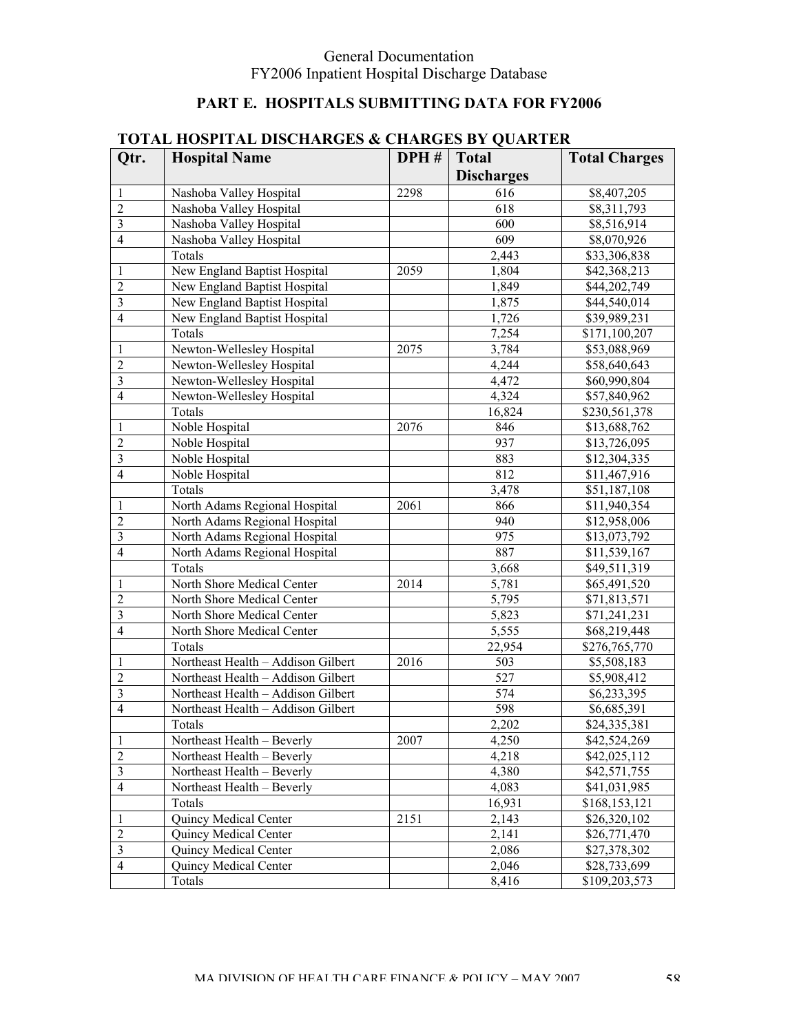## PART E. HOSPITALS SUBMITTING DATA FOR FY2006

### TOTAL HOSPITAL DISCHARGES & CHARGES BY QUARTER

| Qtr. | Hospital Name | DPH # | Total Discharges | Total Charges |
|---|---|---|---|---|
| 1 | Nashoba Valley Hospital | 2298 | 616 | $8,407,205 |
| 2 | Nashoba Valley Hospital | | 618 | $8,311,793 |
| 3 | Nashoba Valley Hospital | | 600 | $8,516,914 |
| 4 | Nashoba Valley Hospital | | 609 | $8,070,926 |
| | Totals | | 2,443 | $33,306,838 |
| 1 | New England Baptist Hospital | 2059 | 1,804 | $42,368,213 |
| 2 | New England Baptist Hospital | | 1,849 | $44,202,749 |
| 3 | New England Baptist Hospital | | 1,875 | $44,540,014 |
| 4 | New England Baptist Hospital | | 1,726 | $39,989,231 |
| | Totals | | 7,254 | $171,100,207 |
| 1 | Newton-Wellesley Hospital | 2075 | 3,784 | $53,088,969 |
| 2 | Newton-Wellesley Hospital | | 4,244 | $58,640,643 |
| 3 | Newton-Wellesley Hospital | | 4,472 | $60,990,804 |
| 4 | Newton-Wellesley Hospital | | 4,324 | $57,840,962 |
| | Totals | | 16,824 | $230,561,378 |
| 1 | Noble Hospital | 2076 | 846 | $13,688,762 |
| 2 | Noble Hospital | | 937 | $13,726,095 |
| 3 | Noble Hospital | | 883 | $12,304,335 |
| 4 | Noble Hospital | | 812 | $11,467,916 |
| | Totals | | 3,478 | $51,187,108 |
| 1 | North Adams Regional Hospital | 2061 | 866 | $11,940,354 |
| 2 | North Adams Regional Hospital | | 940 | $12,958,006 |
| 3 | North Adams Regional Hospital | | 975 | $13,073,792 |
| 4 | North Adams Regional Hospital | | 887 | $11,539,167 |
| | Totals | | 3,668 | $49,511,319 |
| 1 | North Shore Medical Center | 2014 | 5,781 | $65,491,520 |
| 2 | North Shore Medical Center | | 5,795 | $71,813,571 |
| 3 | North Shore Medical Center | | 5,823 | $71,241,231 |
| 4 | North Shore Medical Center | | 5,555 | $68,219,448 |
| | Totals | | 22,954 | $276,765,770 |
| 1 | Northeast Health – Addison Gilbert | 2016 | 503 | $5,508,183 |
| 2 | Northeast Health – Addison Gilbert | | 527 | $5,908,412 |
| 3 | Northeast Health – Addison Gilbert | | 574 | $6,233,395 |
| 4 | Northeast Health – Addison Gilbert | | 598 | $6,685,391 |
| | Totals | | 2,202 | $24,335,381 |
| 1 | Northeast Health – Beverly | 2007 | 4,250 | $42,524,269 |
| 2 | Northeast Health – Beverly | | 4,218 | $42,025,112 |
| 3 | Northeast Health – Beverly | | 4,380 | $42,571,755 |
| 4 | Northeast Health – Beverly | | 4,083 | $41,031,985 |
| | Totals | | 16,931 | $168,153,121 |
| 1 | Quincy Medical Center | 2151 | 2,143 | $26,320,102 |
| 2 | Quincy Medical Center | | 2,141 | $26,771,470 |
| 3 | Quincy Medical Center | | 2,086 | $27,378,302 |
| 4 | Quincy Medical Center | | 2,046 | $28,733,699 |
| | Totals | | 8,416 | $109,203,573 |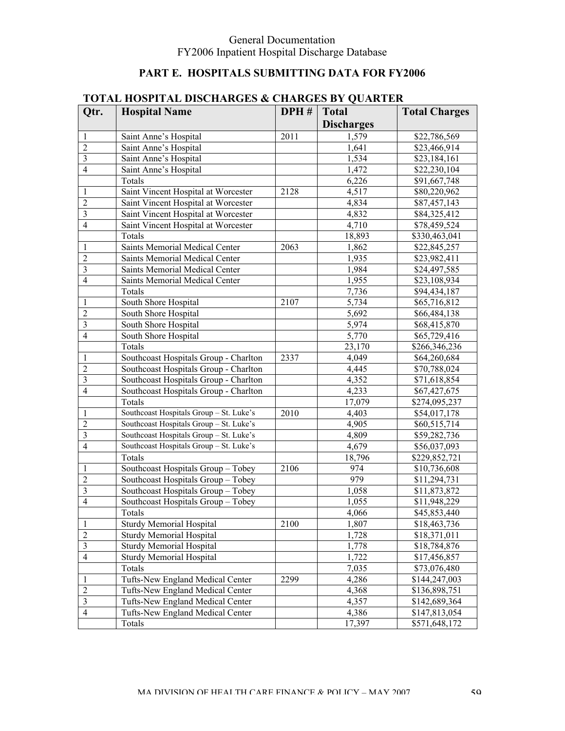## PART E. HOSPITALS SUBMITTING DATA FOR FY2006

### TOTAL HOSPITAL DISCHARGES & CHARGES BY QUARTER

| Qtr. | Hospital Name | DPH # | Total Discharges | Total Charges |
|---|---|---|---|---|
| 1 | Saint Anne's Hospital | 2011 | 1,579 | $22,786,569 |
| 2 | Saint Anne's Hospital | | 1,641 | $23,466,914 |
| 3 | Saint Anne's Hospital | | 1,534 | $23,184,161 |
| 4 | Saint Anne's Hospital | | 1,472 | $22,230,104 |
| | Totals | | 6,226 | $91,667,748 |
| 1 | Saint Vincent Hospital at Worcester | 2128 | 4,517 | $80,220,962 |
| 2 | Saint Vincent Hospital at Worcester | | 4,834 | $87,457,143 |
| 3 | Saint Vincent Hospital at Worcester | | 4,832 | $84,325,412 |
| 4 | Saint Vincent Hospital at Worcester | | 4,710 | $78,459,524 |
| | Totals | | 18,893 | $330,463,041 |
| 1 | Saints Memorial Medical Center | 2063 | 1,862 | $22,845,257 |
| 2 | Saints Memorial Medical Center | | 1,935 | $23,982,411 |
| 3 | Saints Memorial Medical Center | | 1,984 | $24,497,585 |
| 4 | Saints Memorial Medical Center | | 1,955 | $23,108,934 |
| | Totals | | 7,736 | $94,434,187 |
| 1 | South Shore Hospital | 2107 | 5,734 | $65,716,812 |
| 2 | South Shore Hospital | | 5,692 | $66,484,138 |
| 3 | South Shore Hospital | | 5,974 | $68,415,870 |
| 4 | South Shore Hospital | | 5,770 | $65,729,416 |
| | Totals | | 23,170 | $266,346,236 |
| 1 | Southcoast Hospitals Group - Charlton | 2337 | 4,049 | $64,260,684 |
| 2 | Southcoast Hospitals Group - Charlton | | 4,445 | $70,788,024 |
| 3 | Southcoast Hospitals Group - Charlton | | 4,352 | $71,618,854 |
| 4 | Southcoast Hospitals Group - Charlton | | 4,233 | $67,427,675 |
| | Totals | | 17,079 | $274,095,237 |
| 1 | Southcoast Hospitals Group – St. Luke's | 2010 | 4,403 | $54,017,178 |
| 2 | Southcoast Hospitals Group – St. Luke's | | 4,905 | $60,515,714 |
| 3 | Southcoast Hospitals Group – St. Luke's | | 4,809 | $59,282,736 |
| 4 | Southcoast Hospitals Group – St. Luke's | | 4,679 | $56,037,093 |
| | Totals | | 18,796 | $229,852,721 |
| 1 | Southcoast Hospitals Group – Tobey | 2106 | 974 | $10,736,608 |
| 2 | Southcoast Hospitals Group – Tobey | | 979 | $11,294,731 |
| 3 | Southcoast Hospitals Group – Tobey | | 1,058 | $11,873,872 |
| 4 | Southcoast Hospitals Group – Tobey | | 1,055 | $11,948,229 |
| | Totals | | 4,066 | $45,853,440 |
| 1 | Sturdy Memorial Hospital | 2100 | 1,807 | $18,463,736 |
| 2 | Sturdy Memorial Hospital | | 1,728 | $18,371,011 |
| 3 | Sturdy Memorial Hospital | | 1,778 | $18,784,876 |
| 4 | Sturdy Memorial Hospital | | 1,722 | $17,456,857 |
| | Totals | | 7,035 | $73,076,480 |
| 1 | Tufts-New England Medical Center | 2299 | 4,286 | $144,247,003 |
| 2 | Tufts-New England Medical Center | | 4,368 | $136,898,751 |
| 3 | Tufts-New England Medical Center | | 4,357 | $142,689,364 |
| 4 | Tufts-New England Medical Center | | 4,386 | $147,813,054 |
| | Totals | | 17,397 | $571,648,172 |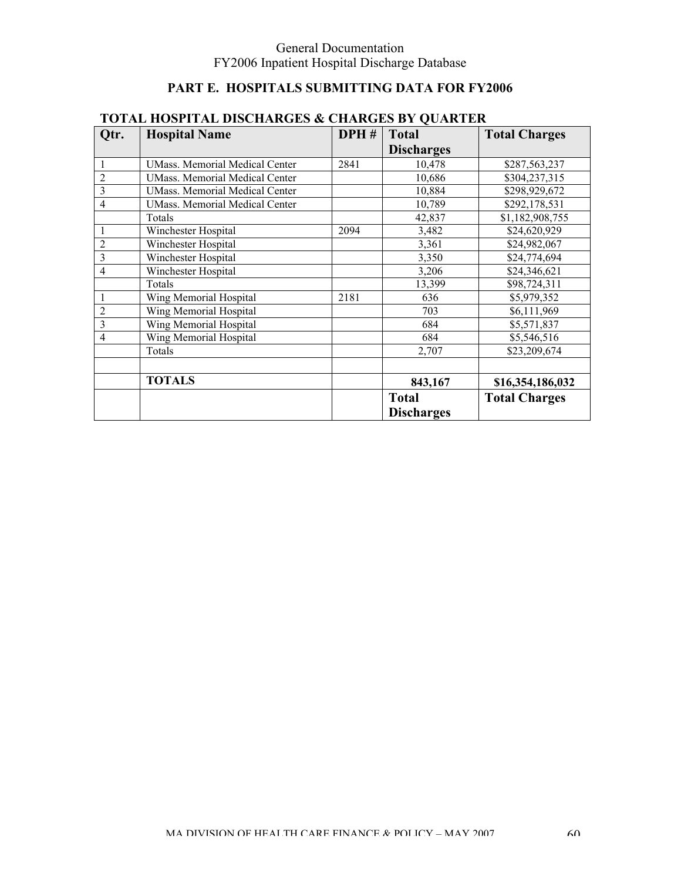## PART E. HOSPITALS SUBMITTING DATA FOR FY2006

### TOTAL HOSPITAL DISCHARGES & CHARGES BY QUARTER

| Qtr. | Hospital Name | DPH # | Total Discharges | Total Charges |
|---|---|---|---|---|
| 1 | UMass. Memorial Medical Center | 2841 | 10,478 | $287,563,237 |
| 2 | UMass. Memorial Medical Center | | 10,686 | $304,237,315 |
| 3 | UMass. Memorial Medical Center | | 10,884 | $298,929,672 |
| 4 | UMass. Memorial Medical Center | | 10,789 | $292,178,531 |
| | Totals | | 42,837 | $1,182,908,755 |
| 1 | Winchester Hospital | 2094 | 3,482 | $24,620,929 |
| 2 | Winchester Hospital | | 3,361 | $24,982,067 |
| 3 | Winchester Hospital | | 3,350 | $24,774,694 |
| 4 | Winchester Hospital | | 3,206 | $24,346,621 |
| | Totals | | 13,399 | $98,724,311 |
| 1 | Wing Memorial Hospital | 2181 | 636 | $5,979,352 |
| 2 | Wing Memorial Hospital | | 703 | $6,111,969 |
| 3 | Wing Memorial Hospital | | 684 | $5,571,837 |
| 4 | Wing Memorial Hospital | | 684 | $5,546,516 |
| | Totals | | 2,707 | $23,209,674 |
| | | | | |
| | **TOTALS** | | **843,167** | **$16,354,186,032** |
| | | | **Total Discharges** | **Total Charges** |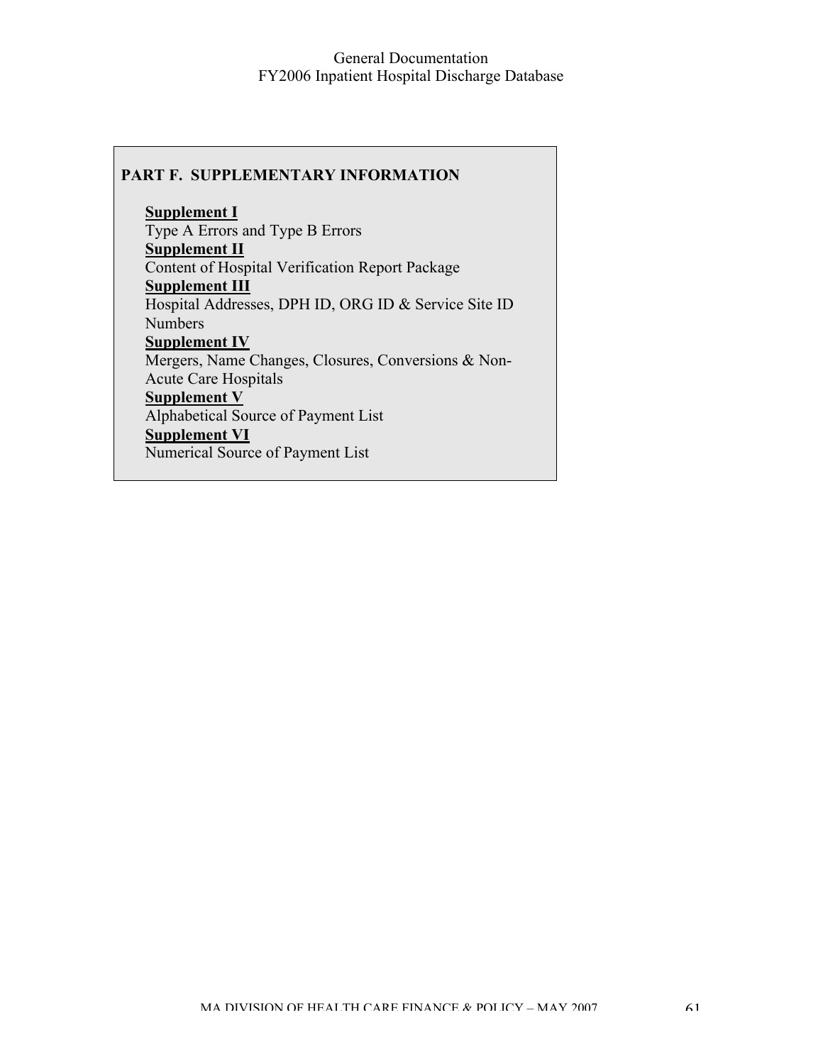## PART F. SUPPLEMENTARY INFORMATION

**Supplement I**
Type A Errors and Type B Errors

**Supplement II**
Content of Hospital Verification Report Package

**Supplement III**
Hospital Addresses, DPH ID, ORG ID & Service Site ID Numbers

**Supplement IV**
Mergers, Name Changes, Closures, Conversions & Non-Acute Care Hospitals

**Supplement V**
Alphabetical Source of Payment List

**Supplement VI**
Numerical Source of Payment List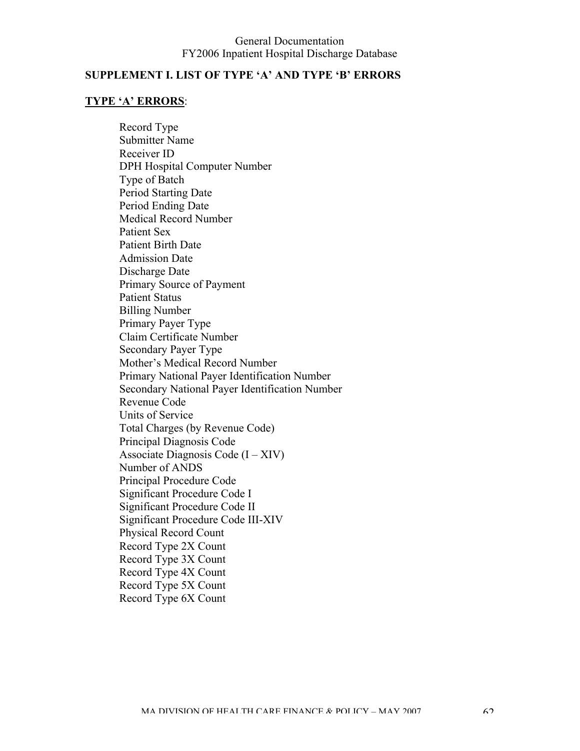## SUPPLEMENT I. LIST OF TYPE 'A' AND TYPE 'B' ERRORS

### TYPE 'A' ERRORS:

Record Type
Submitter Name
Receiver ID
DPH Hospital Computer Number
Type of Batch
Period Starting Date
Period Ending Date
Medical Record Number
Patient Sex
Patient Birth Date
Admission Date
Discharge Date
Primary Source of Payment
Patient Status
Billing Number
Primary Payer Type
Claim Certificate Number
Secondary Payer Type
Mother's Medical Record Number
Primary National Payer Identification Number
Secondary National Payer Identification Number
Revenue Code
Units of Service
Total Charges (by Revenue Code)
Principal Diagnosis Code
Associate Diagnosis Code (I – XIV)
Number of ANDS
Principal Procedure Code
Significant Procedure Code I
Significant Procedure Code II
Significant Procedure Code III-XIV
Physical Record Count
Record Type 2X Count
Record Type 3X Count
Record Type 4X Count
Record Type 5X Count
Record Type 6X Count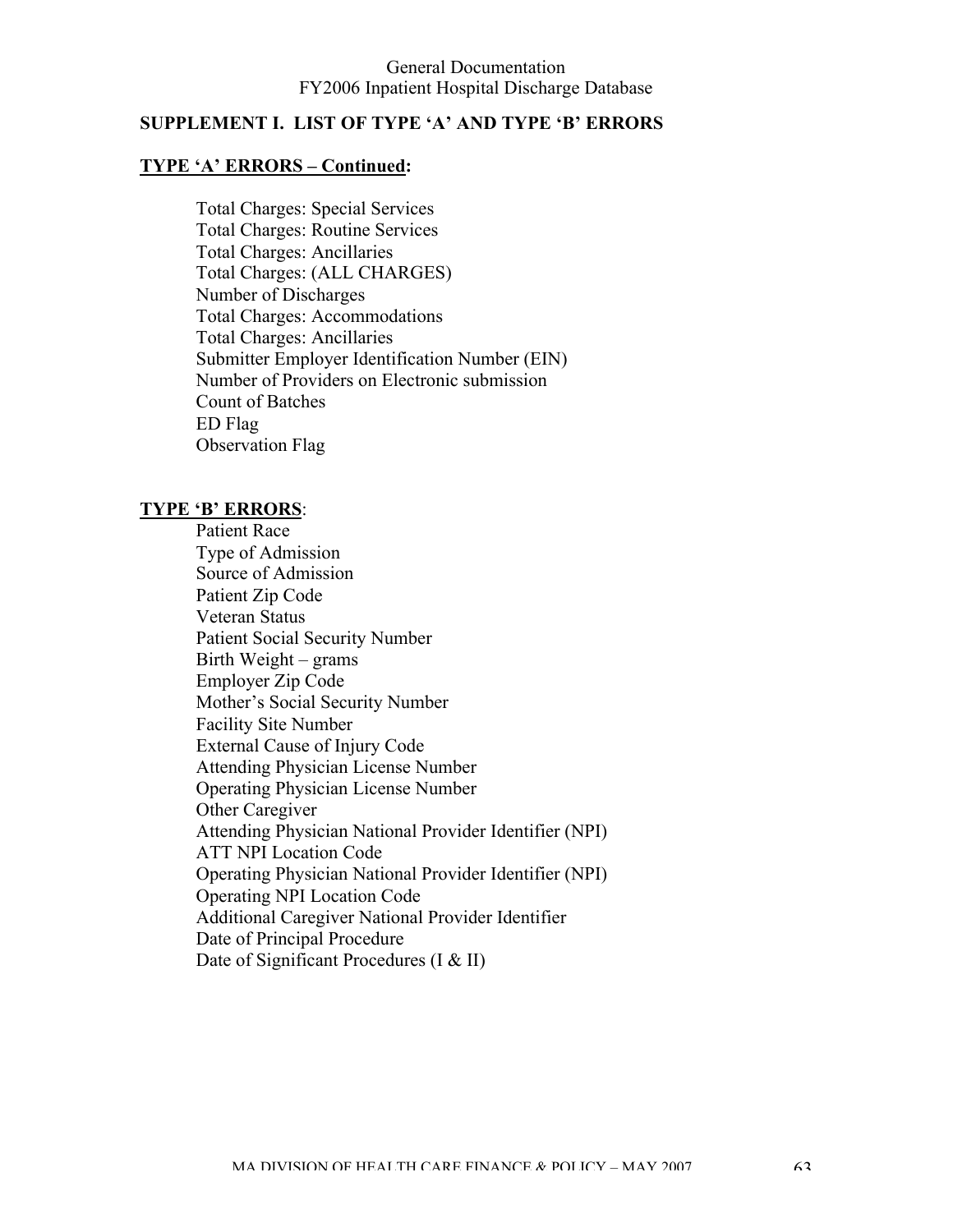## SUPPLEMENT I. LIST OF TYPE 'A' AND TYPE 'B' ERRORS

### TYPE 'A' ERRORS – Continued:

- Total Charges: Special Services
- Total Charges: Routine Services
- Total Charges: Ancillaries
- Total Charges: (ALL CHARGES)
- Number of Discharges
- Total Charges: Accommodations
- Total Charges: Ancillaries
- Submitter Employer Identification Number (EIN)
- Number of Providers on Electronic submission
- Count of Batches
- ED Flag
- Observation Flag

### TYPE 'B' ERRORS:

- Patient Race
- Type of Admission
- Source of Admission
- Patient Zip Code
- Veteran Status
- Patient Social Security Number
- Birth Weight – grams
- Employer Zip Code
- Mother's Social Security Number
- Facility Site Number
- External Cause of Injury Code
- Attending Physician License Number
- Operating Physician License Number
- Other Caregiver
- Attending Physician National Provider Identifier (NPI)
- ATT NPI Location Code
- Operating Physician National Provider Identifier (NPI)
- Operating NPI Location Code
- Additional Caregiver National Provider Identifier
- Date of Principal Procedure
- Date of Significant Procedures (I & II)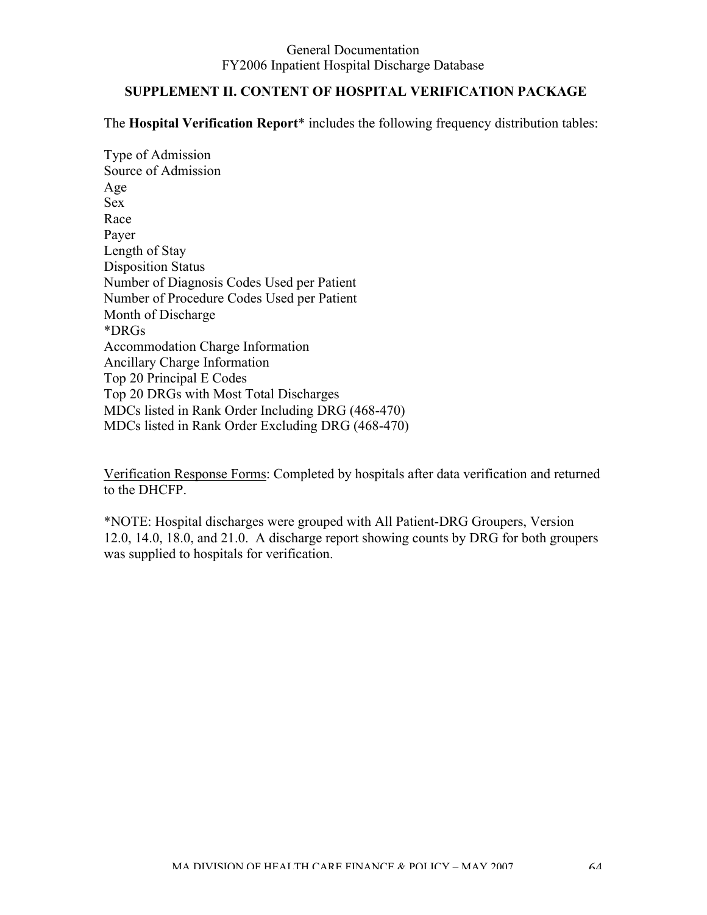## SUPPLEMENT II. CONTENT OF HOSPITAL VERIFICATION PACKAGE

The **Hospital Verification Report*** includes the following frequency distribution tables:

Type of Admission
Source of Admission
Age
Sex
Race
Payer
Length of Stay
Disposition Status
Number of Diagnosis Codes Used per Patient
Number of Procedure Codes Used per Patient
Month of Discharge
*DRGs
Accommodation Charge Information
Ancillary Charge Information
Top 20 Principal E Codes
Top 20 DRGs with Most Total Discharges
MDCs listed in Rank Order Including DRG (468-470)
MDCs listed in Rank Order Excluding DRG (468-470)

<u>Verification Response Forms</u>: Completed by hospitals after data verification and returned to the DHCFP.

*NOTE: Hospital discharges were grouped with All Patient-DRG Groupers, Version 12.0, 14.0, 18.0, and 21.0. A discharge report showing counts by DRG for both groupers was supplied to hospitals for verification.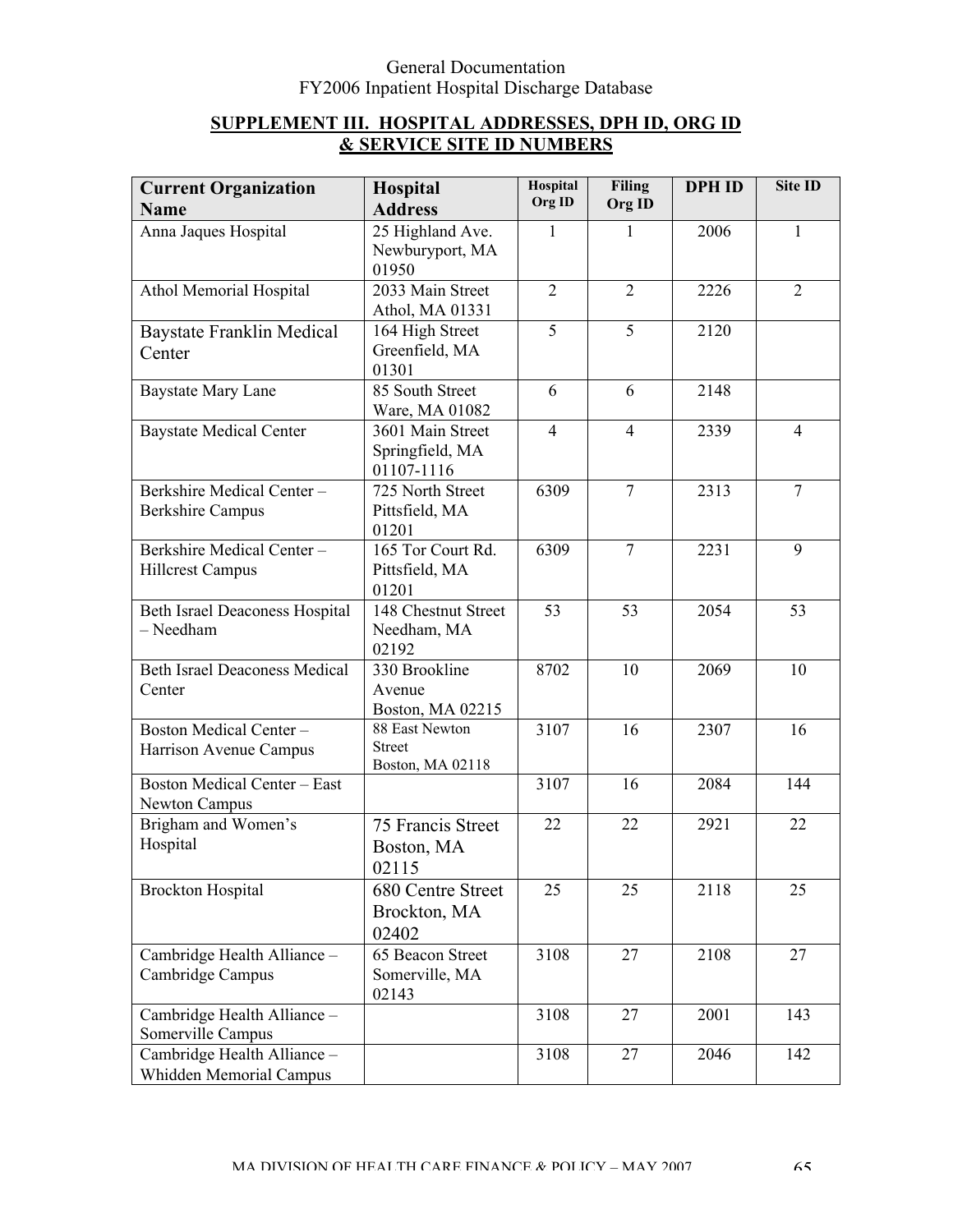## SUPPLEMENT III. HOSPITAL ADDRESSES, DPH ID, ORG ID & SERVICE SITE ID NUMBERS

| Current Organization Name | Hospital Address | Hospital Org ID | Filing Org ID | DPH ID | Site ID |
|---|---|---|---|---|---|
| Anna Jaques Hospital | 25 Highland Ave. Newburyport, MA 01950 | 1 | 1 | 2006 | 1 |
| Athol Memorial Hospital | 2033 Main Street Athol, MA 01331 | 2 | 2 | 2226 | 2 |
| Baystate Franklin Medical Center | 164 High Street Greenfield, MA 01301 | 5 | 5 | 2120 | |
| Baystate Mary Lane | 85 South Street Ware, MA 01082 | 6 | 6 | 2148 | |
| Baystate Medical Center | 3601 Main Street Springfield, MA 01107-1116 | 4 | 4 | 2339 | 4 |
| Berkshire Medical Center – Berkshire Campus | 725 North Street Pittsfield, MA 01201 | 6309 | 7 | 2313 | 7 |
| Berkshire Medical Center – Hillcrest Campus | 165 Tor Court Rd. Pittsfield, MA 01201 | 6309 | 7 | 2231 | 9 |
| Beth Israel Deaconess Hospital – Needham | 148 Chestnut Street Needham, MA 02192 | 53 | 53 | 2054 | 53 |
| Beth Israel Deaconess Medical Center | 330 Brookline Avenue Boston, MA 02215 | 8702 | 10 | 2069 | 10 |
| Boston Medical Center – Harrison Avenue Campus | 88 East Newton Street Boston, MA 02118 | 3107 | 16 | 2307 | 16 |
| Boston Medical Center – East Newton Campus | | 3107 | 16 | 2084 | 144 |
| Brigham and Women's Hospital | 75 Francis Street Boston, MA 02115 | 22 | 22 | 2921 | 22 |
| Brockton Hospital | 680 Centre Street Brockton, MA 02402 | 25 | 25 | 2118 | 25 |
| Cambridge Health Alliance – Cambridge Campus | 65 Beacon Street Somerville, MA 02143 | 3108 | 27 | 2108 | 27 |
| Cambridge Health Alliance – Somerville Campus | | 3108 | 27 | 2001 | 143 |
| Cambridge Health Alliance – Whidden Memorial Campus | | 3108 | 27 | 2046 | 142 |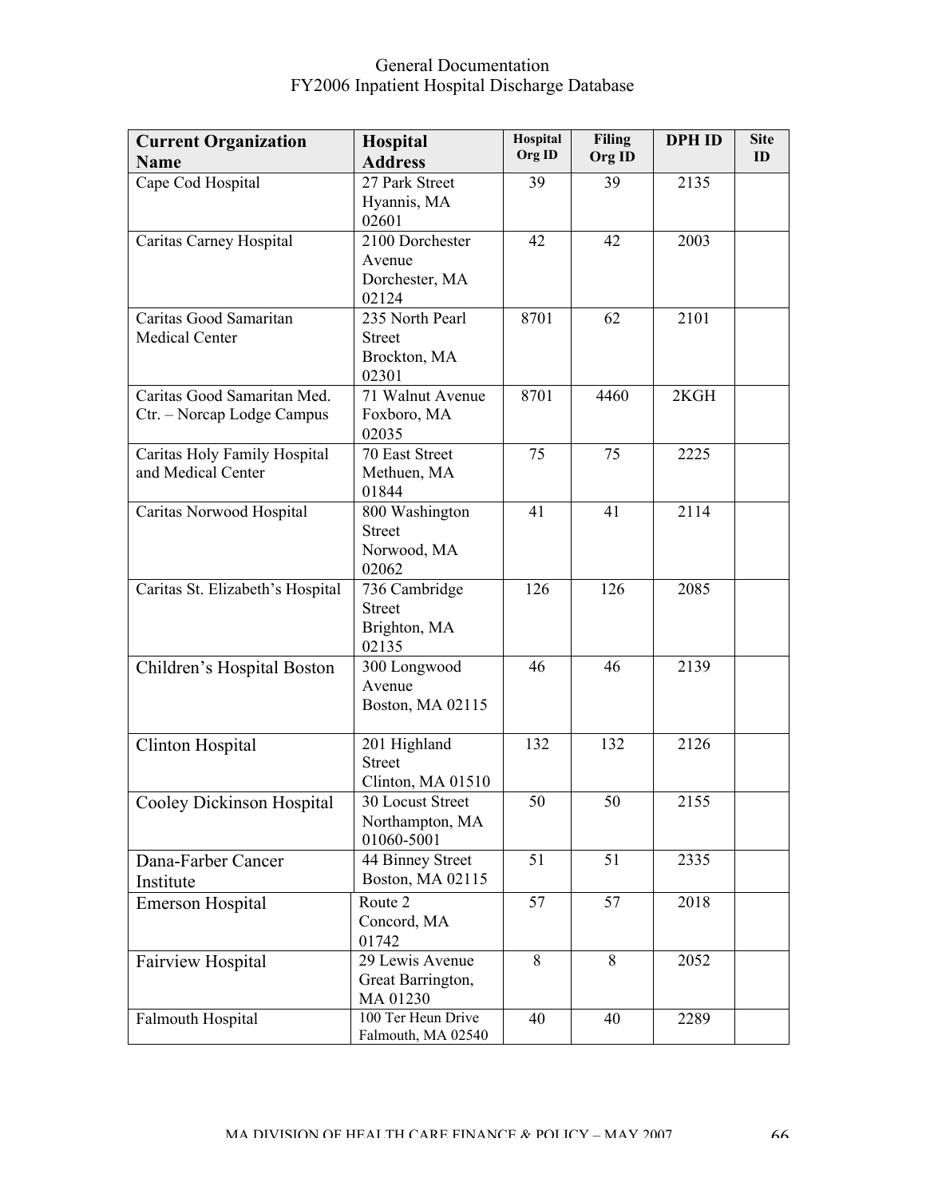| Current Organization Name | Hospital Address | Hospital Org ID | Filing Org ID | DPH ID | Site ID |
|---|---|---|---|---|---|
| Cape Cod Hospital | 27 Park Street Hyannis, MA 02601 | 39 | 39 | 2135 | |
| Caritas Carney Hospital | 2100 Dorchester Avenue Dorchester, MA 02124 | 42 | 42 | 2003 | |
| Caritas Good Samaritan Medical Center | 235 North Pearl Street Brockton, MA 02301 | 8701 | 62 | 2101 | |
| Caritas Good Samaritan Med. Ctr. – Norcap Lodge Campus | 71 Walnut Avenue Foxboro, MA 02035 | 8701 | 4460 | 2KGH | |
| Caritas Holy Family Hospital and Medical Center | 70 East Street Methuen, MA 01844 | 75 | 75 | 2225 | |
| Caritas Norwood Hospital | 800 Washington Street Norwood, MA 02062 | 41 | 41 | 2114 | |
| Caritas St. Elizabeth's Hospital | 736 Cambridge Street Brighton, MA 02135 | 126 | 126 | 2085 | |
| Children's Hospital Boston | 300 Longwood Avenue Boston, MA 02115 | 46 | 46 | 2139 | |
| Clinton Hospital | 201 Highland Street Clinton, MA 01510 | 132 | 132 | 2126 | |
| Cooley Dickinson Hospital | 30 Locust Street Northampton, MA 01060-5001 | 50 | 50 | 2155 | |
| Dana-Farber Cancer Institute | 44 Binney Street Boston, MA 02115 | 51 | 51 | 2335 | |
| Emerson Hospital | Route 2 Concord, MA 01742 | 57 | 57 | 2018 | |
| Fairview Hospital | 29 Lewis Avenue Great Barrington, MA 01230 | 8 | 8 | 2052 | |
| Falmouth Hospital | 100 Ter Heun Drive Falmouth, MA 02540 | 40 | 40 | 2289 | |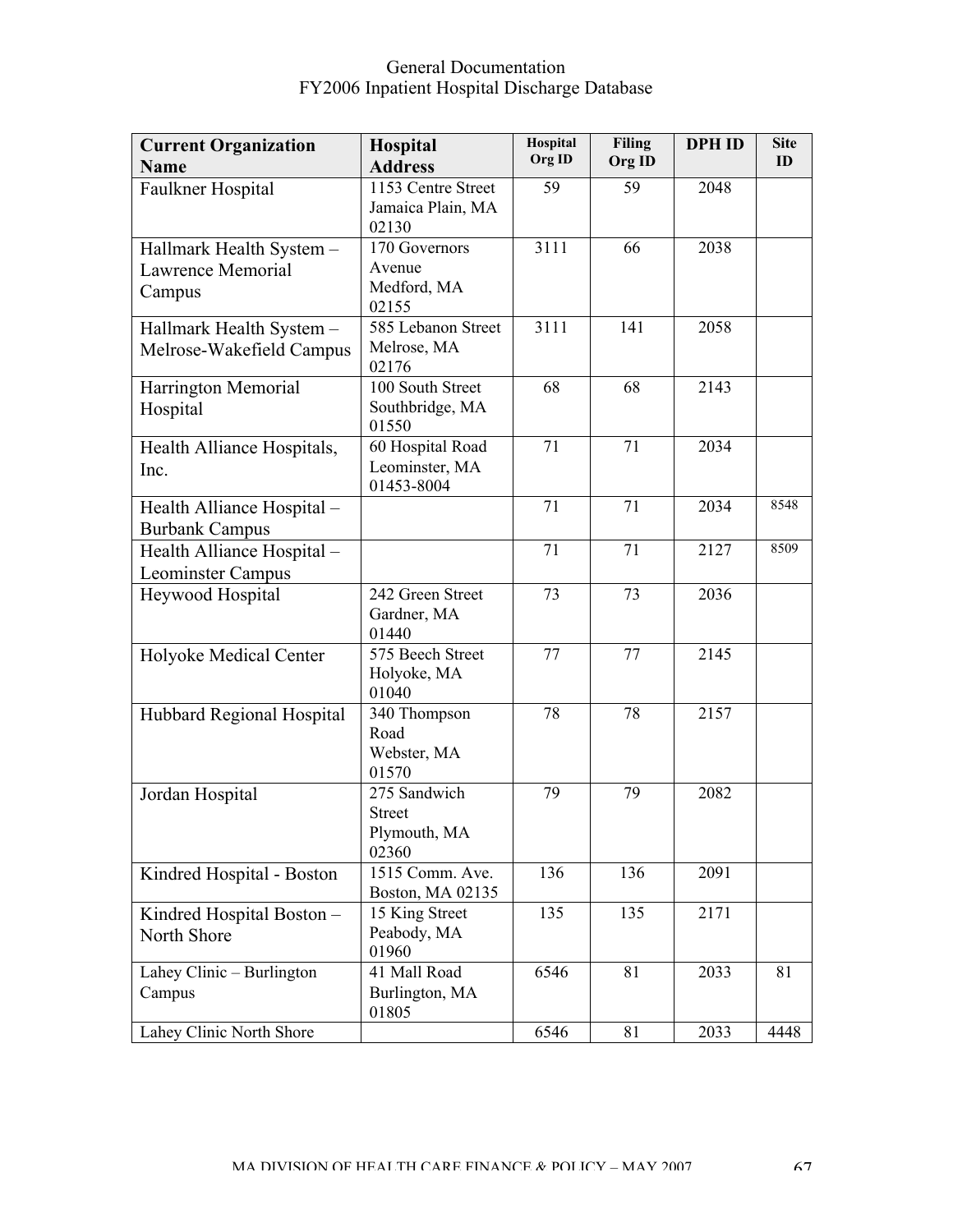| Current Organization Name | Hospital Address | Hospital Org ID | Filing Org ID | DPH ID | Site ID |
|---|---|---|---|---|---|
| Faulkner Hospital | 1153 Centre Street Jamaica Plain, MA 02130 | 59 | 59 | 2048 | |
| Hallmark Health System – Lawrence Memorial Campus | 170 Governors Avenue Medford, MA 02155 | 3111 | 66 | 2038 | |
| Hallmark Health System – Melrose-Wakefield Campus | 585 Lebanon Street Melrose, MA 02176 | 3111 | 141 | 2058 | |
| Harrington Memorial Hospital | 100 South Street Southbridge, MA 01550 | 68 | 68 | 2143 | |
| Health Alliance Hospitals, Inc. | 60 Hospital Road Leominster, MA 01453-8004 | 71 | 71 | 2034 | |
| Health Alliance Hospital – Burbank Campus | | 71 | 71 | 2034 | 8548 |
| Health Alliance Hospital – Leominster Campus | | 71 | 71 | 2127 | 8509 |
| Heywood Hospital | 242 Green Street Gardner, MA 01440 | 73 | 73 | 2036 | |
| Holyoke Medical Center | 575 Beech Street Holyoke, MA 01040 | 77 | 77 | 2145 | |
| Hubbard Regional Hospital | 340 Thompson Road Webster, MA 01570 | 78 | 78 | 2157 | |
| Jordan Hospital | 275 Sandwich Street Plymouth, MA 02360 | 79 | 79 | 2082 | |
| Kindred Hospital - Boston | 1515 Comm. Ave. Boston, MA 02135 | 136 | 136 | 2091 | |
| Kindred Hospital Boston – North Shore | 15 King Street Peabody, MA 01960 | 135 | 135 | 2171 | |
| Lahey Clinic – Burlington Campus | 41 Mall Road Burlington, MA 01805 | 6546 | 81 | 2033 | 81 |
| Lahey Clinic North Shore | | 6546 | 81 | 2033 | 4448 |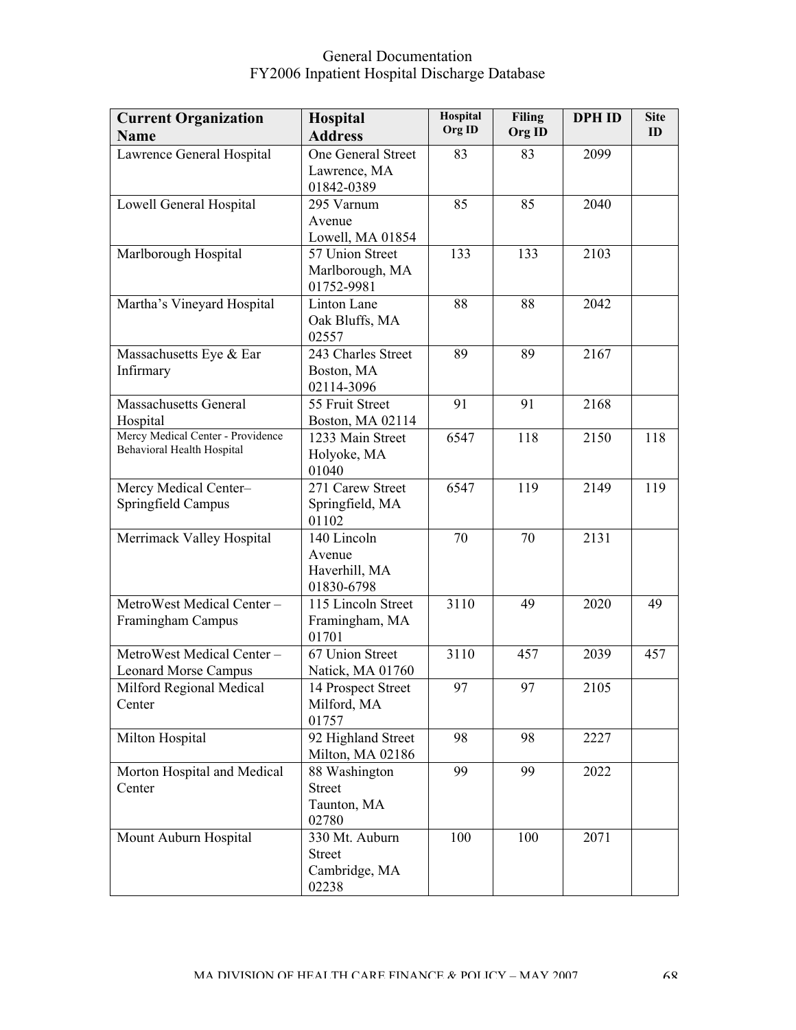| Current Organization Name | Hospital Address | Hospital Org ID | Filing Org ID | DPH ID | Site ID |
| --- | --- | --- | --- | --- | --- |
| Lawrence General Hospital | One General Street Lawrence, MA 01842-0389 | 83 | 83 | 2099 | |
| Lowell General Hospital | 295 Varnum Avenue Lowell, MA 01854 | 85 | 85 | 2040 | |
| Marlborough Hospital | 57 Union Street Marlborough, MA 01752-9981 | 133 | 133 | 2103 | |
| Martha's Vineyard Hospital | Linton Lane Oak Bluffs, MA 02557 | 88 | 88 | 2042 | |
| Massachusetts Eye & Ear Infirmary | 243 Charles Street Boston, MA 02114-3096 | 89 | 89 | 2167 | |
| Massachusetts General Hospital | 55 Fruit Street Boston, MA 02114 | 91 | 91 | 2168 | |
| Mercy Medical Center - Providence Behavioral Health Hospital | 1233 Main Street Holyoke, MA 01040 | 6547 | 118 | 2150 | 118 |
| Mercy Medical Center– Springfield Campus | 271 Carew Street Springfield, MA 01102 | 6547 | 119 | 2149 | 119 |
| Merrimack Valley Hospital | 140 Lincoln Avenue Haverhill, MA 01830-6798 | 70 | 70 | 2131 | |
| MetroWest Medical Center – Framingham Campus | 115 Lincoln Street Framingham, MA 01701 | 3110 | 49 | 2020 | 49 |
| MetroWest Medical Center – Leonard Morse Campus | 67 Union Street Natick, MA 01760 | 3110 | 457 | 2039 | 457 |
| Milford Regional Medical Center | 14 Prospect Street Milford, MA 01757 | 97 | 97 | 2105 | |
| Milton Hospital | 92 Highland Street Milton, MA 02186 | 98 | 98 | 2227 | |
| Morton Hospital and Medical Center | 88 Washington Street Taunton, MA 02780 | 99 | 99 | 2022 | |
| Mount Auburn Hospital | 330 Mt. Auburn Street Cambridge, MA 02238 | 100 | 100 | 2071 | |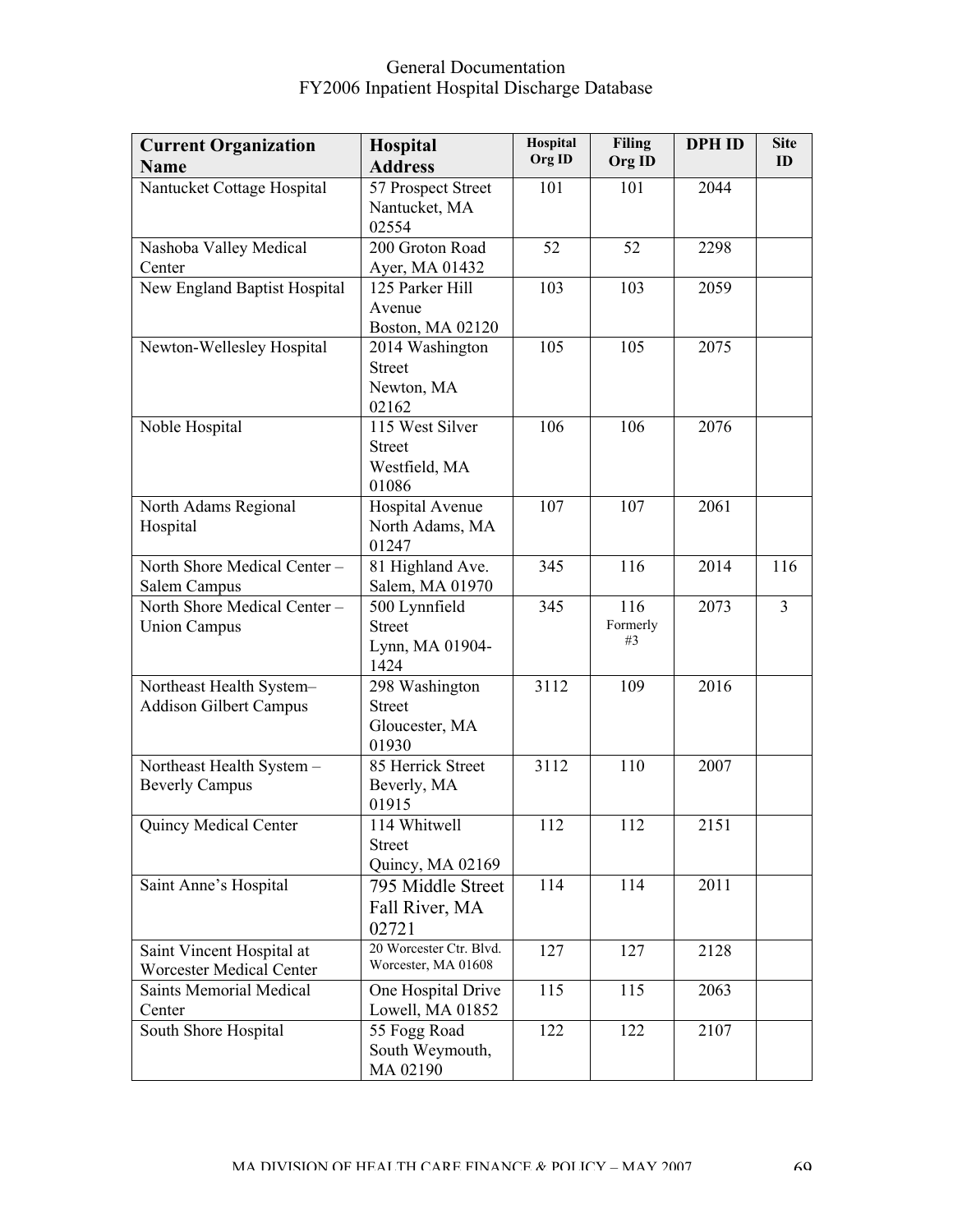| Current Organization Name | Hospital Address | Hospital Org ID | Filing Org ID | DPH ID | Site ID |
|---|---|---|---|---|---|
| Nantucket Cottage Hospital | 57 Prospect Street Nantucket, MA 02554 | 101 | 101 | 2044 | |
| Nashoba Valley Medical Center | 200 Groton Road Ayer, MA 01432 | 52 | 52 | 2298 | |
| New England Baptist Hospital | 125 Parker Hill Avenue Boston, MA 02120 | 103 | 103 | 2059 | |
| Newton-Wellesley Hospital | 2014 Washington Street Newton, MA 02162 | 105 | 105 | 2075 | |
| Noble Hospital | 115 West Silver Street Westfield, MA 01086 | 106 | 106 | 2076 | |
| North Adams Regional Hospital | Hospital Avenue North Adams, MA 01247 | 107 | 107 | 2061 | |
| North Shore Medical Center – Salem Campus | 81 Highland Ave. Salem, MA 01970 | 345 | 116 | 2014 | 116 |
| North Shore Medical Center – Union Campus | 500 Lynnfield Street Lynn, MA 01904-1424 | 345 | 116 Formerly #3 | 2073 | 3 |
| Northeast Health System– Addison Gilbert Campus | 298 Washington Street Gloucester, MA 01930 | 3112 | 109 | 2016 | |
| Northeast Health System – Beverly Campus | 85 Herrick Street Beverly, MA 01915 | 3112 | 110 | 2007 | |
| Quincy Medical Center | 114 Whitwell Street Quincy, MA 02169 | 112 | 112 | 2151 | |
| Saint Anne's Hospital | 795 Middle Street Fall River, MA 02721 | 114 | 114 | 2011 | |
| Saint Vincent Hospital at Worcester Medical Center | 20 Worcester Ctr. Blvd. Worcester, MA 01608 | 127 | 127 | 2128 | |
| Saints Memorial Medical Center | One Hospital Drive Lowell, MA 01852 | 115 | 115 | 2063 | |
| South Shore Hospital | 55 Fogg Road South Weymouth, MA 02190 | 122 | 122 | 2107 | |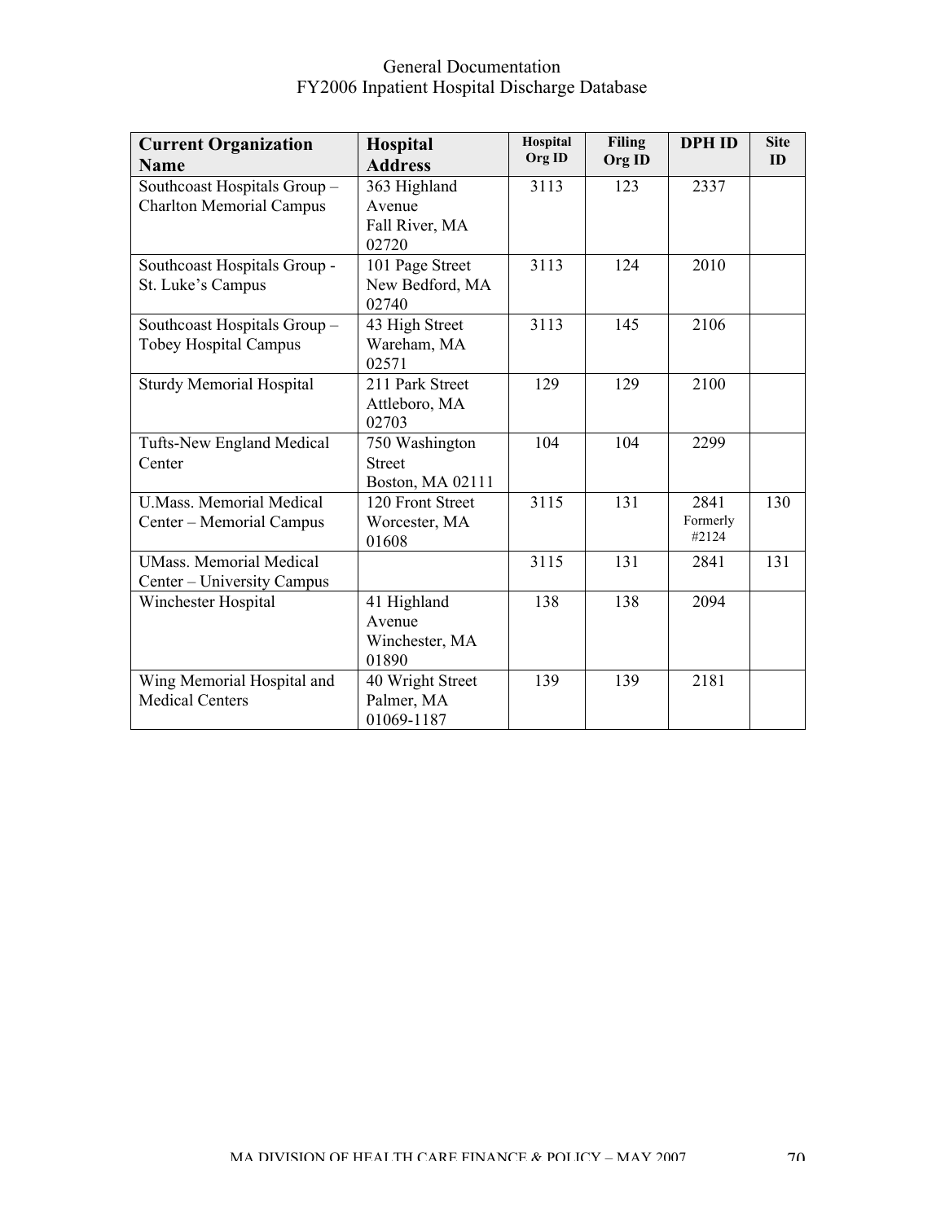| Current Organization Name | Hospital Address | Hospital Org ID | Filing Org ID | DPH ID | Site ID |
|---|---|---|---|---|---|
| Southcoast Hospitals Group – Charlton Memorial Campus | 363 Highland Avenue Fall River, MA 02720 | 3113 | 123 | 2337 | |
| Southcoast Hospitals Group - St. Luke's Campus | 101 Page Street New Bedford, MA 02740 | 3113 | 124 | 2010 | |
| Southcoast Hospitals Group – Tobey Hospital Campus | 43 High Street Wareham, MA 02571 | 3113 | 145 | 2106 | |
| Sturdy Memorial Hospital | 211 Park Street Attleboro, MA 02703 | 129 | 129 | 2100 | |
| Tufts-New England Medical Center | 750 Washington Street Boston, MA 02111 | 104 | 104 | 2299 | |
| U.Mass. Memorial Medical Center – Memorial Campus | 120 Front Street Worcester, MA 01608 | 3115 | 131 | 2841 Formerly #2124 | 130 |
| UMass. Memorial Medical Center – University Campus | | 3115 | 131 | 2841 | 131 |
| Winchester Hospital | 41 Highland Avenue Winchester, MA 01890 | 138 | 138 | 2094 | |
| Wing Memorial Hospital and Medical Centers | 40 Wright Street Palmer, MA 01069-1187 | 139 | 139 | 2181 | |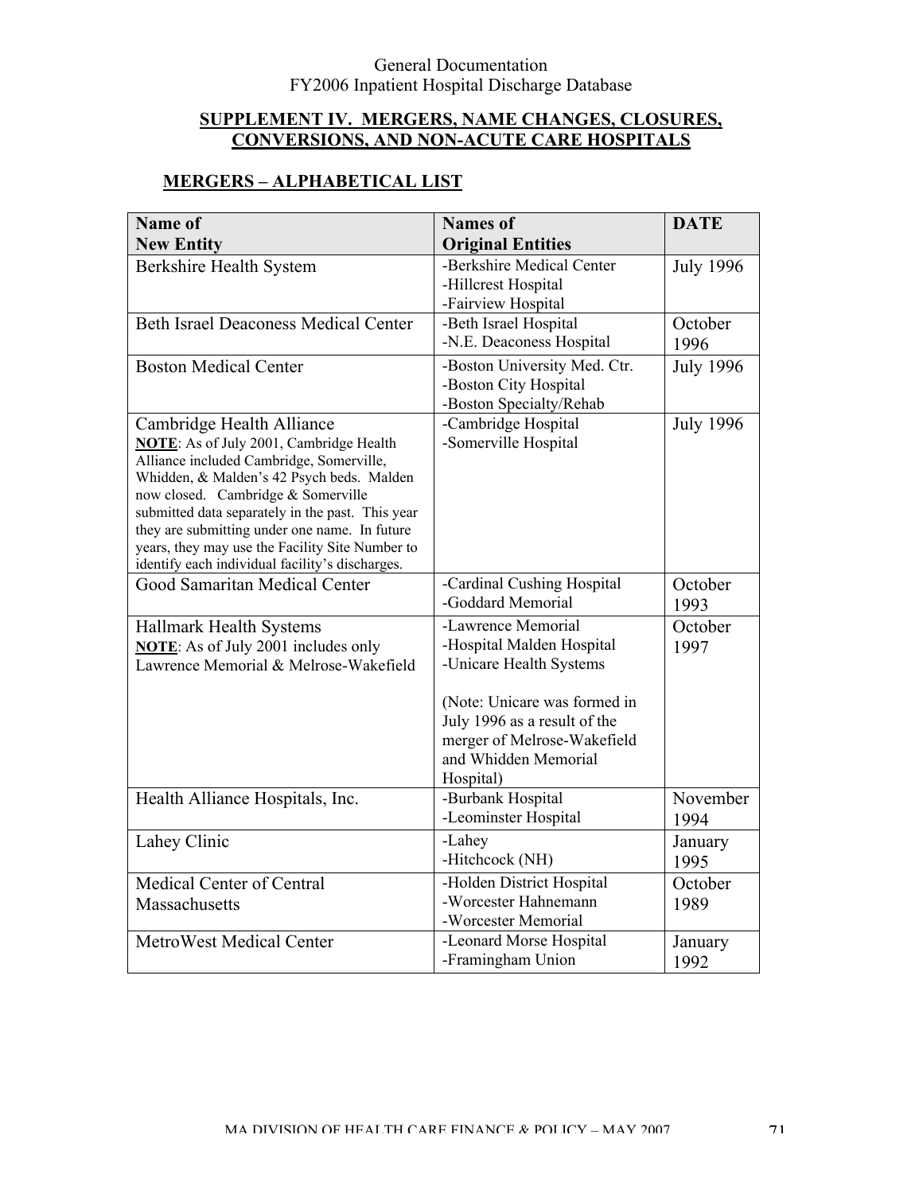## SUPPLEMENT IV. MERGERS, NAME CHANGES, CLOSURES, CONVERSIONS, AND NON-ACUTE CARE HOSPITALS

### MERGERS – ALPHABETICAL LIST

| Name of New Entity | Names of Original Entities | DATE |
|---|---|---|
| Berkshire Health System | -Berkshire Medical Center<br>-Hillcrest Hospital<br>-Fairview Hospital | July 1996 |
| Beth Israel Deaconess Medical Center | -Beth Israel Hospital<br>-N.E. Deaconess Hospital | October 1996 |
| Boston Medical Center | -Boston University Med. Ctr.<br>-Boston City Hospital<br>-Boston Specialty/Rehab | July 1996 |
| Cambridge Health Alliance<br>**NOTE**: As of July 2001, Cambridge Health Alliance included Cambridge, Somerville, Whidden, & Malden's 42 Psych beds. Malden now closed. Cambridge & Somerville submitted data separately in the past. This year they are submitting under one name. In future years, they may use the Facility Site Number to identify each individual facility's discharges. | -Cambridge Hospital<br>-Somerville Hospital | July 1996 |
| Good Samaritan Medical Center | -Cardinal Cushing Hospital<br>-Goddard Memorial | October 1993 |
| Hallmark Health Systems<br>**NOTE**: As of July 2001 includes only Lawrence Memorial & Melrose-Wakefield | -Lawrence Memorial<br>-Hospital Malden Hospital<br>-Unicare Health Systems<br><br>(Note: Unicare was formed in July 1996 as a result of the merger of Melrose-Wakefield and Whidden Memorial Hospital) | October 1997 |
| Health Alliance Hospitals, Inc. | -Burbank Hospital<br>-Leominster Hospital | November 1994 |
| Lahey Clinic | -Lahey<br>-Hitchcock (NH) | January 1995 |
| Medical Center of Central Massachusetts | -Holden District Hospital<br>-Worcester Hahnemann<br>-Worcester Memorial | October 1989 |
| MetroWest Medical Center | -Leonard Morse Hospital<br>-Framingham Union | January 1992 |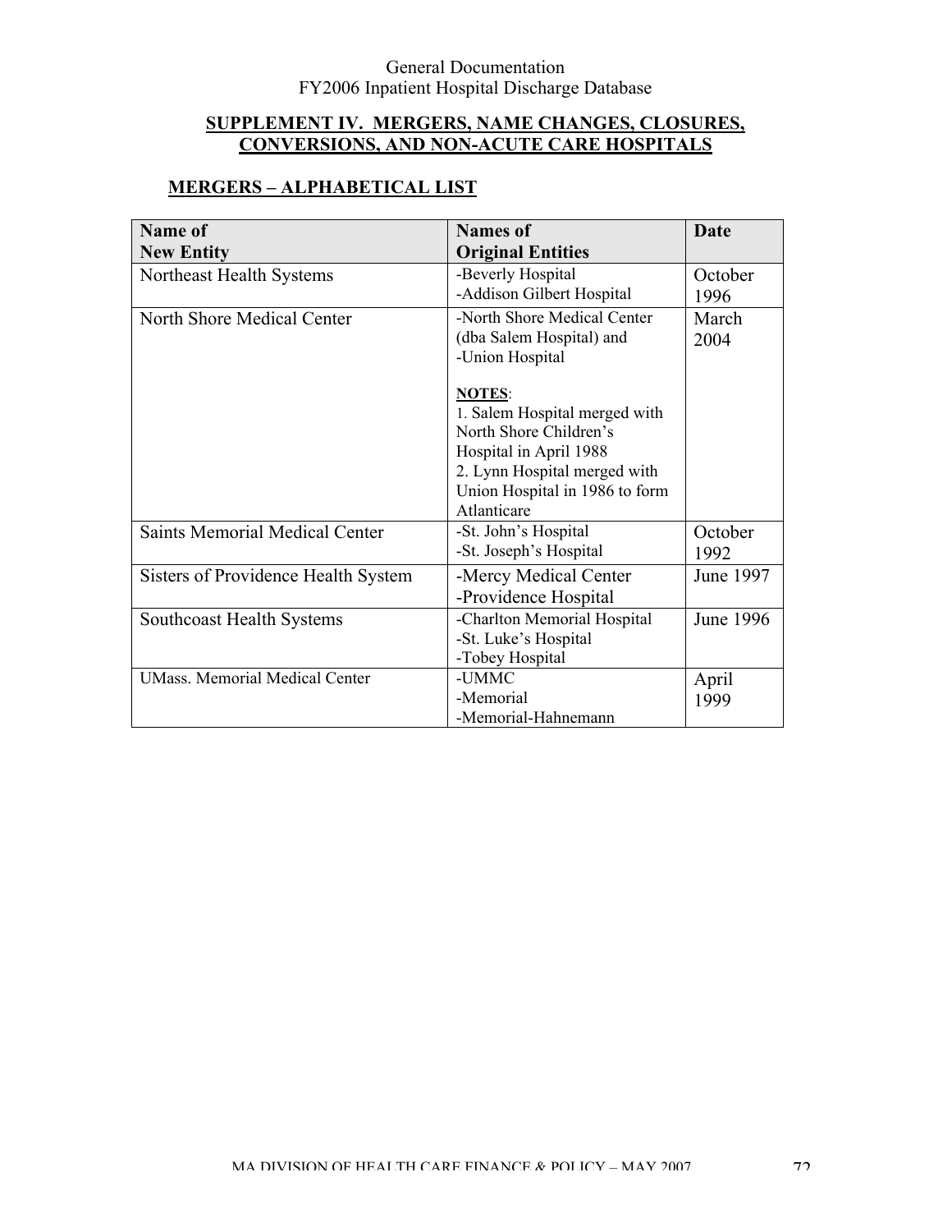## SUPPLEMENT IV. MERGERS, NAME CHANGES, CLOSURES, CONVERSIONS, AND NON-ACUTE CARE HOSPITALS

### MERGERS – ALPHABETICAL LIST

| Name of New Entity | Names of Original Entities | Date |
|---|---|---|
| Northeast Health Systems | -Beverly Hospital<br>-Addison Gilbert Hospital | October 1996 |
| North Shore Medical Center | -North Shore Medical Center (dba Salem Hospital) and<br>-Union Hospital<br><br>**NOTES**:<br>1. Salem Hospital merged with North Shore Children's Hospital in April 1988<br>2. Lynn Hospital merged with Union Hospital in 1986 to form Atlanticare | March 2004 |
| Saints Memorial Medical Center | -St. John's Hospital<br>-St. Joseph's Hospital | October 1992 |
| Sisters of Providence Health System | -Mercy Medical Center<br>-Providence Hospital | June 1997 |
| Southcoast Health Systems | -Charlton Memorial Hospital<br>-St. Luke's Hospital<br>-Tobey Hospital | June 1996 |
| UMass. Memorial Medical Center | -UMMC<br>-Memorial<br>-Memorial-Hahnemann | April 1999 |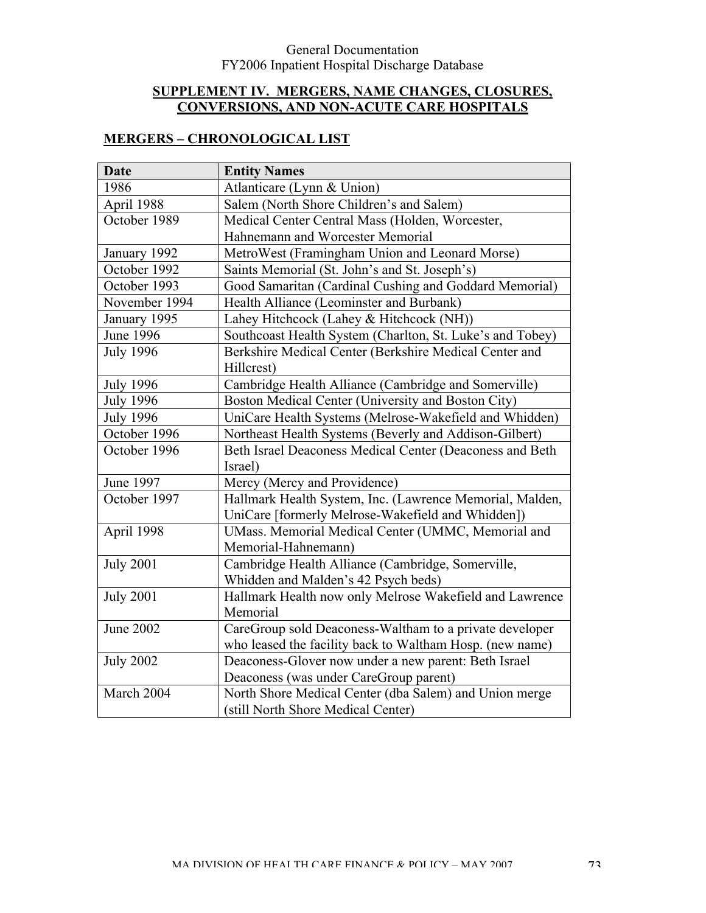## SUPPLEMENT IV. MERGERS, NAME CHANGES, CLOSURES, CONVERSIONS, AND NON-ACUTE CARE HOSPITALS

### MERGERS – CHRONOLOGICAL LIST

| Date | Entity Names |
|---|---|
| 1986 | Atlanticare (Lynn & Union) |
| April 1988 | Salem (North Shore Children's and Salem) |
| October 1989 | Medical Center Central Mass (Holden, Worcester, Hahnemann and Worcester Memorial |
| January 1992 | MetroWest (Framingham Union and Leonard Morse) |
| October 1992 | Saints Memorial (St. John's and St. Joseph's) |
| October 1993 | Good Samaritan (Cardinal Cushing and Goddard Memorial) |
| November 1994 | Health Alliance (Leominster and Burbank) |
| January 1995 | Lahey Hitchcock (Lahey & Hitchcock (NH)) |
| June 1996 | Southcoast Health System (Charlton, St. Luke's and Tobey) |
| July 1996 | Berkshire Medical Center (Berkshire Medical Center and Hillcrest) |
| July 1996 | Cambridge Health Alliance (Cambridge and Somerville) |
| July 1996 | Boston Medical Center (University and Boston City) |
| July 1996 | UniCare Health Systems (Melrose-Wakefield and Whidden) |
| October 1996 | Northeast Health Systems (Beverly and Addison-Gilbert) |
| October 1996 | Beth Israel Deaconess Medical Center (Deaconess and Beth Israel) |
| June 1997 | Mercy (Mercy and Providence) |
| October 1997 | Hallmark Health System, Inc. (Lawrence Memorial, Malden, UniCare [formerly Melrose-Wakefield and Whidden]) |
| April 1998 | UMass. Memorial Medical Center (UMMC, Memorial and Memorial-Hahnemann) |
| July 2001 | Cambridge Health Alliance (Cambridge, Somerville, Whidden and Malden's 42 Psych beds) |
| July 2001 | Hallmark Health now only Melrose Wakefield and Lawrence Memorial |
| June 2002 | CareGroup sold Deaconess-Waltham to a private developer who leased the facility back to Waltham Hosp. (new name) |
| July 2002 | Deaconess-Glover now under a new parent: Beth Israel Deaconess (was under CareGroup parent) |
| March 2004 | North Shore Medical Center (dba Salem) and Union merge (still North Shore Medical Center) |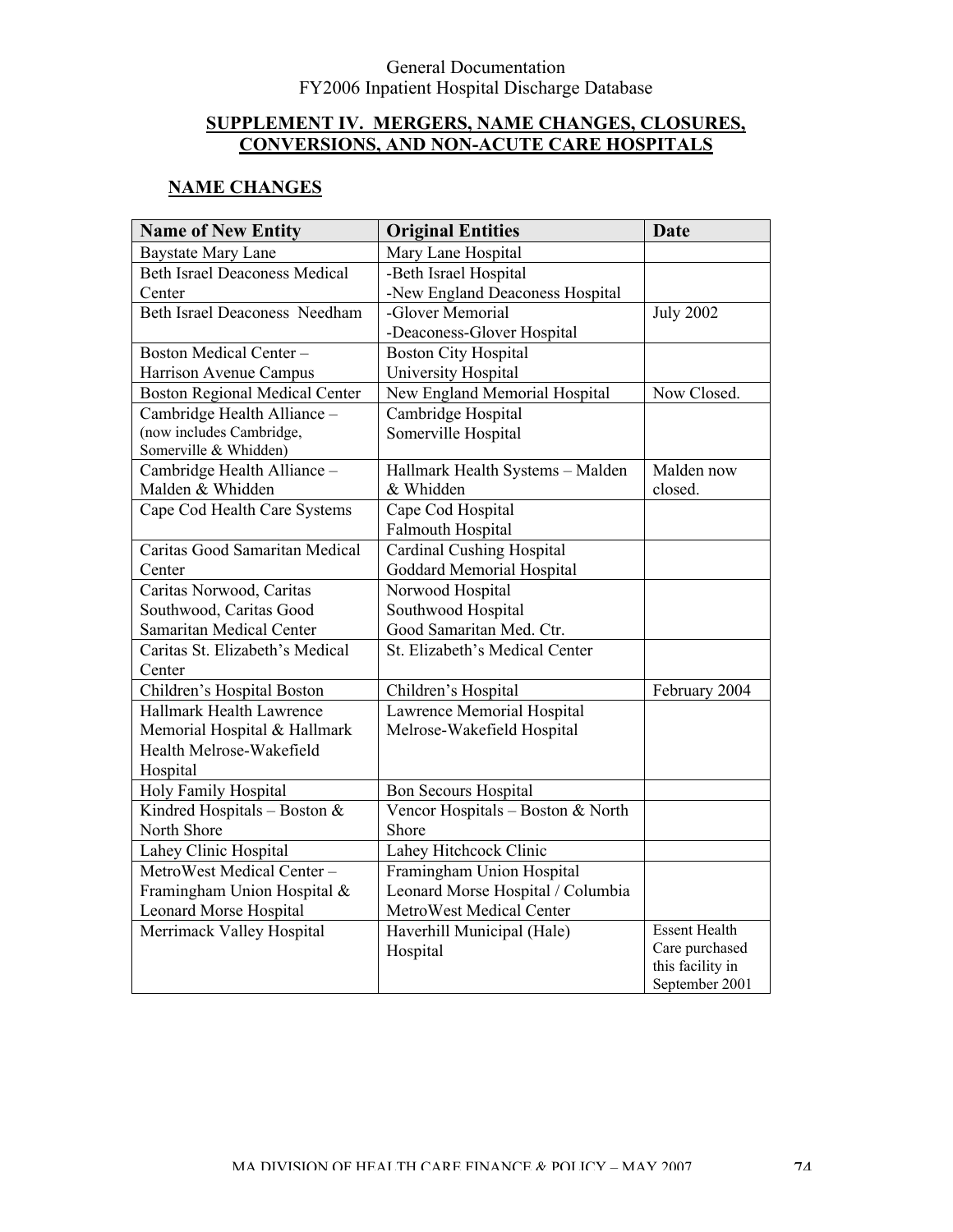## SUPPLEMENT IV. MERGERS, NAME CHANGES, CLOSURES, CONVERSIONS, AND NON-ACUTE CARE HOSPITALS

### NAME CHANGES

| Name of New Entity | Original Entities | Date |
|---|---|---|
| Baystate Mary Lane | Mary Lane Hospital | |
| Beth Israel Deaconess Medical Center | -Beth Israel Hospital<br>-New England Deaconess Hospital | |
| Beth Israel Deaconess Needham | -Glover Memorial<br>-Deaconess-Glover Hospital | July 2002 |
| Boston Medical Center – Harrison Avenue Campus | Boston City Hospital<br>University Hospital | |
| Boston Regional Medical Center | New England Memorial Hospital | Now Closed. |
| Cambridge Health Alliance – (now includes Cambridge, Somerville & Whidden) | Cambridge Hospital<br>Somerville Hospital | |
| Cambridge Health Alliance – Malden & Whidden | Hallmark Health Systems – Malden & Whidden | Malden now closed. |
| Cape Cod Health Care Systems | Cape Cod Hospital<br>Falmouth Hospital | |
| Caritas Good Samaritan Medical Center | Cardinal Cushing Hospital<br>Goddard Memorial Hospital | |
| Caritas Norwood, Caritas Southwood, Caritas Good Samaritan Medical Center | Norwood Hospital<br>Southwood Hospital<br>Good Samaritan Med. Ctr. | |
| Caritas St. Elizabeth's Medical Center | St. Elizabeth's Medical Center | |
| Children's Hospital Boston | Children's Hospital | February 2004 |
| Hallmark Health Lawrence Memorial Hospital & Hallmark Health Melrose-Wakefield Hospital | Lawrence Memorial Hospital<br>Melrose-Wakefield Hospital | |
| Holy Family Hospital | Bon Secours Hospital | |
| Kindred Hospitals – Boston & North Shore | Vencor Hospitals – Boston & North Shore | |
| Lahey Clinic Hospital | Lahey Hitchcock Clinic | |
| MetroWest Medical Center – Framingham Union Hospital & Leonard Morse Hospital | Framingham Union Hospital<br>Leonard Morse Hospital / Columbia MetroWest Medical Center | |
| Merrimack Valley Hospital | Haverhill Municipal (Hale) Hospital | Essent Health Care purchased this facility in September 2001 |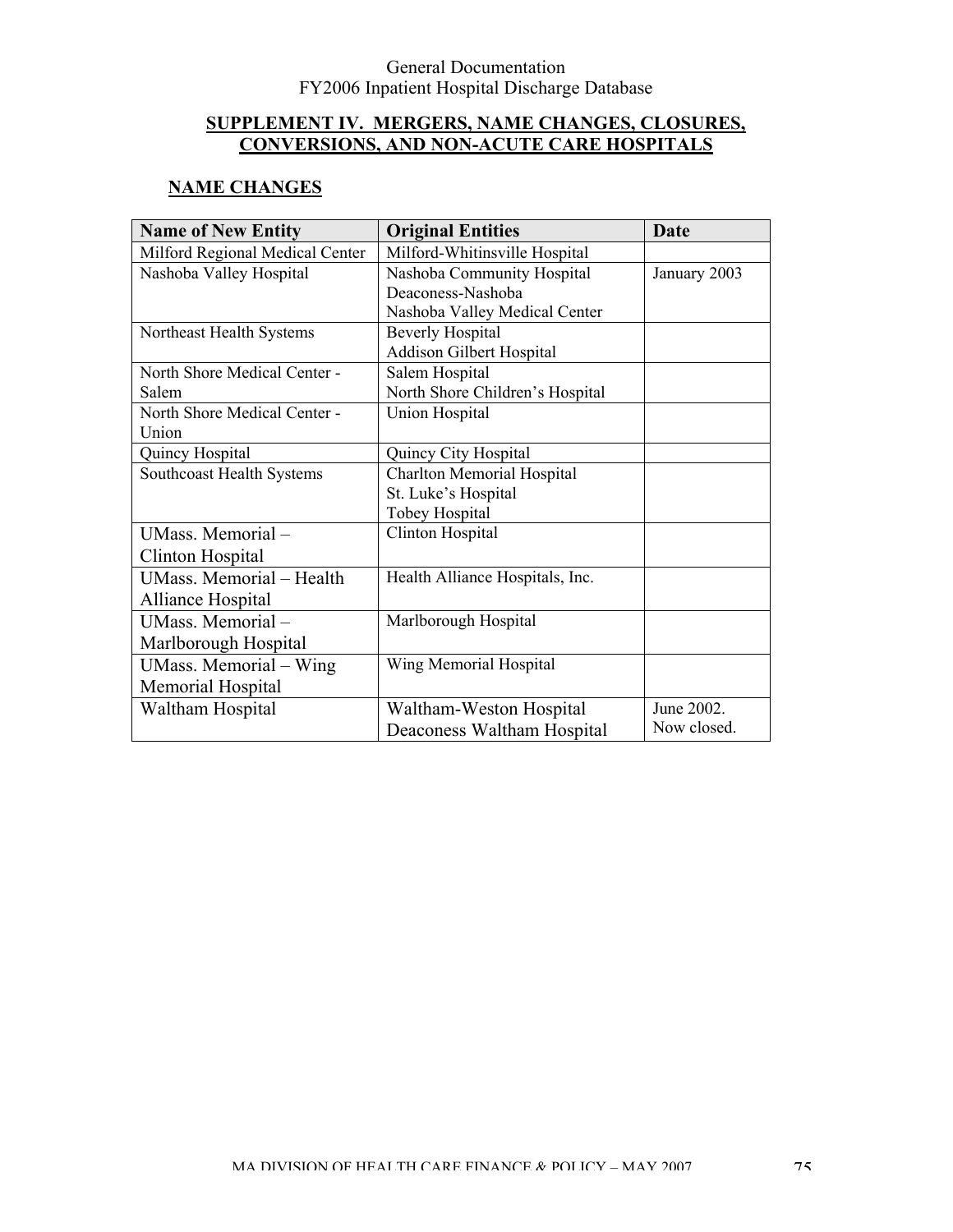## SUPPLEMENT IV. MERGERS, NAME CHANGES, CLOSURES, CONVERSIONS, AND NON-ACUTE CARE HOSPITALS

### NAME CHANGES

| Name of New Entity | Original Entities | Date |
|---|---|---|
| Milford Regional Medical Center | Milford-Whitinsville Hospital | |
| Nashoba Valley Hospital | Nashoba Community Hospital<br>Deaconess-Nashoba<br>Nashoba Valley Medical Center | January 2003 |
| Northeast Health Systems | Beverly Hospital<br>Addison Gilbert Hospital | |
| North Shore Medical Center - Salem | Salem Hospital<br>North Shore Children's Hospital | |
| North Shore Medical Center - Union | Union Hospital | |
| Quincy Hospital | Quincy City Hospital | |
| Southcoast Health Systems | Charlton Memorial Hospital<br>St. Luke's Hospital<br>Tobey Hospital | |
| UMass. Memorial – Clinton Hospital | Clinton Hospital | |
| UMass. Memorial – Health Alliance Hospital | Health Alliance Hospitals, Inc. | |
| UMass. Memorial – Marlborough Hospital | Marlborough Hospital | |
| UMass. Memorial – Wing Memorial Hospital | Wing Memorial Hospital | |
| Waltham Hospital | Waltham-Weston Hospital<br>Deaconess Waltham Hospital | June 2002. Now closed. |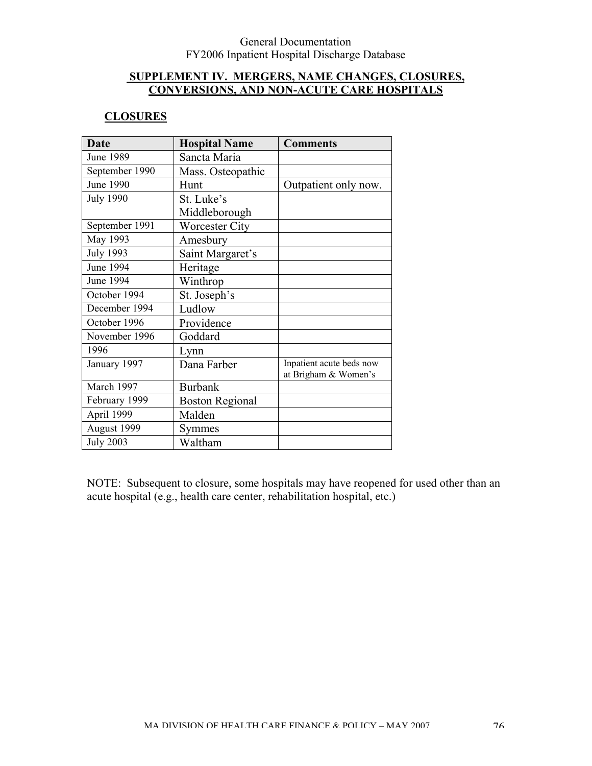## SUPPLEMENT IV. MERGERS, NAME CHANGES, CLOSURES, CONVERSIONS, AND NON-ACUTE CARE HOSPITALS

### CLOSURES

| Date | Hospital Name | Comments |
| --- | --- | --- |
| June 1989 | Sancta Maria | |
| September 1990 | Mass. Osteopathic | |
| June 1990 | Hunt | Outpatient only now. |
| July 1990 | St. Luke's Middleborough | |
| September 1991 | Worcester City | |
| May 1993 | Amesbury | |
| July 1993 | Saint Margaret's | |
| June 1994 | Heritage | |
| June 1994 | Winthrop | |
| October 1994 | St. Joseph's | |
| December 1994 | Ludlow | |
| October 1996 | Providence | |
| November 1996 | Goddard | |
| 1996 | Lynn | |
| January 1997 | Dana Farber | Inpatient acute beds now at Brigham & Women's |
| March 1997 | Burbank | |
| February 1999 | Boston Regional | |
| April 1999 | Malden | |
| August 1999 | Symmes | |
| July 2003 | Waltham | |

NOTE: Subsequent to closure, some hospitals may have reopened for used other than an acute hospital (e.g., health care center, rehabilitation hospital, etc.)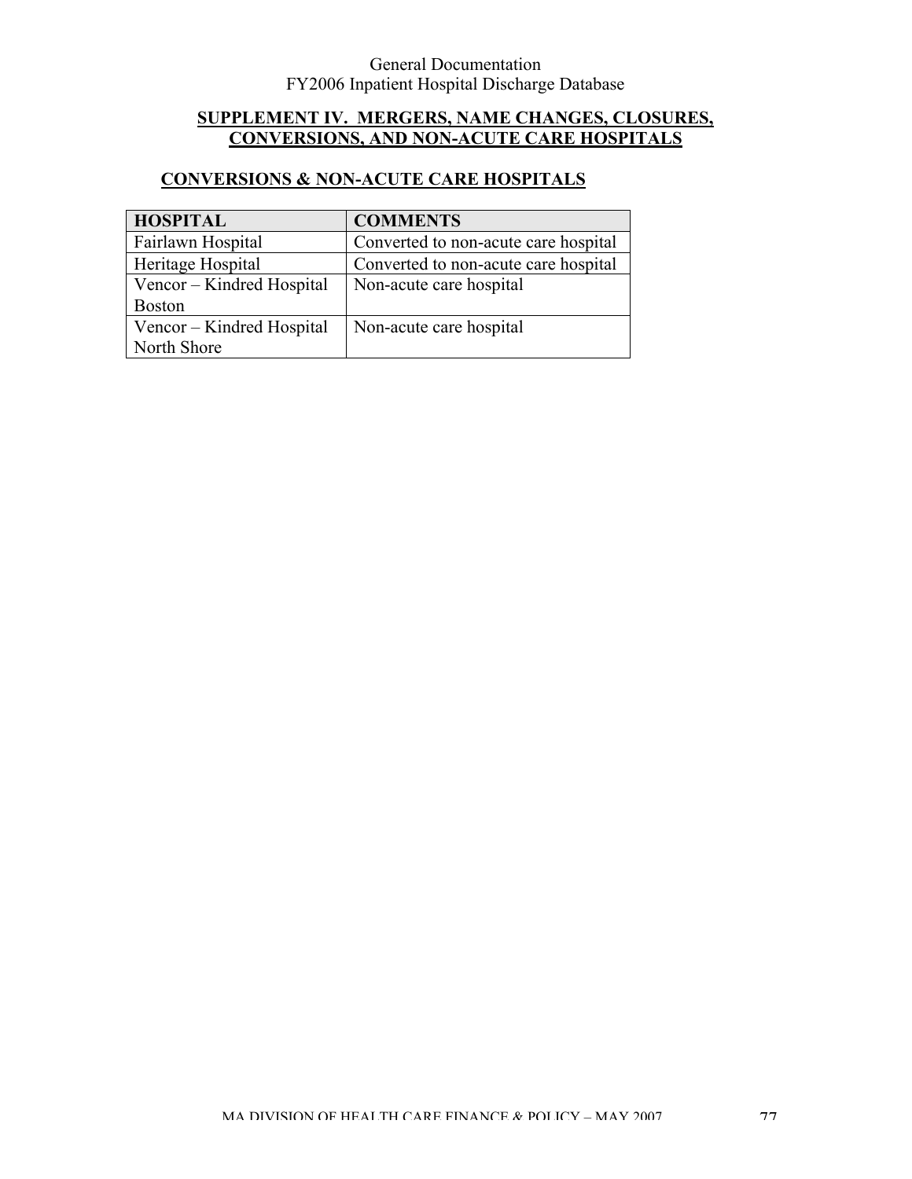## SUPPLEMENT IV. MERGERS, NAME CHANGES, CLOSURES, CONVERSIONS, AND NON-ACUTE CARE HOSPITALS

### CONVERSIONS & NON-ACUTE CARE HOSPITALS

| HOSPITAL | COMMENTS |
|---|---|
| Fairlawn Hospital | Converted to non-acute care hospital |
| Heritage Hospital | Converted to non-acute care hospital |
| Vencor – Kindred Hospital Boston | Non-acute care hospital |
| Vencor – Kindred Hospital North Shore | Non-acute care hospital |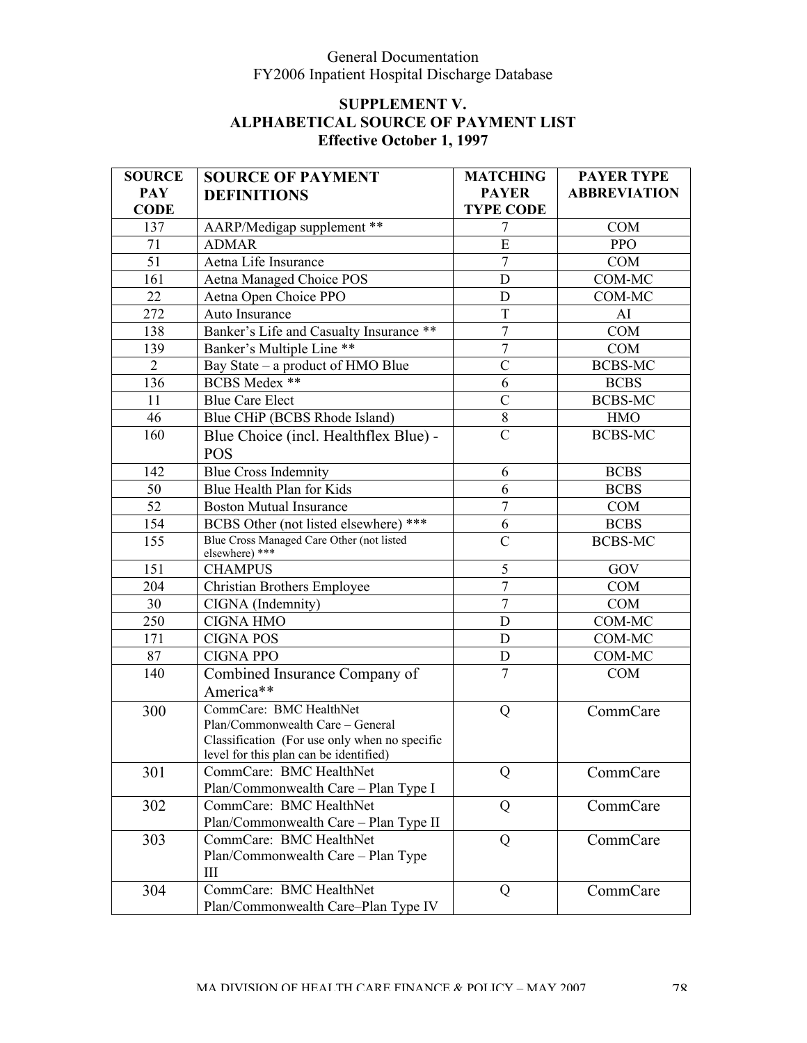## SUPPLEMENT V.
## ALPHABETICAL SOURCE OF PAYMENT LIST
### Effective October 1, 1997

| SOURCE PAY CODE | SOURCE OF PAYMENT DEFINITIONS | MATCHING PAYER TYPE CODE | PAYER TYPE ABBREVIATION |
|---|---|---|---|
| 137 | AARP/Medigap supplement ** | 7 | COM |
| 71 | ADMAR | E | PPO |
| 51 | Aetna Life Insurance | 7 | COM |
| 161 | Aetna Managed Choice POS | D | COM-MC |
| 22 | Aetna Open Choice PPO | D | COM-MC |
| 272 | Auto Insurance | T | AI |
| 138 | Banker's Life and Casualty Insurance ** | 7 | COM |
| 139 | Banker's Multiple Line ** | 7 | COM |
| 2 | Bay State – a product of HMO Blue | C | BCBS-MC |
| 136 | BCBS Medex ** | 6 | BCBS |
| 11 | Blue Care Elect | C | BCBS-MC |
| 46 | Blue CHiP (BCBS Rhode Island) | 8 | HMO |
| 160 | Blue Choice (incl. Healthflex Blue) - POS | C | BCBS-MC |
| 142 | Blue Cross Indemnity | 6 | BCBS |
| 50 | Blue Health Plan for Kids | 6 | BCBS |
| 52 | Boston Mutual Insurance | 7 | COM |
| 154 | BCBS Other (not listed elsewhere) *** | 6 | BCBS |
| 155 | Blue Cross Managed Care Other (not listed elsewhere) *** | C | BCBS-MC |
| 151 | CHAMPUS | 5 | GOV |
| 204 | Christian Brothers Employee | 7 | COM |
| 30 | CIGNA (Indemnity) | 7 | COM |
| 250 | CIGNA HMO | D | COM-MC |
| 171 | CIGNA POS | D | COM-MC |
| 87 | CIGNA PPO | D | COM-MC |
| 140 | Combined Insurance Company of America** | 7 | COM |
| 300 | CommCare: BMC HealthNet Plan/Commonwealth Care – General Classification (For use only when no specific level for this plan can be identified) | Q | CommCare |
| 301 | CommCare: BMC HealthNet Plan/Commonwealth Care – Plan Type I | Q | CommCare |
| 302 | CommCare: BMC HealthNet Plan/Commonwealth Care – Plan Type II | Q | CommCare |
| 303 | CommCare: BMC HealthNet Plan/Commonwealth Care – Plan Type III | Q | CommCare |
| 304 | CommCare: BMC HealthNet Plan/Commonwealth Care–Plan Type IV | Q | CommCare |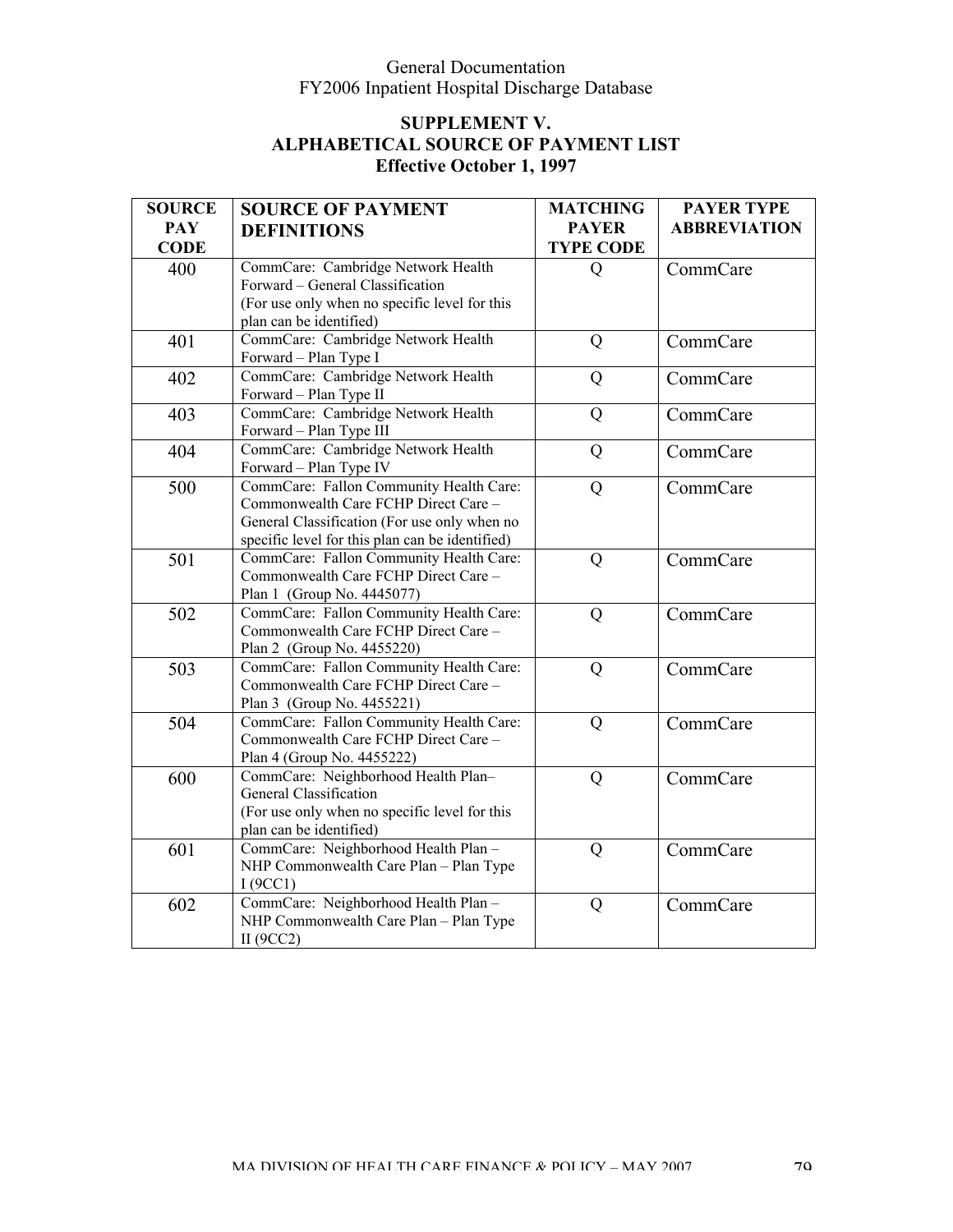## SUPPLEMENT V.
## ALPHABETICAL SOURCE OF PAYMENT LIST
### Effective October 1, 1997

| SOURCE PAY CODE | SOURCE OF PAYMENT DEFINITIONS | MATCHING PAYER TYPE CODE | PAYER TYPE ABBREVIATION |
|---|---|---|---|
| 400 | CommCare: Cambridge Network Health Forward – General Classification (For use only when no specific level for this plan can be identified) | Q | CommCare |
| 401 | CommCare: Cambridge Network Health Forward – Plan Type I | Q | CommCare |
| 402 | CommCare: Cambridge Network Health Forward – Plan Type II | Q | CommCare |
| 403 | CommCare: Cambridge Network Health Forward – Plan Type III | Q | CommCare |
| 404 | CommCare: Cambridge Network Health Forward – Plan Type IV | Q | CommCare |
| 500 | CommCare: Fallon Community Health Care: Commonwealth Care FCHP Direct Care – General Classification (For use only when no specific level for this plan can be identified) | Q | CommCare |
| 501 | CommCare: Fallon Community Health Care: Commonwealth Care FCHP Direct Care – Plan 1 (Group No. 4445077) | Q | CommCare |
| 502 | CommCare: Fallon Community Health Care: Commonwealth Care FCHP Direct Care – Plan 2 (Group No. 4455220) | Q | CommCare |
| 503 | CommCare: Fallon Community Health Care: Commonwealth Care FCHP Direct Care – Plan 3 (Group No. 4455221) | Q | CommCare |
| 504 | CommCare: Fallon Community Health Care: Commonwealth Care FCHP Direct Care – Plan 4 (Group No. 4455222) | Q | CommCare |
| 600 | CommCare: Neighborhood Health Plan– General Classification (For use only when no specific level for this plan can be identified) | Q | CommCare |
| 601 | CommCare: Neighborhood Health Plan – NHP Commonwealth Care Plan – Plan Type I (9CC1) | Q | CommCare |
| 602 | CommCare: Neighborhood Health Plan – NHP Commonwealth Care Plan – Plan Type II (9CC2) | Q | CommCare |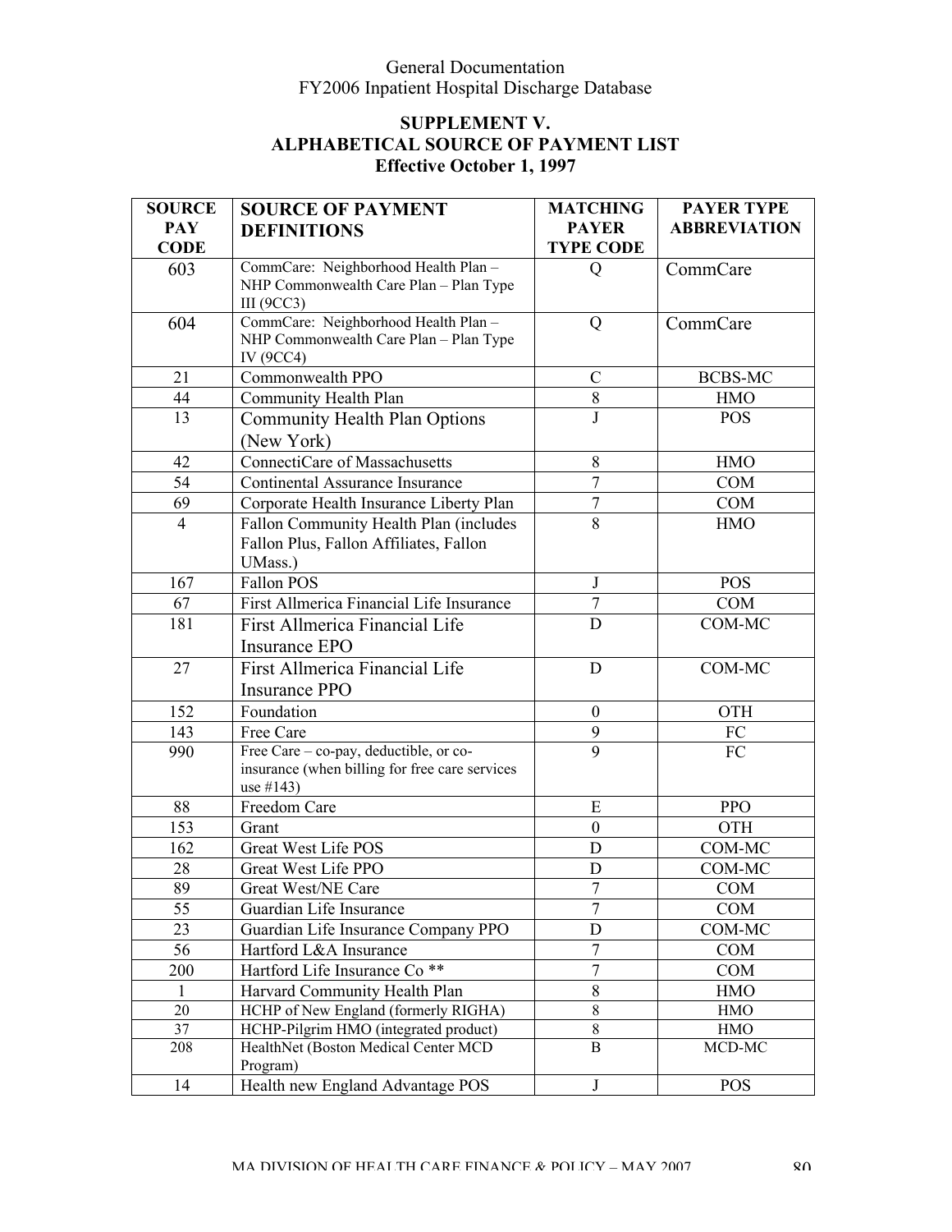## SUPPLEMENT V.
## ALPHABETICAL SOURCE OF PAYMENT LIST
## Effective October 1, 1997

| SOURCE PAY CODE | SOURCE OF PAYMENT DEFINITIONS | MATCHING PAYER TYPE CODE | PAYER TYPE ABBREVIATION |
|---|---|---|---|
| 603 | CommCare: Neighborhood Health Plan – NHP Commonwealth Care Plan – Plan Type III (9CC3) | Q | CommCare |
| 604 | CommCare: Neighborhood Health Plan – NHP Commonwealth Care Plan – Plan Type IV (9CC4) | Q | CommCare |
| 21 | Commonwealth PPO | C | BCBS-MC |
| 44 | Community Health Plan | 8 | HMO |
| 13 | Community Health Plan Options (New York) | J | POS |
| 42 | ConnectiCare of Massachusetts | 8 | HMO |
| 54 | Continental Assurance Insurance | 7 | COM |
| 69 | Corporate Health Insurance Liberty Plan | 7 | COM |
| 4 | Fallon Community Health Plan (includes Fallon Plus, Fallon Affiliates, Fallon UMass.) | 8 | HMO |
| 167 | Fallon POS | J | POS |
| 67 | First Allmerica Financial Life Insurance | 7 | COM |
| 181 | First Allmerica Financial Life Insurance EPO | D | COM-MC |
| 27 | First Allmerica Financial Life Insurance PPO | D | COM-MC |
| 152 | Foundation | 0 | OTH |
| 143 | Free Care | 9 | FC |
| 990 | Free Care – co-pay, deductible, or co-insurance (when billing for free care services use #143) | 9 | FC |
| 88 | Freedom Care | E | PPO |
| 153 | Grant | 0 | OTH |
| 162 | Great West Life POS | D | COM-MC |
| 28 | Great West Life PPO | D | COM-MC |
| 89 | Great West/NE Care | 7 | COM |
| 55 | Guardian Life Insurance | 7 | COM |
| 23 | Guardian Life Insurance Company PPO | D | COM-MC |
| 56 | Hartford L&A Insurance | 7 | COM |
| 200 | Hartford Life Insurance Co ** | 7 | COM |
| 1 | Harvard Community Health Plan | 8 | HMO |
| 20 | HCHP of New England (formerly RIGHA) | 8 | HMO |
| 37 | HCHP-Pilgrim HMO (integrated product) | 8 | HMO |
| 208 | HealthNet (Boston Medical Center MCD Program) | B | MCD-MC |
| 14 | Health new England Advantage POS | J | POS |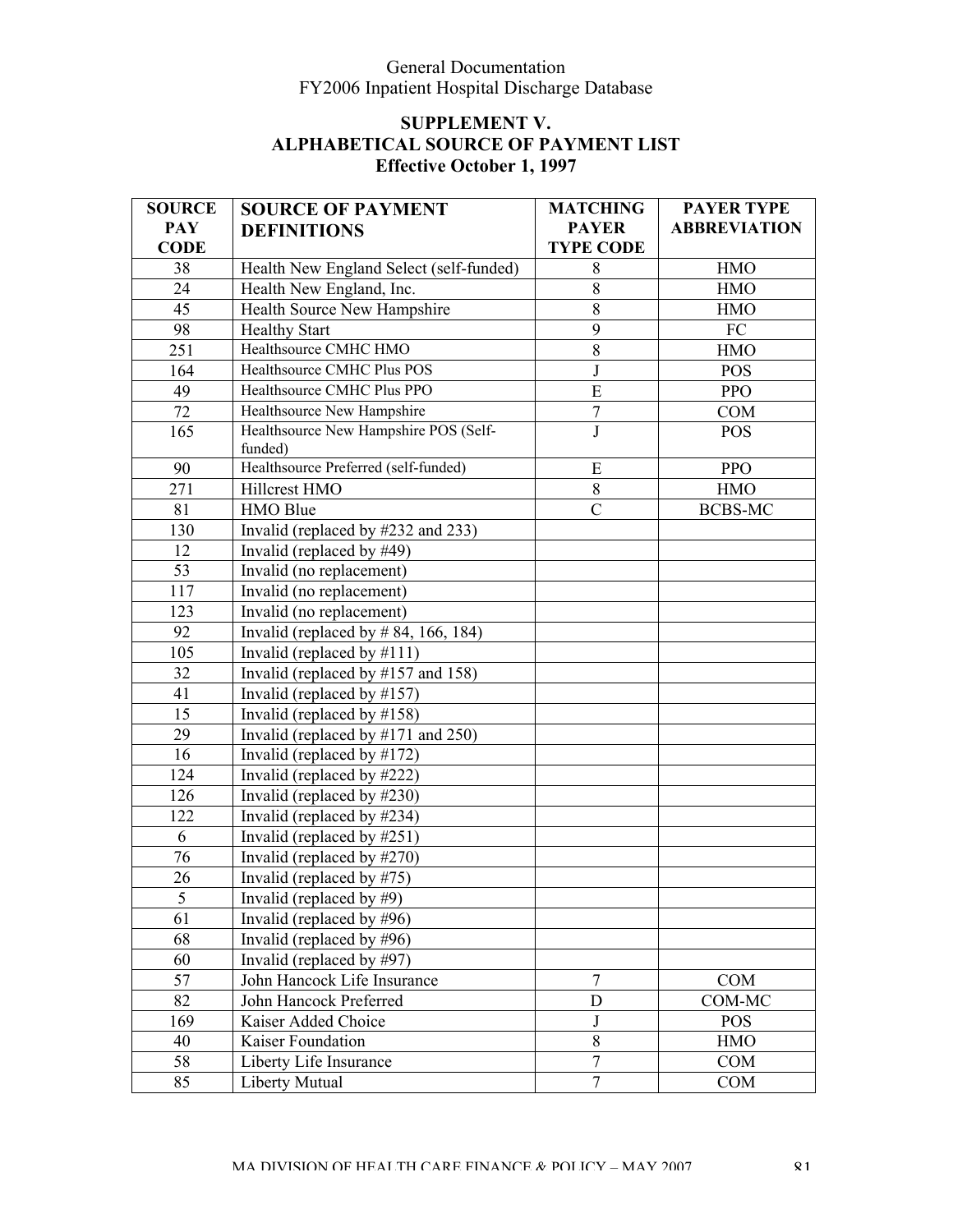General Documentation
FY2006 Inpatient Hospital Discharge Database

## SUPPLEMENT V.
## ALPHABETICAL SOURCE OF PAYMENT LIST
## Effective October 1, 1997

| SOURCE PAY CODE | SOURCE OF PAYMENT DEFINITIONS | MATCHING PAYER TYPE CODE | PAYER TYPE ABBREVIATION |
|---|---|---|---|
| 38 | Health New England Select (self-funded) | 8 | HMO |
| 24 | Health New England, Inc. | 8 | HMO |
| 45 | Health Source New Hampshire | 8 | HMO |
| 98 | Healthy Start | 9 | FC |
| 251 | Healthsource CMHC HMO | 8 | HMO |
| 164 | Healthsource CMHC Plus POS | J | POS |
| 49 | Healthsource CMHC Plus PPO | E | PPO |
| 72 | Healthsource New Hampshire | 7 | COM |
| 165 | Healthsource New Hampshire POS (Self-funded) | J | POS |
| 90 | Healthsource Preferred (self-funded) | E | PPO |
| 271 | Hillcrest HMO | 8 | HMO |
| 81 | HMO Blue | C | BCBS-MC |
| 130 | Invalid (replaced by #232 and 233) | | |
| 12 | Invalid (replaced by #49) | | |
| 53 | Invalid (no replacement) | | |
| 117 | Invalid (no replacement) | | |
| 123 | Invalid (no replacement) | | |
| 92 | Invalid (replaced by # 84, 166, 184) | | |
| 105 | Invalid (replaced by #111) | | |
| 32 | Invalid (replaced by #157 and 158) | | |
| 41 | Invalid (replaced by #157) | | |
| 15 | Invalid (replaced by #158) | | |
| 29 | Invalid (replaced by #171 and 250) | | |
| 16 | Invalid (replaced by #172) | | |
| 124 | Invalid (replaced by #222) | | |
| 126 | Invalid (replaced by #230) | | |
| 122 | Invalid (replaced by #234) | | |
| 6 | Invalid (replaced by #251) | | |
| 76 | Invalid (replaced by #270) | | |
| 26 | Invalid (replaced by #75) | | |
| 5 | Invalid (replaced by #9) | | |
| 61 | Invalid (replaced by #96) | | |
| 68 | Invalid (replaced by #96) | | |
| 60 | Invalid (replaced by #97) | | |
| 57 | John Hancock Life Insurance | 7 | COM |
| 82 | John Hancock Preferred | D | COM-MC |
| 169 | Kaiser Added Choice | J | POS |
| 40 | Kaiser Foundation | 8 | HMO |
| 58 | Liberty Life Insurance | 7 | COM |
| 85 | Liberty Mutual | 7 | COM |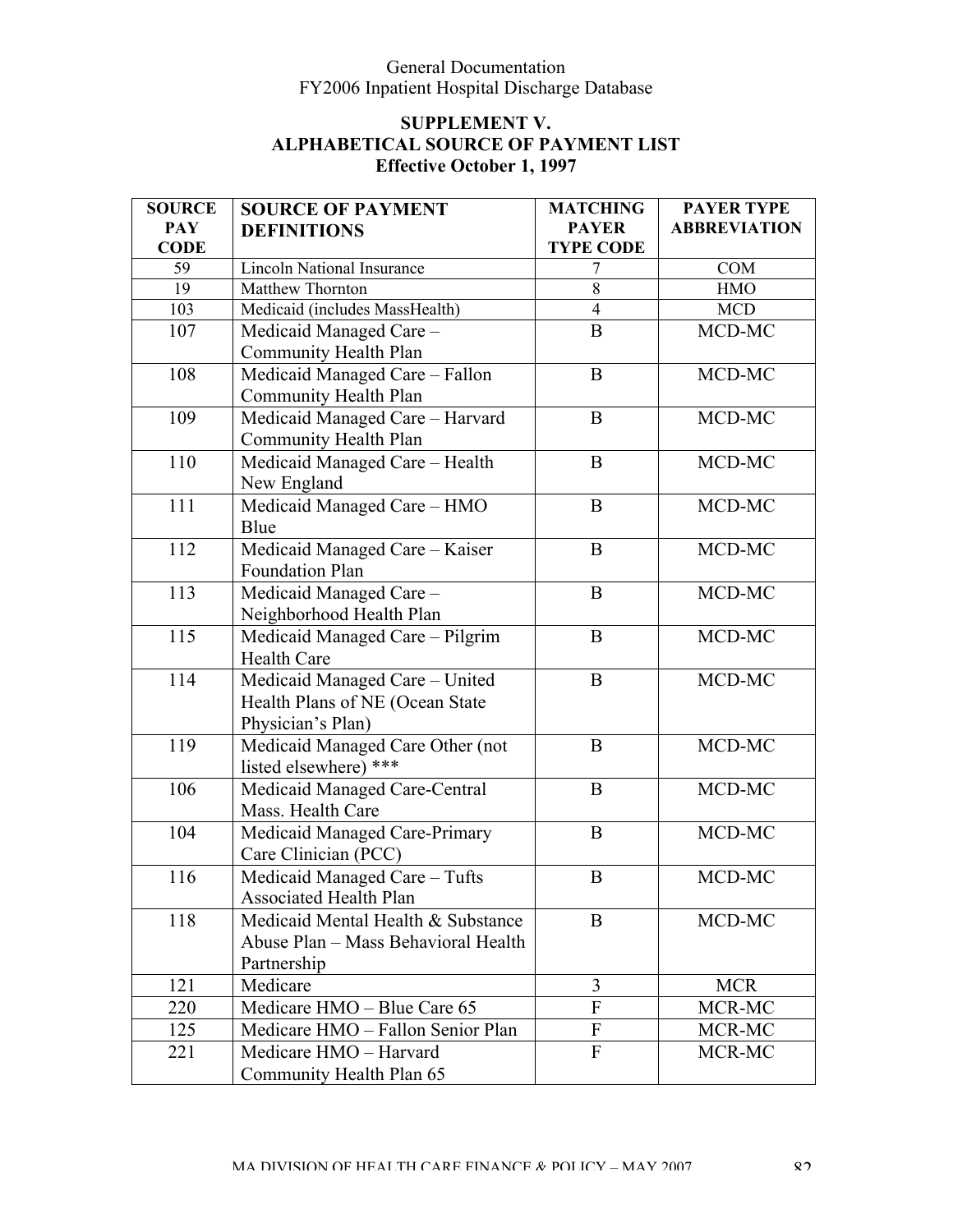General Documentation
FY2006 Inpatient Hospital Discharge Database

## SUPPLEMENT V.
## ALPHABETICAL SOURCE OF PAYMENT LIST
### Effective October 1, 1997

| SOURCE PAY CODE | SOURCE OF PAYMENT DEFINITIONS | MATCHING PAYER TYPE CODE | PAYER TYPE ABBREVIATION |
|---|---|---|---|
| 59 | Lincoln National Insurance | 7 | COM |
| 19 | Matthew Thornton | 8 | HMO |
| 103 | Medicaid (includes MassHealth) | 4 | MCD |
| 107 | Medicaid Managed Care – Community Health Plan | B | MCD-MC |
| 108 | Medicaid Managed Care – Fallon Community Health Plan | B | MCD-MC |
| 109 | Medicaid Managed Care – Harvard Community Health Plan | B | MCD-MC |
| 110 | Medicaid Managed Care – Health New England | B | MCD-MC |
| 111 | Medicaid Managed Care – HMO Blue | B | MCD-MC |
| 112 | Medicaid Managed Care – Kaiser Foundation Plan | B | MCD-MC |
| 113 | Medicaid Managed Care – Neighborhood Health Plan | B | MCD-MC |
| 115 | Medicaid Managed Care – Pilgrim Health Care | B | MCD-MC |
| 114 | Medicaid Managed Care – United Health Plans of NE (Ocean State Physician's Plan) | B | MCD-MC |
| 119 | Medicaid Managed Care Other (not listed elsewhere) *** | B | MCD-MC |
| 106 | Medicaid Managed Care-Central Mass. Health Care | B | MCD-MC |
| 104 | Medicaid Managed Care-Primary Care Clinician (PCC) | B | MCD-MC |
| 116 | Medicaid Managed Care – Tufts Associated Health Plan | B | MCD-MC |
| 118 | Medicaid Mental Health & Substance Abuse Plan – Mass Behavioral Health Partnership | B | MCD-MC |
| 121 | Medicare | 3 | MCR |
| 220 | Medicare HMO – Blue Care 65 | F | MCR-MC |
| 125 | Medicare HMO – Fallon Senior Plan | F | MCR-MC |
| 221 | Medicare HMO – Harvard Community Health Plan 65 | F | MCR-MC |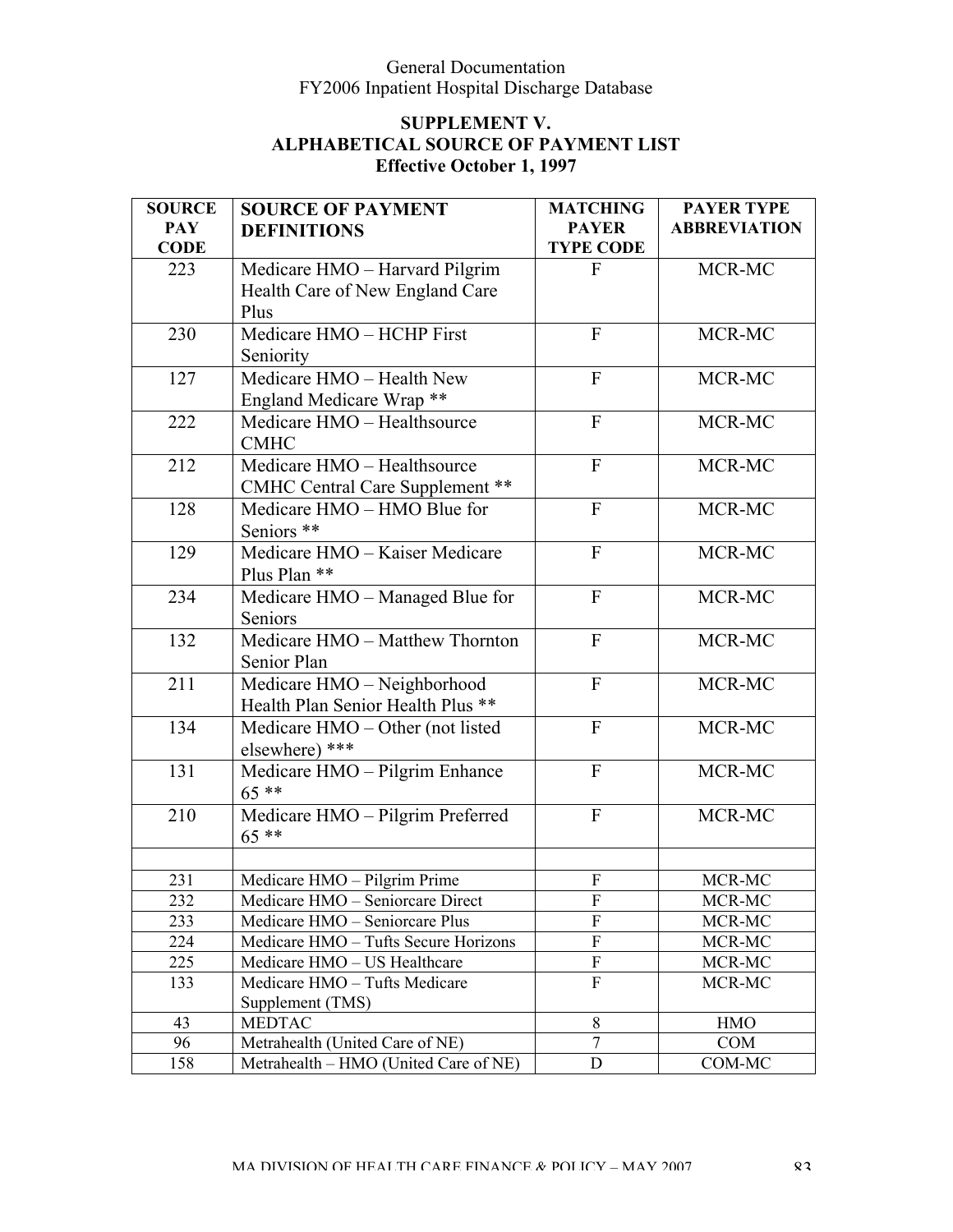General Documentation
FY2006 Inpatient Hospital Discharge Database

## SUPPLEMENT V.
## ALPHABETICAL SOURCE OF PAYMENT LIST
### Effective October 1, 1997

| SOURCE PAY CODE | SOURCE OF PAYMENT DEFINITIONS | MATCHING PAYER TYPE CODE | PAYER TYPE ABBREVIATION |
|---|---|---|---|
| 223 | Medicare HMO – Harvard Pilgrim Health Care of New England Care Plus | F | MCR-MC |
| 230 | Medicare HMO – HCHP First Seniority | F | MCR-MC |
| 127 | Medicare HMO – Health New England Medicare Wrap ** | F | MCR-MC |
| 222 | Medicare HMO – Healthsource CMHC | F | MCR-MC |
| 212 | Medicare HMO – Healthsource CMHC Central Care Supplement ** | F | MCR-MC |
| 128 | Medicare HMO – HMO Blue for Seniors ** | F | MCR-MC |
| 129 | Medicare HMO – Kaiser Medicare Plus Plan ** | F | MCR-MC |
| 234 | Medicare HMO – Managed Blue for Seniors | F | MCR-MC |
| 132 | Medicare HMO – Matthew Thornton Senior Plan | F | MCR-MC |
| 211 | Medicare HMO – Neighborhood Health Plan Senior Health Plus ** | F | MCR-MC |
| 134 | Medicare HMO – Other (not listed elsewhere) *** | F | MCR-MC |
| 131 | Medicare HMO – Pilgrim Enhance 65 ** | F | MCR-MC |
| 210 | Medicare HMO – Pilgrim Preferred 65 ** | F | MCR-MC |
| | | | |
| 231 | Medicare HMO – Pilgrim Prime | F | MCR-MC |
| 232 | Medicare HMO – Seniorcare Direct | F | MCR-MC |
| 233 | Medicare HMO – Seniorcare Plus | F | MCR-MC |
| 224 | Medicare HMO – Tufts Secure Horizons | F | MCR-MC |
| 225 | Medicare HMO – US Healthcare | F | MCR-MC |
| 133 | Medicare HMO – Tufts Medicare Supplement (TMS) | F | MCR-MC |
| 43 | MEDTAC | 8 | HMO |
| 96 | Metrahealth (United Care of NE) | 7 | COM |
| 158 | Metrahealth – HMO (United Care of NE) | D | COM-MC |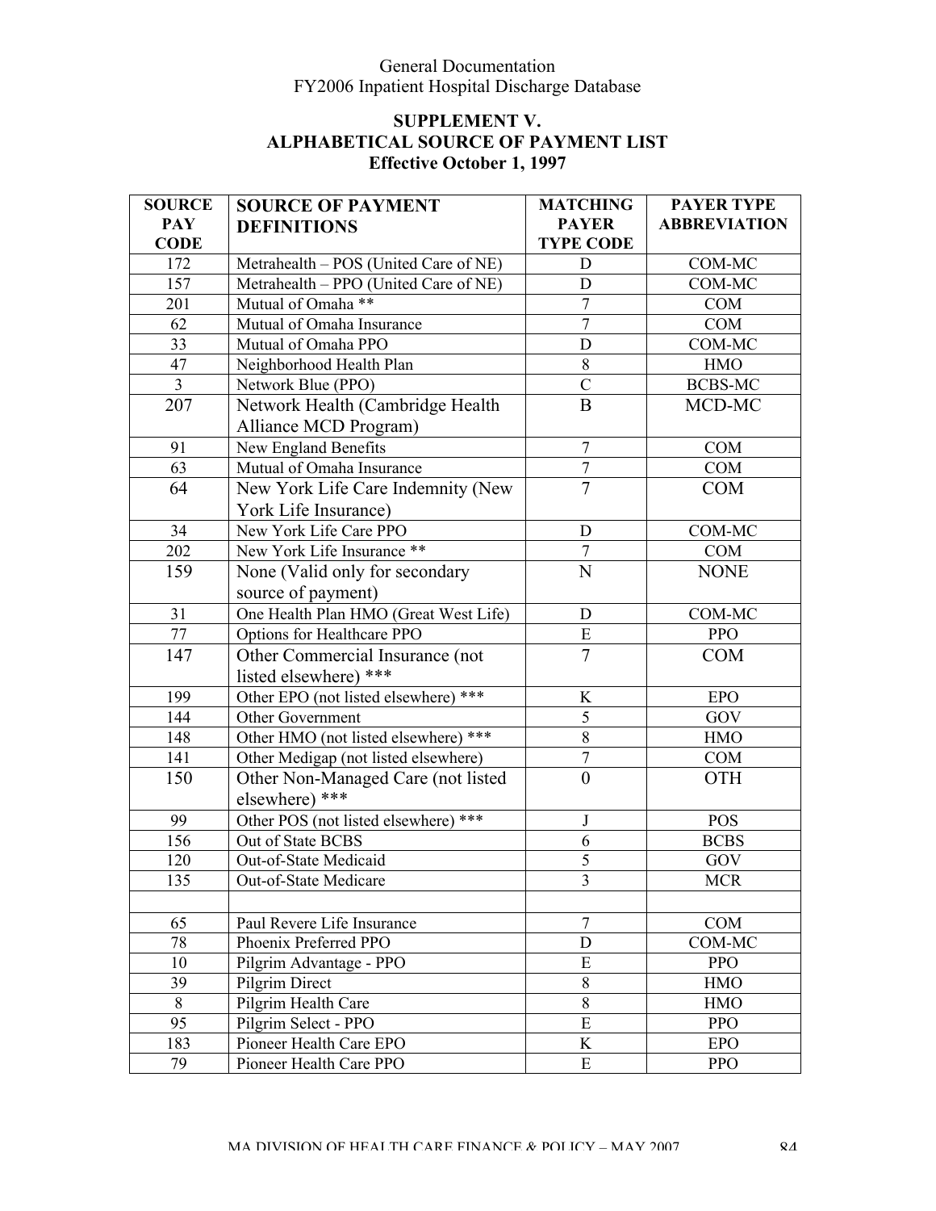General Documentation
FY2006 Inpatient Hospital Discharge Database

**SUPPLEMENT V.**
**ALPHABETICAL SOURCE OF PAYMENT LIST**
**Effective October 1, 1997**

| SOURCE PAY CODE | SOURCE OF PAYMENT DEFINITIONS | MATCHING PAYER TYPE CODE | PAYER TYPE ABBREVIATION |
|---|---|---|---|
| 172 | Metrahealth – POS (United Care of NE) | D | COM-MC |
| 157 | Metrahealth – PPO (United Care of NE) | D | COM-MC |
| 201 | Mutual of Omaha ** | 7 | COM |
| 62 | Mutual of Omaha Insurance | 7 | COM |
| 33 | Mutual of Omaha PPO | D | COM-MC |
| 47 | Neighborhood Health Plan | 8 | HMO |
| 3 | Network Blue (PPO) | C | BCBS-MC |
| 207 | Network Health (Cambridge Health Alliance MCD Program) | B | MCD-MC |
| 91 | New England Benefits | 7 | COM |
| 63 | Mutual of Omaha Insurance | 7 | COM |
| 64 | New York Life Care Indemnity (New York Life Insurance) | 7 | COM |
| 34 | New York Life Care PPO | D | COM-MC |
| 202 | New York Life Insurance ** | 7 | COM |
| 159 | None (Valid only for secondary source of payment) | N | NONE |
| 31 | One Health Plan HMO (Great West Life) | D | COM-MC |
| 77 | Options for Healthcare PPO | E | PPO |
| 147 | Other Commercial Insurance (not listed elsewhere) *** | 7 | COM |
| 199 | Other EPO (not listed elsewhere) *** | K | EPO |
| 144 | Other Government | 5 | GOV |
| 148 | Other HMO (not listed elsewhere) *** | 8 | HMO |
| 141 | Other Medigap (not listed elsewhere) | 7 | COM |
| 150 | Other Non-Managed Care (not listed elsewhere) *** | 0 | OTH |
| 99 | Other POS (not listed elsewhere) *** | J | POS |
| 156 | Out of State BCBS | 6 | BCBS |
| 120 | Out-of-State Medicaid | 5 | GOV |
| 135 | Out-of-State Medicare | 3 | MCR |
| | | | |
| 65 | Paul Revere Life Insurance | 7 | COM |
| 78 | Phoenix Preferred PPO | D | COM-MC |
| 10 | Pilgrim Advantage - PPO | E | PPO |
| 39 | Pilgrim Direct | 8 | HMO |
| 8 | Pilgrim Health Care | 8 | HMO |
| 95 | Pilgrim Select - PPO | E | PPO |
| 183 | Pioneer Health Care EPO | K | EPO |
| 79 | Pioneer Health Care PPO | E | PPO |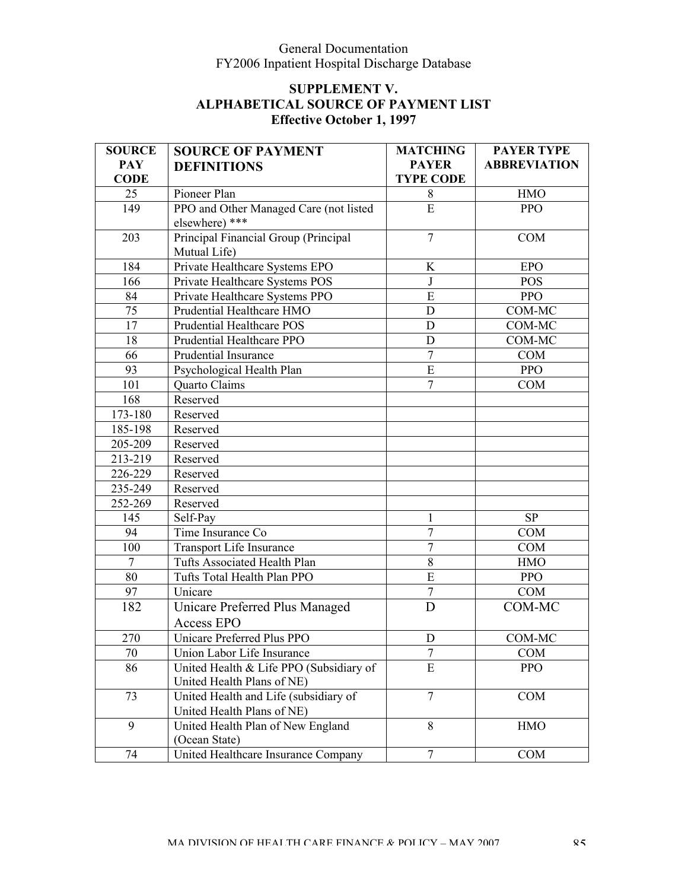## SUPPLEMENT V.
## ALPHABETICAL SOURCE OF PAYMENT LIST
## Effective October 1, 1997

| SOURCE PAY CODE | SOURCE OF PAYMENT DEFINITIONS | MATCHING PAYER TYPE CODE | PAYER TYPE ABBREVIATION |
|---|---|---|---|
| 25 | Pioneer Plan | 8 | HMO |
| 149 | PPO and Other Managed Care (not listed elsewhere) *** | E | PPO |
| 203 | Principal Financial Group (Principal Mutual Life) | 7 | COM |
| 184 | Private Healthcare Systems EPO | K | EPO |
| 166 | Private Healthcare Systems POS | J | POS |
| 84 | Private Healthcare Systems PPO | E | PPO |
| 75 | Prudential Healthcare HMO | D | COM-MC |
| 17 | Prudential Healthcare POS | D | COM-MC |
| 18 | Prudential Healthcare PPO | D | COM-MC |
| 66 | Prudential Insurance | 7 | COM |
| 93 | Psychological Health Plan | E | PPO |
| 101 | Quarto Claims | 7 | COM |
| 168 | Reserved | | |
| 173-180 | Reserved | | |
| 185-198 | Reserved | | |
| 205-209 | Reserved | | |
| 213-219 | Reserved | | |
| 226-229 | Reserved | | |
| 235-249 | Reserved | | |
| 252-269 | Reserved | | |
| 145 | Self-Pay | 1 | SP |
| 94 | Time Insurance Co | 7 | COM |
| 100 | Transport Life Insurance | 7 | COM |
| 7 | Tufts Associated Health Plan | 8 | HMO |
| 80 | Tufts Total Health Plan PPO | E | PPO |
| 97 | Unicare | 7 | COM |
| 182 | Unicare Preferred Plus Managed Access EPO | D | COM-MC |
| 270 | Unicare Preferred Plus PPO | D | COM-MC |
| 70 | Union Labor Life Insurance | 7 | COM |
| 86 | United Health & Life PPO (Subsidiary of United Health Plans of NE) | E | PPO |
| 73 | United Health and Life (subsidiary of United Health Plans of NE) | 7 | COM |
| 9 | United Health Plan of New England (Ocean State) | 8 | HMO |
| 74 | United Healthcare Insurance Company | 7 | COM |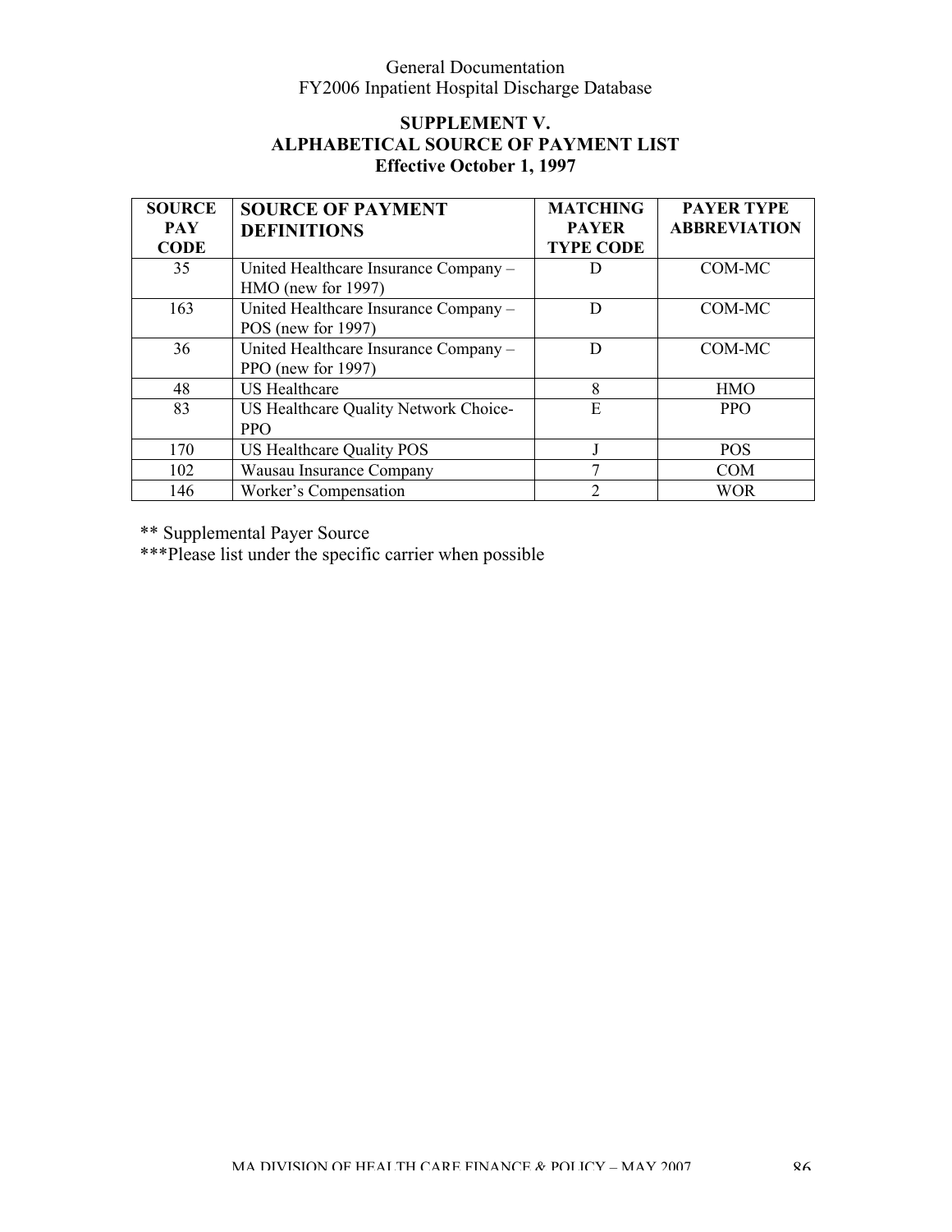### SUPPLEMENT V.
### ALPHABETICAL SOURCE OF PAYMENT LIST
### Effective October 1, 1997

| SOURCE PAY CODE | SOURCE OF PAYMENT DEFINITIONS | MATCHING PAYER TYPE CODE | PAYER TYPE ABBREVIATION |
|---|---|---|---|
| 35 | United Healthcare Insurance Company – HMO (new for 1997) | D | COM-MC |
| 163 | United Healthcare Insurance Company – POS (new for 1997) | D | COM-MC |
| 36 | United Healthcare Insurance Company – PPO (new for 1997) | D | COM-MC |
| 48 | US Healthcare | 8 | HMO |
| 83 | US Healthcare Quality Network Choice-PPO | E | PPO |
| 170 | US Healthcare Quality POS | J | POS |
| 102 | Wausau Insurance Company | 7 | COM |
| 146 | Worker's Compensation | 2 | WOR |

** Supplemental Payer Source

***Please list under the specific carrier when possible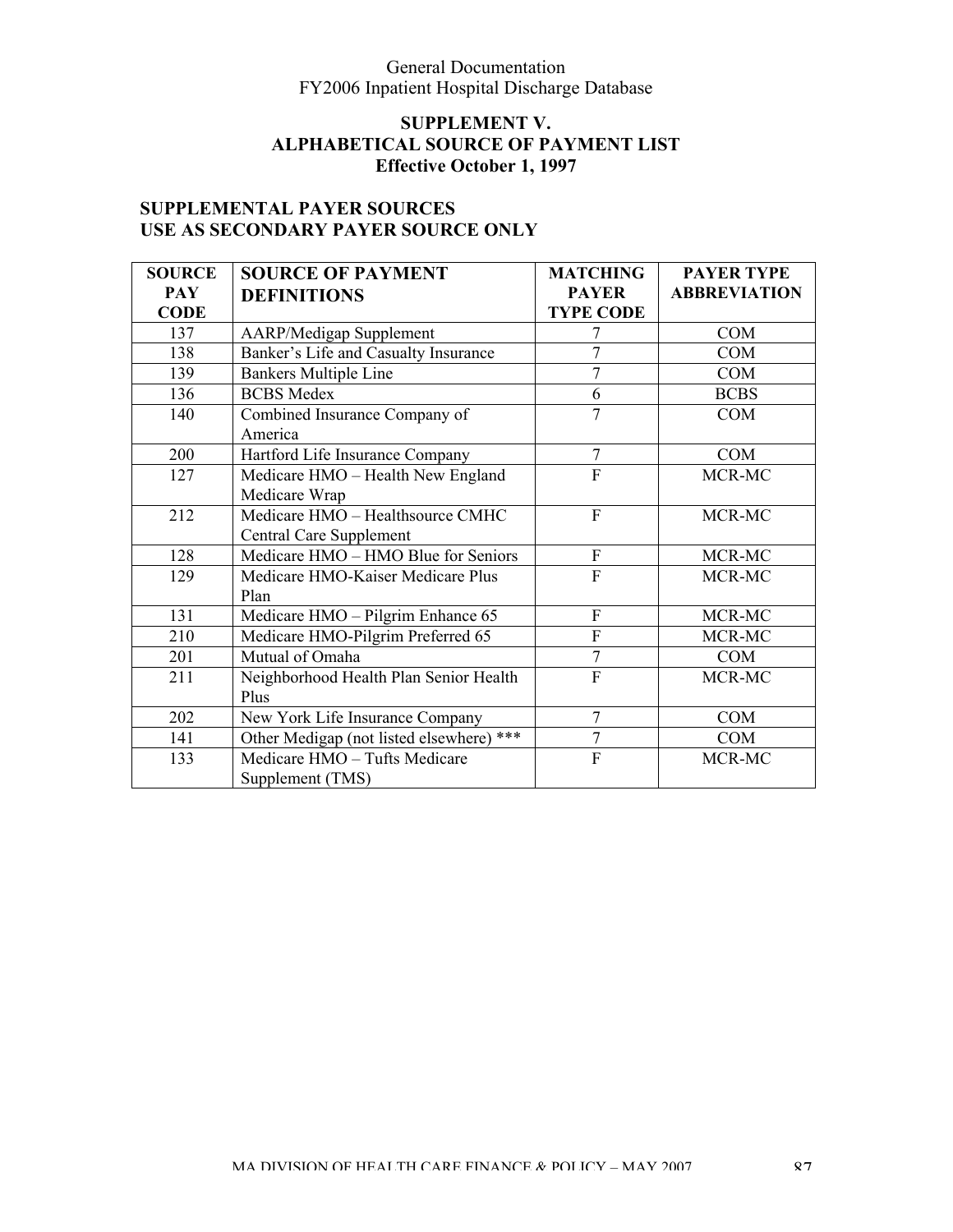## SUPPLEMENT V.
## ALPHABETICAL SOURCE OF PAYMENT LIST
## Effective October 1, 1997

### SUPPLEMENTAL PAYER SOURCES
### USE AS SECONDARY PAYER SOURCE ONLY

| SOURCE PAY CODE | SOURCE OF PAYMENT DEFINITIONS | MATCHING PAYER TYPE CODE | PAYER TYPE ABBREVIATION |
|---|---|---|---|
| 137 | AARP/Medigap Supplement | 7 | COM |
| 138 | Banker's Life and Casualty Insurance | 7 | COM |
| 139 | Bankers Multiple Line | 7 | COM |
| 136 | BCBS Medex | 6 | BCBS |
| 140 | Combined Insurance Company of America | 7 | COM |
| 200 | Hartford Life Insurance Company | 7 | COM |
| 127 | Medicare HMO – Health New England Medicare Wrap | F | MCR-MC |
| 212 | Medicare HMO – Healthsource CMHC Central Care Supplement | F | MCR-MC |
| 128 | Medicare HMO – HMO Blue for Seniors | F | MCR-MC |
| 129 | Medicare HMO-Kaiser Medicare Plus Plan | F | MCR-MC |
| 131 | Medicare HMO – Pilgrim Enhance 65 | F | MCR-MC |
| 210 | Medicare HMO-Pilgrim Preferred 65 | F | MCR-MC |
| 201 | Mutual of Omaha | 7 | COM |
| 211 | Neighborhood Health Plan Senior Health Plus | F | MCR-MC |
| 202 | New York Life Insurance Company | 7 | COM |
| 141 | Other Medigap (not listed elsewhere) *** | 7 | COM |
| 133 | Medicare HMO – Tufts Medicare Supplement (TMS) | F | MCR-MC |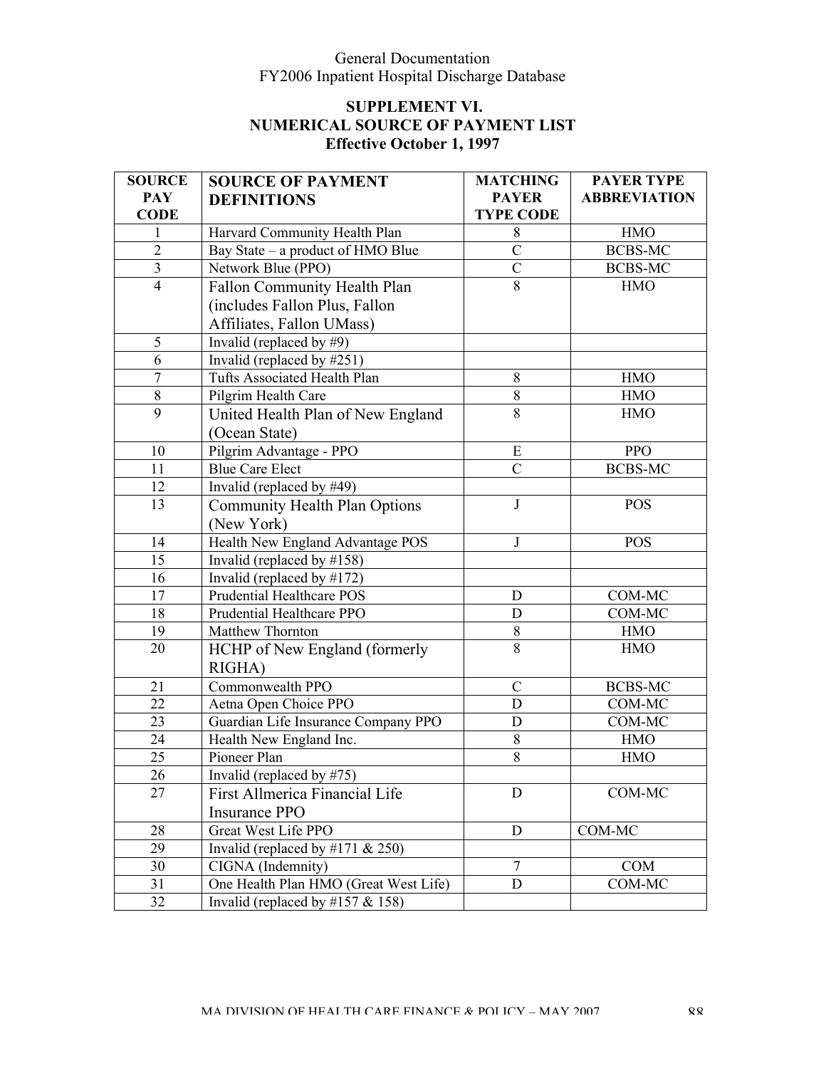General Documentation
FY2006 Inpatient Hospital Discharge Database

## SUPPLEMENT VI.
## NUMERICAL SOURCE OF PAYMENT LIST
**Effective October 1, 1997**

| SOURCE PAY CODE | SOURCE OF PAYMENT DEFINITIONS | MATCHING PAYER TYPE CODE | PAYER TYPE ABBREVIATION |
|---|---|---|---|
| 1 | Harvard Community Health Plan | 8 | HMO |
| 2 | Bay State – a product of HMO Blue | C | BCBS-MC |
| 3 | Network Blue (PPO) | C | BCBS-MC |
| 4 | Fallon Community Health Plan (includes Fallon Plus, Fallon Affiliates, Fallon UMass) | 8 | HMO |
| 5 | Invalid (replaced by #9) | | |
| 6 | Invalid (replaced by #251) | | |
| 7 | Tufts Associated Health Plan | 8 | HMO |
| 8 | Pilgrim Health Care | 8 | HMO |
| 9 | United Health Plan of New England (Ocean State) | 8 | HMO |
| 10 | Pilgrim Advantage - PPO | E | PPO |
| 11 | Blue Care Elect | C | BCBS-MC |
| 12 | Invalid (replaced by #49) | | |
| 13 | Community Health Plan Options (New York) | J | POS |
| 14 | Health New England Advantage POS | J | POS |
| 15 | Invalid (replaced by #158) | | |
| 16 | Invalid (replaced by #172) | | |
| 17 | Prudential Healthcare POS | D | COM-MC |
| 18 | Prudential Healthcare PPO | D | COM-MC |
| 19 | Matthew Thornton | 8 | HMO |
| 20 | HCHP of New England (formerly RIGHA) | 8 | HMO |
| 21 | Commonwealth PPO | C | BCBS-MC |
| 22 | Aetna Open Choice PPO | D | COM-MC |
| 23 | Guardian Life Insurance Company PPO | D | COM-MC |
| 24 | Health New England Inc. | 8 | HMO |
| 25 | Pioneer Plan | 8 | HMO |
| 26 | Invalid (replaced by #75) | | |
| 27 | First Allmerica Financial Life Insurance PPO | D | COM-MC |
| 28 | Great West Life PPO | D | COM-MC |
| 29 | Invalid (replaced by #171 & 250) | | |
| 30 | CIGNA (Indemnity) | 7 | COM |
| 31 | One Health Plan HMO (Great West Life) | D | COM-MC |
| 32 | Invalid (replaced by #157 & 158) | | |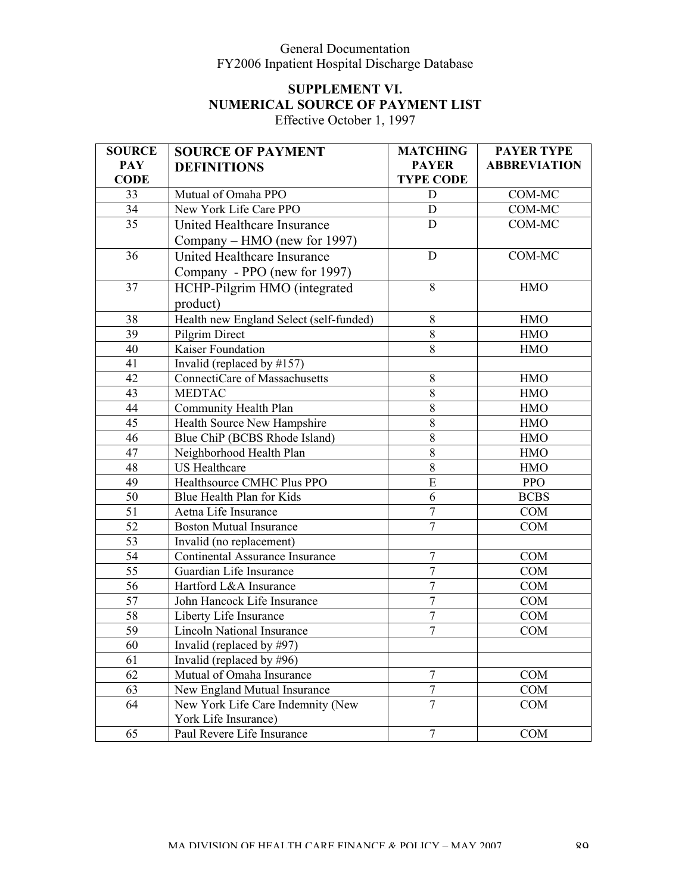## SUPPLEMENT VI.
## NUMERICAL SOURCE OF PAYMENT LIST

Effective October 1, 1997

| SOURCE PAY CODE | SOURCE OF PAYMENT DEFINITIONS | MATCHING PAYER TYPE CODE | PAYER TYPE ABBREVIATION |
|---|---|---|---|
| 33 | Mutual of Omaha PPO | D | COM-MC |
| 34 | New York Life Care PPO | D | COM-MC |
| 35 | United Healthcare Insurance Company – HMO (new for 1997) | D | COM-MC |
| 36 | United Healthcare Insurance Company - PPO (new for 1997) | D | COM-MC |
| 37 | HCHP-Pilgrim HMO (integrated product) | 8 | HMO |
| 38 | Health new England Select (self-funded) | 8 | HMO |
| 39 | Pilgrim Direct | 8 | HMO |
| 40 | Kaiser Foundation | 8 | HMO |
| 41 | Invalid (replaced by #157) | | |
| 42 | ConnectiCare of Massachusetts | 8 | HMO |
| 43 | MEDTAC | 8 | HMO |
| 44 | Community Health Plan | 8 | HMO |
| 45 | Health Source New Hampshire | 8 | HMO |
| 46 | Blue ChiP (BCBS Rhode Island) | 8 | HMO |
| 47 | Neighborhood Health Plan | 8 | HMO |
| 48 | US Healthcare | 8 | HMO |
| 49 | Healthsource CMHC Plus PPO | E | PPO |
| 50 | Blue Health Plan for Kids | 6 | BCBS |
| 51 | Aetna Life Insurance | 7 | COM |
| 52 | Boston Mutual Insurance | 7 | COM |
| 53 | Invalid (no replacement) | | |
| 54 | Continental Assurance Insurance | 7 | COM |
| 55 | Guardian Life Insurance | 7 | COM |
| 56 | Hartford L&A Insurance | 7 | COM |
| 57 | John Hancock Life Insurance | 7 | COM |
| 58 | Liberty Life Insurance | 7 | COM |
| 59 | Lincoln National Insurance | 7 | COM |
| 60 | Invalid (replaced by #97) | | |
| 61 | Invalid (replaced by #96) | | |
| 62 | Mutual of Omaha Insurance | 7 | COM |
| 63 | New England Mutual Insurance | 7 | COM |
| 64 | New York Life Care Indemnity (New York Life Insurance) | 7 | COM |
| 65 | Paul Revere Life Insurance | 7 | COM |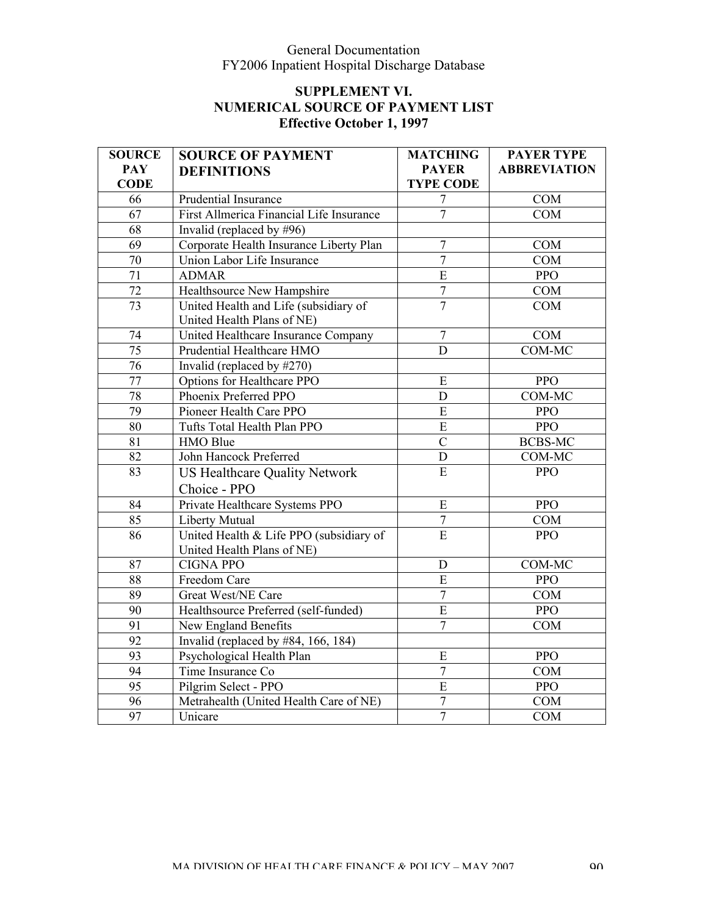## SUPPLEMENT VI.
## NUMERICAL SOURCE OF PAYMENT LIST
## Effective October 1, 1997

| SOURCE PAY CODE | SOURCE OF PAYMENT DEFINITIONS | MATCHING PAYER TYPE CODE | PAYER TYPE ABBREVIATION |
|---|---|---|---|
| 66 | Prudential Insurance | 7 | COM |
| 67 | First Allmerica Financial Life Insurance | 7 | COM |
| 68 | Invalid (replaced by #96) | | |
| 69 | Corporate Health Insurance Liberty Plan | 7 | COM |
| 70 | Union Labor Life Insurance | 7 | COM |
| 71 | ADMAR | E | PPO |
| 72 | Healthsource New Hampshire | 7 | COM |
| 73 | United Health and Life (subsidiary of United Health Plans of NE) | 7 | COM |
| 74 | United Healthcare Insurance Company | 7 | COM |
| 75 | Prudential Healthcare HMO | D | COM-MC |
| 76 | Invalid (replaced by #270) | | |
| 77 | Options for Healthcare PPO | E | PPO |
| 78 | Phoenix Preferred PPO | D | COM-MC |
| 79 | Pioneer Health Care PPO | E | PPO |
| 80 | Tufts Total Health Plan PPO | E | PPO |
| 81 | HMO Blue | C | BCBS-MC |
| 82 | John Hancock Preferred | D | COM-MC |
| 83 | US Healthcare Quality Network Choice - PPO | E | PPO |
| 84 | Private Healthcare Systems PPO | E | PPO |
| 85 | Liberty Mutual | 7 | COM |
| 86 | United Health & Life PPO (subsidiary of United Health Plans of NE) | E | PPO |
| 87 | CIGNA PPO | D | COM-MC |
| 88 | Freedom Care | E | PPO |
| 89 | Great West/NE Care | 7 | COM |
| 90 | Healthsource Preferred (self-funded) | E | PPO |
| 91 | New England Benefits | 7 | COM |
| 92 | Invalid (replaced by #84, 166, 184) | | |
| 93 | Psychological Health Plan | E | PPO |
| 94 | Time Insurance Co | 7 | COM |
| 95 | Pilgrim Select - PPO | E | PPO |
| 96 | Metrahealth (United Health Care of NE) | 7 | COM |
| 97 | Unicare | 7 | COM |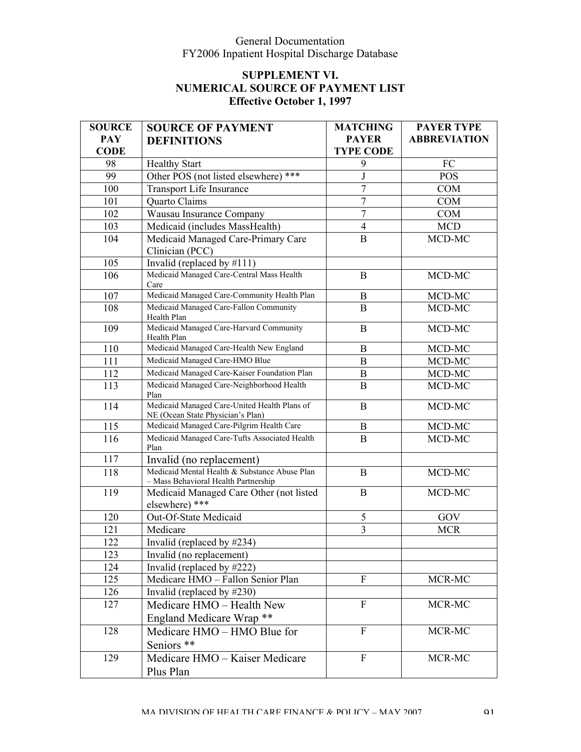General Documentation
FY2006 Inpatient Hospital Discharge Database

## SUPPLEMENT VI.
## NUMERICAL SOURCE OF PAYMENT LIST
## Effective October 1, 1997

| SOURCE PAY CODE | SOURCE OF PAYMENT DEFINITIONS | MATCHING PAYER TYPE CODE | PAYER TYPE ABBREVIATION |
|---|---|---|---|
| 98 | Healthy Start | 9 | FC |
| 99 | Other POS (not listed elsewhere) *** | J | POS |
| 100 | Transport Life Insurance | 7 | COM |
| 101 | Quarto Claims | 7 | COM |
| 102 | Wausau Insurance Company | 7 | COM |
| 103 | Medicaid (includes MassHealth) | 4 | MCD |
| 104 | Medicaid Managed Care-Primary Care Clinician (PCC) | B | MCD-MC |
| 105 | Invalid (replaced by #111) | | |
| 106 | Medicaid Managed Care-Central Mass Health Care | B | MCD-MC |
| 107 | Medicaid Managed Care-Community Health Plan | B | MCD-MC |
| 108 | Medicaid Managed Care-Fallon Community Health Plan | B | MCD-MC |
| 109 | Medicaid Managed Care-Harvard Community Health Plan | B | MCD-MC |
| 110 | Medicaid Managed Care-Health New England | B | MCD-MC |
| 111 | Medicaid Managed Care-HMO Blue | B | MCD-MC |
| 112 | Medicaid Managed Care-Kaiser Foundation Plan | B | MCD-MC |
| 113 | Medicaid Managed Care-Neighborhood Health Plan | B | MCD-MC |
| 114 | Medicaid Managed Care-United Health Plans of NE (Ocean State Physician's Plan) | B | MCD-MC |
| 115 | Medicaid Managed Care-Pilgrim Health Care | B | MCD-MC |
| 116 | Medicaid Managed Care-Tufts Associated Health Plan | B | MCD-MC |
| 117 | Invalid (no replacement) | | |
| 118 | Medicaid Mental Health & Substance Abuse Plan – Mass Behavioral Health Partnership | B | MCD-MC |
| 119 | Medicaid Managed Care Other (not listed elsewhere) *** | B | MCD-MC |
| 120 | Out-Of-State Medicaid | 5 | GOV |
| 121 | Medicare | 3 | MCR |
| 122 | Invalid (replaced by #234) | | |
| 123 | Invalid (no replacement) | | |
| 124 | Invalid (replaced by #222) | | |
| 125 | Medicare HMO – Fallon Senior Plan | F | MCR-MC |
| 126 | Invalid (replaced by #230) | | |
| 127 | Medicare HMO – Health New England Medicare Wrap ** | F | MCR-MC |
| 128 | Medicare HMO – HMO Blue for Seniors ** | F | MCR-MC |
| 129 | Medicare HMO – Kaiser Medicare Plus Plan | F | MCR-MC |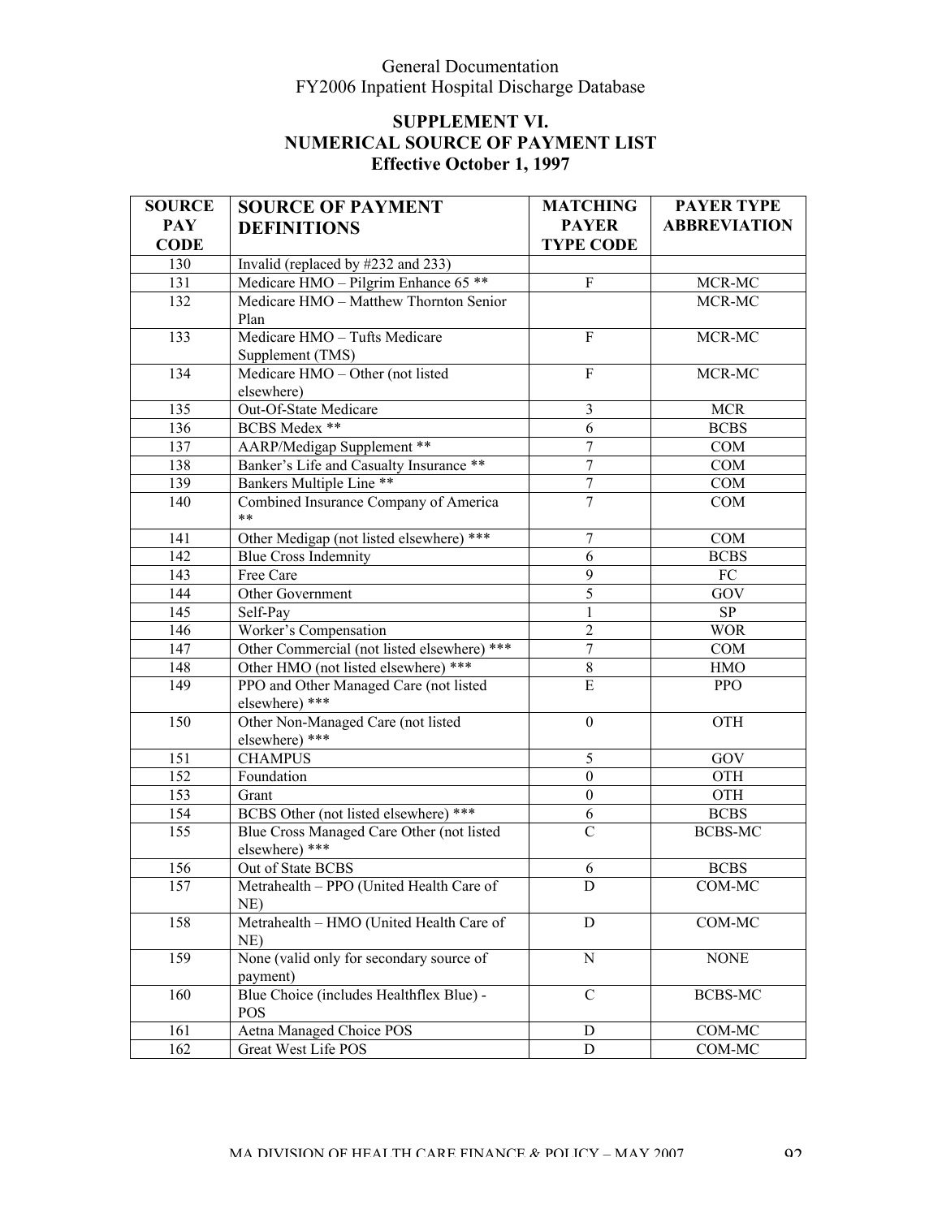General Documentation
FY2006 Inpatient Hospital Discharge Database

## SUPPLEMENT VI.
## NUMERICAL SOURCE OF PAYMENT LIST
## Effective October 1, 1997

| SOURCE PAY CODE | SOURCE OF PAYMENT DEFINITIONS | MATCHING PAYER TYPE CODE | PAYER TYPE ABBREVIATION |
|---|---|---|---|
| 130 | Invalid (replaced by #232 and 233) | | |
| 131 | Medicare HMO – Pilgrim Enhance 65 ** | F | MCR-MC |
| 132 | Medicare HMO – Matthew Thornton Senior Plan | | MCR-MC |
| 133 | Medicare HMO – Tufts Medicare Supplement (TMS) | F | MCR-MC |
| 134 | Medicare HMO – Other (not listed elsewhere) | F | MCR-MC |
| 135 | Out-Of-State Medicare | 3 | MCR |
| 136 | BCBS Medex ** | 6 | BCBS |
| 137 | AARP/Medigap Supplement ** | 7 | COM |
| 138 | Banker's Life and Casualty Insurance ** | 7 | COM |
| 139 | Bankers Multiple Line ** | 7 | COM |
| 140 | Combined Insurance Company of America ** | 7 | COM |
| 141 | Other Medigap (not listed elsewhere) *** | 7 | COM |
| 142 | Blue Cross Indemnity | 6 | BCBS |
| 143 | Free Care | 9 | FC |
| 144 | Other Government | 5 | GOV |
| 145 | Self-Pay | 1 | SP |
| 146 | Worker's Compensation | 2 | WOR |
| 147 | Other Commercial (not listed elsewhere) *** | 7 | COM |
| 148 | Other HMO (not listed elsewhere) *** | 8 | HMO |
| 149 | PPO and Other Managed Care (not listed elsewhere) *** | E | PPO |
| 150 | Other Non-Managed Care (not listed elsewhere) *** | 0 | OTH |
| 151 | CHAMPUS | 5 | GOV |
| 152 | Foundation | 0 | OTH |
| 153 | Grant | 0 | OTH |
| 154 | BCBS Other (not listed elsewhere) *** | 6 | BCBS |
| 155 | Blue Cross Managed Care Other (not listed elsewhere) *** | C | BCBS-MC |
| 156 | Out of State BCBS | 6 | BCBS |
| 157 | Metrahealth – PPO (United Health Care of NE) | D | COM-MC |
| 158 | Metrahealth – HMO (United Health Care of NE) | D | COM-MC |
| 159 | None (valid only for secondary source of payment) | N | NONE |
| 160 | Blue Choice (includes Healthflex Blue) - POS | C | BCBS-MC |
| 161 | Aetna Managed Choice POS | D | COM-MC |
| 162 | Great West Life POS | D | COM-MC |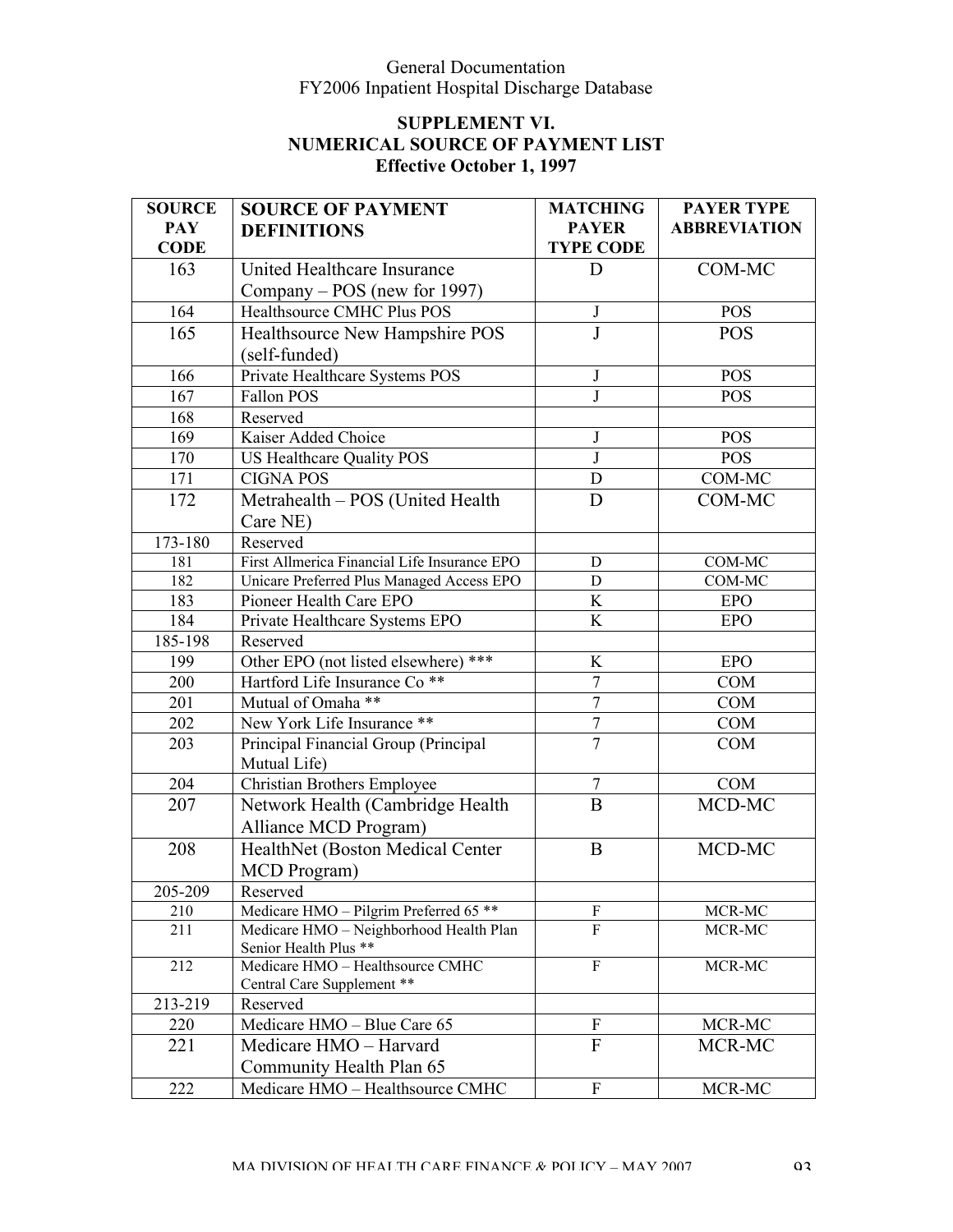## SUPPLEMENT VI.
## NUMERICAL SOURCE OF PAYMENT LIST
### Effective October 1, 1997

| SOURCE PAY CODE | SOURCE OF PAYMENT DEFINITIONS | MATCHING PAYER TYPE CODE | PAYER TYPE ABBREVIATION |
|---|---|---|---|
| 163 | United Healthcare Insurance Company – POS (new for 1997) | D | COM-MC |
| 164 | Healthsource CMHC Plus POS | J | POS |
| 165 | Healthsource New Hampshire POS (self-funded) | J | POS |
| 166 | Private Healthcare Systems POS | J | POS |
| 167 | Fallon POS | J | POS |
| 168 | Reserved | | |
| 169 | Kaiser Added Choice | J | POS |
| 170 | US Healthcare Quality POS | J | POS |
| 171 | CIGNA POS | D | COM-MC |
| 172 | Metrahealth – POS (United Health Care NE) | D | COM-MC |
| 173-180 | Reserved | | |
| 181 | First Allmerica Financial Life Insurance EPO | D | COM-MC |
| 182 | Unicare Preferred Plus Managed Access EPO | D | COM-MC |
| 183 | Pioneer Health Care EPO | K | EPO |
| 184 | Private Healthcare Systems EPO | K | EPO |
| 185-198 | Reserved | | |
| 199 | Other EPO (not listed elsewhere) *** | K | EPO |
| 200 | Hartford Life Insurance Co ** | 7 | COM |
| 201 | Mutual of Omaha ** | 7 | COM |
| 202 | New York Life Insurance ** | 7 | COM |
| 203 | Principal Financial Group (Principal Mutual Life) | 7 | COM |
| 204 | Christian Brothers Employee | 7 | COM |
| 207 | Network Health (Cambridge Health Alliance MCD Program) | B | MCD-MC |
| 208 | HealthNet (Boston Medical Center MCD Program) | B | MCD-MC |
| 205-209 | Reserved | | |
| 210 | Medicare HMO – Pilgrim Preferred 65 ** | F | MCR-MC |
| 211 | Medicare HMO – Neighborhood Health Plan Senior Health Plus ** | F | MCR-MC |
| 212 | Medicare HMO – Healthsource CMHC Central Care Supplement ** | F | MCR-MC |
| 213-219 | Reserved | | |
| 220 | Medicare HMO – Blue Care 65 | F | MCR-MC |
| 221 | Medicare HMO – Harvard Community Health Plan 65 | F | MCR-MC |
| 222 | Medicare HMO – Healthsource CMHC | F | MCR-MC |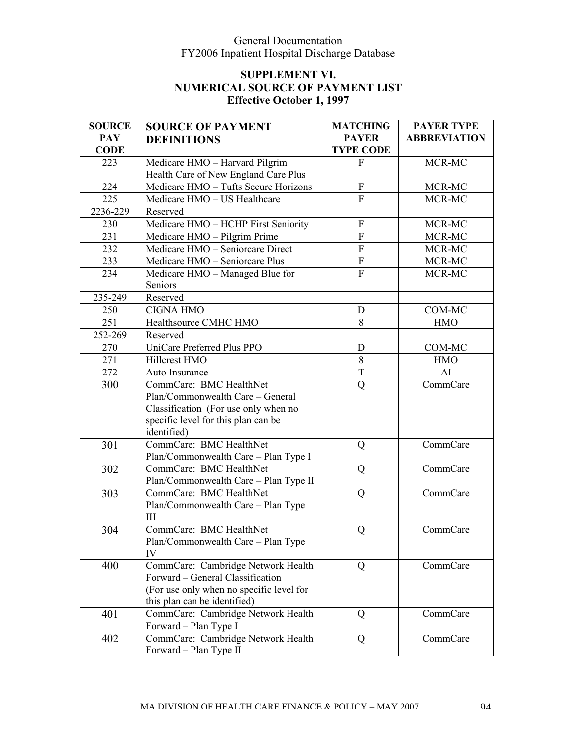General Documentation
FY2006 Inpatient Hospital Discharge Database

## SUPPLEMENT VI.
## NUMERICAL SOURCE OF PAYMENT LIST
### Effective October 1, 1997

| SOURCE PAY CODE | SOURCE OF PAYMENT DEFINITIONS | MATCHING PAYER TYPE CODE | PAYER TYPE ABBREVIATION |
|---|---|---|---|
| 223 | Medicare HMO – Harvard Pilgrim Health Care of New England Care Plus | F | MCR-MC |
| 224 | Medicare HMO – Tufts Secure Horizons | F | MCR-MC |
| 225 | Medicare HMO – US Healthcare | F | MCR-MC |
| 2236-229 | Reserved | | |
| 230 | Medicare HMO – HCHP First Seniority | F | MCR-MC |
| 231 | Medicare HMO – Pilgrim Prime | F | MCR-MC |
| 232 | Medicare HMO – Seniorcare Direct | F | MCR-MC |
| 233 | Medicare HMO – Seniorcare Plus | F | MCR-MC |
| 234 | Medicare HMO – Managed Blue for Seniors | F | MCR-MC |
| 235-249 | Reserved | | |
| 250 | CIGNA HMO | D | COM-MC |
| 251 | Healthsource CMHC HMO | 8 | HMO |
| 252-269 | Reserved | | |
| 270 | UniCare Preferred Plus PPO | D | COM-MC |
| 271 | Hillcrest HMO | 8 | HMO |
| 272 | Auto Insurance | T | AI |
| 300 | CommCare: BMC HealthNet Plan/Commonwealth Care – General Classification (For use only when no specific level for this plan can be identified) | Q | CommCare |
| 301 | CommCare: BMC HealthNet Plan/Commonwealth Care – Plan Type I | Q | CommCare |
| 302 | CommCare: BMC HealthNet Plan/Commonwealth Care – Plan Type II | Q | CommCare |
| 303 | CommCare: BMC HealthNet Plan/Commonwealth Care – Plan Type III | Q | CommCare |
| 304 | CommCare: BMC HealthNet Plan/Commonwealth Care – Plan Type IV | Q | CommCare |
| 400 | CommCare: Cambridge Network Health Forward – General Classification (For use only when no specific level for this plan can be identified) | Q | CommCare |
| 401 | CommCare: Cambridge Network Health Forward – Plan Type I | Q | CommCare |
| 402 | CommCare: Cambridge Network Health Forward – Plan Type II | Q | CommCare |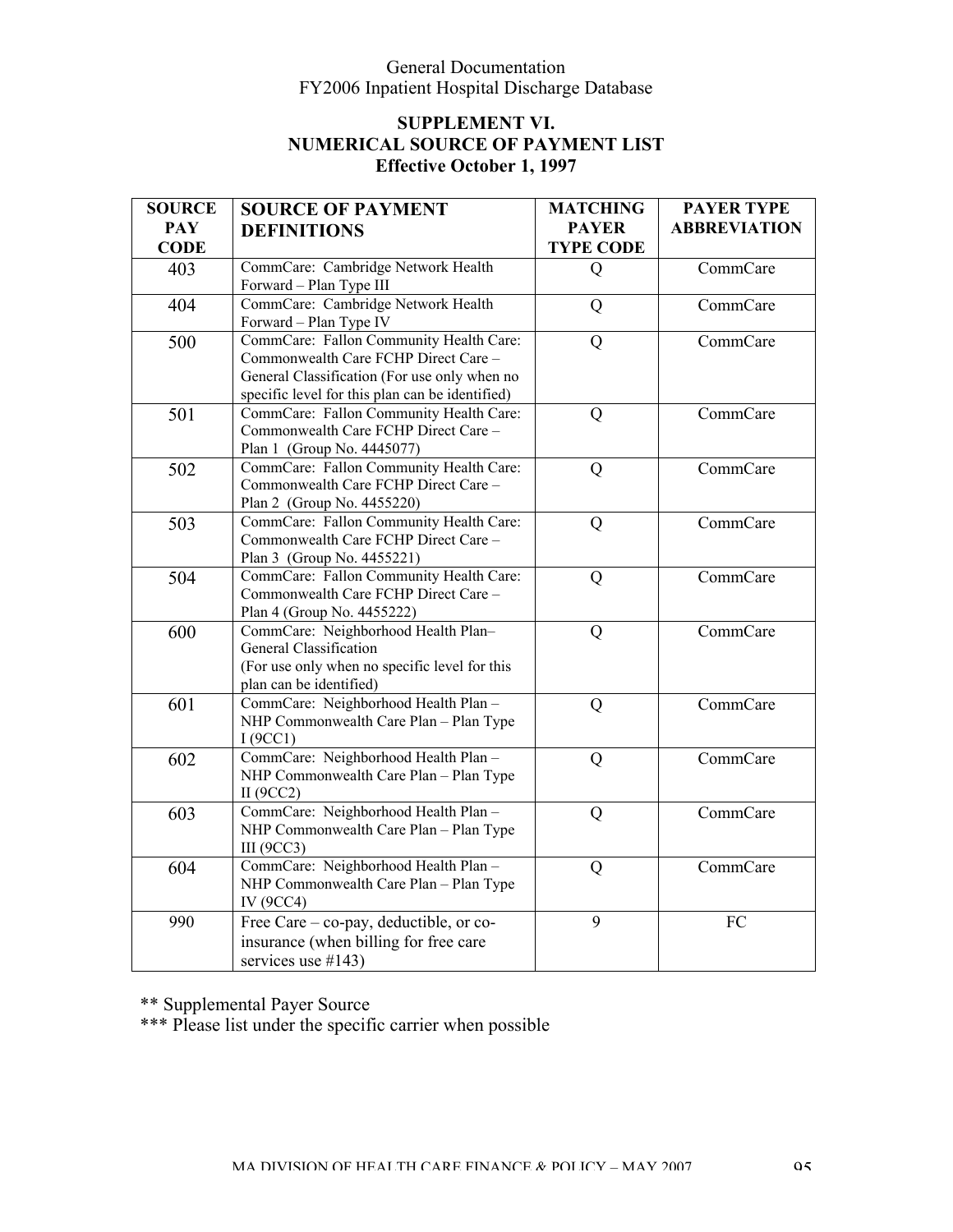## SUPPLEMENT VI.
## NUMERICAL SOURCE OF PAYMENT LIST
## Effective October 1, 1997

| SOURCE PAY CODE | SOURCE OF PAYMENT DEFINITIONS | MATCHING PAYER TYPE CODE | PAYER TYPE ABBREVIATION |
|---|---|---|---|
| 403 | CommCare: Cambridge Network Health Forward – Plan Type III | Q | CommCare |
| 404 | CommCare: Cambridge Network Health Forward – Plan Type IV | Q | CommCare |
| 500 | CommCare: Fallon Community Health Care: Commonwealth Care FCHP Direct Care – General Classification (For use only when no specific level for this plan can be identified) | Q | CommCare |
| 501 | CommCare: Fallon Community Health Care: Commonwealth Care FCHP Direct Care – Plan 1 (Group No. 4445077) | Q | CommCare |
| 502 | CommCare: Fallon Community Health Care: Commonwealth Care FCHP Direct Care – Plan 2 (Group No. 4455220) | Q | CommCare |
| 503 | CommCare: Fallon Community Health Care: Commonwealth Care FCHP Direct Care – Plan 3 (Group No. 4455221) | Q | CommCare |
| 504 | CommCare: Fallon Community Health Care: Commonwealth Care FCHP Direct Care – Plan 4 (Group No. 4455222) | Q | CommCare |
| 600 | CommCare: Neighborhood Health Plan– General Classification (For use only when no specific level for this plan can be identified) | Q | CommCare |
| 601 | CommCare: Neighborhood Health Plan – NHP Commonwealth Care Plan – Plan Type I (9CC1) | Q | CommCare |
| 602 | CommCare: Neighborhood Health Plan – NHP Commonwealth Care Plan – Plan Type II (9CC2) | Q | CommCare |
| 603 | CommCare: Neighborhood Health Plan – NHP Commonwealth Care Plan – Plan Type III (9CC3) | Q | CommCare |
| 604 | CommCare: Neighborhood Health Plan – NHP Commonwealth Care Plan – Plan Type IV (9CC4) | Q | CommCare |
| 990 | Free Care – co-pay, deductible, or co-insurance (when billing for free care services use #143) | 9 | FC |

** Supplemental Payer Source

*** Please list under the specific carrier when possible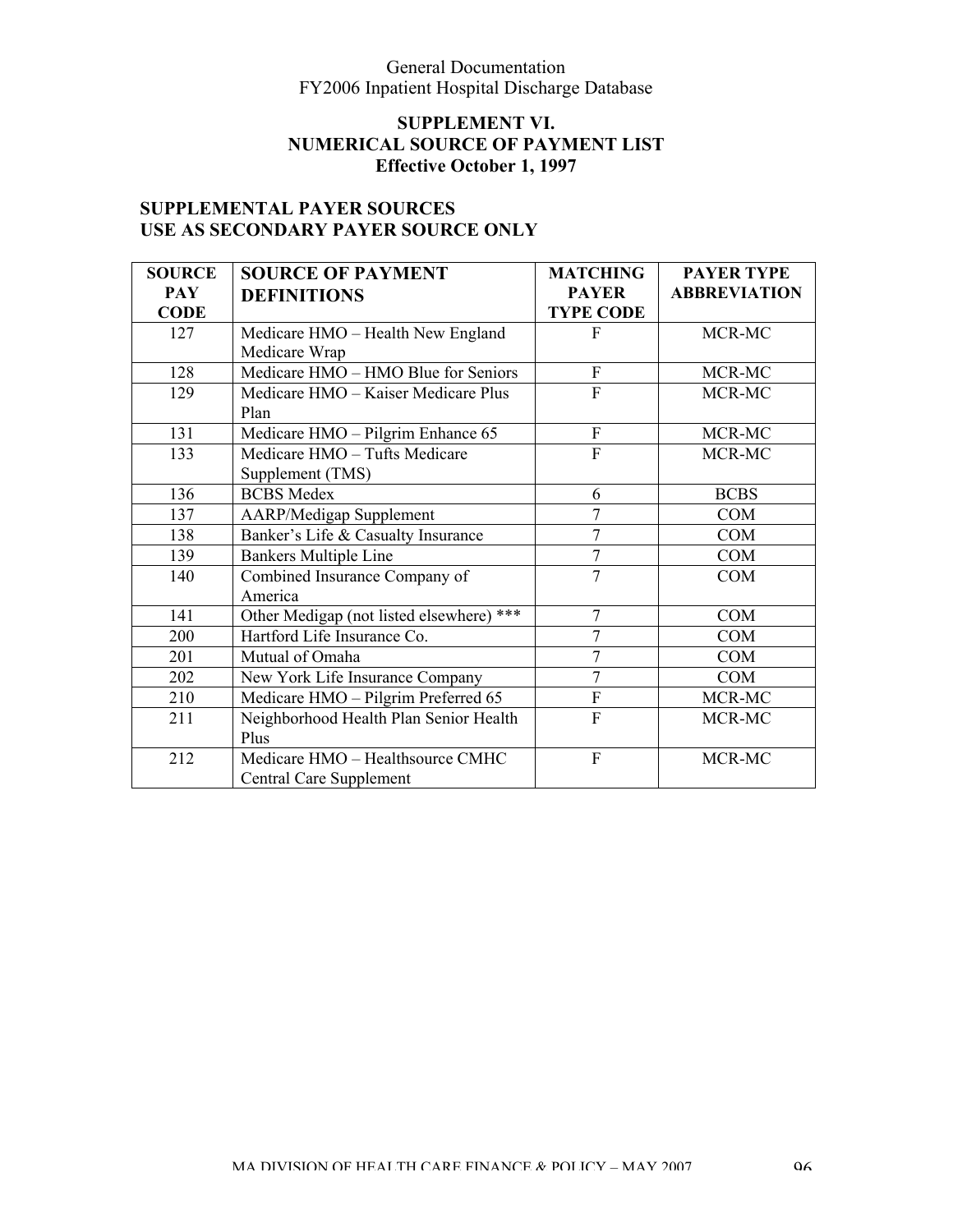## SUPPLEMENT VI.
## NUMERICAL SOURCE OF PAYMENT LIST
## Effective October 1, 1997

### SUPPLEMENTAL PAYER SOURCES
### USE AS SECONDARY PAYER SOURCE ONLY

| SOURCE PAY CODE | SOURCE OF PAYMENT DEFINITIONS | MATCHING PAYER TYPE CODE | PAYER TYPE ABBREVIATION |
|---|---|---|---|
| 127 | Medicare HMO – Health New England Medicare Wrap | F | MCR-MC |
| 128 | Medicare HMO – HMO Blue for Seniors | F | MCR-MC |
| 129 | Medicare HMO – Kaiser Medicare Plus Plan | F | MCR-MC |
| 131 | Medicare HMO – Pilgrim Enhance 65 | F | MCR-MC |
| 133 | Medicare HMO – Tufts Medicare Supplement (TMS) | F | MCR-MC |
| 136 | BCBS Medex | 6 | BCBS |
| 137 | AARP/Medigap Supplement | 7 | COM |
| 138 | Banker's Life & Casualty Insurance | 7 | COM |
| 139 | Bankers Multiple Line | 7 | COM |
| 140 | Combined Insurance Company of America | 7 | COM |
| 141 | Other Medigap (not listed elsewhere) *** | 7 | COM |
| 200 | Hartford Life Insurance Co. | 7 | COM |
| 201 | Mutual of Omaha | 7 | COM |
| 202 | New York Life Insurance Company | 7 | COM |
| 210 | Medicare HMO – Pilgrim Preferred 65 | F | MCR-MC |
| 211 | Neighborhood Health Plan Senior Health Plus | F | MCR-MC |
| 212 | Medicare HMO – Healthsource CMHC Central Care Supplement | F | MCR-MC |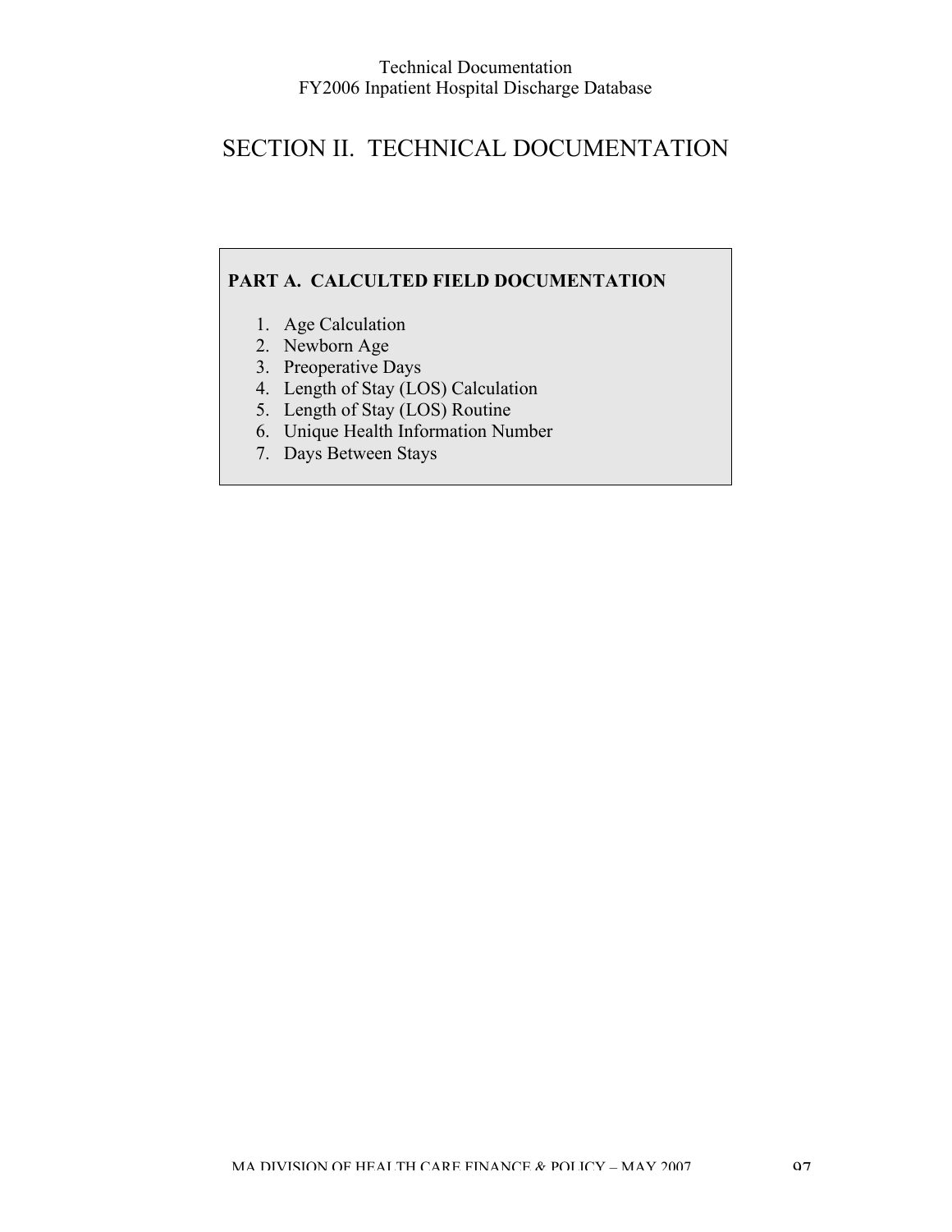# SECTION II. TECHNICAL DOCUMENTATION

**PART A. CALCULTED FIELD DOCUMENTATION**

1. Age Calculation
2. Newborn Age
3. Preoperative Days
4. Length of Stay (LOS) Calculation
5. Length of Stay (LOS) Routine
6. Unique Health Information Number
7. Days Between Stays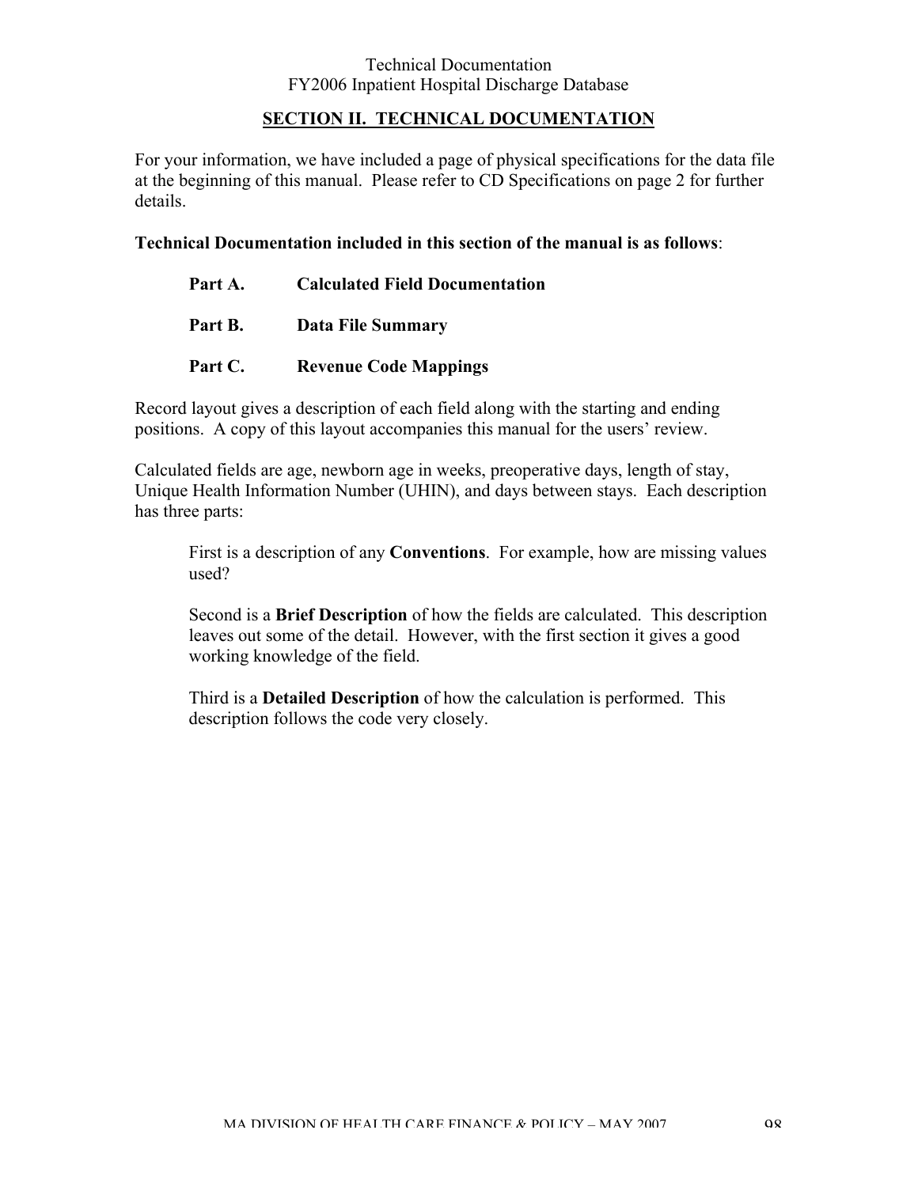## SECTION II. TECHNICAL DOCUMENTATION

For your information, we have included a page of physical specifications for the data file at the beginning of this manual. Please refer to CD Specifications on page 2 for further details.

**Technical Documentation included in this section of the manual is as follows**:

**Part A. Calculated Field Documentation**

**Part B. Data File Summary**

**Part C. Revenue Code Mappings**

Record layout gives a description of each field along with the starting and ending positions. A copy of this layout accompanies this manual for the users' review.

Calculated fields are age, newborn age in weeks, preoperative days, length of stay, Unique Health Information Number (UHIN), and days between stays. Each description has three parts:

First is a description of any **Conventions**. For example, how are missing values used?

Second is a **Brief Description** of how the fields are calculated. This description leaves out some of the detail. However, with the first section it gives a good working knowledge of the field.

Third is a **Detailed Description** of how the calculation is performed. This description follows the code very closely.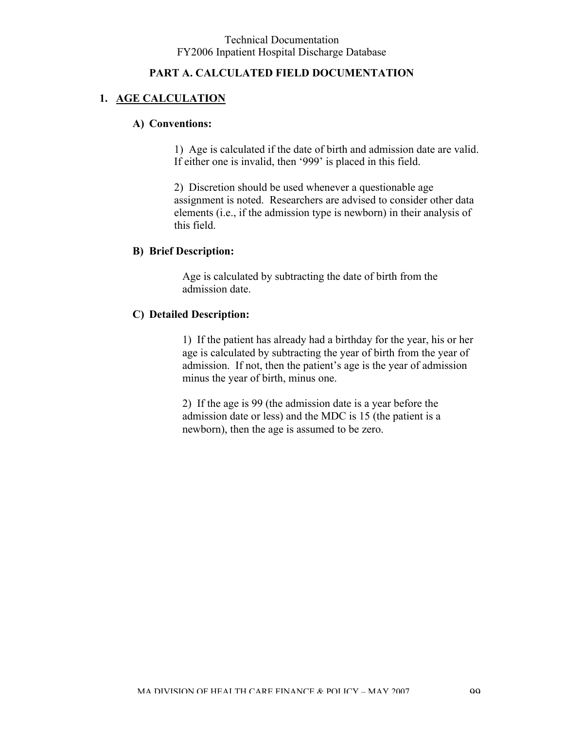## PART A. CALCULATED FIELD DOCUMENTATION

### 1. AGE CALCULATION

**A) Conventions:**

1) Age is calculated if the date of birth and admission date are valid. If either one is invalid, then '999' is placed in this field.

2) Discretion should be used whenever a questionable age assignment is noted. Researchers are advised to consider other data elements (i.e., if the admission type is newborn) in their analysis of this field.

**B) Brief Description:**

Age is calculated by subtracting the date of birth from the admission date.

**C) Detailed Description:**

1) If the patient has already had a birthday for the year, his or her age is calculated by subtracting the year of birth from the year of admission. If not, then the patient's age is the year of admission minus the year of birth, minus one.

2) If the age is 99 (the admission date is a year before the admission date or less) and the MDC is 15 (the patient is a newborn), then the age is assumed to be zero.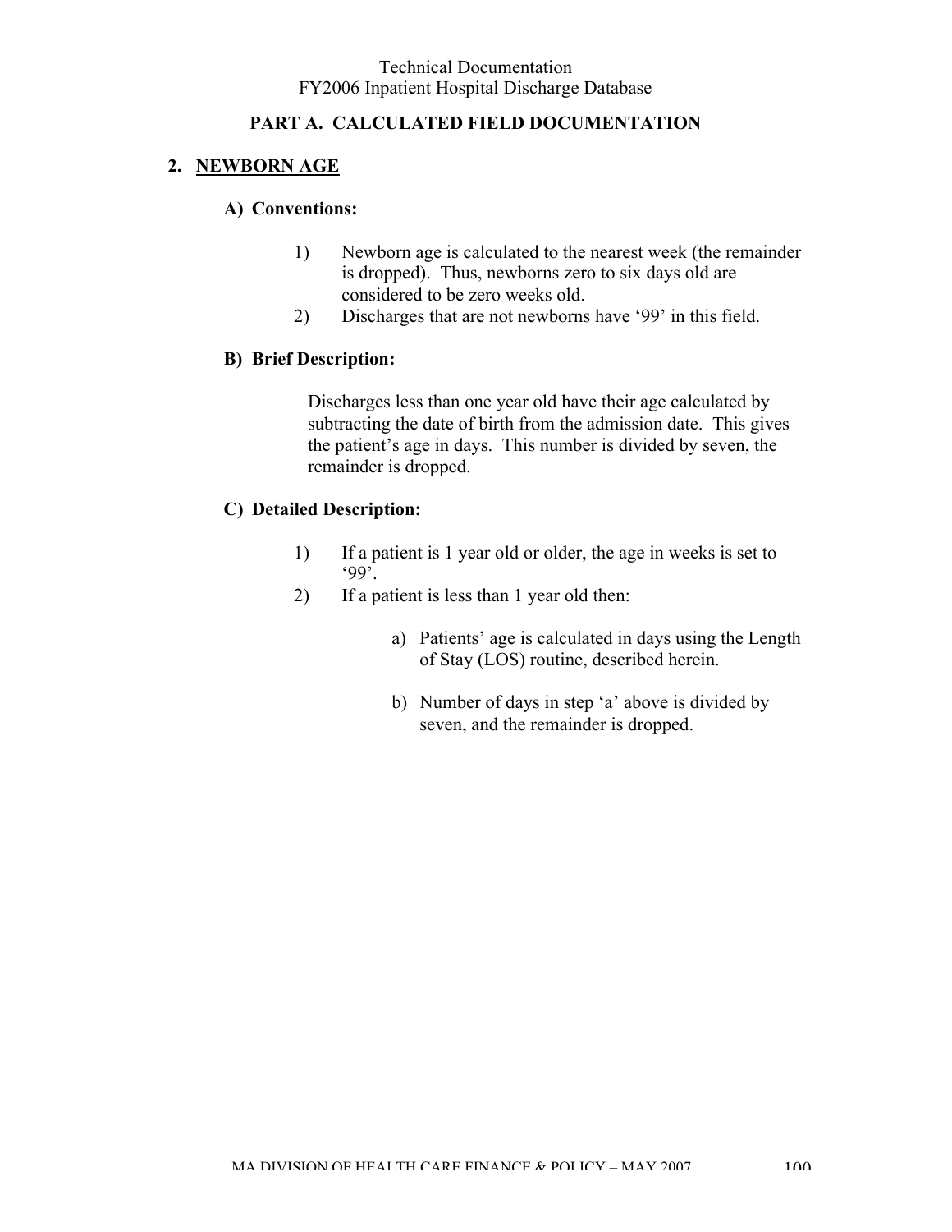## PART A. CALCULATED FIELD DOCUMENTATION

### 2. NEWBORN AGE

#### A) Conventions:

1) Newborn age is calculated to the nearest week (the remainder is dropped). Thus, newborns zero to six days old are considered to be zero weeks old.
2) Discharges that are not newborns have '99' in this field.

#### B) Brief Description:

Discharges less than one year old have their age calculated by subtracting the date of birth from the admission date. This gives the patient's age in days. This number is divided by seven, the remainder is dropped.

#### C) Detailed Description:

1) If a patient is 1 year old or older, the age in weeks is set to '99'.
2) If a patient is less than 1 year old then:

   a) Patients' age is calculated in days using the Length of Stay (LOS) routine, described herein.

   b) Number of days in step 'a' above is divided by seven, and the remainder is dropped.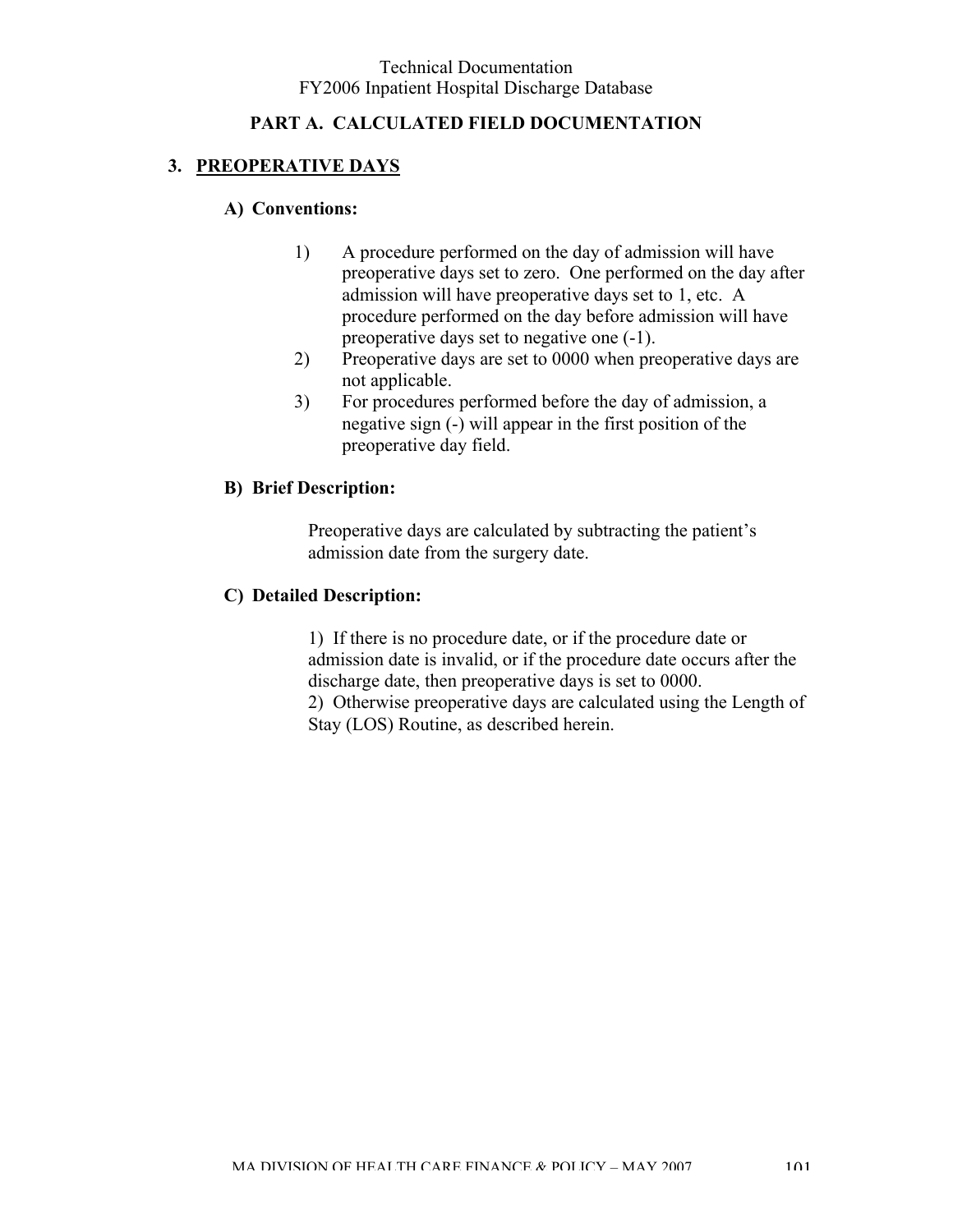## PART A. CALCULATED FIELD DOCUMENTATION

### 3. PREOPERATIVE DAYS

**A) Conventions:**

1) A procedure performed on the day of admission will have preoperative days set to zero. One performed on the day after admission will have preoperative days set to 1, etc. A procedure performed on the day before admission will have preoperative days set to negative one (-1).
2) Preoperative days are set to 0000 when preoperative days are not applicable.
3) For procedures performed before the day of admission, a negative sign (-) will appear in the first position of the preoperative day field.

**B) Brief Description:**

Preoperative days are calculated by subtracting the patient's admission date from the surgery date.

**C) Detailed Description:**

1) If there is no procedure date, or if the procedure date or admission date is invalid, or if the procedure date occurs after the discharge date, then preoperative days is set to 0000.
2) Otherwise preoperative days are calculated using the Length of Stay (LOS) Routine, as described herein.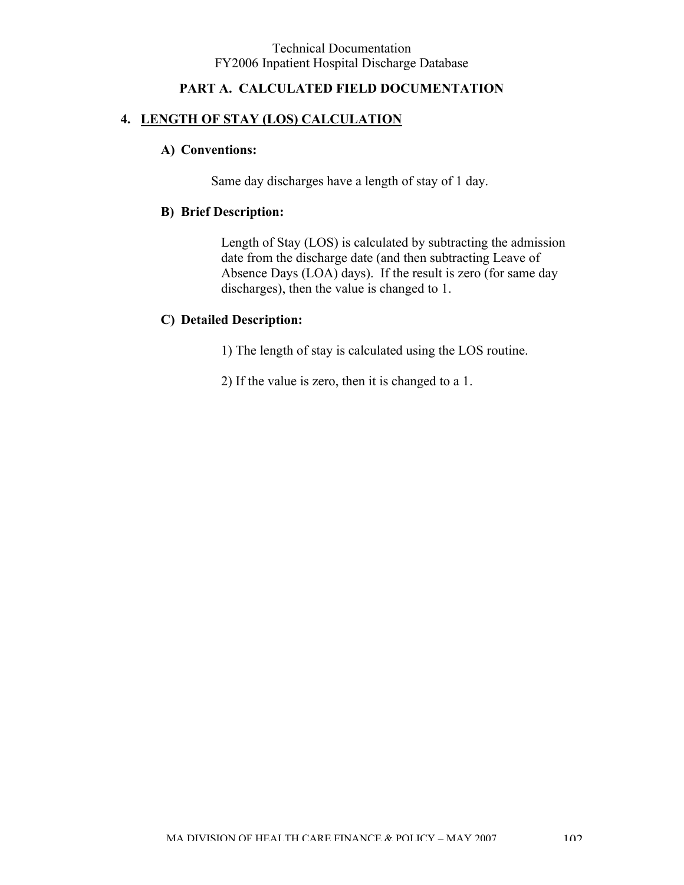## PART A. CALCULATED FIELD DOCUMENTATION

### 4. LENGTH OF STAY (LOS) CALCULATION

#### A) Conventions:

Same day discharges have a length of stay of 1 day.

#### B) Brief Description:

Length of Stay (LOS) is calculated by subtracting the admission date from the discharge date (and then subtracting Leave of Absence Days (LOA) days). If the result is zero (for same day discharges), then the value is changed to 1.

#### C) Detailed Description:

1) The length of stay is calculated using the LOS routine.

2) If the value is zero, then it is changed to a 1.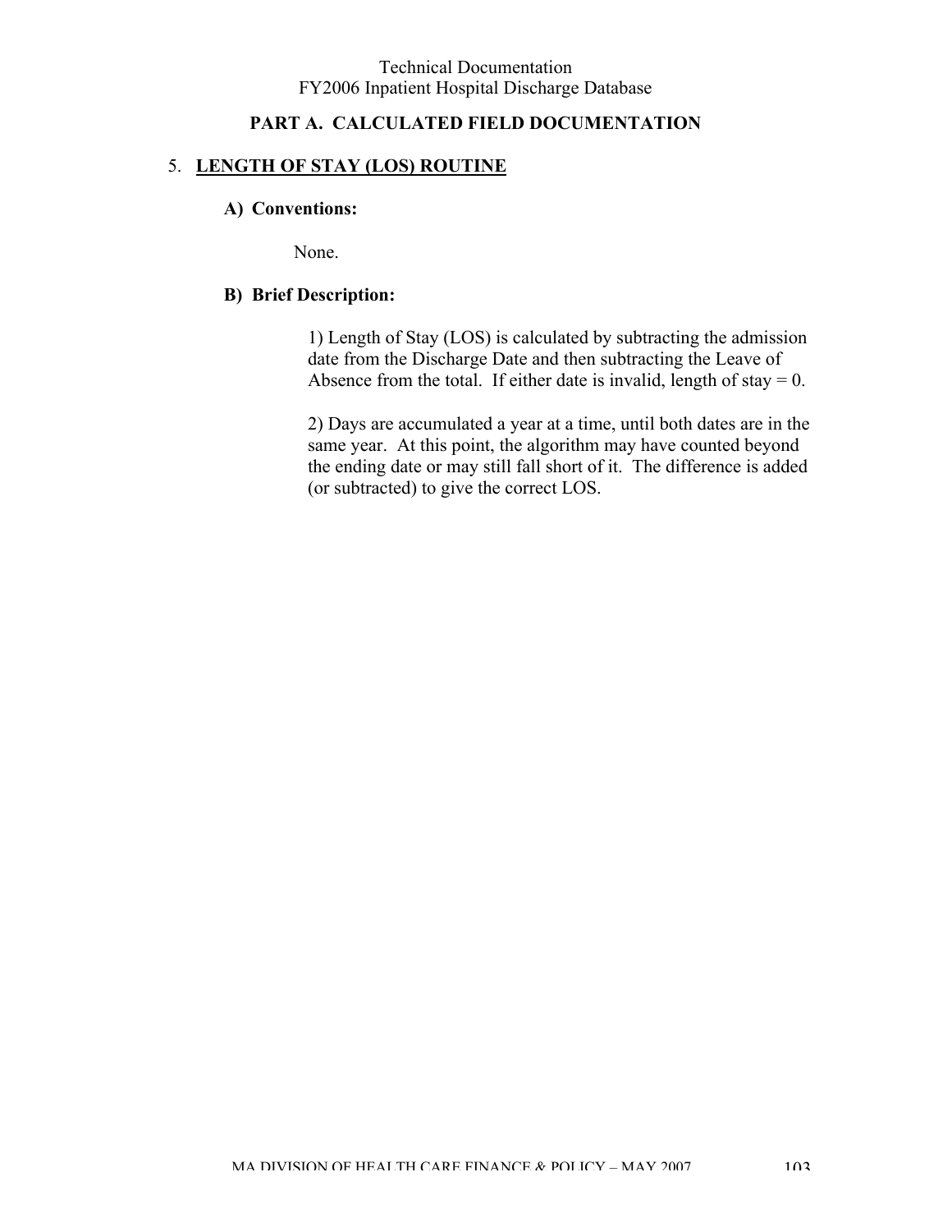## PART A. CALCULATED FIELD DOCUMENTATION

### 5. LENGTH OF STAY (LOS) ROUTINE

**A) Conventions:**

None.

**B) Brief Description:**

1) Length of Stay (LOS) is calculated by subtracting the admission date from the Discharge Date and then subtracting the Leave of Absence from the total. If either date is invalid, length of stay = 0.

2) Days are accumulated a year at a time, until both dates are in the same year. At this point, the algorithm may have counted beyond the ending date or may still fall short of it. The difference is added (or subtracted) to give the correct LOS.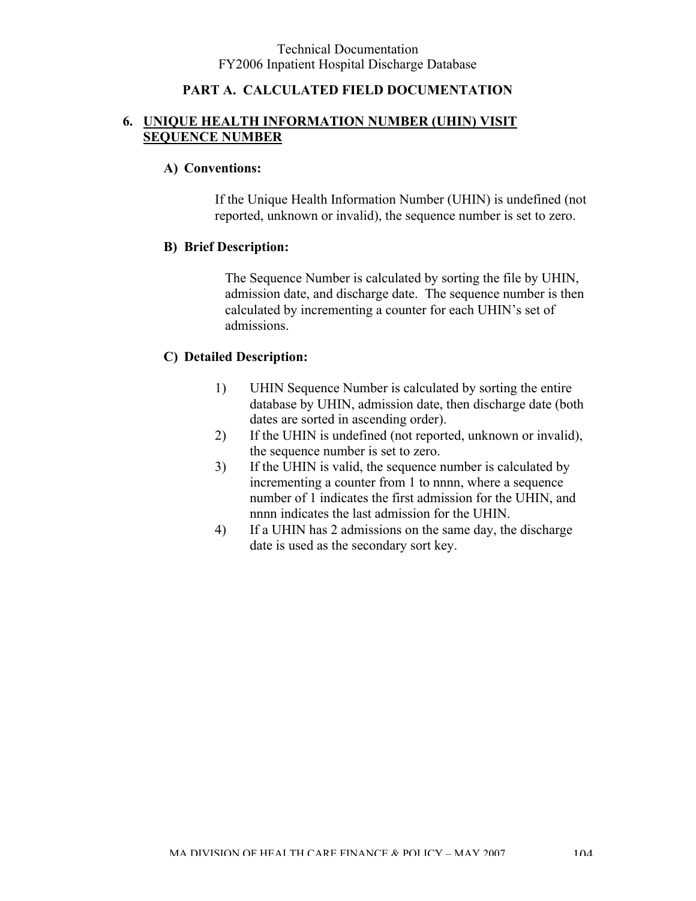## PART A. CALCULATED FIELD DOCUMENTATION

### 6. UNIQUE HEALTH INFORMATION NUMBER (UHIN) VISIT SEQUENCE NUMBER

**A) Conventions:**

If the Unique Health Information Number (UHIN) is undefined (not reported, unknown or invalid), the sequence number is set to zero.

**B) Brief Description:**

The Sequence Number is calculated by sorting the file by UHIN, admission date, and discharge date. The sequence number is then calculated by incrementing a counter for each UHIN's set of admissions.

**C) Detailed Description:**

1) UHIN Sequence Number is calculated by sorting the entire database by UHIN, admission date, then discharge date (both dates are sorted in ascending order).
2) If the UHIN is undefined (not reported, unknown or invalid), the sequence number is set to zero.
3) If the UHIN is valid, the sequence number is calculated by incrementing a counter from 1 to nnnn, where a sequence number of 1 indicates the first admission for the UHIN, and nnnn indicates the last admission for the UHIN.
4) If a UHIN has 2 admissions on the same day, the discharge date is used as the secondary sort key.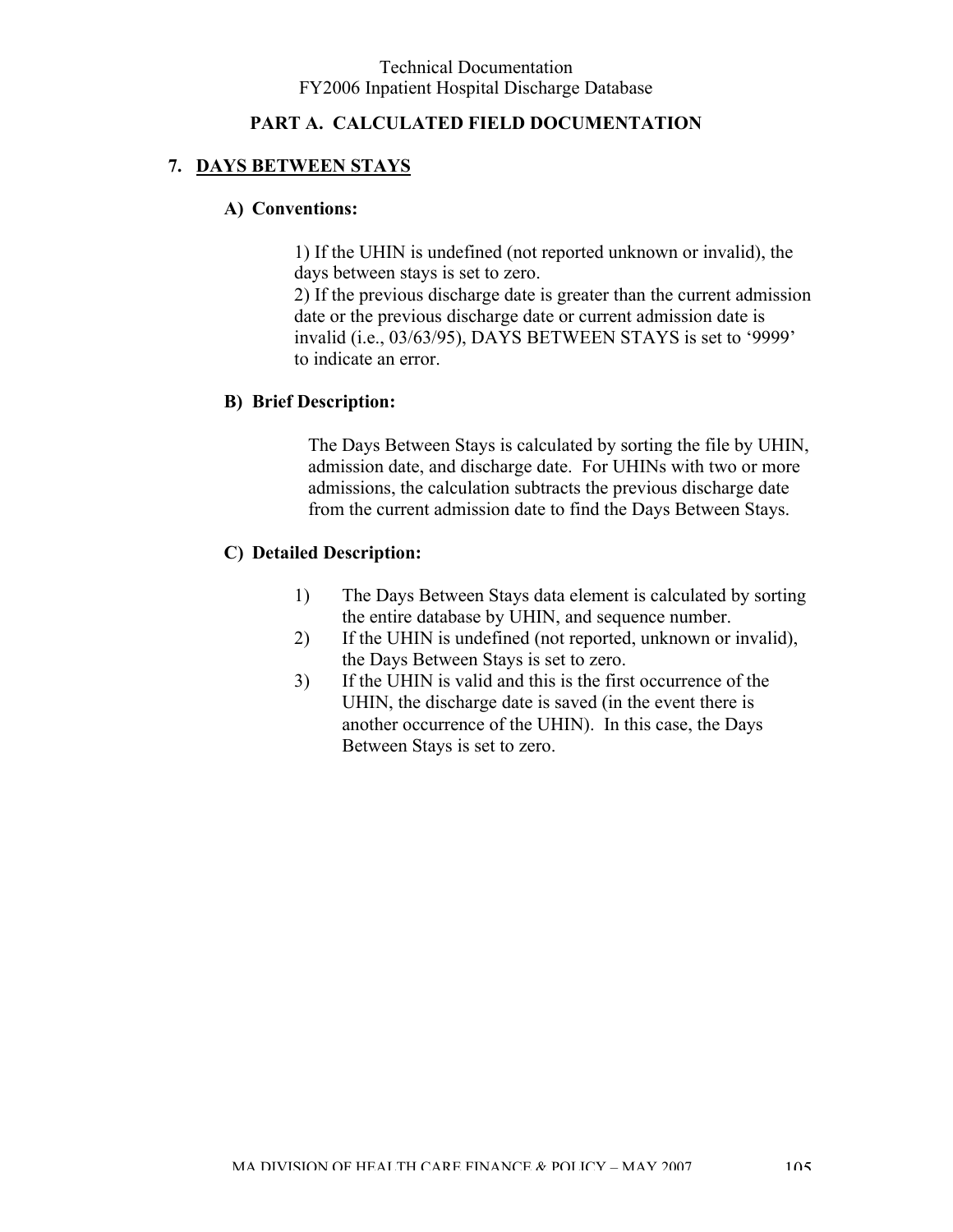## PART A. CALCULATED FIELD DOCUMENTATION

### 7. DAYS BETWEEN STAYS

**A) Conventions:**

1) If the UHIN is undefined (not reported unknown or invalid), the days between stays is set to zero.
2) If the previous discharge date is greater than the current admission date or the previous discharge date or current admission date is invalid (i.e., 03/63/95), DAYS BETWEEN STAYS is set to '9999' to indicate an error.

**B) Brief Description:**

The Days Between Stays is calculated by sorting the file by UHIN, admission date, and discharge date. For UHINs with two or more admissions, the calculation subtracts the previous discharge date from the current admission date to find the Days Between Stays.

**C) Detailed Description:**

1) The Days Between Stays data element is calculated by sorting the entire database by UHIN, and sequence number.
2) If the UHIN is undefined (not reported, unknown or invalid), the Days Between Stays is set to zero.
3) If the UHIN is valid and this is the first occurrence of the UHIN, the discharge date is saved (in the event there is another occurrence of the UHIN). In this case, the Days Between Stays is set to zero.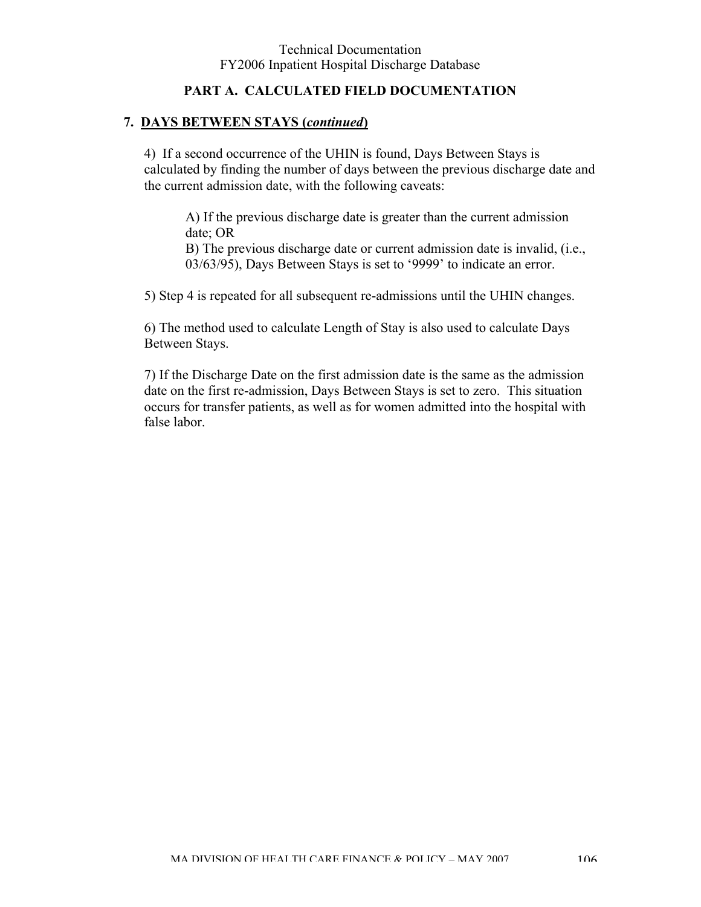## PART A. CALCULATED FIELD DOCUMENTATION

### 7. DAYS BETWEEN STAYS (*continued*)

4) If a second occurrence of the UHIN is found, Days Between Stays is calculated by finding the number of days between the previous discharge date and the current admission date, with the following caveats:

> A) If the previous discharge date is greater than the current admission date; OR
> B) The previous discharge date or current admission date is invalid, (i.e., 03/63/95), Days Between Stays is set to '9999' to indicate an error.

5) Step 4 is repeated for all subsequent re-admissions until the UHIN changes.

6) The method used to calculate Length of Stay is also used to calculate Days Between Stays.

7) If the Discharge Date on the first admission date is the same as the admission date on the first re-admission, Days Between Stays is set to zero. This situation occurs for transfer patients, as well as for women admitted into the hospital with false labor.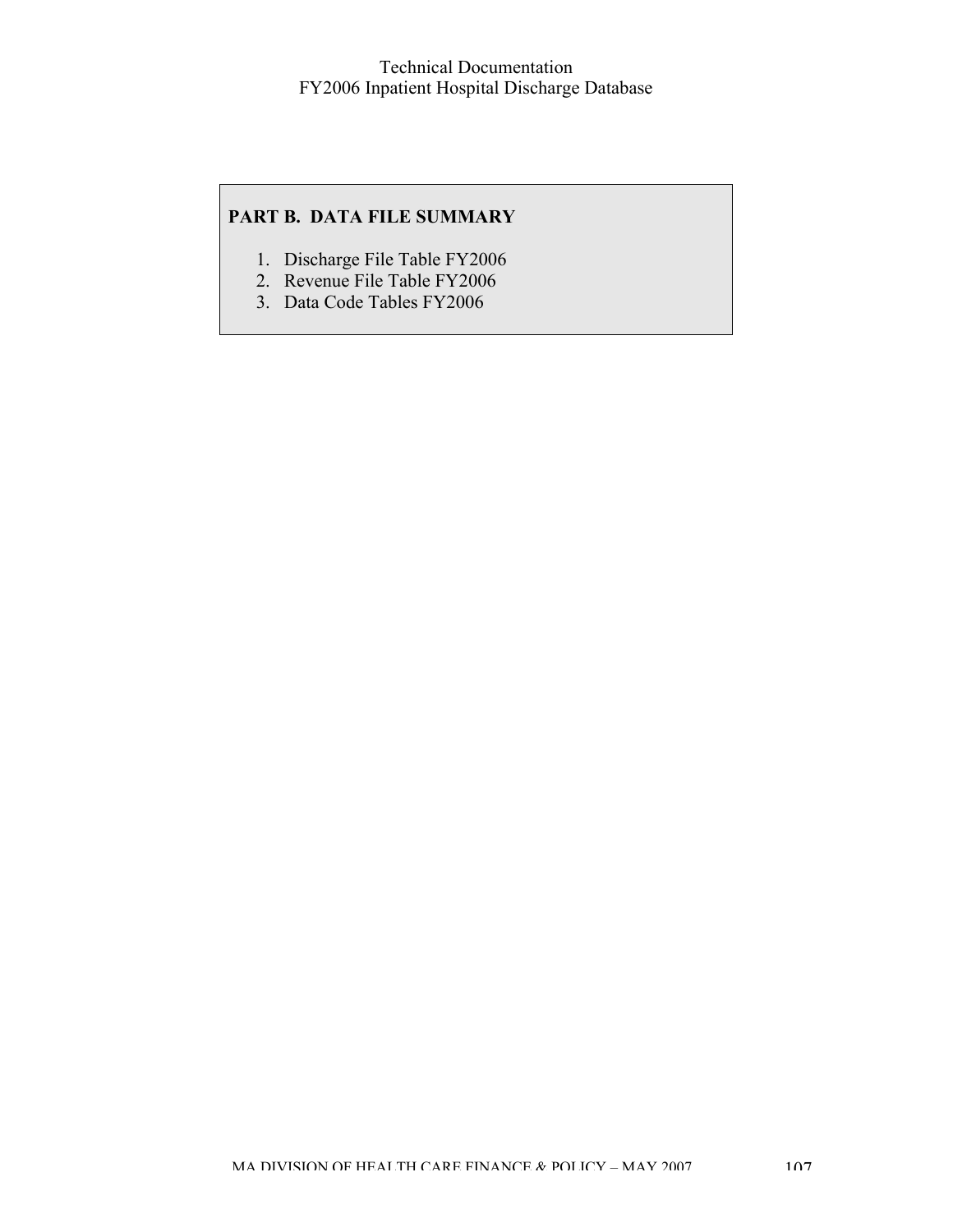## PART B. DATA FILE SUMMARY

1. Discharge File Table FY2006
2. Revenue File Table FY2006
3. Data Code Tables FY2006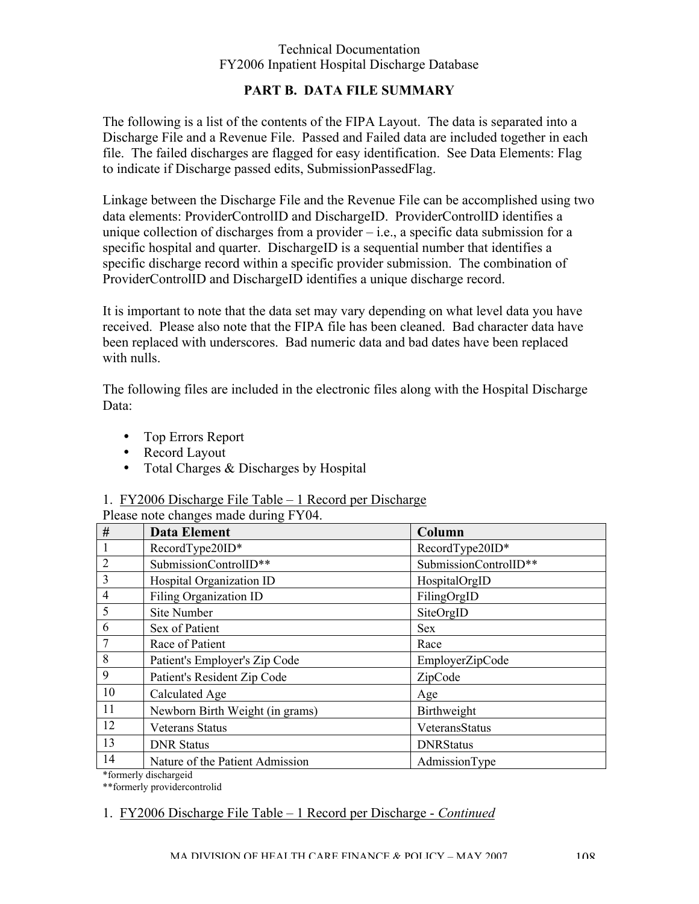## PART B. DATA FILE SUMMARY

The following is a list of the contents of the FIPA Layout. The data is separated into a Discharge File and a Revenue File. Passed and Failed data are included together in each file. The failed discharges are flagged for easy identification. See Data Elements: Flag to indicate if Discharge passed edits, SubmissionPassedFlag.

Linkage between the Discharge File and the Revenue File can be accomplished using two data elements: ProviderControlID and DischargeID. ProviderControlID identifies a unique collection of discharges from a provider – i.e., a specific data submission for a specific hospital and quarter. DischargeID is a sequential number that identifies a specific discharge record within a specific provider submission. The combination of ProviderControlID and DischargeID identifies a unique discharge record.

It is important to note that the data set may vary depending on what level data you have received. Please also note that the FIPA file has been cleaned. Bad character data have been replaced with underscores. Bad numeric data and bad dates have been replaced with nulls.

The following files are included in the electronic files along with the Hospital Discharge Data:

- Top Errors Report
- Record Layout
- Total Charges & Discharges by Hospital

1. FY2006 Discharge File Table – 1 Record per Discharge

Please note changes made during FY04.

| # | Data Element | Column |
|---|---|---|
| 1 | RecordType20ID* | RecordType20ID* |
| 2 | SubmissionControlID** | SubmissionControlID** |
| 3 | Hospital Organization ID | HospitalOrgID |
| 4 | Filing Organization ID | FilingOrgID |
| 5 | Site Number | SiteOrgID |
| 6 | Sex of Patient | Sex |
| 7 | Race of Patient | Race |
| 8 | Patient's Employer's Zip Code | EmployerZipCode |
| 9 | Patient's Resident Zip Code | ZipCode |
| 10 | Calculated Age | Age |
| 11 | Newborn Birth Weight (in grams) | Birthweight |
| 12 | Veterans Status | VeteransStatus |
| 13 | DNR Status | DNRStatus |
| 14 | Nature of the Patient Admission | AdmissionType |

*formerly dischargeid

**formerly providercontrolid

1. FY2006 Discharge File Table – 1 Record per Discharge - *Continued*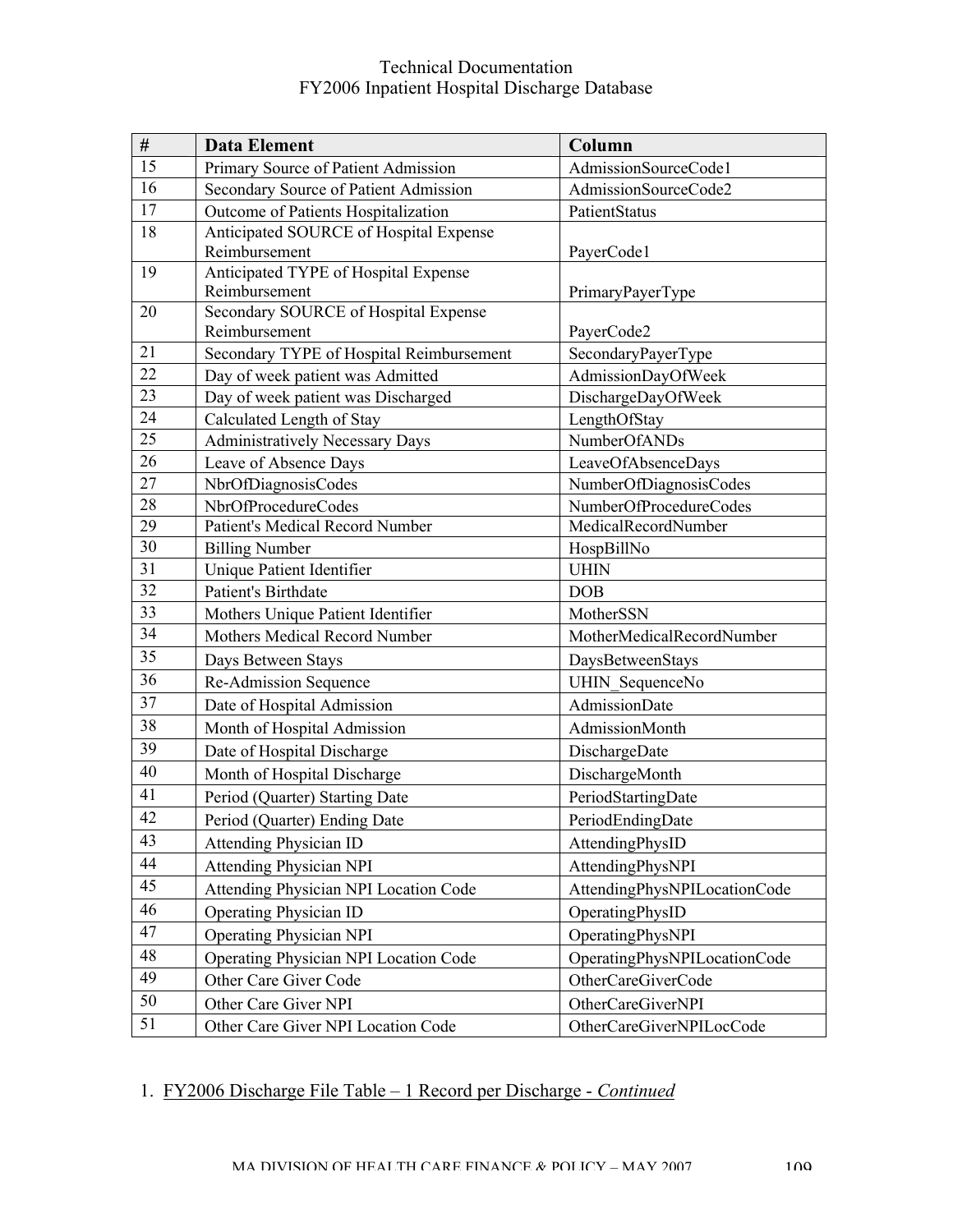| # | Data Element | Column |
|---|---|---|
| 15 | Primary Source of Patient Admission | AdmissionSourceCode1 |
| 16 | Secondary Source of Patient Admission | AdmissionSourceCode2 |
| 17 | Outcome of Patients Hospitalization | PatientStatus |
| 18 | Anticipated SOURCE of Hospital Expense Reimbursement | PayerCode1 |
| 19 | Anticipated TYPE of Hospital Expense Reimbursement | PrimaryPayerType |
| 20 | Secondary SOURCE of Hospital Expense Reimbursement | PayerCode2 |
| 21 | Secondary TYPE of Hospital Reimbursement | SecondaryPayerType |
| 22 | Day of week patient was Admitted | AdmissionDayOfWeek |
| 23 | Day of week patient was Discharged | DischargeDayOfWeek |
| 24 | Calculated Length of Stay | LengthOfStay |
| 25 | Administratively Necessary Days | NumberOfANDs |
| 26 | Leave of Absence Days | LeaveOfAbsenceDays |
| 27 | NbrOfDiagnosisCodes | NumberOfDiagnosisCodes |
| 28 | NbrOfProcedureCodes | NumberOfProcedureCodes |
| 29 | Patient's Medical Record Number | MedicalRecordNumber |
| 30 | Billing Number | HospBillNo |
| 31 | Unique Patient Identifier | UHIN |
| 32 | Patient's Birthdate | DOB |
| 33 | Mothers Unique Patient Identifier | MotherSSN |
| 34 | Mothers Medical Record Number | MotherMedicalRecordNumber |
| 35 | Days Between Stays | DaysBetweenStays |
| 36 | Re-Admission Sequence | UHIN_SequenceNo |
| 37 | Date of Hospital Admission | AdmissionDate |
| 38 | Month of Hospital Admission | AdmissionMonth |
| 39 | Date of Hospital Discharge | DischargeDate |
| 40 | Month of Hospital Discharge | DischargeMonth |
| 41 | Period (Quarter) Starting Date | PeriodStartingDate |
| 42 | Period (Quarter) Ending Date | PeriodEndingDate |
| 43 | Attending Physician ID | AttendingPhysID |
| 44 | Attending Physician NPI | AttendingPhysNPI |
| 45 | Attending Physician NPI Location Code | AttendingPhysNPILocationCode |
| 46 | Operating Physician ID | OperatingPhysID |
| 47 | Operating Physician NPI | OperatingPhysNPI |
| 48 | Operating Physician NPI Location Code | OperatingPhysNPILocationCode |
| 49 | Other Care Giver Code | OtherCareGiverCode |
| 50 | Other Care Giver NPI | OtherCareGiverNPI |
| 51 | Other Care Giver NPI Location Code | OtherCareGiverNPILocCode |

1. FY2006 Discharge File Table – 1 Record per Discharge - *Continued*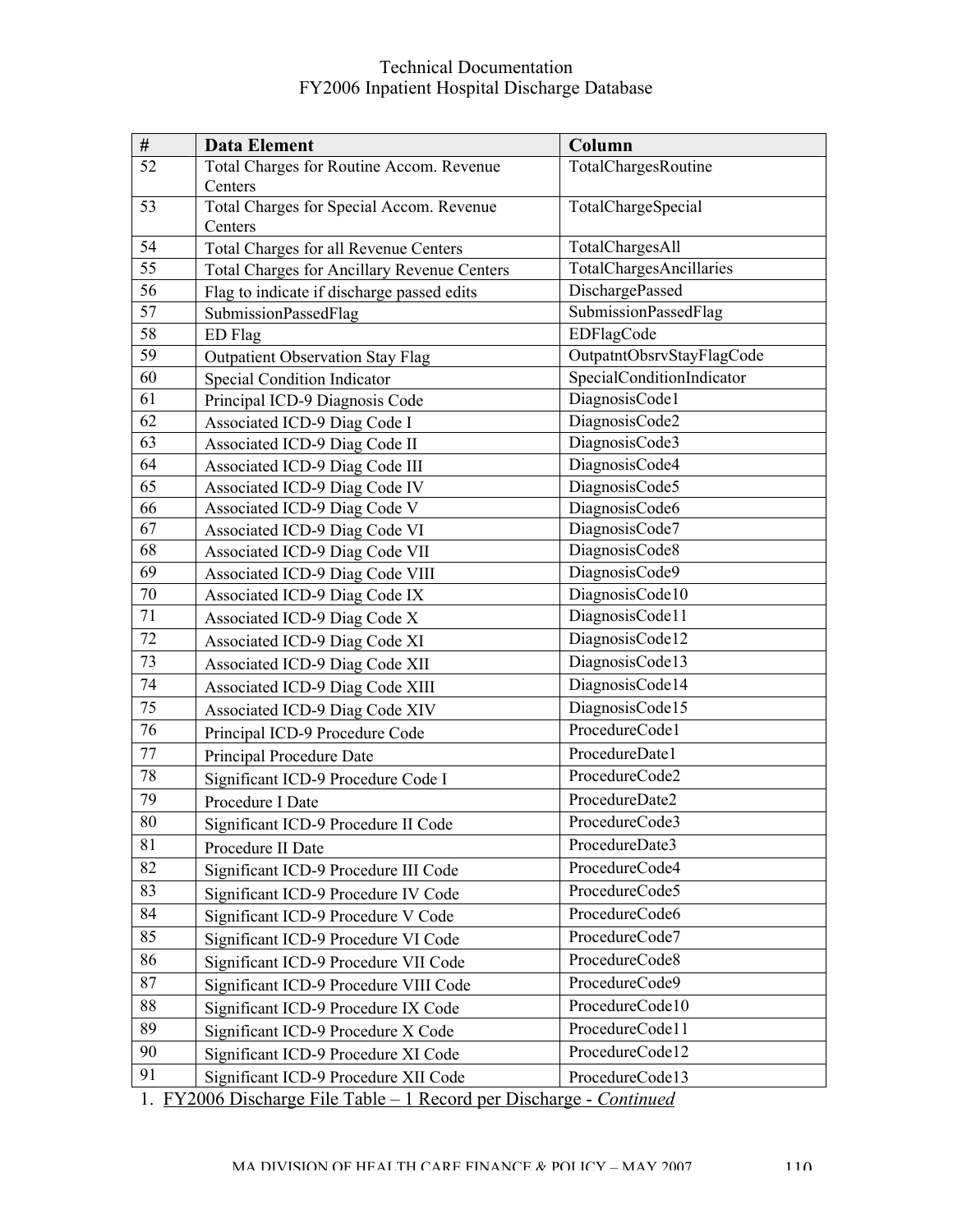| # | Data Element | Column |
|---|---|---|
| 52 | Total Charges for Routine Accom. Revenue Centers | TotalChargesRoutine |
| 53 | Total Charges for Special Accom. Revenue Centers | TotalChargeSpecial |
| 54 | Total Charges for all Revenue Centers | TotalChargesAll |
| 55 | Total Charges for Ancillary Revenue Centers | TotalChargesAncillaries |
| 56 | Flag to indicate if discharge passed edits | DischargePassed |
| 57 | SubmissionPassedFlag | SubmissionPassedFlag |
| 58 | ED Flag | EDFlagCode |
| 59 | Outpatient Observation Stay Flag | OutpatntObsrvStayFlagCode |
| 60 | Special Condition Indicator | SpecialConditionIndicator |
| 61 | Principal ICD-9 Diagnosis Code | DiagnosisCode1 |
| 62 | Associated ICD-9 Diag Code I | DiagnosisCode2 |
| 63 | Associated ICD-9 Diag Code II | DiagnosisCode3 |
| 64 | Associated ICD-9 Diag Code III | DiagnosisCode4 |
| 65 | Associated ICD-9 Diag Code IV | DiagnosisCode5 |
| 66 | Associated ICD-9 Diag Code V | DiagnosisCode6 |
| 67 | Associated ICD-9 Diag Code VI | DiagnosisCode7 |
| 68 | Associated ICD-9 Diag Code VII | DiagnosisCode8 |
| 69 | Associated ICD-9 Diag Code VIII | DiagnosisCode9 |
| 70 | Associated ICD-9 Diag Code IX | DiagnosisCode10 |
| 71 | Associated ICD-9 Diag Code X | DiagnosisCode11 |
| 72 | Associated ICD-9 Diag Code XI | DiagnosisCode12 |
| 73 | Associated ICD-9 Diag Code XII | DiagnosisCode13 |
| 74 | Associated ICD-9 Diag Code XIII | DiagnosisCode14 |
| 75 | Associated ICD-9 Diag Code XIV | DiagnosisCode15 |
| 76 | Principal ICD-9 Procedure Code | ProcedureCode1 |
| 77 | Principal Procedure Date | ProcedureDate1 |
| 78 | Significant ICD-9 Procedure Code I | ProcedureCode2 |
| 79 | Procedure I Date | ProcedureDate2 |
| 80 | Significant ICD-9 Procedure II Code | ProcedureCode3 |
| 81 | Procedure II Date | ProcedureDate3 |
| 82 | Significant ICD-9 Procedure III Code | ProcedureCode4 |
| 83 | Significant ICD-9 Procedure IV Code | ProcedureCode5 |
| 84 | Significant ICD-9 Procedure V Code | ProcedureCode6 |
| 85 | Significant ICD-9 Procedure VI Code | ProcedureCode7 |
| 86 | Significant ICD-9 Procedure VII Code | ProcedureCode8 |
| 87 | Significant ICD-9 Procedure VIII Code | ProcedureCode9 |
| 88 | Significant ICD-9 Procedure IX Code | ProcedureCode10 |
| 89 | Significant ICD-9 Procedure X Code | ProcedureCode11 |
| 90 | Significant ICD-9 Procedure XI Code | ProcedureCode12 |
| 91 | Significant ICD-9 Procedure XII Code | ProcedureCode13 |

1. FY2006 Discharge File Table – 1 Record per Discharge - *Continued*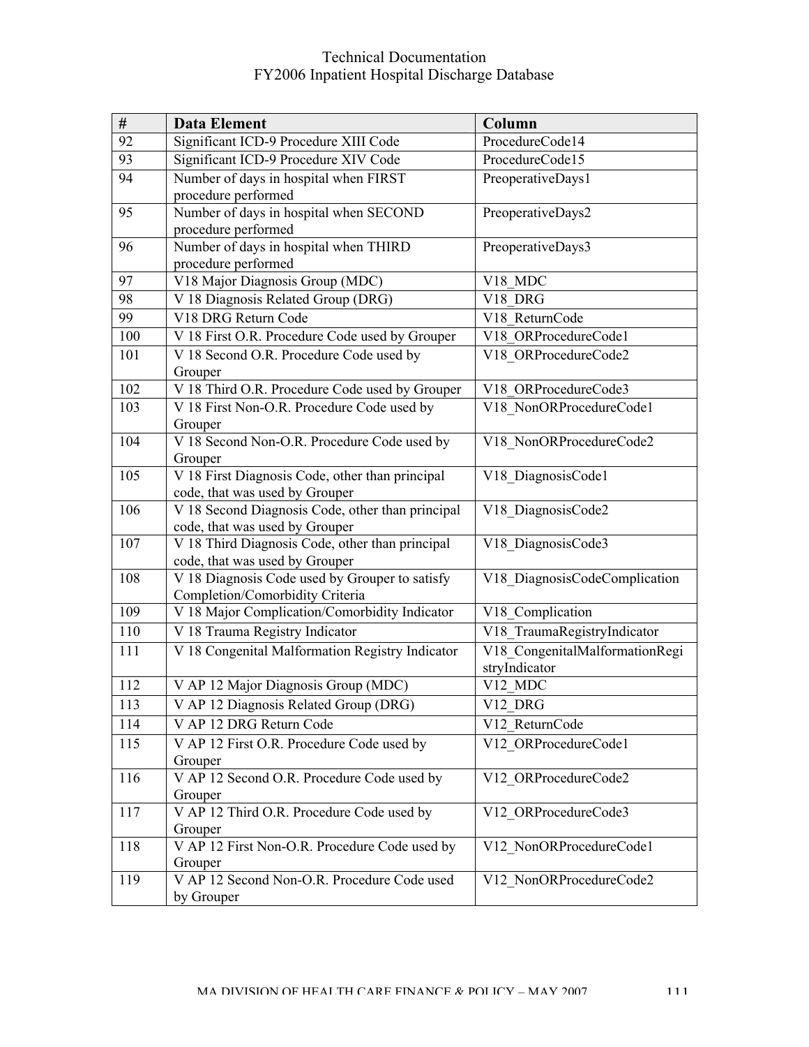| # | Data Element | Column |
|---|---|---|
| 92 | Significant ICD-9 Procedure XIII Code | ProcedureCode14 |
| 93 | Significant ICD-9 Procedure XIV Code | ProcedureCode15 |
| 94 | Number of days in hospital when FIRST procedure performed | PreoperativeDays1 |
| 95 | Number of days in hospital when SECOND procedure performed | PreoperativeDays2 |
| 96 | Number of days in hospital when THIRD procedure performed | PreoperativeDays3 |
| 97 | V18 Major Diagnosis Group (MDC) | V18_MDC |
| 98 | V 18 Diagnosis Related Group (DRG) | V18_DRG |
| 99 | V18 DRG Return Code | V18_ReturnCode |
| 100 | V 18 First O.R. Procedure Code used by Grouper | V18_ORProcedureCode1 |
| 101 | V 18 Second O.R. Procedure Code used by Grouper | V18_ORProcedureCode2 |
| 102 | V 18 Third O.R. Procedure Code used by Grouper | V18_ORProcedureCode3 |
| 103 | V 18 First Non-O.R. Procedure Code used by Grouper | V18_NonORProcedureCode1 |
| 104 | V 18 Second Non-O.R. Procedure Code used by Grouper | V18_NonORProcedureCode2 |
| 105 | V 18 First Diagnosis Code, other than principal code, that was used by Grouper | V18_DiagnosisCode1 |
| 106 | V 18 Second Diagnosis Code, other than principal code, that was used by Grouper | V18_DiagnosisCode2 |
| 107 | V 18 Third Diagnosis Code, other than principal code, that was used by Grouper | V18_DiagnosisCode3 |
| 108 | V 18 Diagnosis Code used by Grouper to satisfy Completion/Comorbidity Criteria | V18_DiagnosisCodeComplication |
| 109 | V 18 Major Complication/Comorbidity Indicator | V18_Complication |
| 110 | V 18 Trauma Registry Indicator | V18_TraumaRegistryIndicator |
| 111 | V 18 Congenital Malformation Registry Indicator | V18_CongenitalMalformationRegistryIndicator |
| 112 | V AP 12 Major Diagnosis Group (MDC) | V12_MDC |
| 113 | V AP 12 Diagnosis Related Group (DRG) | V12_DRG |
| 114 | V AP 12 DRG Return Code | V12_ReturnCode |
| 115 | V AP 12 First O.R. Procedure Code used by Grouper | V12_ORProcedureCode1 |
| 116 | V AP 12 Second O.R. Procedure Code used by Grouper | V12_ORProcedureCode2 |
| 117 | V AP 12 Third O.R. Procedure Code used by Grouper | V12_ORProcedureCode3 |
| 118 | V AP 12 First Non-O.R. Procedure Code used by Grouper | V12_NonORProcedureCode1 |
| 119 | V AP 12 Second Non-O.R. Procedure Code used by Grouper | V12_NonORProcedureCode2 |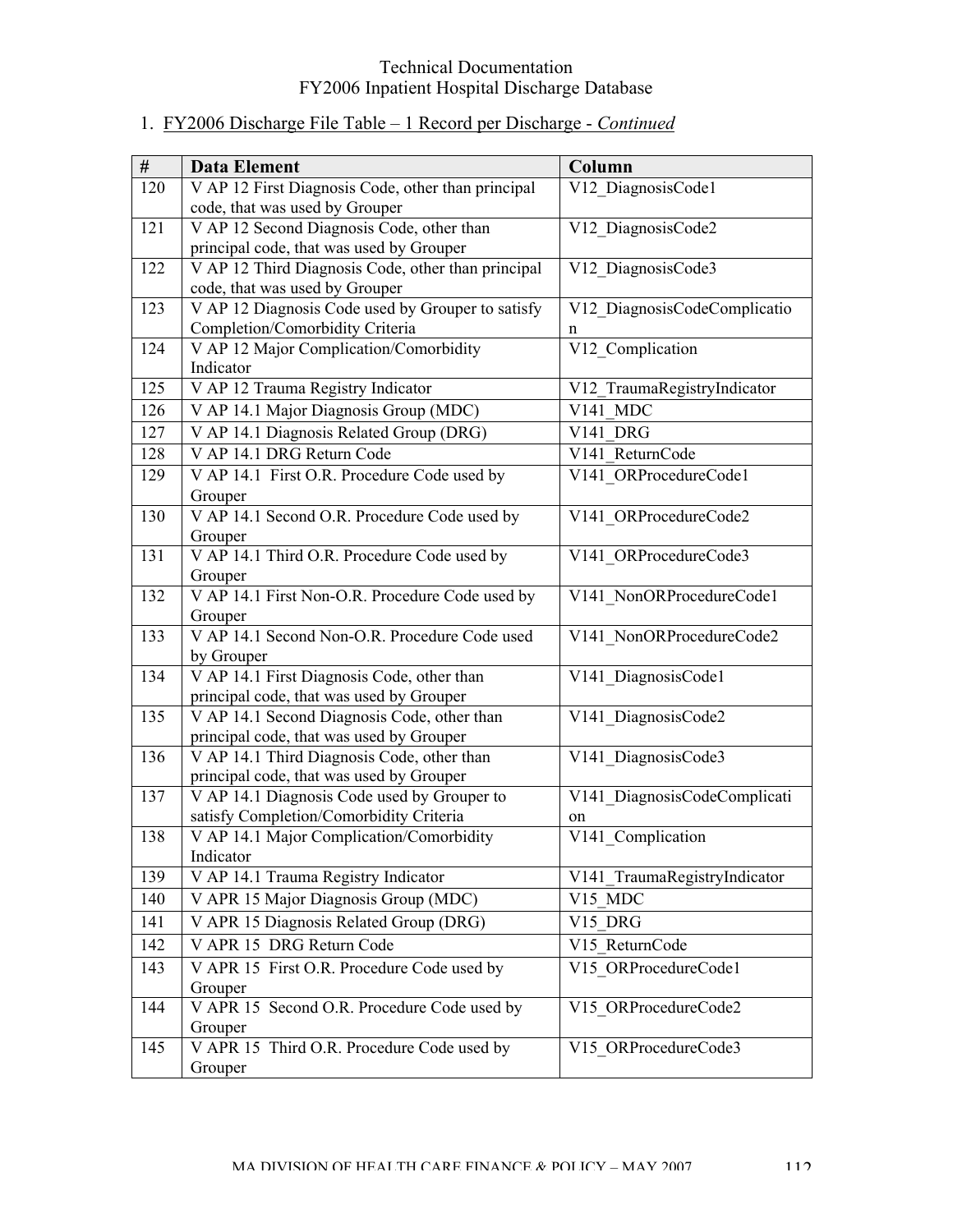1. FY2006 Discharge File Table – 1 Record per Discharge - *Continued*

| # | Data Element | Column |
|---|---|---|
| 120 | V AP 12 First Diagnosis Code, other than principal code, that was used by Grouper | V12_DiagnosisCode1 |
| 121 | V AP 12 Second Diagnosis Code, other than principal code, that was used by Grouper | V12_DiagnosisCode2 |
| 122 | V AP 12 Third Diagnosis Code, other than principal code, that was used by Grouper | V12_DiagnosisCode3 |
| 123 | V AP 12 Diagnosis Code used by Grouper to satisfy Completion/Comorbidity Criteria | V12_DiagnosisCodeComplication |
| 124 | V AP 12 Major Complication/Comorbidity Indicator | V12_Complication |
| 125 | V AP 12 Trauma Registry Indicator | V12_TraumaRegistryIndicator |
| 126 | V AP 14.1 Major Diagnosis Group (MDC) | V141_MDC |
| 127 | V AP 14.1 Diagnosis Related Group (DRG) | V141_DRG |
| 128 | V AP 14.1 DRG Return Code | V141_ReturnCode |
| 129 | V AP 14.1 First O.R. Procedure Code used by Grouper | V141_ORProcedureCode1 |
| 130 | V AP 14.1 Second O.R. Procedure Code used by Grouper | V141_ORProcedureCode2 |
| 131 | V AP 14.1 Third O.R. Procedure Code used by Grouper | V141_ORProcedureCode3 |
| 132 | V AP 14.1 First Non-O.R. Procedure Code used by Grouper | V141_NonORProcedureCode1 |
| 133 | V AP 14.1 Second Non-O.R. Procedure Code used by Grouper | V141_NonORProcedureCode2 |
| 134 | V AP 14.1 First Diagnosis Code, other than principal code, that was used by Grouper | V141_DiagnosisCode1 |
| 135 | V AP 14.1 Second Diagnosis Code, other than principal code, that was used by Grouper | V141_DiagnosisCode2 |
| 136 | V AP 14.1 Third Diagnosis Code, other than principal code, that was used by Grouper | V141_DiagnosisCode3 |
| 137 | V AP 14.1 Diagnosis Code used by Grouper to satisfy Completion/Comorbidity Criteria | V141_DiagnosisCodeComplication |
| 138 | V AP 14.1 Major Complication/Comorbidity Indicator | V141_Complication |
| 139 | V AP 14.1 Trauma Registry Indicator | V141_TraumaRegistryIndicator |
| 140 | V APR 15 Major Diagnosis Group (MDC) | V15_MDC |
| 141 | V APR 15 Diagnosis Related Group (DRG) | V15_DRG |
| 142 | V APR 15 DRG Return Code | V15_ReturnCode |
| 143 | V APR 15 First O.R. Procedure Code used by Grouper | V15_ORProcedureCode1 |
| 144 | V APR 15 Second O.R. Procedure Code used by Grouper | V15_ORProcedureCode2 |
| 145 | V APR 15 Third O.R. Procedure Code used by Grouper | V15_ORProcedureCode3 |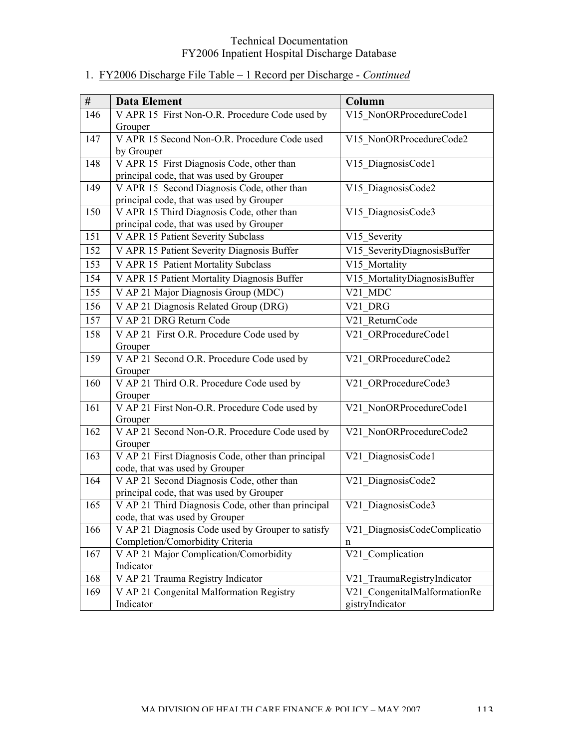1. FY2006 Discharge File Table – 1 Record per Discharge - *Continued*

| # | Data Element | Column |
|---|---|---|
| 146 | V APR 15 First Non-O.R. Procedure Code used by Grouper | V15_NonORProcedureCode1 |
| 147 | V APR 15 Second Non-O.R. Procedure Code used by Grouper | V15_NonORProcedureCode2 |
| 148 | V APR 15 First Diagnosis Code, other than principal code, that was used by Grouper | V15_DiagnosisCode1 |
| 149 | V APR 15 Second Diagnosis Code, other than principal code, that was used by Grouper | V15_DiagnosisCode2 |
| 150 | V APR 15 Third Diagnosis Code, other than principal code, that was used by Grouper | V15_DiagnosisCode3 |
| 151 | V APR 15 Patient Severity Subclass | V15_Severity |
| 152 | V APR 15 Patient Severity Diagnosis Buffer | V15_SeverityDiagnosisBuffer |
| 153 | V APR 15 Patient Mortality Subclass | V15_Mortality |
| 154 | V APR 15 Patient Mortality Diagnosis Buffer | V15_MortalityDiagnosisBuffer |
| 155 | V AP 21 Major Diagnosis Group (MDC) | V21_MDC |
| 156 | V AP 21 Diagnosis Related Group (DRG) | V21_DRG |
| 157 | V AP 21 DRG Return Code | V21_ReturnCode |
| 158 | V AP 21 First O.R. Procedure Code used by Grouper | V21_ORProcedureCode1 |
| 159 | V AP 21 Second O.R. Procedure Code used by Grouper | V21_ORProcedureCode2 |
| 160 | V AP 21 Third O.R. Procedure Code used by Grouper | V21_ORProcedureCode3 |
| 161 | V AP 21 First Non-O.R. Procedure Code used by Grouper | V21_NonORProcedureCode1 |
| 162 | V AP 21 Second Non-O.R. Procedure Code used by Grouper | V21_NonORProcedureCode2 |
| 163 | V AP 21 First Diagnosis Code, other than principal code, that was used by Grouper | V21_DiagnosisCode1 |
| 164 | V AP 21 Second Diagnosis Code, other than principal code, that was used by Grouper | V21_DiagnosisCode2 |
| 165 | V AP 21 Third Diagnosis Code, other than principal code, that was used by Grouper | V21_DiagnosisCode3 |
| 166 | V AP 21 Diagnosis Code used by Grouper to satisfy Completion/Comorbidity Criteria | V21_DiagnosisCodeComplication |
| 167 | V AP 21 Major Complication/Comorbidity Indicator | V21_Complication |
| 168 | V AP 21 Trauma Registry Indicator | V21_TraumaRegistryIndicator |
| 169 | V AP 21 Congenital Malformation Registry Indicator | V21_CongenitalMalformationRegistryIndicator |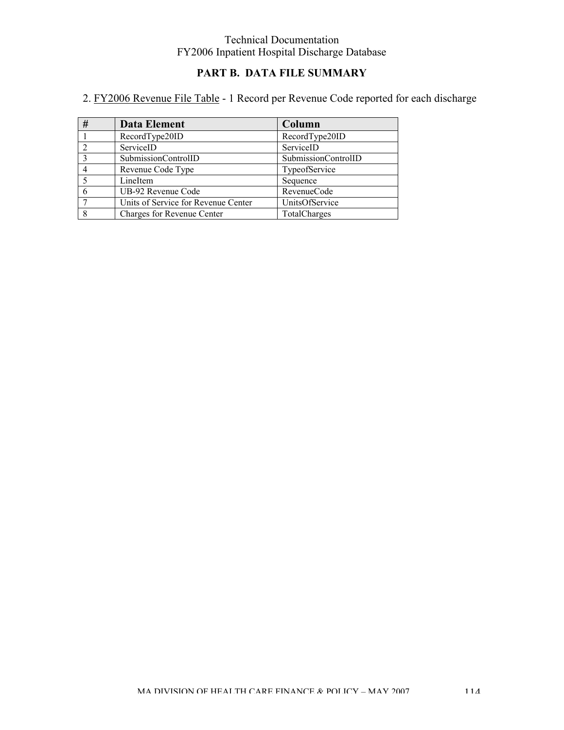## PART B. DATA FILE SUMMARY

2. FY2006 Revenue File Table - 1 Record per Revenue Code reported for each discharge

| # | Data Element | Column |
|---|---|---|
| 1 | RecordType20ID | RecordType20ID |
| 2 | ServiceID | ServiceID |
| 3 | SubmissionControlID | SubmissionControlID |
| 4 | Revenue Code Type | TypeofService |
| 5 | LineItem | Sequence |
| 6 | UB-92 Revenue Code | RevenueCode |
| 7 | Units of Service for Revenue Center | UnitsOfService |
| 8 | Charges for Revenue Center | TotalCharges |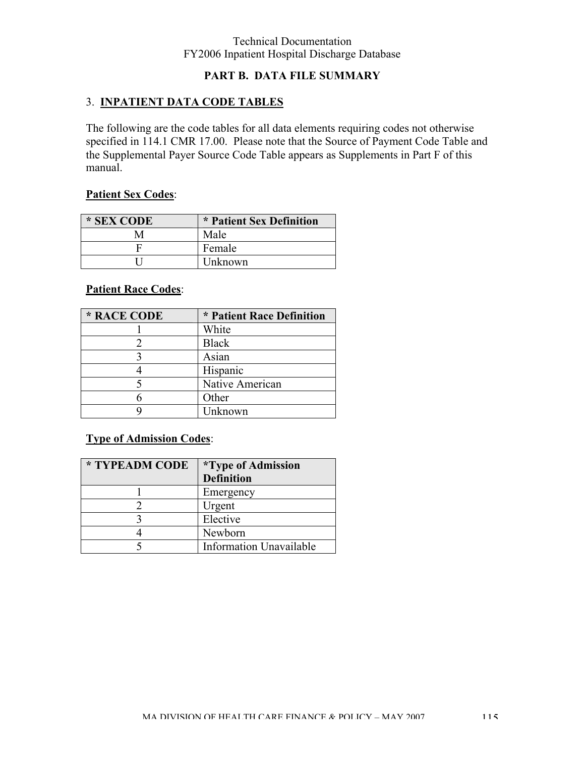## PART B. DATA FILE SUMMARY

### 3. INPATIENT DATA CODE TABLES

The following are the code tables for all data elements requiring codes not otherwise specified in 114.1 CMR 17.00. Please note that the Source of Payment Code Table and the Supplemental Payer Source Code Table appears as Supplements in Part F of this manual.

**Patient Sex Codes**:

| * SEX CODE | * Patient Sex Definition |
|---|---|
| M | Male |
| F | Female |
| U | Unknown |

**Patient Race Codes**:

| * RACE CODE | * Patient Race Definition |
|---|---|
| 1 | White |
| 2 | Black |
| 3 | Asian |
| 4 | Hispanic |
| 5 | Native American |
| 6 | Other |
| 9 | Unknown |

**Type of Admission Codes**:

| * TYPEADM CODE | *Type of Admission Definition |
|---|---|
| 1 | Emergency |
| 2 | Urgent |
| 3 | Elective |
| 4 | Newborn |
| 5 | Information Unavailable |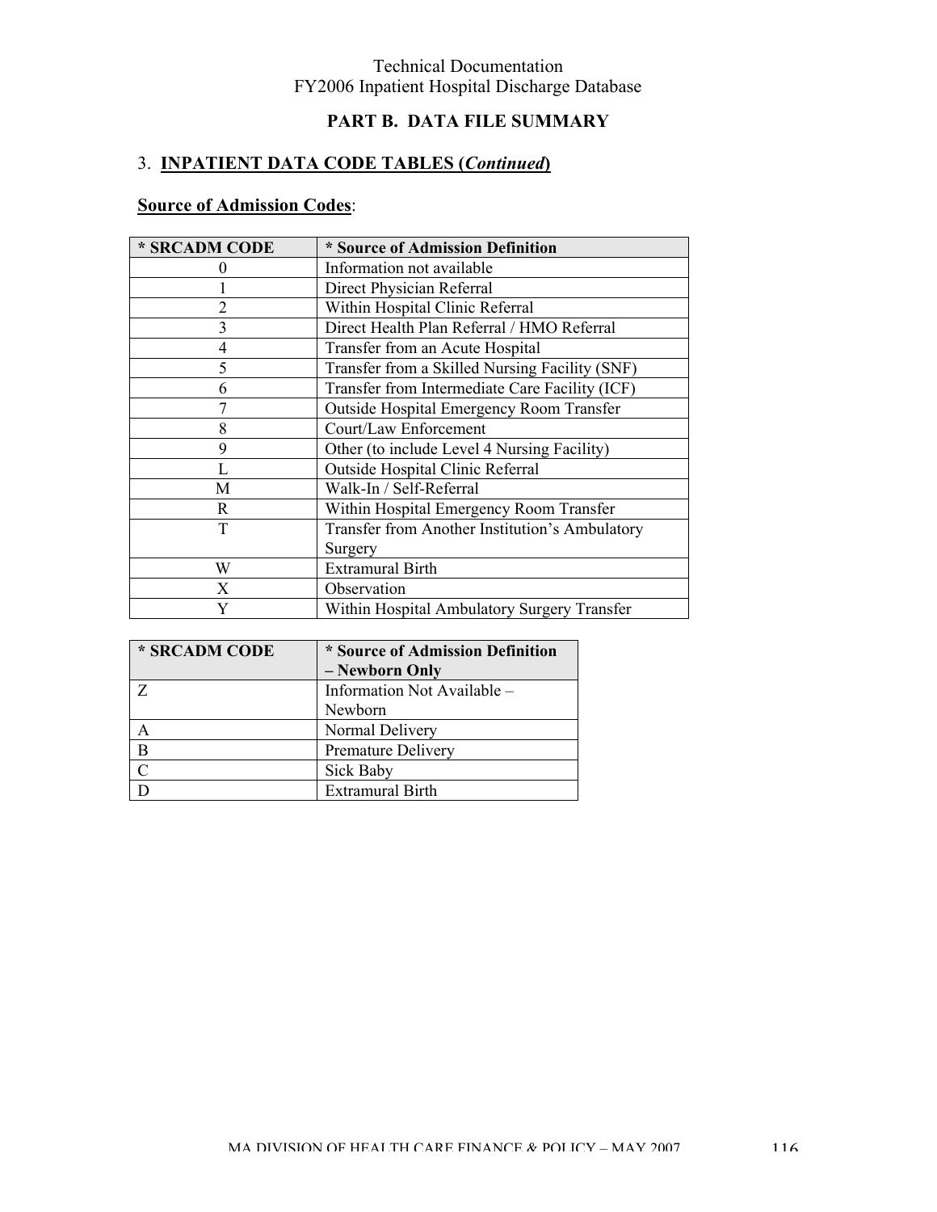# PART B. DATA FILE SUMMARY

## 3. INPATIENT DATA CODE TABLES (*Continued*)

### Source of Admission Codes:

| * SRCADM CODE | * Source of Admission Definition |
|---|---|
| 0 | Information not available |
| 1 | Direct Physician Referral |
| 2 | Within Hospital Clinic Referral |
| 3 | Direct Health Plan Referral / HMO Referral |
| 4 | Transfer from an Acute Hospital |
| 5 | Transfer from a Skilled Nursing Facility (SNF) |
| 6 | Transfer from Intermediate Care Facility (ICF) |
| 7 | Outside Hospital Emergency Room Transfer |
| 8 | Court/Law Enforcement |
| 9 | Other (to include Level 4 Nursing Facility) |
| L | Outside Hospital Clinic Referral |
| M | Walk-In / Self-Referral |
| R | Within Hospital Emergency Room Transfer |
| T | Transfer from Another Institution's Ambulatory Surgery |
| W | Extramural Birth |
| X | Observation |
| Y | Within Hospital Ambulatory Surgery Transfer |

| * SRCADM CODE | * Source of Admission Definition – Newborn Only |
|---|---|
| Z | Information Not Available – Newborn |
| A | Normal Delivery |
| B | Premature Delivery |
| C | Sick Baby |
| D | Extramural Birth |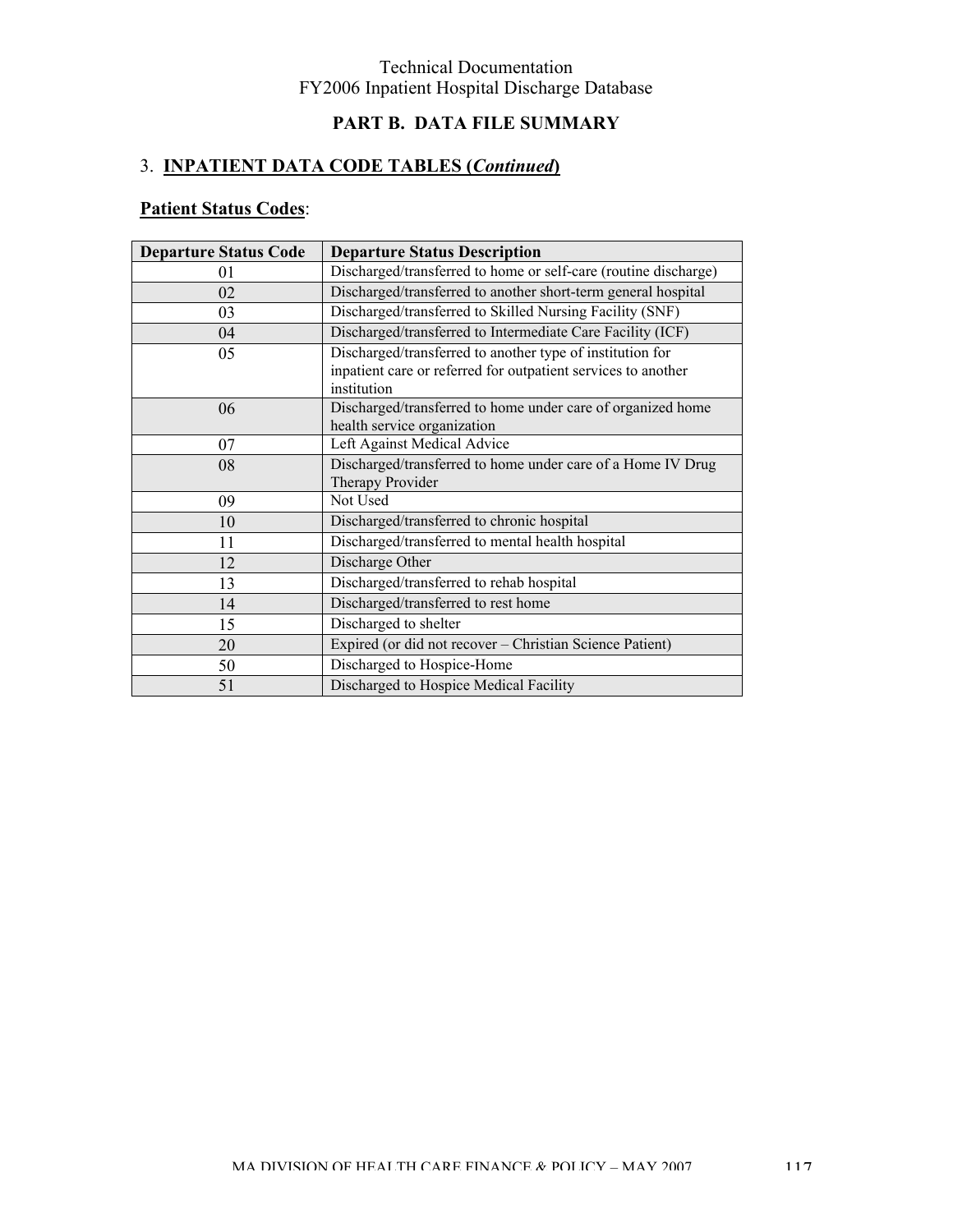## PART B. DATA FILE SUMMARY

### 3. INPATIENT DATA CODE TABLES (*Continued*)

**Patient Status Codes**:

| Departure Status Code | Departure Status Description |
|---|---|
| 01 | Discharged/transferred to home or self-care (routine discharge) |
| 02 | Discharged/transferred to another short-term general hospital |
| 03 | Discharged/transferred to Skilled Nursing Facility (SNF) |
| 04 | Discharged/transferred to Intermediate Care Facility (ICF) |
| 05 | Discharged/transferred to another type of institution for inpatient care or referred for outpatient services to another institution |
| 06 | Discharged/transferred to home under care of organized home health service organization |
| 07 | Left Against Medical Advice |
| 08 | Discharged/transferred to home under care of a Home IV Drug Therapy Provider |
| 09 | Not Used |
| 10 | Discharged/transferred to chronic hospital |
| 11 | Discharged/transferred to mental health hospital |
| 12 | Discharge Other |
| 13 | Discharged/transferred to rehab hospital |
| 14 | Discharged/transferred to rest home |
| 15 | Discharged to shelter |
| 20 | Expired (or did not recover – Christian Science Patient) |
| 50 | Discharged to Hospice-Home |
| 51 | Discharged to Hospice Medical Facility |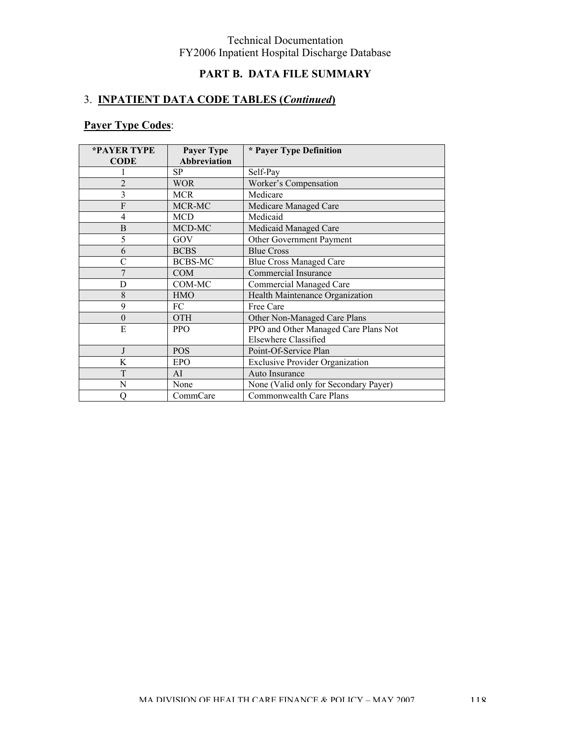## PART B. DATA FILE SUMMARY

### 3. INPATIENT DATA CODE TABLES (*Continued*)

**Payer Type Codes**:

| *PAYER TYPE CODE | Payer Type Abbreviation | * Payer Type Definition |
|---|---|---|
| 1 | SP | Self-Pay |
| 2 | WOR | Worker's Compensation |
| 3 | MCR | Medicare |
| F | MCR-MC | Medicare Managed Care |
| 4 | MCD | Medicaid |
| B | MCD-MC | Medicaid Managed Care |
| 5 | GOV | Other Government Payment |
| 6 | BCBS | Blue Cross |
| C | BCBS-MC | Blue Cross Managed Care |
| 7 | COM | Commercial Insurance |
| D | COM-MC | Commercial Managed Care |
| 8 | HMO | Health Maintenance Organization |
| 9 | FC | Free Care |
| 0 | OTH | Other Non-Managed Care Plans |
| E | PPO | PPO and Other Managed Care Plans Not Elsewhere Classified |
| J | POS | Point-Of-Service Plan |
| K | EPO | Exclusive Provider Organization |
| T | AI | Auto Insurance |
| N | None | None (Valid only for Secondary Payer) |
| Q | CommCare | Commonwealth Care Plans |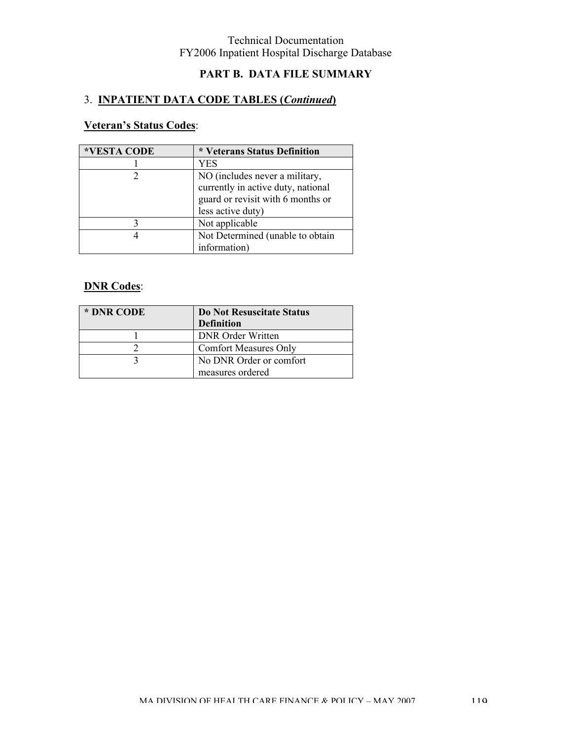## PART B. DATA FILE SUMMARY

### 3. INPATIENT DATA CODE TABLES (*Continued*)

**Veteran's Status Codes**:

| *VESTA CODE | * Veterans Status Definition |
|---|---|
| 1 | YES |
| 2 | NO (includes never a military, currently in active duty, national guard or revisit with 6 months or less active duty) |
| 3 | Not applicable |
| 4 | Not Determined (unable to obtain information) |

**DNR Codes**:

| * DNR CODE | Do Not Resuscitate Status Definition |
|---|---|
| 1 | DNR Order Written |
| 2 | Comfort Measures Only |
| 3 | No DNR Order or comfort measures ordered |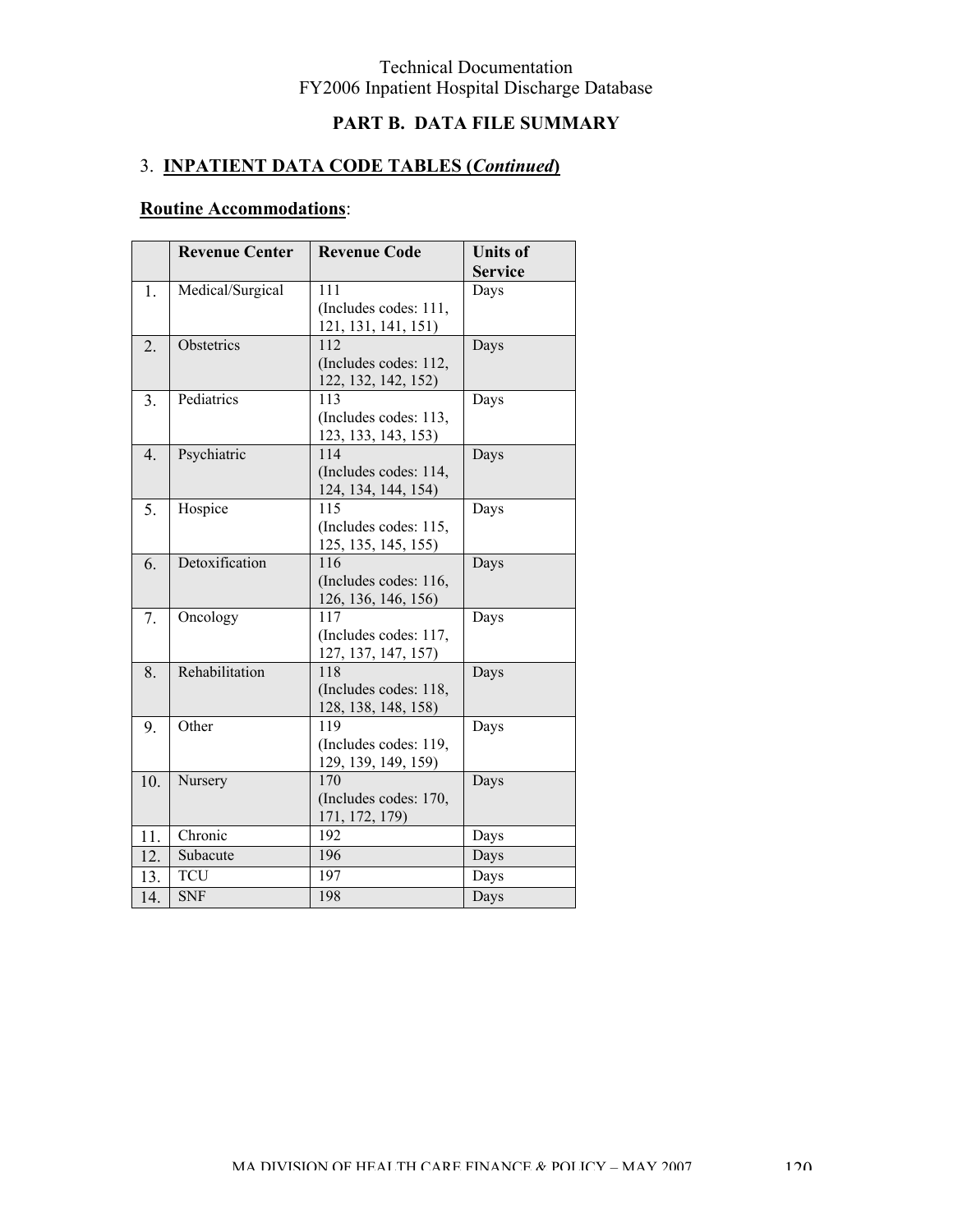## PART B. DATA FILE SUMMARY

### 3. INPATIENT DATA CODE TABLES (*Continued*)

**Routine Accommodations**:

| | Revenue Center | Revenue Code | Units of Service |
|---|---|---|---|
| 1. | Medical/Surgical | 111 (Includes codes: 111, 121, 131, 141, 151) | Days |
| 2. | Obstetrics | 112 (Includes codes: 112, 122, 132, 142, 152) | Days |
| 3. | Pediatrics | 113 (Includes codes: 113, 123, 133, 143, 153) | Days |
| 4. | Psychiatric | 114 (Includes codes: 114, 124, 134, 144, 154) | Days |
| 5. | Hospice | 115 (Includes codes: 115, 125, 135, 145, 155) | Days |
| 6. | Detoxification | 116 (Includes codes: 116, 126, 136, 146, 156) | Days |
| 7. | Oncology | 117 (Includes codes: 117, 127, 137, 147, 157) | Days |
| 8. | Rehabilitation | 118 (Includes codes: 118, 128, 138, 148, 158) | Days |
| 9. | Other | 119 (Includes codes: 119, 129, 139, 149, 159) | Days |
| 10. | Nursery | 170 (Includes codes: 170, 171, 172, 179) | Days |
| 11. | Chronic | 192 | Days |
| 12. | Subacute | 196 | Days |
| 13. | TCU | 197 | Days |
| 14. | SNF | 198 | Days |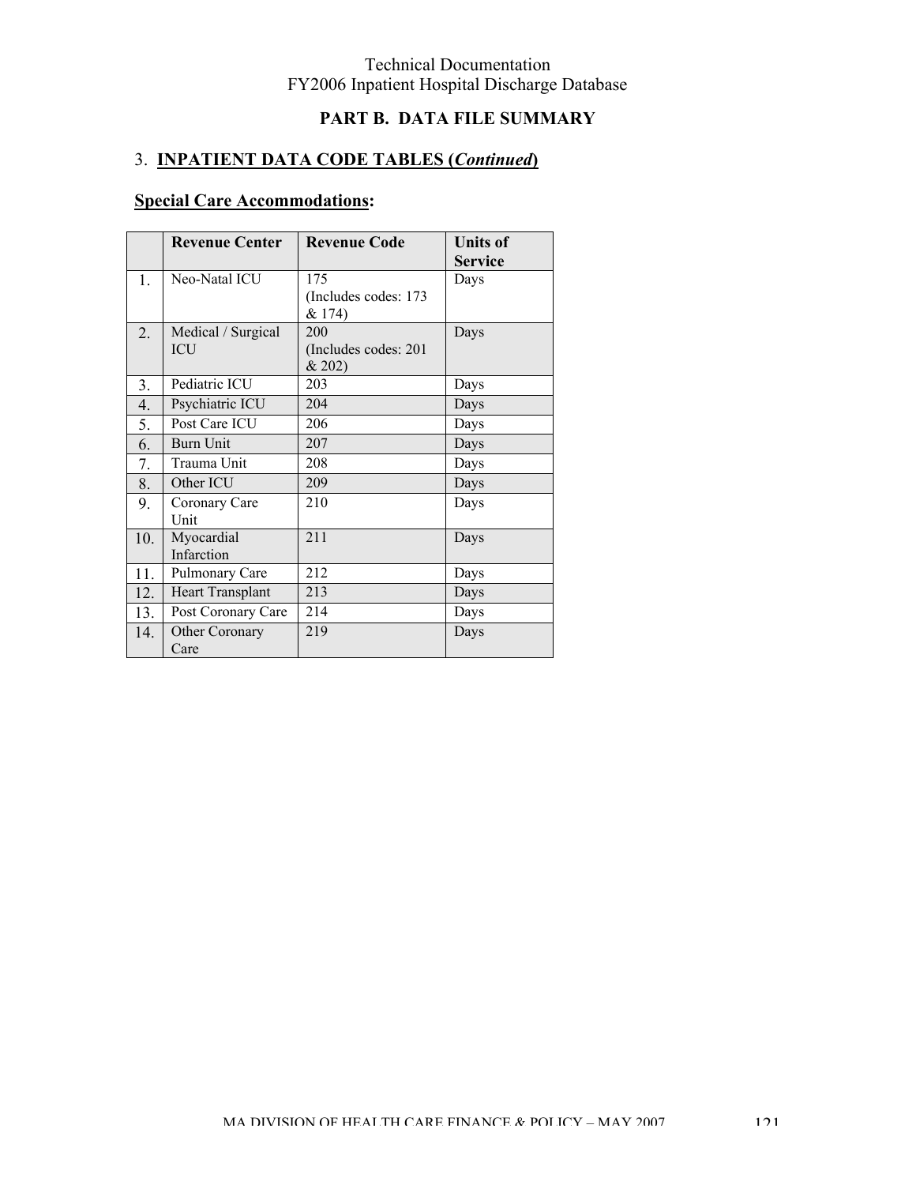## PART B. DATA FILE SUMMARY

### 3. INPATIENT DATA CODE TABLES (*Continued*)

**Special Care Accommodations:**

| | Revenue Center | Revenue Code | Units of Service |
|---|---|---|---|
| 1. | Neo-Natal ICU | 175 (Includes codes: 173 & 174) | Days |
| 2. | Medical / Surgical ICU | 200 (Includes codes: 201 & 202) | Days |
| 3. | Pediatric ICU | 203 | Days |
| 4. | Psychiatric ICU | 204 | Days |
| 5. | Post Care ICU | 206 | Days |
| 6. | Burn Unit | 207 | Days |
| 7. | Trauma Unit | 208 | Days |
| 8. | Other ICU | 209 | Days |
| 9. | Coronary Care Unit | 210 | Days |
| 10. | Myocardial Infarction | 211 | Days |
| 11. | Pulmonary Care | 212 | Days |
| 12. | Heart Transplant | 213 | Days |
| 13. | Post Coronary Care | 214 | Days |
| 14. | Other Coronary Care | 219 | Days |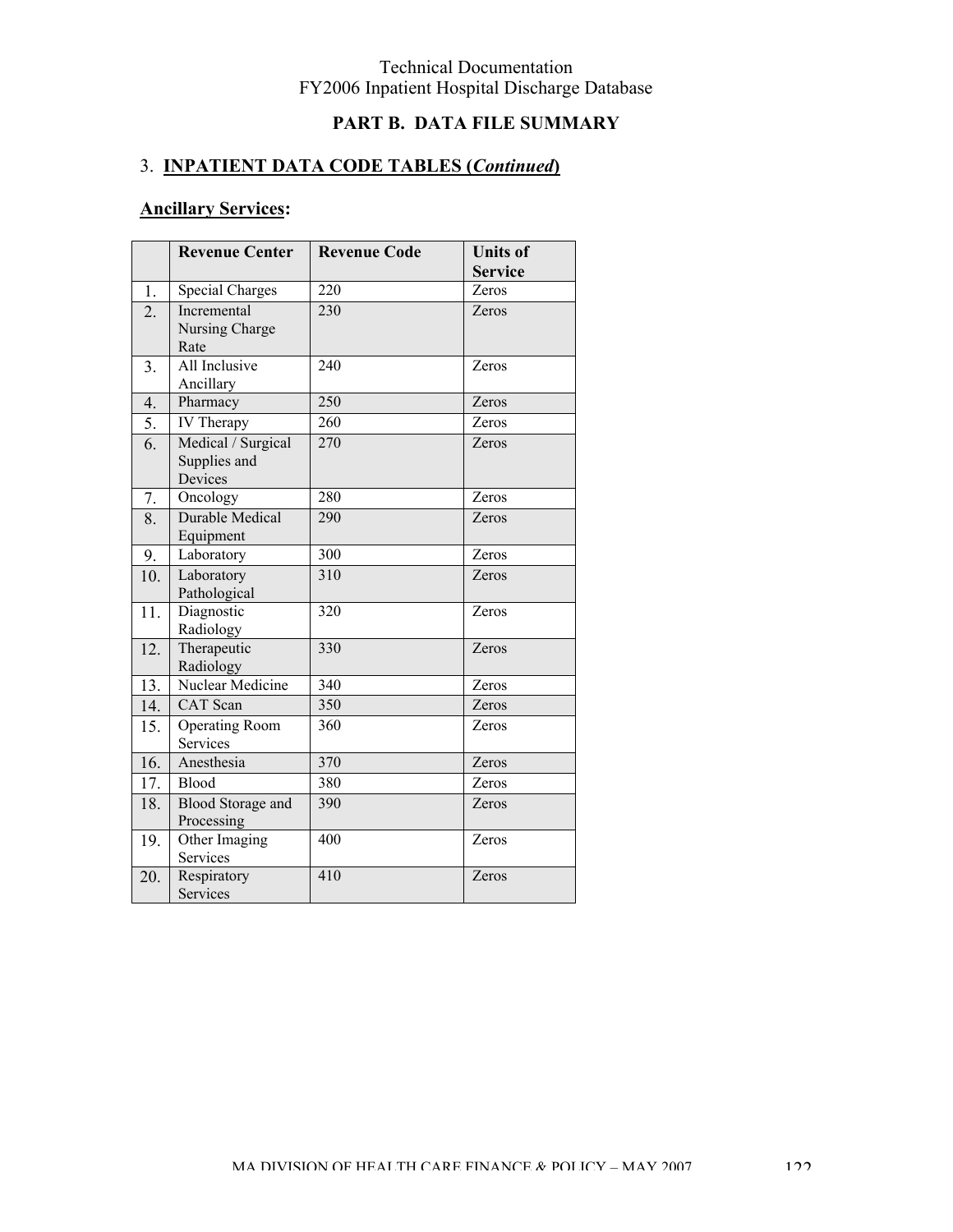## PART B. DATA FILE SUMMARY

### 3. INPATIENT DATA CODE TABLES (*Continued*)

**Ancillary Services:**

| | Revenue Center | Revenue Code | Units of Service |
|---|---|---|---|
| 1. | Special Charges | 220 | Zeros |
| 2. | Incremental Nursing Charge Rate | 230 | Zeros |
| 3. | All Inclusive Ancillary | 240 | Zeros |
| 4. | Pharmacy | 250 | Zeros |
| 5. | IV Therapy | 260 | Zeros |
| 6. | Medical / Surgical Supplies and Devices | 270 | Zeros |
| 7. | Oncology | 280 | Zeros |
| 8. | Durable Medical Equipment | 290 | Zeros |
| 9. | Laboratory | 300 | Zeros |
| 10. | Laboratory Pathological | 310 | Zeros |
| 11. | Diagnostic Radiology | 320 | Zeros |
| 12. | Therapeutic Radiology | 330 | Zeros |
| 13. | Nuclear Medicine | 340 | Zeros |
| 14. | CAT Scan | 350 | Zeros |
| 15. | Operating Room Services | 360 | Zeros |
| 16. | Anesthesia | 370 | Zeros |
| 17. | Blood | 380 | Zeros |
| 18. | Blood Storage and Processing | 390 | Zeros |
| 19. | Other Imaging Services | 400 | Zeros |
| 20. | Respiratory Services | 410 | Zeros |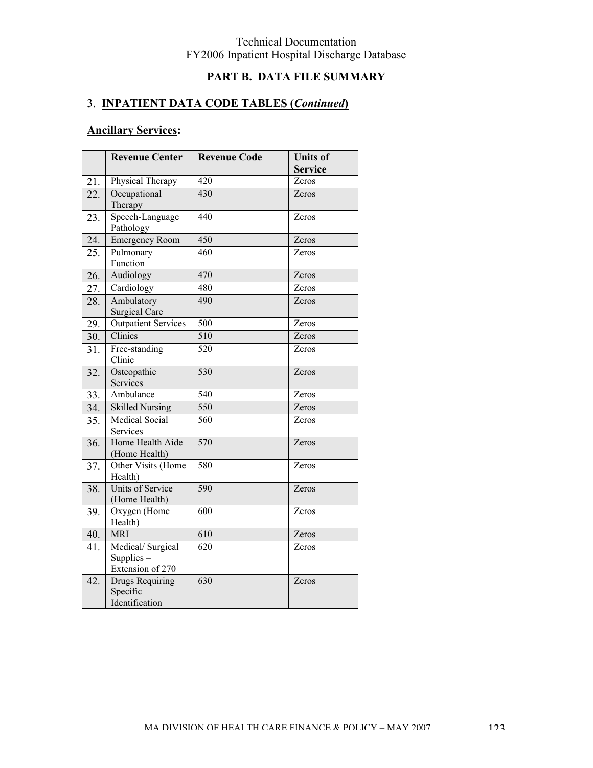## PART B. DATA FILE SUMMARY

### 3. INPATIENT DATA CODE TABLES (*Continued*)

**Ancillary Services:**

| | Revenue Center | Revenue Code | Units of Service |
|---|---|---|---|
| 21. | Physical Therapy | 420 | Zeros |
| 22. | Occupational Therapy | 430 | Zeros |
| 23. | Speech-Language Pathology | 440 | Zeros |
| 24. | Emergency Room | 450 | Zeros |
| 25. | Pulmonary Function | 460 | Zeros |
| 26. | Audiology | 470 | Zeros |
| 27. | Cardiology | 480 | Zeros |
| 28. | Ambulatory Surgical Care | 490 | Zeros |
| 29. | Outpatient Services | 500 | Zeros |
| 30. | Clinics | 510 | Zeros |
| 31. | Free-standing Clinic | 520 | Zeros |
| 32. | Osteopathic Services | 530 | Zeros |
| 33. | Ambulance | 540 | Zeros |
| 34. | Skilled Nursing | 550 | Zeros |
| 35. | Medical Social Services | 560 | Zeros |
| 36. | Home Health Aide (Home Health) | 570 | Zeros |
| 37. | Other Visits (Home Health) | 580 | Zeros |
| 38. | Units of Service (Home Health) | 590 | Zeros |
| 39. | Oxygen (Home Health) | 600 | Zeros |
| 40. | MRI | 610 | Zeros |
| 41. | Medical/ Surgical Supplies – Extension of 270 | 620 | Zeros |
| 42. | Drugs Requiring Specific Identification | 630 | Zeros |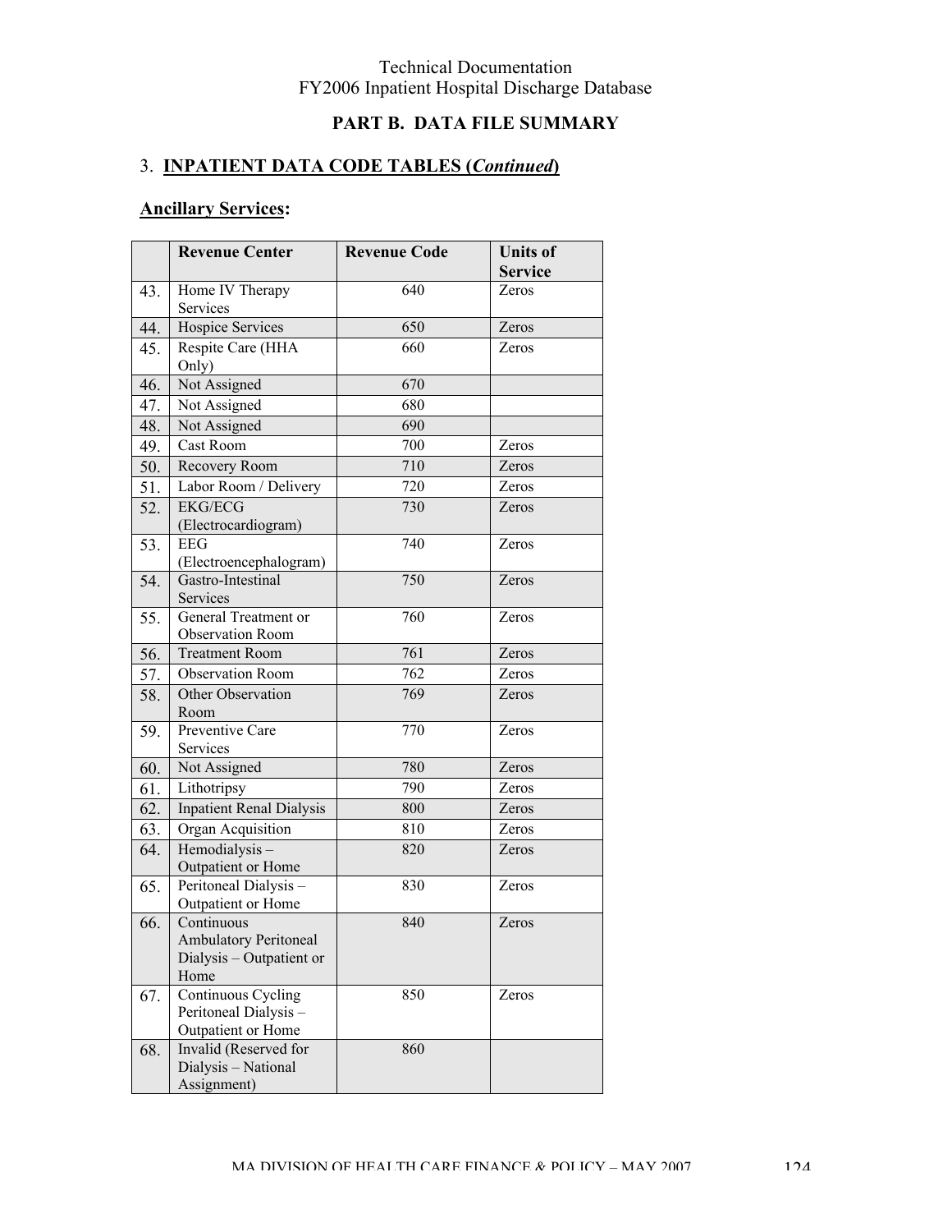Technical Documentation
FY2006 Inpatient Hospital Discharge Database

## PART B. DATA FILE SUMMARY

### 3. INPATIENT DATA CODE TABLES (*Continued*)

**Ancillary Services:**

| | Revenue Center | Revenue Code | Units of Service |
|---|---|---|---|
| 43. | Home IV Therapy Services | 640 | Zeros |
| 44. | Hospice Services | 650 | Zeros |
| 45. | Respite Care (HHA Only) | 660 | Zeros |
| 46. | Not Assigned | 670 | |
| 47. | Not Assigned | 680 | |
| 48. | Not Assigned | 690 | |
| 49. | Cast Room | 700 | Zeros |
| 50. | Recovery Room | 710 | Zeros |
| 51. | Labor Room / Delivery | 720 | Zeros |
| 52. | EKG/ECG (Electrocardiogram) | 730 | Zeros |
| 53. | EEG (Electroencephalogram) | 740 | Zeros |
| 54. | Gastro-Intestinal Services | 750 | Zeros |
| 55. | General Treatment or Observation Room | 760 | Zeros |
| 56. | Treatment Room | 761 | Zeros |
| 57. | Observation Room | 762 | Zeros |
| 58. | Other Observation Room | 769 | Zeros |
| 59. | Preventive Care Services | 770 | Zeros |
| 60. | Not Assigned | 780 | Zeros |
| 61. | Lithotripsy | 790 | Zeros |
| 62. | Inpatient Renal Dialysis | 800 | Zeros |
| 63. | Organ Acquisition | 810 | Zeros |
| 64. | Hemodialysis – Outpatient or Home | 820 | Zeros |
| 65. | Peritoneal Dialysis – Outpatient or Home | 830 | Zeros |
| 66. | Continuous Ambulatory Peritoneal Dialysis – Outpatient or Home | 840 | Zeros |
| 67. | Continuous Cycling Peritoneal Dialysis – Outpatient or Home | 850 | Zeros |
| 68. | Invalid (Reserved for Dialysis – National Assignment) | 860 | |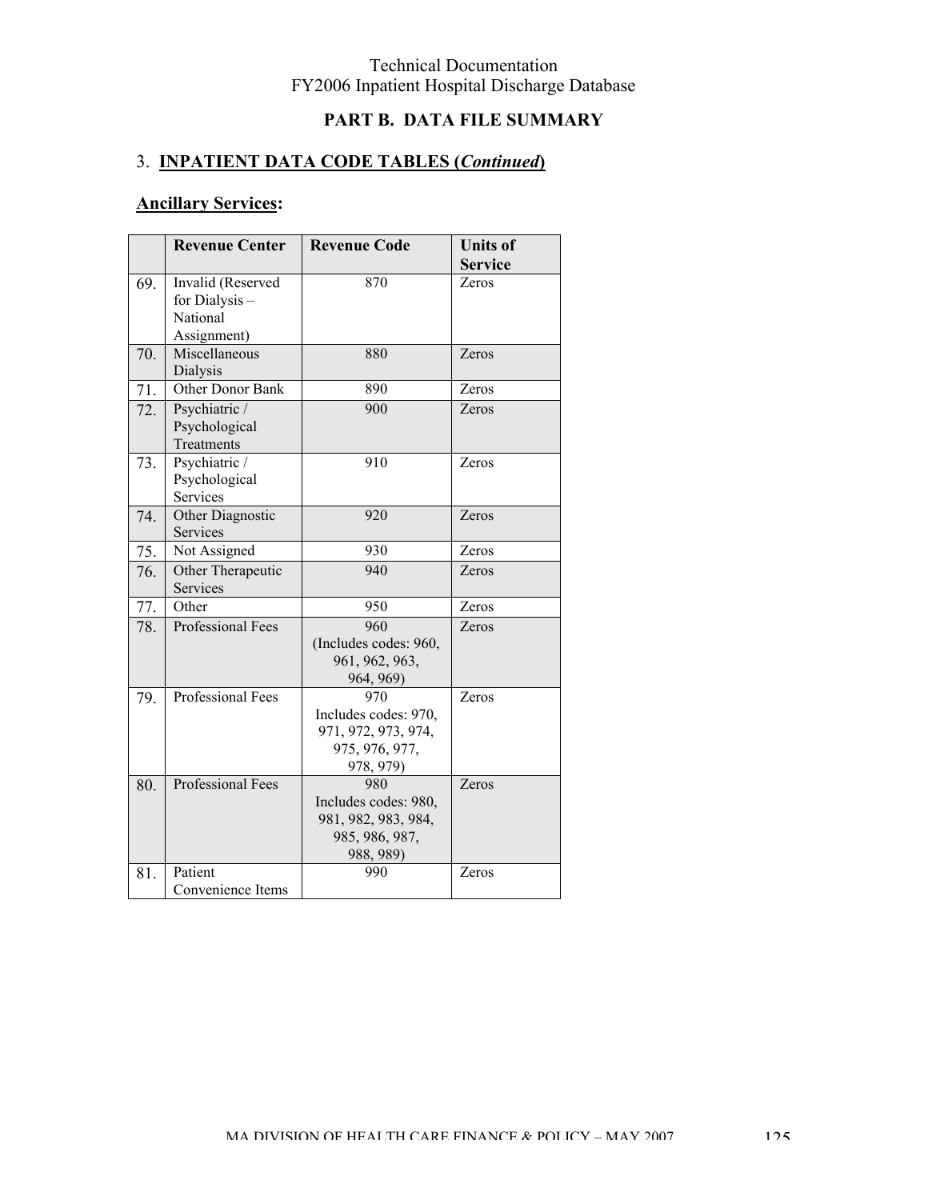## PART B. DATA FILE SUMMARY

### 3. INPATIENT DATA CODE TABLES (*Continued*)

**Ancillary Services:**

| | Revenue Center | Revenue Code | Units of Service |
|---|---|---|---|
| 69. | Invalid (Reserved for Dialysis – National Assignment) | 870 | Zeros |
| 70. | Miscellaneous Dialysis | 880 | Zeros |
| 71. | Other Donor Bank | 890 | Zeros |
| 72. | Psychiatric / Psychological Treatments | 900 | Zeros |
| 73. | Psychiatric / Psychological Services | 910 | Zeros |
| 74. | Other Diagnostic Services | 920 | Zeros |
| 75. | Not Assigned | 930 | Zeros |
| 76. | Other Therapeutic Services | 940 | Zeros |
| 77. | Other | 950 | Zeros |
| 78. | Professional Fees | 960 (Includes codes: 960, 961, 962, 963, 964, 969) | Zeros |
| 79. | Professional Fees | 970 Includes codes: 970, 971, 972, 973, 974, 975, 976, 977, 978, 979) | Zeros |
| 80. | Professional Fees | 980 Includes codes: 980, 981, 982, 983, 984, 985, 986, 987, 988, 989) | Zeros |
| 81. | Patient Convenience Items | 990 | Zeros |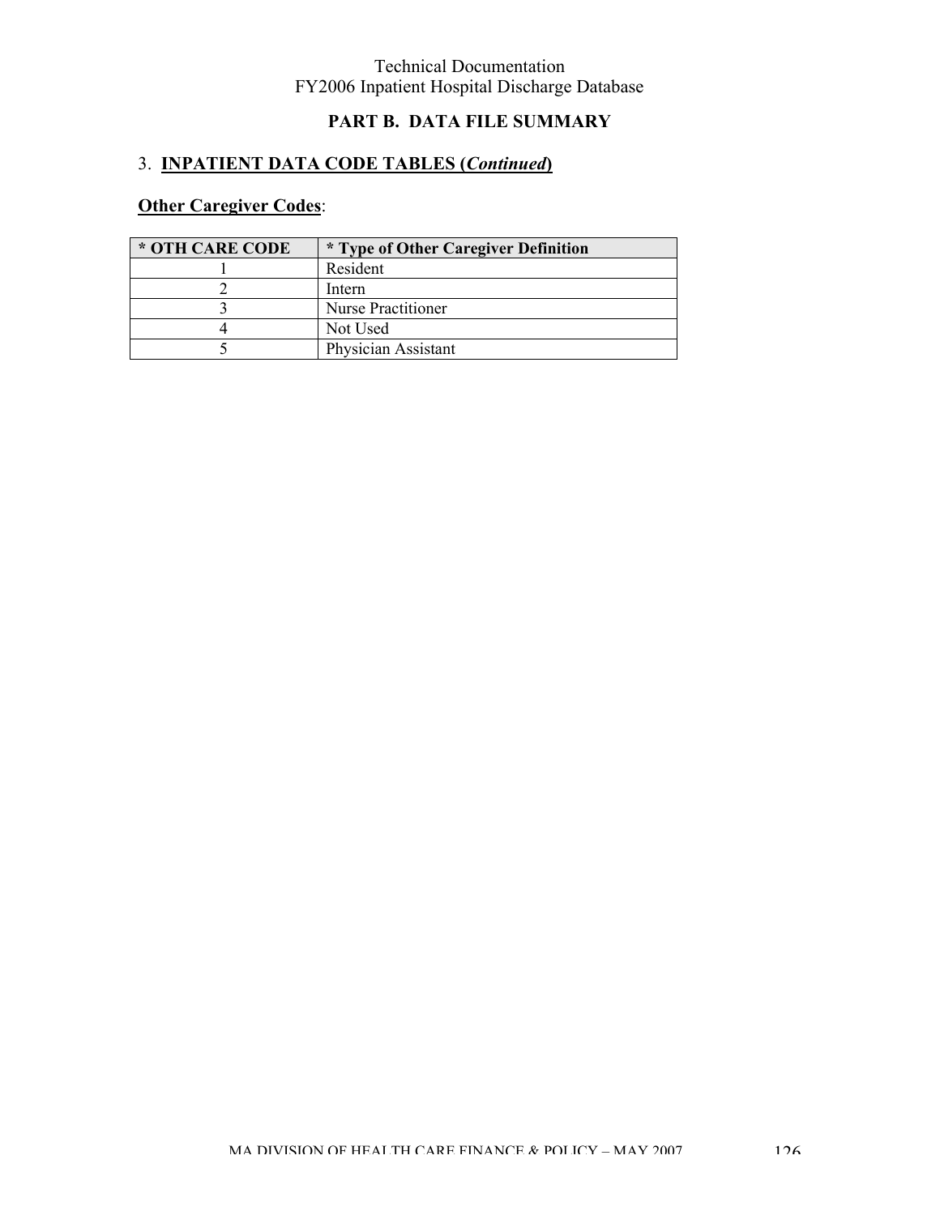## PART B. DATA FILE SUMMARY

### 3. INPATIENT DATA CODE TABLES (*Continued*)

**Other Caregiver Codes**:

| * OTH CARE CODE | * Type of Other Caregiver Definition |
|---|---|
| 1 | Resident |
| 2 | Intern |
| 3 | Nurse Practitioner |
| 4 | Not Used |
| 5 | Physician Assistant |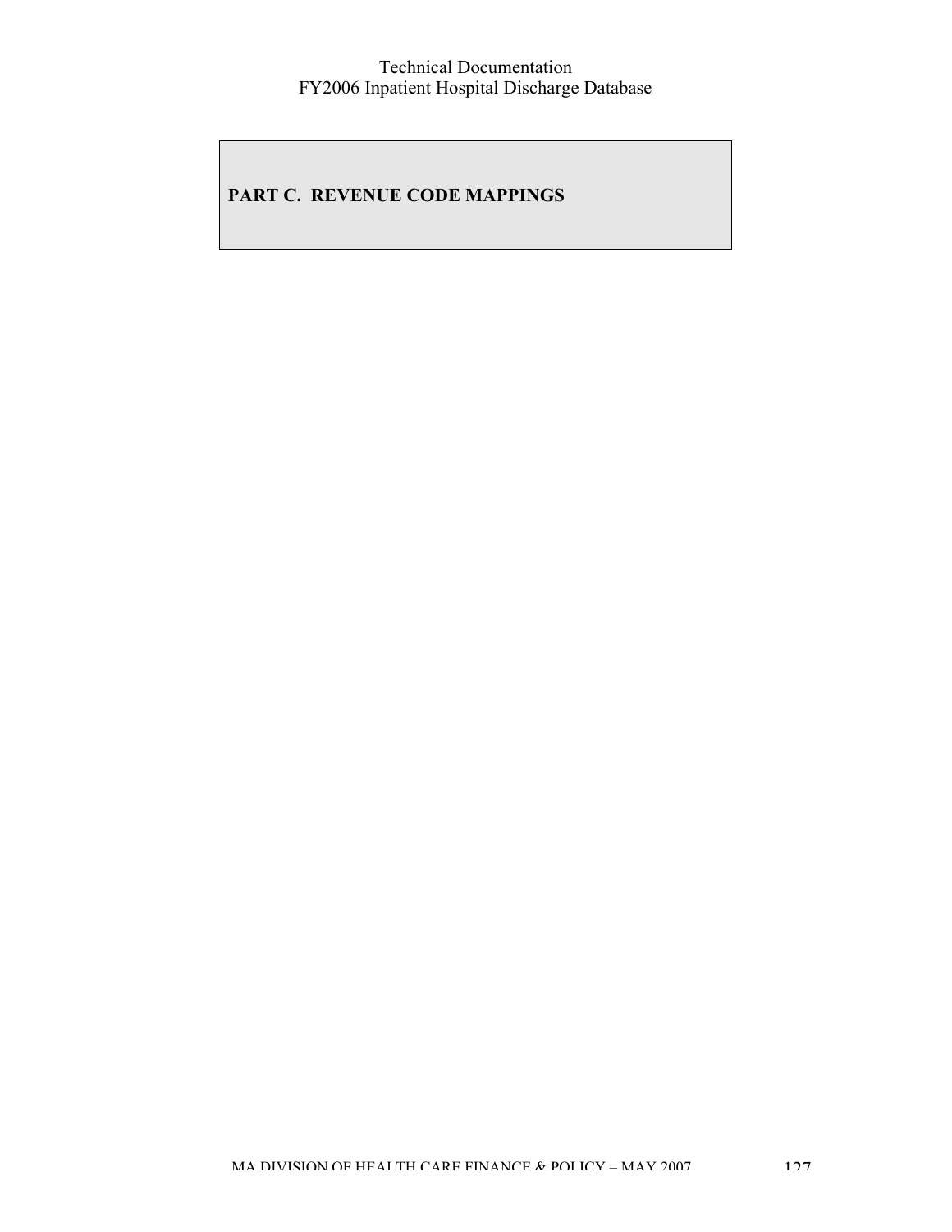# PART C. REVENUE CODE MAPPINGS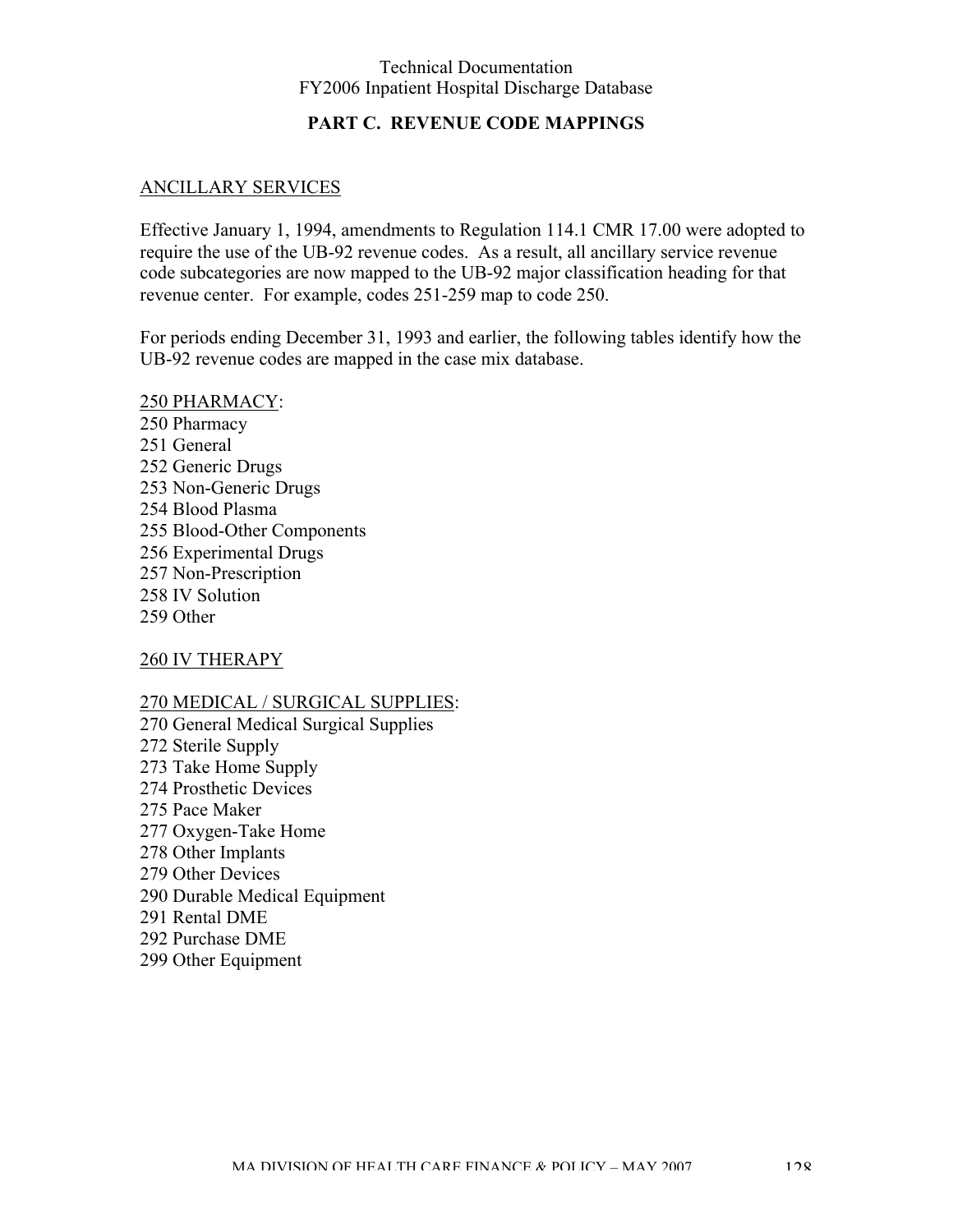## PART C. REVENUE CODE MAPPINGS

ANCILLARY SERVICES

Effective January 1, 1994, amendments to Regulation 114.1 CMR 17.00 were adopted to require the use of the UB-92 revenue codes. As a result, all ancillary service revenue code subcategories are now mapped to the UB-92 major classification heading for that revenue center. For example, codes 251-259 map to code 250.

For periods ending December 31, 1993 and earlier, the following tables identify how the UB-92 revenue codes are mapped in the case mix database.

250 PHARMACY:
250 Pharmacy
251 General
252 Generic Drugs
253 Non-Generic Drugs
254 Blood Plasma
255 Blood-Other Components
256 Experimental Drugs
257 Non-Prescription
258 IV Solution
259 Other

260 IV THERAPY

270 MEDICAL / SURGICAL SUPPLIES:
270 General Medical Surgical Supplies
272 Sterile Supply
273 Take Home Supply
274 Prosthetic Devices
275 Pace Maker
277 Oxygen-Take Home
278 Other Implants
279 Other Devices
290 Durable Medical Equipment
291 Rental DME
292 Purchase DME
299 Other Equipment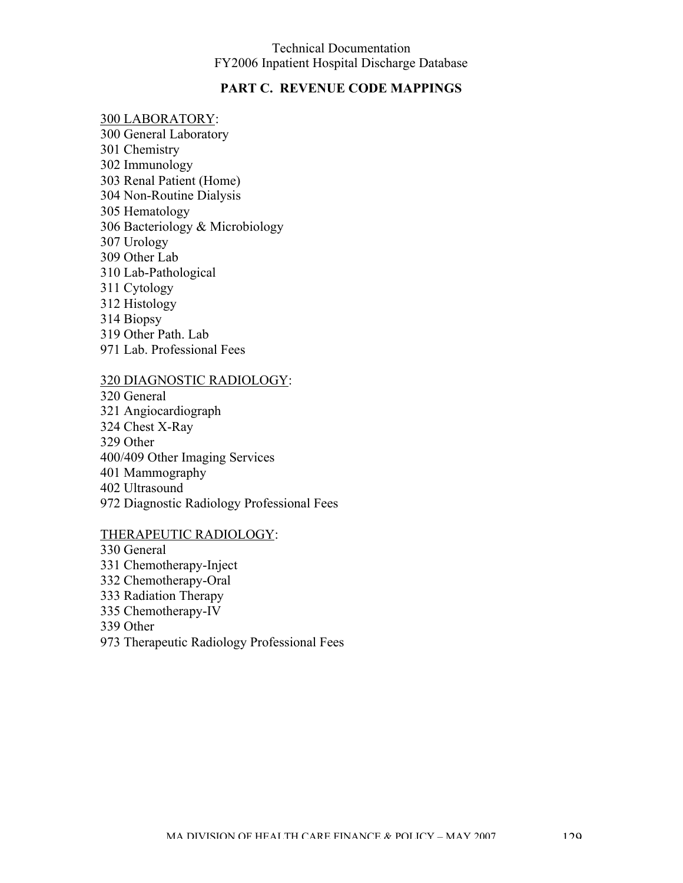## PART C. REVENUE CODE MAPPINGS

<u>300 LABORATORY</u>:
300 General Laboratory
301 Chemistry
302 Immunology
303 Renal Patient (Home)
304 Non-Routine Dialysis
305 Hematology
306 Bacteriology & Microbiology
307 Urology
309 Other Lab
310 Lab-Pathological
311 Cytology
312 Histology
314 Biopsy
319 Other Path. Lab
971 Lab. Professional Fees

<u>320 DIAGNOSTIC RADIOLOGY</u>:
320 General
321 Angiocardiograph
324 Chest X-Ray
329 Other
400/409 Other Imaging Services
401 Mammography
402 Ultrasound
972 Diagnostic Radiology Professional Fees

<u>THERAPEUTIC RADIOLOGY</u>:
330 General
331 Chemotherapy-Inject
332 Chemotherapy-Oral
333 Radiation Therapy
335 Chemotherapy-IV
339 Other
973 Therapeutic Radiology Professional Fees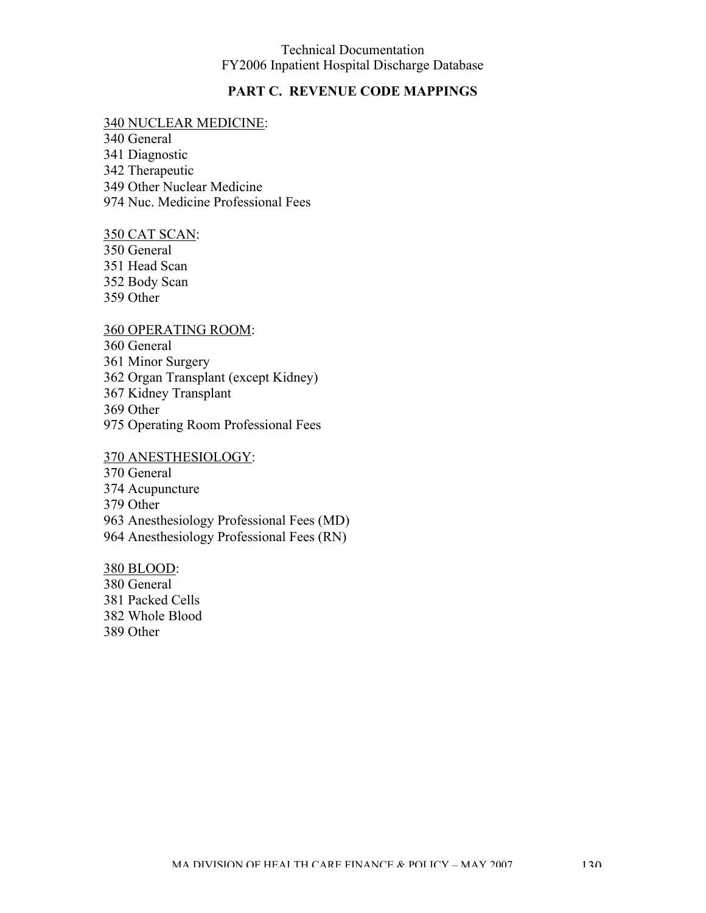## PART C. REVENUE CODE MAPPINGS

<u>340 NUCLEAR MEDICINE</u>:
340 General
341 Diagnostic
342 Therapeutic
349 Other Nuclear Medicine
974 Nuc. Medicine Professional Fees

<u>350 CAT SCAN</u>:
350 General
351 Head Scan
352 Body Scan
359 Other

<u>360 OPERATING ROOM</u>:
360 General
361 Minor Surgery
362 Organ Transplant (except Kidney)
367 Kidney Transplant
369 Other
975 Operating Room Professional Fees

<u>370 ANESTHESIOLOGY</u>:
370 General
374 Acupuncture
379 Other
963 Anesthesiology Professional Fees (MD)
964 Anesthesiology Professional Fees (RN)

<u>380 BLOOD</u>:
380 General
381 Packed Cells
382 Whole Blood
389 Other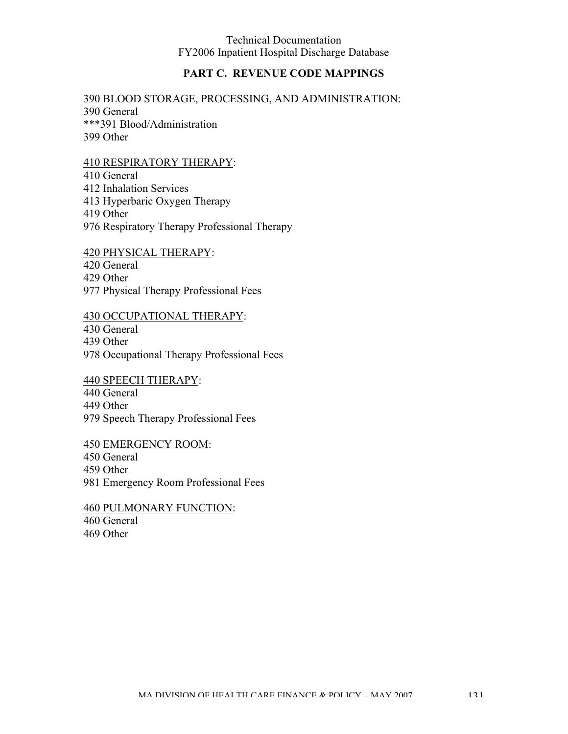## PART C. REVENUE CODE MAPPINGS

<u>390 BLOOD STORAGE, PROCESSING, AND ADMINISTRATION</u>:
390 General
***391 Blood/Administration
399 Other

<u>410 RESPIRATORY THERAPY</u>:
410 General
412 Inhalation Services
413 Hyperbaric Oxygen Therapy
419 Other
976 Respiratory Therapy Professional Therapy

<u>420 PHYSICAL THERAPY</u>:
420 General
429 Other
977 Physical Therapy Professional Fees

<u>430 OCCUPATIONAL THERAPY</u>:
430 General
439 Other
978 Occupational Therapy Professional Fees

<u>440 SPEECH THERAPY</u>:
440 General
449 Other
979 Speech Therapy Professional Fees

<u>450 EMERGENCY ROOM</u>:
450 General
459 Other
981 Emergency Room Professional Fees

<u>460 PULMONARY FUNCTION</u>:
460 General
469 Other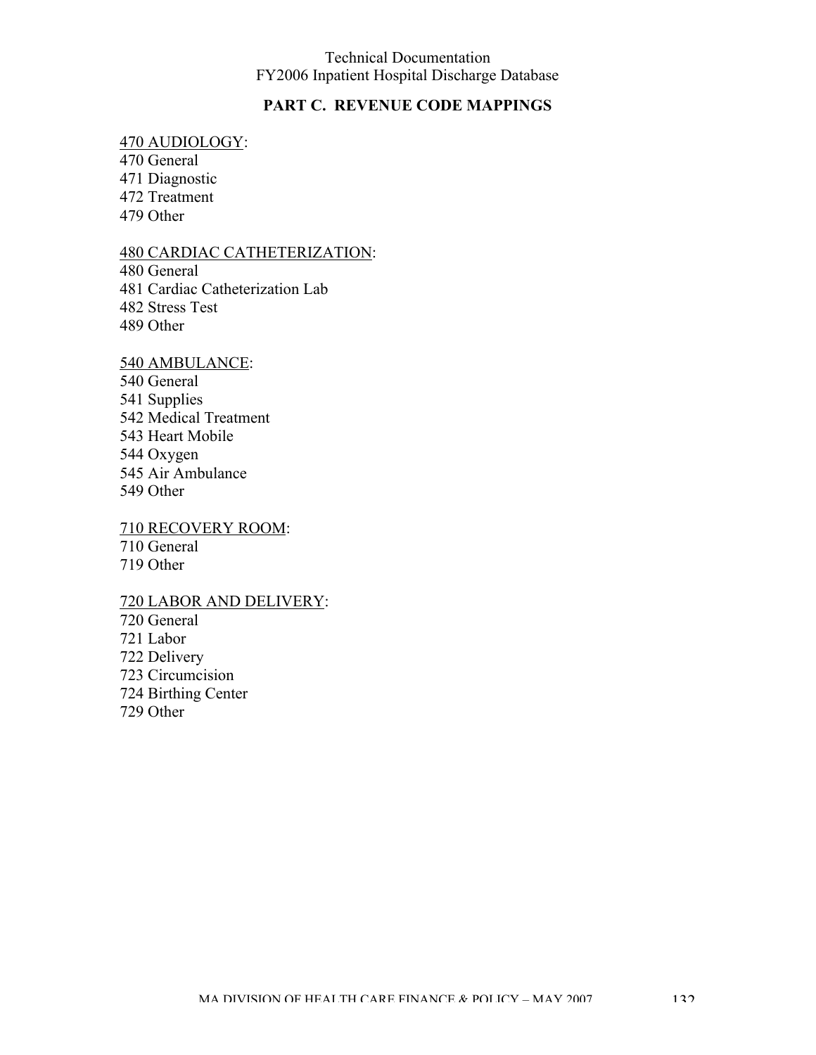## PART C. REVENUE CODE MAPPINGS

<u>470 AUDIOLOGY</u>:
470 General
471 Diagnostic
472 Treatment
479 Other

<u>480 CARDIAC CATHETERIZATION</u>:
480 General
481 Cardiac Catheterization Lab
482 Stress Test
489 Other

<u>540 AMBULANCE</u>:
540 General
541 Supplies
542 Medical Treatment
543 Heart Mobile
544 Oxygen
545 Air Ambulance
549 Other

<u>710 RECOVERY ROOM</u>:
710 General
719 Other

<u>720 LABOR AND DELIVERY</u>:
720 General
721 Labor
722 Delivery
723 Circumcision
724 Birthing Center
729 Other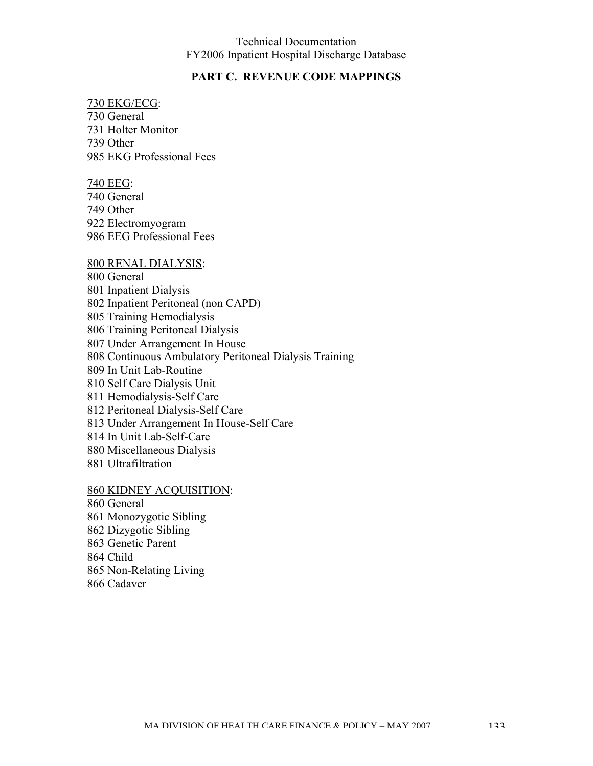## PART C. REVENUE CODE MAPPINGS

<u>730 EKG/ECG</u>:
730 General
731 Holter Monitor
739 Other
985 EKG Professional Fees

<u>740 EEG</u>:
740 General
749 Other
922 Electromyogram
986 EEG Professional Fees

<u>800 RENAL DIALYSIS</u>:
800 General
801 Inpatient Dialysis
802 Inpatient Peritoneal (non CAPD)
805 Training Hemodialysis
806 Training Peritoneal Dialysis
807 Under Arrangement In House
808 Continuous Ambulatory Peritoneal Dialysis Training
809 In Unit Lab-Routine
810 Self Care Dialysis Unit
811 Hemodialysis-Self Care
812 Peritoneal Dialysis-Self Care
813 Under Arrangement In House-Self Care
814 In Unit Lab-Self-Care
880 Miscellaneous Dialysis
881 Ultrafiltration

<u>860 KIDNEY ACQUISITION</u>:
860 General
861 Monozygotic Sibling
862 Dizygotic Sibling
863 Genetic Parent
864 Child
865 Non-Relating Living
866 Cadaver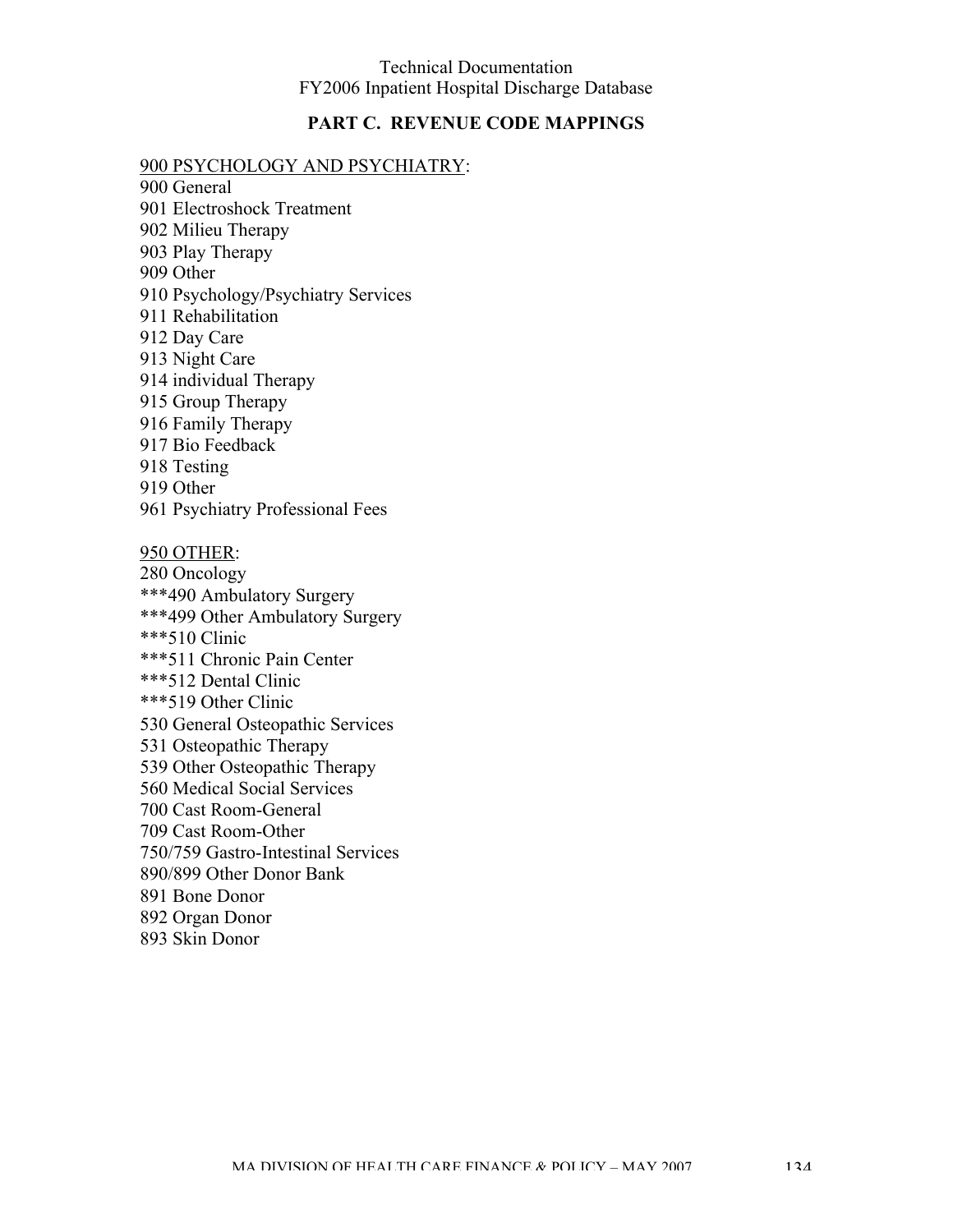## PART C. REVENUE CODE MAPPINGS

<u>900 PSYCHOLOGY AND PSYCHIATRY</u>:

900 General
901 Electroshock Treatment
902 Milieu Therapy
903 Play Therapy
909 Other
910 Psychology/Psychiatry Services
911 Rehabilitation
912 Day Care
913 Night Care
914 individual Therapy
915 Group Therapy
916 Family Therapy
917 Bio Feedback
918 Testing
919 Other
961 Psychiatry Professional Fees

<u>950 OTHER</u>:

280 Oncology
***490 Ambulatory Surgery
***499 Other Ambulatory Surgery
***510 Clinic
***511 Chronic Pain Center
***512 Dental Clinic
***519 Other Clinic
530 General Osteopathic Services
531 Osteopathic Therapy
539 Other Osteopathic Therapy
560 Medical Social Services
700 Cast Room-General
709 Cast Room-Other
750/759 Gastro-Intestinal Services
890/899 Other Donor Bank
891 Bone Donor
892 Organ Donor
893 Skin Donor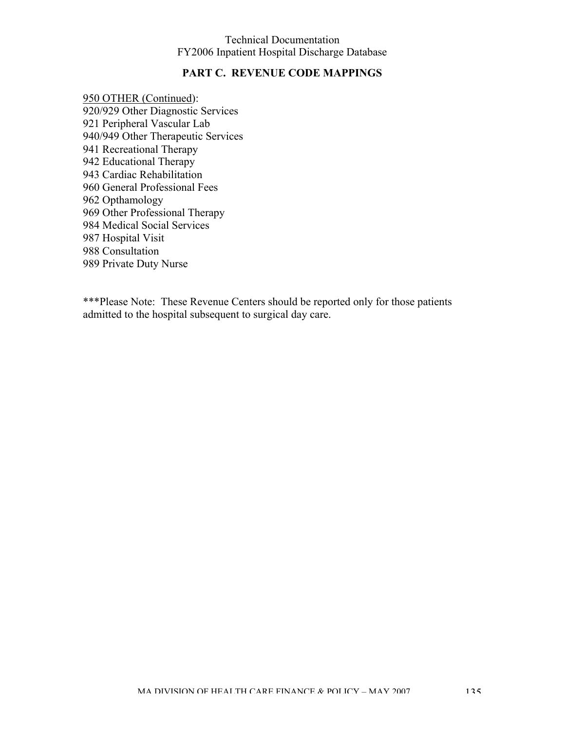## PART C. REVENUE CODE MAPPINGS

<u>950 OTHER (Continued)</u>:
920/929 Other Diagnostic Services
921 Peripheral Vascular Lab
940/949 Other Therapeutic Services
941 Recreational Therapy
942 Educational Therapy
943 Cardiac Rehabilitation
960 General Professional Fees
962 Opthamology
969 Other Professional Therapy
984 Medical Social Services
987 Hospital Visit
988 Consultation
989 Private Duty Nurse

***Please Note: These Revenue Centers should be reported only for those patients admitted to the hospital subsequent to surgical day care.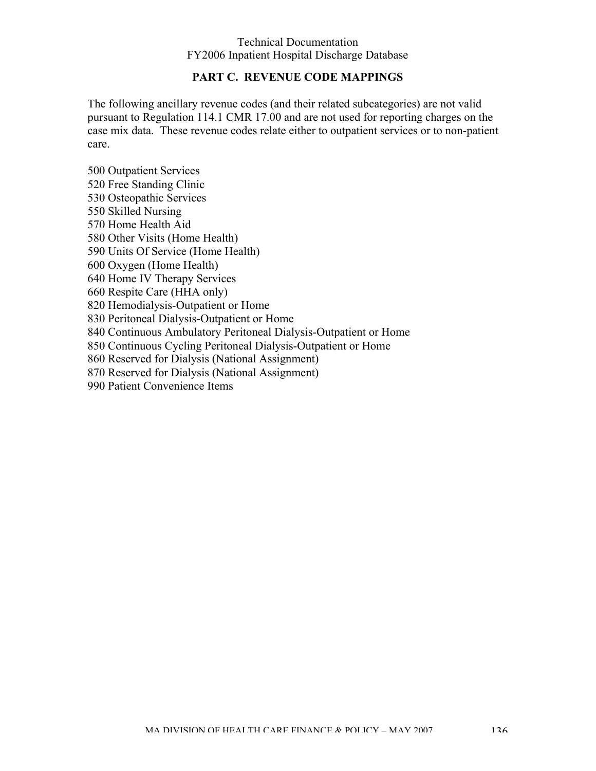## PART C. REVENUE CODE MAPPINGS

The following ancillary revenue codes (and their related subcategories) are not valid pursuant to Regulation 114.1 CMR 17.00 and are not used for reporting charges on the case mix data. These revenue codes relate either to outpatient services or to non-patient care.

500 Outpatient Services
520 Free Standing Clinic
530 Osteopathic Services
550 Skilled Nursing
570 Home Health Aid
580 Other Visits (Home Health)
590 Units Of Service (Home Health)
600 Oxygen (Home Health)
640 Home IV Therapy Services
660 Respite Care (HHA only)
820 Hemodialysis-Outpatient or Home
830 Peritoneal Dialysis-Outpatient or Home
840 Continuous Ambulatory Peritoneal Dialysis-Outpatient or Home
850 Continuous Cycling Peritoneal Dialysis-Outpatient or Home
860 Reserved for Dialysis (National Assignment)
870 Reserved for Dialysis (National Assignment)
990 Patient Convenience Items